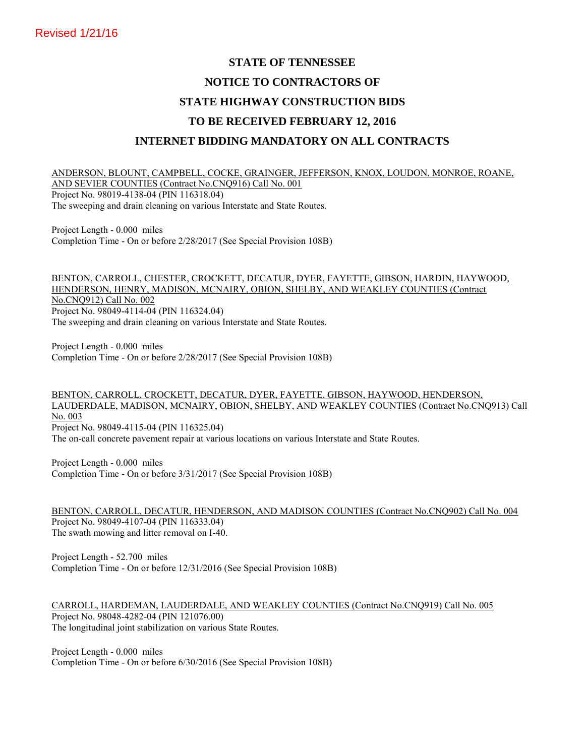Revised 1/21/16

# STATE OF TENNESSEE

# NOTICE TO CONTRACTORS OF

# STATE HIGHWAY CONSTRUCTION BIDS

# TO BE RECEIVED FEBRUARY 12, 2016

# INTERNET BIDDING MANDATORY ON ALL CONTRACTS

ANDERSON, BLOUNT, CAMPBELL, COCKE, GRAINGER, JEFFERSON, KNOX, LOUDON, MONROE, ROANE, AND SEVIER COUNTIES (Contract No.CNQ916) Call No. 001
Project No. 98019-4138-04 (PIN 116318.04)
The sweeping and drain cleaning on various Interstate and State Routes.

Project Length - 0.000 miles
Completion Time - On or before 2/28/2017 (See Special Provision 108B)

BENTON, CARROLL, CHESTER, CROCKETT, DECATUR, DYER, FAYETTE, GIBSON, HARDIN, HAYWOOD, HENDERSON, HENRY, MADISON, MCNAIRY, OBION, SHELBY, AND WEAKLEY COUNTIES (Contract No.CNQ912) Call No. 002
Project No. 98049-4114-04 (PIN 116324.04)
The sweeping and drain cleaning on various Interstate and State Routes.

Project Length - 0.000 miles
Completion Time - On or before 2/28/2017 (See Special Provision 108B)

BENTON, CARROLL, CROCKETT, DECATUR, DYER, FAYETTE, GIBSON, HAYWOOD, HENDERSON, LAUDERDALE, MADISON, MCNAIRY, OBION, SHELBY, AND WEAKLEY COUNTIES (Contract No.CNQ913) Call No. 003
Project No. 98049-4115-04 (PIN 116325.04)
The on-call concrete pavement repair at various locations on various Interstate and State Routes.

Project Length - 0.000 miles
Completion Time - On or before 3/31/2017 (See Special Provision 108B)

BENTON, CARROLL, DECATUR, HENDERSON, AND MADISON COUNTIES (Contract No.CNQ902) Call No. 004
Project No. 98049-4107-04 (PIN 116333.04)
The swath mowing and litter removal on I-40.

Project Length - 52.700 miles
Completion Time - On or before 12/31/2016 (See Special Provision 108B)

CARROLL, HARDEMAN, LAUDERDALE, AND WEAKLEY COUNTIES (Contract No.CNQ919) Call No. 005
Project No. 98048-4282-04 (PIN 121076.00)
The longitudinal joint stabilization on various State Routes.

Project Length - 0.000 miles
Completion Time - On or before 6/30/2016 (See Special Provision 108B)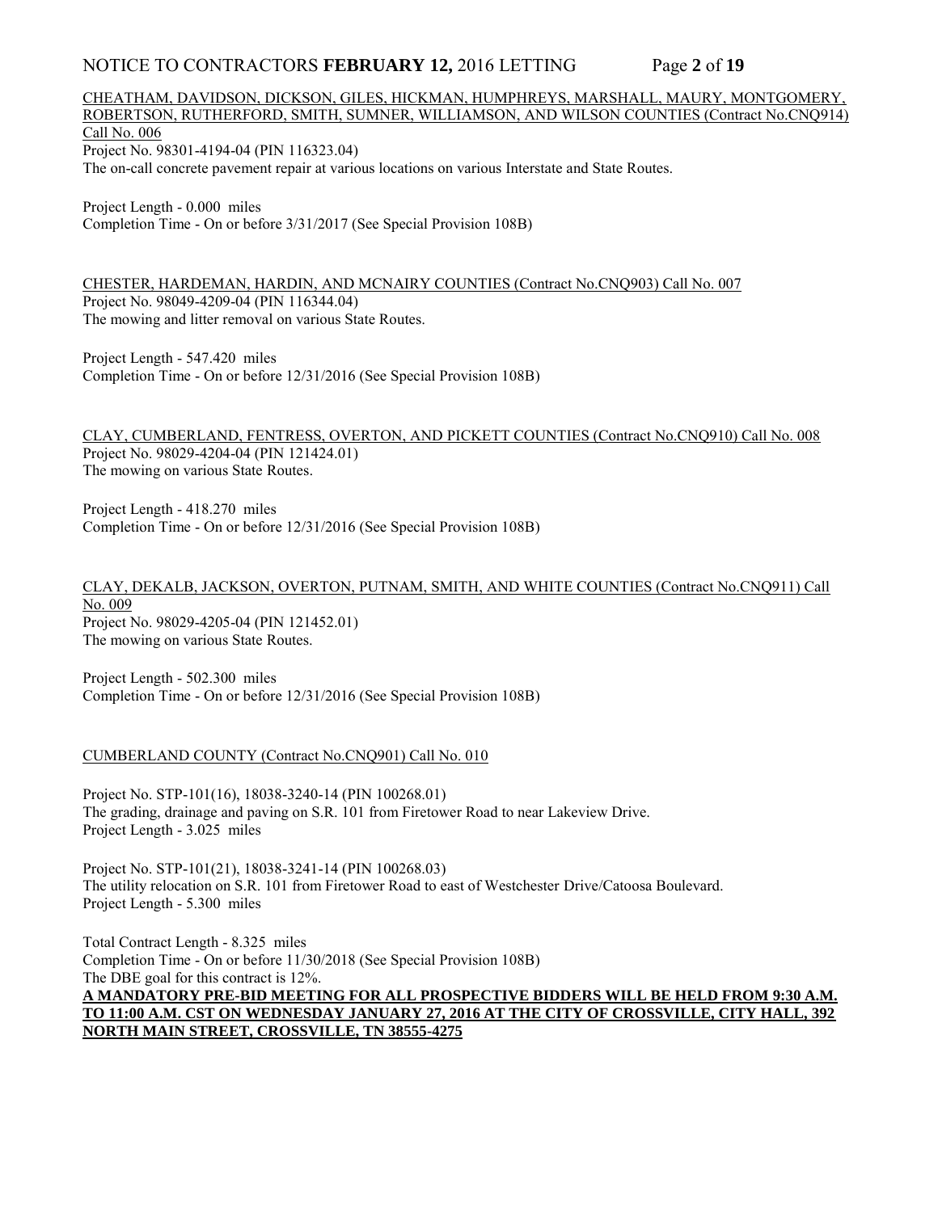CHEATHAM, DAVIDSON, DICKSON, GILES, HICKMAN, HUMPHREYS, MARSHALL, MAURY, MONTGOMERY, ROBERTSON, RUTHERFORD, SMITH, SUMNER, WILLIAMSON, AND WILSON COUNTIES (Contract No.CNQ914) Call No. 006

Project No. 98301-4194-04 (PIN 116323.04)
The on-call concrete pavement repair at various locations on various Interstate and State Routes.

Project Length - 0.000 miles
Completion Time - On or before 3/31/2017 (See Special Provision 108B)

CHESTER, HARDEMAN, HARDIN, AND MCNAIRY COUNTIES (Contract No.CNQ903) Call No. 007

Project No. 98049-4209-04 (PIN 116344.04)
The mowing and litter removal on various State Routes.

Project Length - 547.420 miles
Completion Time - On or before 12/31/2016 (See Special Provision 108B)

CLAY, CUMBERLAND, FENTRESS, OVERTON, AND PICKETT COUNTIES (Contract No.CNQ910) Call No. 008

Project No. 98029-4204-04 (PIN 121424.01)
The mowing on various State Routes.

Project Length - 418.270 miles
Completion Time - On or before 12/31/2016 (See Special Provision 108B)

CLAY, DEKALB, JACKSON, OVERTON, PUTNAM, SMITH, AND WHITE COUNTIES (Contract No.CNQ911) Call No. 009

Project No. 98029-4205-04 (PIN 121452.01)
The mowing on various State Routes.

Project Length - 502.300 miles
Completion Time - On or before 12/31/2016 (See Special Provision 108B)

CUMBERLAND COUNTY (Contract No.CNQ901) Call No. 010

Project No. STP-101(16), 18038-3240-14 (PIN 100268.01)
The grading, drainage and paving on S.R. 101 from Firetower Road to near Lakeview Drive.
Project Length - 3.025 miles

Project No. STP-101(21), 18038-3241-14 (PIN 100268.03)
The utility relocation on S.R. 101 from Firetower Road to east of Westchester Drive/Catoosa Boulevard.
Project Length - 5.300 miles

Total Contract Length - 8.325 miles
Completion Time - On or before 11/30/2018 (See Special Provision 108B)
The DBE goal for this contract is 12%.

**A MANDATORY PRE-BID MEETING FOR ALL PROSPECTIVE BIDDERS WILL BE HELD FROM 9:30 A.M. TO 11:00 A.M. CST ON WEDNESDAY JANUARY 27, 2016 AT THE CITY OF CROSSVILLE, CITY HALL, 392 NORTH MAIN STREET, CROSSVILLE, TN 38555-4275**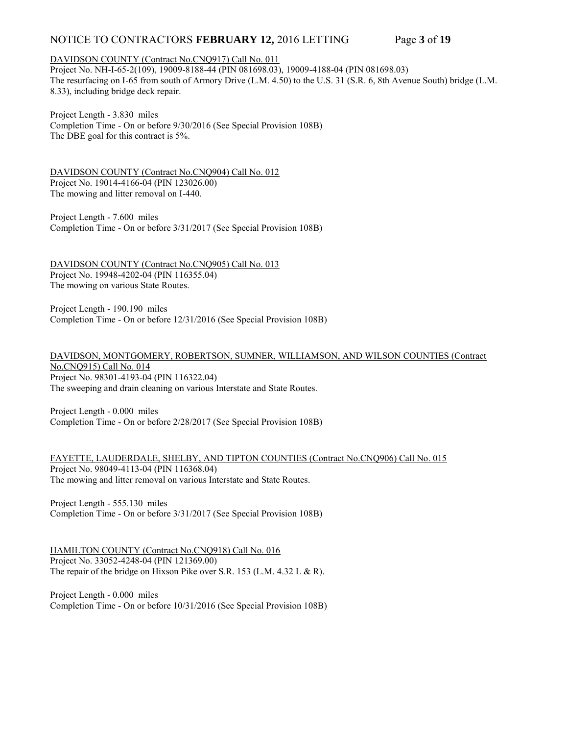DAVIDSON COUNTY (Contract No.CNQ917) Call No. 011
Project No. NH-I-65-2(109), 19009-8188-44 (PIN 081698.03), 19009-4188-04 (PIN 081698.03)
The resurfacing on I-65 from south of Armory Drive (L.M. 4.50) to the U.S. 31 (S.R. 6, 8th Avenue South) bridge (L.M. 8.33), including bridge deck repair.

Project Length - 3.830 miles
Completion Time - On or before 9/30/2016 (See Special Provision 108B)
The DBE goal for this contract is 5%.

DAVIDSON COUNTY (Contract No.CNQ904) Call No. 012
Project No. 19014-4166-04 (PIN 123026.00)
The mowing and litter removal on I-440.

Project Length - 7.600 miles
Completion Time - On or before 3/31/2017 (See Special Provision 108B)

DAVIDSON COUNTY (Contract No.CNQ905) Call No. 013
Project No. 19948-4202-04 (PIN 116355.04)
The mowing on various State Routes.

Project Length - 190.190 miles
Completion Time - On or before 12/31/2016 (See Special Provision 108B)

DAVIDSON, MONTGOMERY, ROBERTSON, SUMNER, WILLIAMSON, AND WILSON COUNTIES (Contract No.CNQ915) Call No. 014
Project No. 98301-4193-04 (PIN 116322.04)
The sweeping and drain cleaning on various Interstate and State Routes.

Project Length - 0.000 miles
Completion Time - On or before 2/28/2017 (See Special Provision 108B)

FAYETTE, LAUDERDALE, SHELBY, AND TIPTON COUNTIES (Contract No.CNQ906) Call No. 015
Project No. 98049-4113-04 (PIN 116368.04)
The mowing and litter removal on various Interstate and State Routes.

Project Length - 555.130 miles
Completion Time - On or before 3/31/2017 (See Special Provision 108B)

HAMILTON COUNTY (Contract No.CNQ918) Call No. 016
Project No. 33052-4248-04 (PIN 121369.00)
The repair of the bridge on Hixson Pike over S.R. 153 (L.M. 4.32 L & R).

Project Length - 0.000 miles
Completion Time - On or before 10/31/2016 (See Special Provision 108B)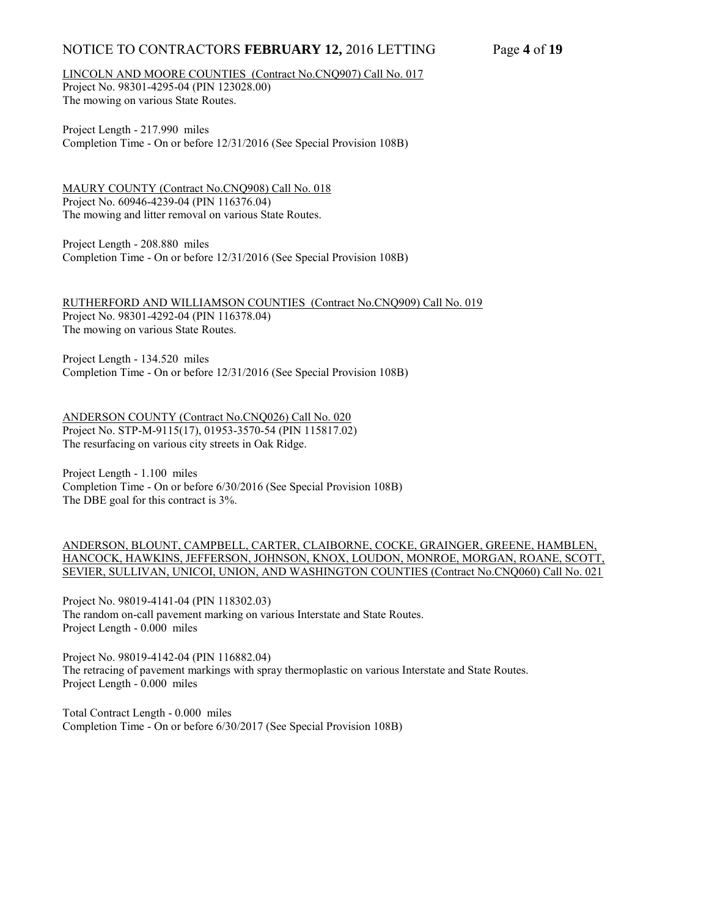LINCOLN AND MOORE COUNTIES (Contract No.CNQ907) Call No. 017
Project No. 98301-4295-04 (PIN 123028.00)
The mowing on various State Routes.

Project Length - 217.990 miles
Completion Time - On or before 12/31/2016 (See Special Provision 108B)

MAURY COUNTY (Contract No.CNQ908) Call No. 018
Project No. 60946-4239-04 (PIN 116376.04)
The mowing and litter removal on various State Routes.

Project Length - 208.880 miles
Completion Time - On or before 12/31/2016 (See Special Provision 108B)

RUTHERFORD AND WILLIAMSON COUNTIES (Contract No.CNQ909) Call No. 019
Project No. 98301-4292-04 (PIN 116378.04)
The mowing on various State Routes.

Project Length - 134.520 miles
Completion Time - On or before 12/31/2016 (See Special Provision 108B)

ANDERSON COUNTY (Contract No.CNQ026) Call No. 020
Project No. STP-M-9115(17), 01953-3570-54 (PIN 115817.02)
The resurfacing on various city streets in Oak Ridge.

Project Length - 1.100 miles
Completion Time - On or before 6/30/2016 (See Special Provision 108B)
The DBE goal for this contract is 3%.

ANDERSON, BLOUNT, CAMPBELL, CARTER, CLAIBORNE, COCKE, GRAINGER, GREENE, HAMBLEN, HANCOCK, HAWKINS, JEFFERSON, JOHNSON, KNOX, LOUDON, MONROE, MORGAN, ROANE, SCOTT, SEVIER, SULLIVAN, UNICOI, UNION, AND WASHINGTON COUNTIES (Contract No.CNQ060) Call No. 021

Project No. 98019-4141-04 (PIN 118302.03)
The random on-call pavement marking on various Interstate and State Routes.
Project Length - 0.000 miles

Project No. 98019-4142-04 (PIN 116882.04)
The retracing of pavement markings with spray thermoplastic on various Interstate and State Routes.
Project Length - 0.000 miles

Total Contract Length - 0.000 miles
Completion Time - On or before 6/30/2017 (See Special Provision 108B)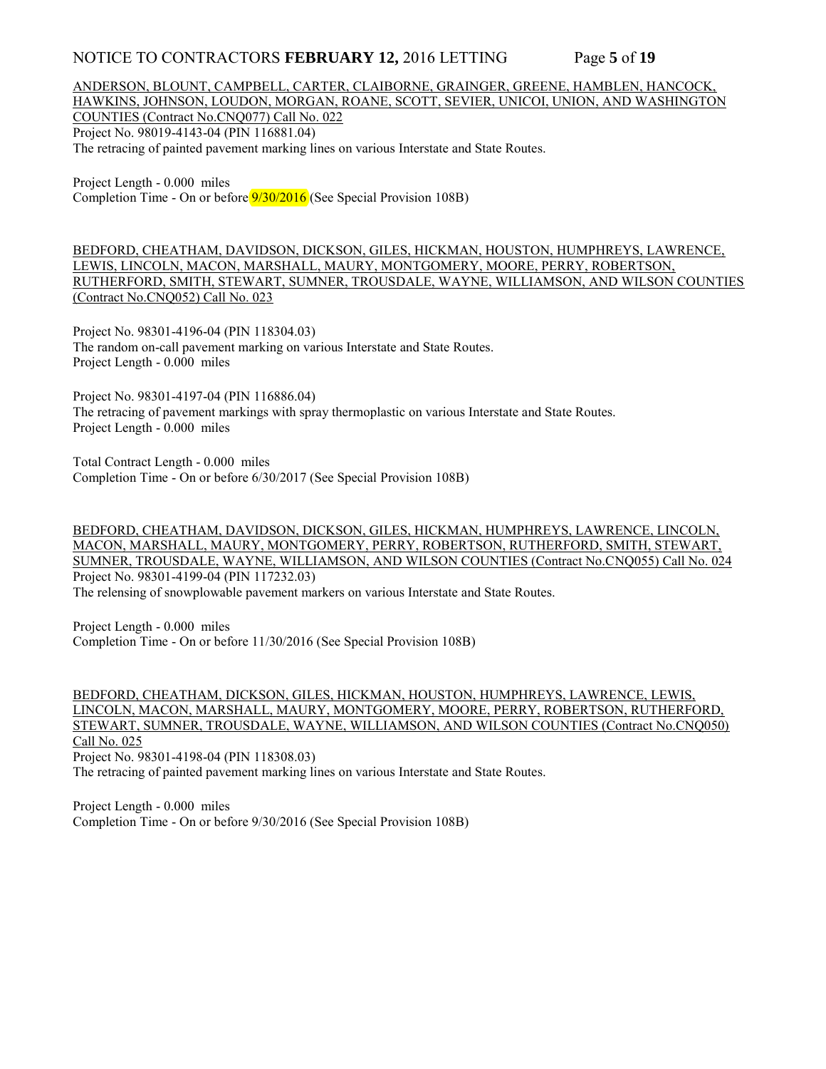ANDERSON, BLOUNT, CAMPBELL, CARTER, CLAIBORNE, GRAINGER, GREENE, HAMBLEN, HANCOCK, HAWKINS, JOHNSON, LOUDON, MORGAN, ROANE, SCOTT, SEVIER, UNICOI, UNION, AND WASHINGTON COUNTIES (Contract No.CNQ077) Call No. 022

Project No. 98019-4143-04 (PIN 116881.04)
The retracing of painted pavement marking lines on various Interstate and State Routes.

Project Length - 0.000 miles
Completion Time - On or before 9/30/2016 (See Special Provision 108B)

BEDFORD, CHEATHAM, DAVIDSON, DICKSON, GILES, HICKMAN, HOUSTON, HUMPHREYS, LAWRENCE, LEWIS, LINCOLN, MACON, MARSHALL, MAURY, MONTGOMERY, MOORE, PERRY, ROBERTSON, RUTHERFORD, SMITH, STEWART, SUMNER, TROUSDALE, WAYNE, WILLIAMSON, AND WILSON COUNTIES (Contract No.CNQ052) Call No. 023

Project No. 98301-4196-04 (PIN 118304.03)
The random on-call pavement marking on various Interstate and State Routes.
Project Length - 0.000 miles

Project No. 98301-4197-04 (PIN 116886.04)
The retracing of pavement markings with spray thermoplastic on various Interstate and State Routes.
Project Length - 0.000 miles

Total Contract Length - 0.000 miles
Completion Time - On or before 6/30/2017 (See Special Provision 108B)

BEDFORD, CHEATHAM, DAVIDSON, DICKSON, GILES, HICKMAN, HUMPHREYS, LAWRENCE, LINCOLN, MACON, MARSHALL, MAURY, MONTGOMERY, PERRY, ROBERTSON, RUTHERFORD, SMITH, STEWART, SUMNER, TROUSDALE, WAYNE, WILLIAMSON, AND WILSON COUNTIES (Contract No.CNQ055) Call No. 024

Project No. 98301-4199-04 (PIN 117232.03)
The relensing of snowplowable pavement markers on various Interstate and State Routes.

Project Length - 0.000 miles
Completion Time - On or before 11/30/2016 (See Special Provision 108B)

BEDFORD, CHEATHAM, DICKSON, GILES, HICKMAN, HOUSTON, HUMPHREYS, LAWRENCE, LEWIS, LINCOLN, MACON, MARSHALL, MAURY, MONTGOMERY, MOORE, PERRY, ROBERTSON, RUTHERFORD, STEWART, SUMNER, TROUSDALE, WAYNE, WILLIAMSON, AND WILSON COUNTIES (Contract No.CNQ050) Call No. 025

Project No. 98301-4198-04 (PIN 118308.03)
The retracing of painted pavement marking lines on various Interstate and State Routes.

Project Length - 0.000 miles
Completion Time - On or before 9/30/2016 (See Special Provision 108B)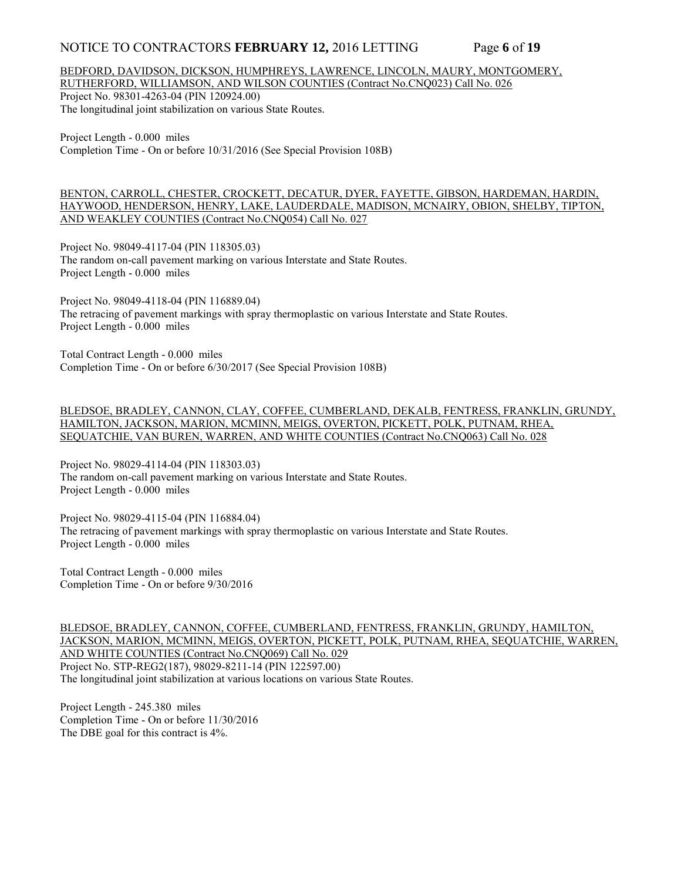BEDFORD, DAVIDSON, DICKSON, HUMPHREYS, LAWRENCE, LINCOLN, MAURY, MONTGOMERY, RUTHERFORD, WILLIAMSON, AND WILSON COUNTIES (Contract No.CNQ023) Call No. 026
Project No. 98301-4263-04 (PIN 120924.00)
The longitudinal joint stabilization on various State Routes.

Project Length - 0.000 miles
Completion Time - On or before 10/31/2016 (See Special Provision 108B)

BENTON, CARROLL, CHESTER, CROCKETT, DECATUR, DYER, FAYETTE, GIBSON, HARDEMAN, HARDIN, HAYWOOD, HENDERSON, HENRY, LAKE, LAUDERDALE, MADISON, MCNAIRY, OBION, SHELBY, TIPTON, AND WEAKLEY COUNTIES (Contract No.CNQ054) Call No. 027

Project No. 98049-4117-04 (PIN 118305.03)
The random on-call pavement marking on various Interstate and State Routes.
Project Length - 0.000 miles

Project No. 98049-4118-04 (PIN 116889.04)
The retracing of pavement markings with spray thermoplastic on various Interstate and State Routes.
Project Length - 0.000 miles

Total Contract Length - 0.000 miles
Completion Time - On or before 6/30/2017 (See Special Provision 108B)

BLEDSOE, BRADLEY, CANNON, CLAY, COFFEE, CUMBERLAND, DEKALB, FENTRESS, FRANKLIN, GRUNDY, HAMILTON, JACKSON, MARION, MCMINN, MEIGS, OVERTON, PICKETT, POLK, PUTNAM, RHEA, SEQUATCHIE, VAN BUREN, WARREN, AND WHITE COUNTIES (Contract No.CNQ063) Call No. 028

Project No. 98029-4114-04 (PIN 118303.03)
The random on-call pavement marking on various Interstate and State Routes.
Project Length - 0.000 miles

Project No. 98029-4115-04 (PIN 116884.04)
The retracing of pavement markings with spray thermoplastic on various Interstate and State Routes.
Project Length - 0.000 miles

Total Contract Length - 0.000 miles
Completion Time - On or before 9/30/2016

BLEDSOE, BRADLEY, CANNON, COFFEE, CUMBERLAND, FENTRESS, FRANKLIN, GRUNDY, HAMILTON, JACKSON, MARION, MCMINN, MEIGS, OVERTON, PICKETT, POLK, PUTNAM, RHEA, SEQUATCHIE, WARREN, AND WHITE COUNTIES (Contract No.CNQ069) Call No. 029
Project No. STP-REG2(187), 98029-8211-14 (PIN 122597.00)
The longitudinal joint stabilization at various locations on various State Routes.

Project Length - 245.380 miles
Completion Time - On or before 11/30/2016
The DBE goal for this contract is 4%.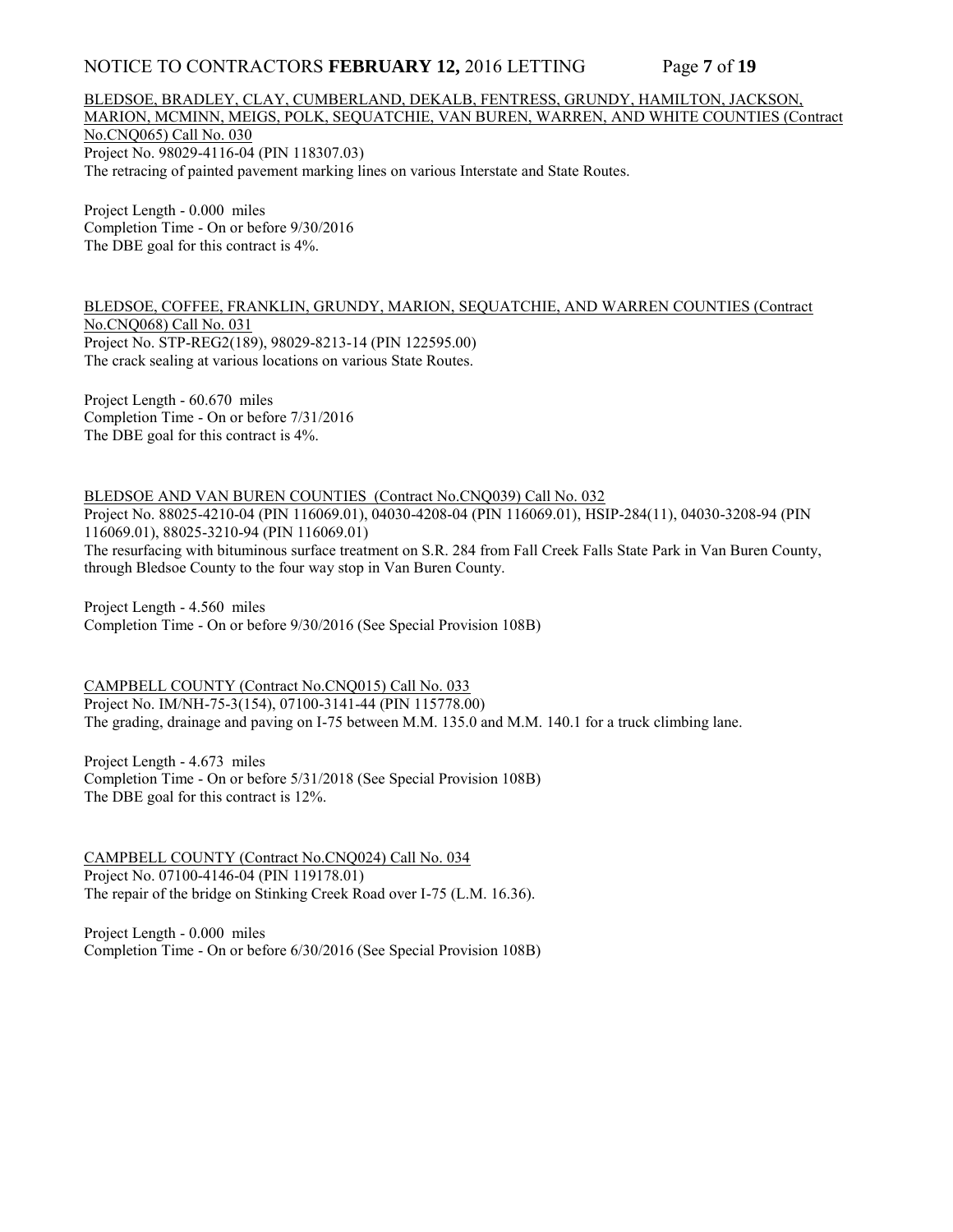BLEDSOE, BRADLEY, CLAY, CUMBERLAND, DEKALB, FENTRESS, GRUNDY, HAMILTON, JACKSON, MARION, MCMINN, MEIGS, POLK, SEQUATCHIE, VAN BUREN, WARREN, AND WHITE COUNTIES (Contract No.CNQ065) Call No. 030
Project No. 98029-4116-04 (PIN 118307.03)
The retracing of painted pavement marking lines on various Interstate and State Routes.

Project Length - 0.000 miles
Completion Time - On or before 9/30/2016
The DBE goal for this contract is 4%.

BLEDSOE, COFFEE, FRANKLIN, GRUNDY, MARION, SEQUATCHIE, AND WARREN COUNTIES (Contract No.CNQ068) Call No. 031
Project No. STP-REG2(189), 98029-8213-14 (PIN 122595.00)
The crack sealing at various locations on various State Routes.

Project Length - 60.670 miles
Completion Time - On or before 7/31/2016
The DBE goal for this contract is 4%.

BLEDSOE AND VAN BUREN COUNTIES (Contract No.CNQ039) Call No. 032
Project No. 88025-4210-04 (PIN 116069.01), 04030-4208-04 (PIN 116069.01), HSIP-284(11), 04030-3208-94 (PIN 116069.01), 88025-3210-94 (PIN 116069.01)
The resurfacing with bituminous surface treatment on S.R. 284 from Fall Creek Falls State Park in Van Buren County, through Bledsoe County to the four way stop in Van Buren County.

Project Length - 4.560 miles
Completion Time - On or before 9/30/2016 (See Special Provision 108B)

CAMPBELL COUNTY (Contract No.CNQ015) Call No. 033
Project No. IM/NH-75-3(154), 07100-3141-44 (PIN 115778.00)
The grading, drainage and paving on I-75 between M.M. 135.0 and M.M. 140.1 for a truck climbing lane.

Project Length - 4.673 miles
Completion Time - On or before 5/31/2018 (See Special Provision 108B)
The DBE goal for this contract is 12%.

CAMPBELL COUNTY (Contract No.CNQ024) Call No. 034
Project No. 07100-4146-04 (PIN 119178.01)
The repair of the bridge on Stinking Creek Road over I-75 (L.M. 16.36).

Project Length - 0.000 miles
Completion Time - On or before 6/30/2016 (See Special Provision 108B)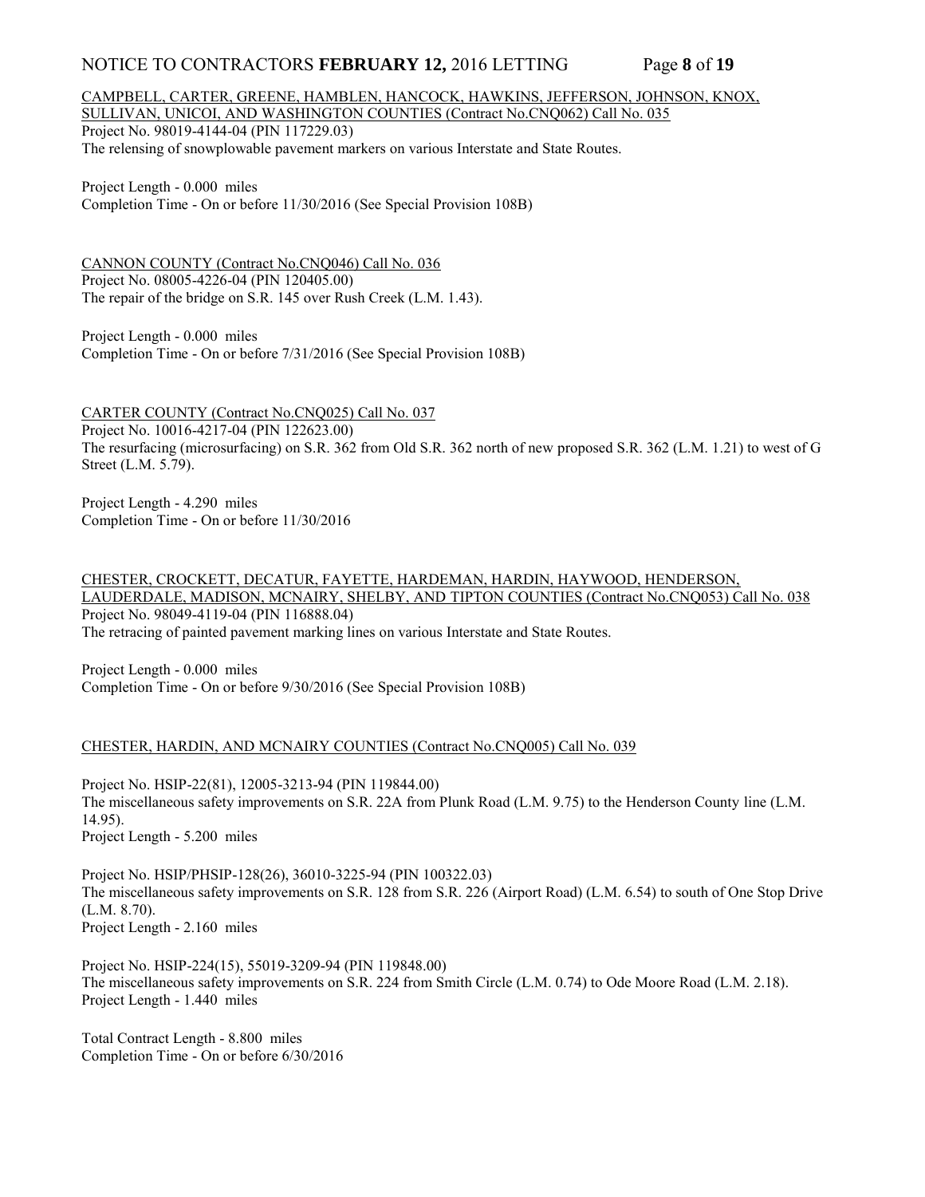CAMPBELL, CARTER, GREENE, HAMBLEN, HANCOCK, HAWKINS, JEFFERSON, JOHNSON, KNOX, SULLIVAN, UNICOI, AND WASHINGTON COUNTIES (Contract No.CNQ062) Call No. 035

Project No. 98019-4144-04 (PIN 117229.03)
The relensing of snowplowable pavement markers on various Interstate and State Routes.

Project Length - 0.000 miles
Completion Time - On or before 11/30/2016 (See Special Provision 108B)

CANNON COUNTY (Contract No.CNQ046) Call No. 036

Project No. 08005-4226-04 (PIN 120405.00)
The repair of the bridge on S.R. 145 over Rush Creek (L.M. 1.43).

Project Length - 0.000 miles
Completion Time - On or before 7/31/2016 (See Special Provision 108B)

CARTER COUNTY (Contract No.CNQ025) Call No. 037

Project No. 10016-4217-04 (PIN 122623.00)
The resurfacing (microsurfacing) on S.R. 362 from Old S.R. 362 north of new proposed S.R. 362 (L.M. 1.21) to west of G Street (L.M. 5.79).

Project Length - 4.290 miles
Completion Time - On or before 11/30/2016

CHESTER, CROCKETT, DECATUR, FAYETTE, HARDEMAN, HARDIN, HAYWOOD, HENDERSON, LAUDERDALE, MADISON, MCNAIRY, SHELBY, AND TIPTON COUNTIES (Contract No.CNQ053) Call No. 038

Project No. 98049-4119-04 (PIN 116888.04)
The retracing of painted pavement marking lines on various Interstate and State Routes.

Project Length - 0.000 miles
Completion Time - On or before 9/30/2016 (See Special Provision 108B)

CHESTER, HARDIN, AND MCNAIRY COUNTIES (Contract No.CNQ005) Call No. 039

Project No. HSIP-22(81), 12005-3213-94 (PIN 119844.00)
The miscellaneous safety improvements on S.R. 22A from Plunk Road (L.M. 9.75) to the Henderson County line (L.M. 14.95).
Project Length - 5.200 miles

Project No. HSIP/PHSIP-128(26), 36010-3225-94 (PIN 100322.03)
The miscellaneous safety improvements on S.R. 128 from S.R. 226 (Airport Road) (L.M. 6.54) to south of One Stop Drive (L.M. 8.70).
Project Length - 2.160 miles

Project No. HSIP-224(15), 55019-3209-94 (PIN 119848.00)
The miscellaneous safety improvements on S.R. 224 from Smith Circle (L.M. 0.74) to Ode Moore Road (L.M. 2.18).
Project Length - 1.440 miles

Total Contract Length - 8.800 miles
Completion Time - On or before 6/30/2016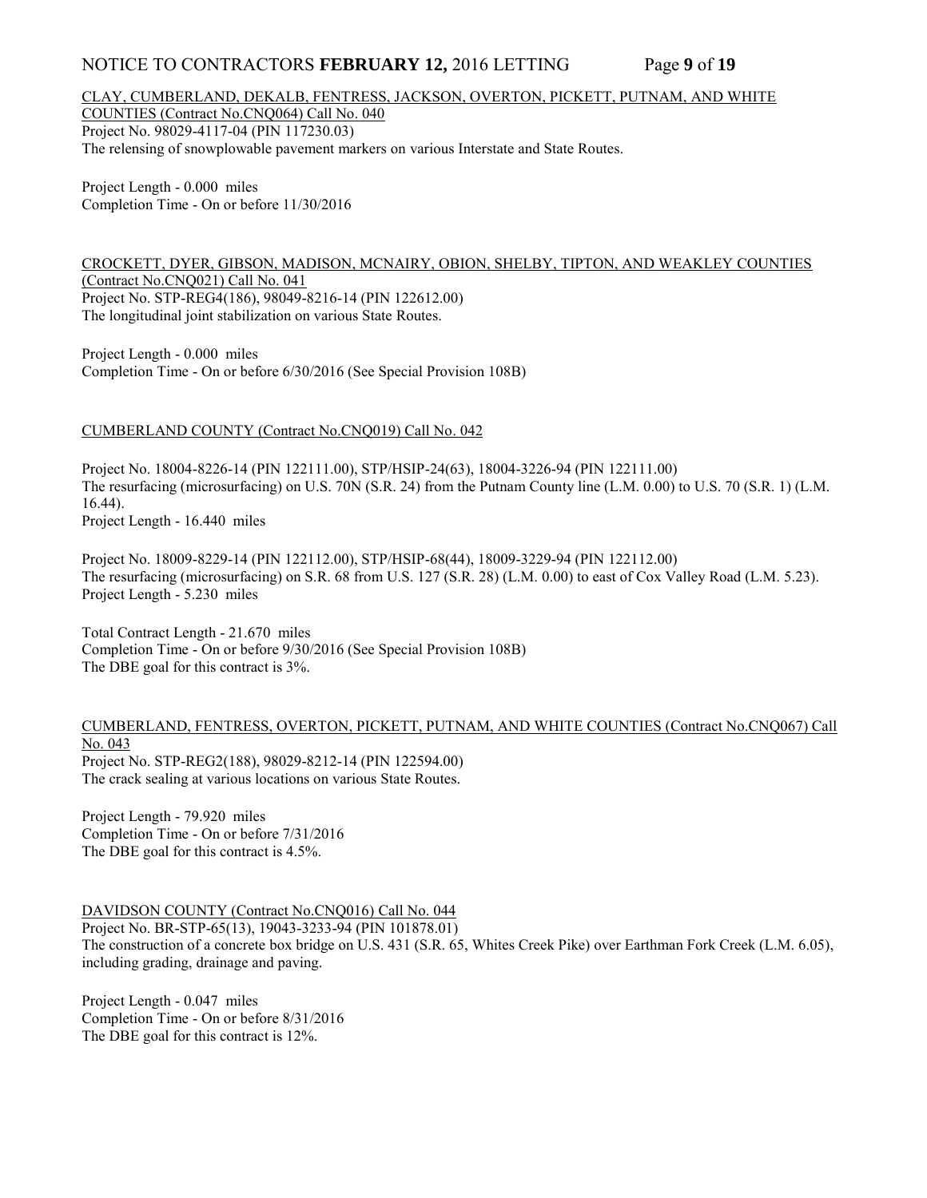CLAY, CUMBERLAND, DEKALB, FENTRESS, JACKSON, OVERTON, PICKETT, PUTNAM, AND WHITE COUNTIES (Contract No.CNQ064) Call No. 040

Project No. 98029-4117-04 (PIN 117230.03)
The relensing of snowplowable pavement markers on various Interstate and State Routes.

Project Length - 0.000 miles
Completion Time - On or before 11/30/2016

CROCKETT, DYER, GIBSON, MADISON, MCNAIRY, OBION, SHELBY, TIPTON, AND WEAKLEY COUNTIES (Contract No.CNQ021) Call No. 041

Project No. STP-REG4(186), 98049-8216-14 (PIN 122612.00)
The longitudinal joint stabilization on various State Routes.

Project Length - 0.000 miles
Completion Time - On or before 6/30/2016 (See Special Provision 108B)

CUMBERLAND COUNTY (Contract No.CNQ019) Call No. 042

Project No. 18004-8226-14 (PIN 122111.00), STP/HSIP-24(63), 18004-3226-94 (PIN 122111.00)
The resurfacing (microsurfacing) on U.S. 70N (S.R. 24) from the Putnam County line (L.M. 0.00) to U.S. 70 (S.R. 1) (L.M. 16.44).
Project Length - 16.440 miles

Project No. 18009-8229-14 (PIN 122112.00), STP/HSIP-68(44), 18009-3229-94 (PIN 122112.00)
The resurfacing (microsurfacing) on S.R. 68 from U.S. 127 (S.R. 28) (L.M. 0.00) to east of Cox Valley Road (L.M. 5.23).
Project Length - 5.230 miles

Total Contract Length - 21.670 miles
Completion Time - On or before 9/30/2016 (See Special Provision 108B)
The DBE goal for this contract is 3%.

CUMBERLAND, FENTRESS, OVERTON, PICKETT, PUTNAM, AND WHITE COUNTIES (Contract No.CNQ067) Call No. 043

Project No. STP-REG2(188), 98029-8212-14 (PIN 122594.00)
The crack sealing at various locations on various State Routes.

Project Length - 79.920 miles
Completion Time - On or before 7/31/2016
The DBE goal for this contract is 4.5%.

DAVIDSON COUNTY (Contract No.CNQ016) Call No. 044

Project No. BR-STP-65(13), 19043-3233-94 (PIN 101878.01)
The construction of a concrete box bridge on U.S. 431 (S.R. 65, Whites Creek Pike) over Earthman Fork Creek (L.M. 6.05), including grading, drainage and paving.

Project Length - 0.047 miles
Completion Time - On or before 8/31/2016
The DBE goal for this contract is 12%.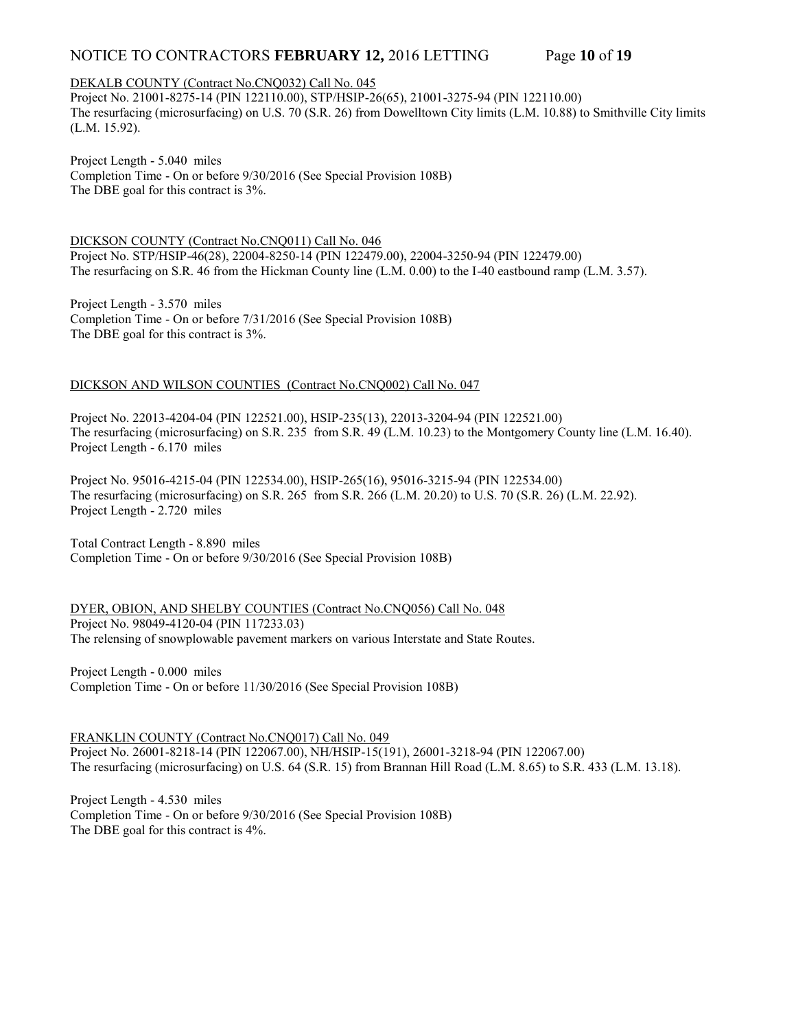DEKALB COUNTY (Contract No.CNQ032) Call No. 045

Project No. 21001-8275-14 (PIN 122110.00), STP/HSIP-26(65), 21001-3275-94 (PIN 122110.00)
The resurfacing (microsurfacing) on U.S. 70 (S.R. 26) from Dowelltown City limits (L.M. 10.88) to Smithville City limits (L.M. 15.92).

Project Length - 5.040 miles
Completion Time - On or before 9/30/2016 (See Special Provision 108B)
The DBE goal for this contract is 3%.

DICKSON COUNTY (Contract No.CNQ011) Call No. 046

Project No. STP/HSIP-46(28), 22004-8250-14 (PIN 122479.00), 22004-3250-94 (PIN 122479.00)
The resurfacing on S.R. 46 from the Hickman County line (L.M. 0.00) to the I-40 eastbound ramp (L.M. 3.57).

Project Length - 3.570 miles
Completion Time - On or before 7/31/2016 (See Special Provision 108B)
The DBE goal for this contract is 3%.

DICKSON AND WILSON COUNTIES (Contract No.CNQ002) Call No. 047

Project No. 22013-4204-04 (PIN 122521.00), HSIP-235(13), 22013-3204-94 (PIN 122521.00)
The resurfacing (microsurfacing) on S.R. 235 from S.R. 49 (L.M. 10.23) to the Montgomery County line (L.M. 16.40).
Project Length - 6.170 miles

Project No. 95016-4215-04 (PIN 122534.00), HSIP-265(16), 95016-3215-94 (PIN 122534.00)
The resurfacing (microsurfacing) on S.R. 265 from S.R. 266 (L.M. 20.20) to U.S. 70 (S.R. 26) (L.M. 22.92).
Project Length - 2.720 miles

Total Contract Length - 8.890 miles
Completion Time - On or before 9/30/2016 (See Special Provision 108B)

DYER, OBION, AND SHELBY COUNTIES (Contract No.CNQ056) Call No. 048

Project No. 98049-4120-04 (PIN 117233.03)
The relensing of snowplowable pavement markers on various Interstate and State Routes.

Project Length - 0.000 miles
Completion Time - On or before 11/30/2016 (See Special Provision 108B)

FRANKLIN COUNTY (Contract No.CNQ017) Call No. 049

Project No. 26001-8218-14 (PIN 122067.00), NH/HSIP-15(191), 26001-3218-94 (PIN 122067.00)
The resurfacing (microsurfacing) on U.S. 64 (S.R. 15) from Brannan Hill Road (L.M. 8.65) to S.R. 433 (L.M. 13.18).

Project Length - 4.530 miles
Completion Time - On or before 9/30/2016 (See Special Provision 108B)
The DBE goal for this contract is 4%.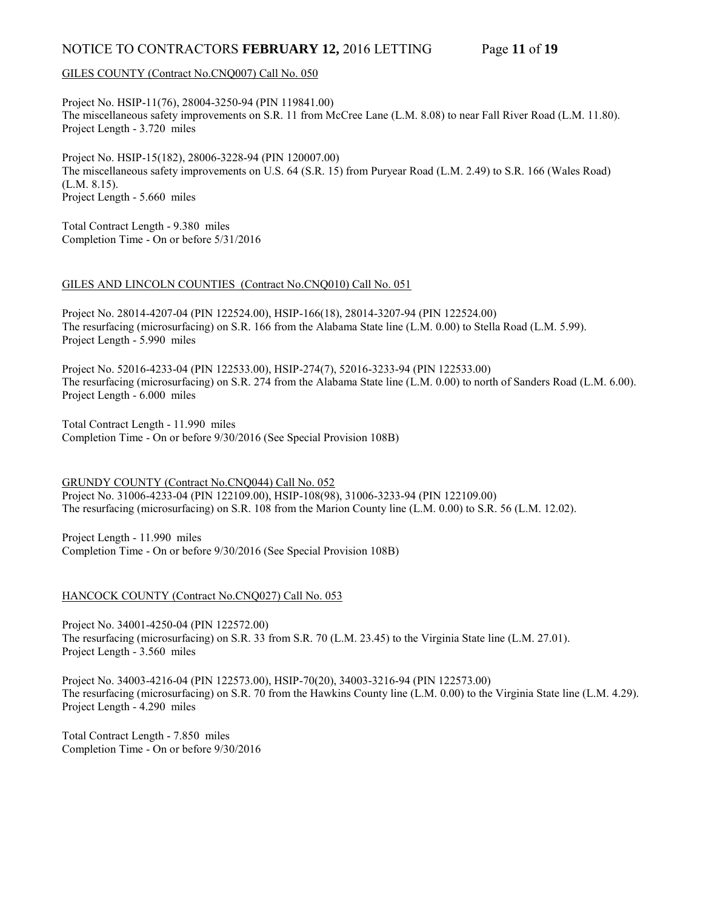GILES COUNTY (Contract No.CNQ007) Call No. 050

Project No. HSIP-11(76), 28004-3250-94 (PIN 119841.00)
The miscellaneous safety improvements on S.R. 11 from McCree Lane (L.M. 8.08) to near Fall River Road (L.M. 11.80).
Project Length - 3.720 miles

Project No. HSIP-15(182), 28006-3228-94 (PIN 120007.00)
The miscellaneous safety improvements on U.S. 64 (S.R. 15) from Puryear Road (L.M. 2.49) to S.R. 166 (Wales Road) (L.M. 8.15).
Project Length - 5.660 miles

Total Contract Length - 9.380 miles
Completion Time - On or before 5/31/2016

GILES AND LINCOLN COUNTIES (Contract No.CNQ010) Call No. 051

Project No. 28014-4207-04 (PIN 122524.00), HSIP-166(18), 28014-3207-94 (PIN 122524.00)
The resurfacing (microsurfacing) on S.R. 166 from the Alabama State line (L.M. 0.00) to Stella Road (L.M. 5.99).
Project Length - 5.990 miles

Project No. 52016-4233-04 (PIN 122533.00), HSIP-274(7), 52016-3233-94 (PIN 122533.00)
The resurfacing (microsurfacing) on S.R. 274 from the Alabama State line (L.M. 0.00) to north of Sanders Road (L.M. 6.00).
Project Length - 6.000 miles

Total Contract Length - 11.990 miles
Completion Time - On or before 9/30/2016 (See Special Provision 108B)

GRUNDY COUNTY (Contract No.CNQ044) Call No. 052
Project No. 31006-4233-04 (PIN 122109.00), HSIP-108(98), 31006-3233-94 (PIN 122109.00)
The resurfacing (microsurfacing) on S.R. 108 from the Marion County line (L.M. 0.00) to S.R. 56 (L.M. 12.02).

Project Length - 11.990 miles
Completion Time - On or before 9/30/2016 (See Special Provision 108B)

HANCOCK COUNTY (Contract No.CNQ027) Call No. 053

Project No. 34001-4250-04 (PIN 122572.00)
The resurfacing (microsurfacing) on S.R. 33 from S.R. 70 (L.M. 23.45) to the Virginia State line (L.M. 27.01).
Project Length - 3.560 miles

Project No. 34003-4216-04 (PIN 122573.00), HSIP-70(20), 34003-3216-94 (PIN 122573.00)
The resurfacing (microsurfacing) on S.R. 70 from the Hawkins County line (L.M. 0.00) to the Virginia State line (L.M. 4.29).
Project Length - 4.290 miles

Total Contract Length - 7.850 miles
Completion Time - On or before 9/30/2016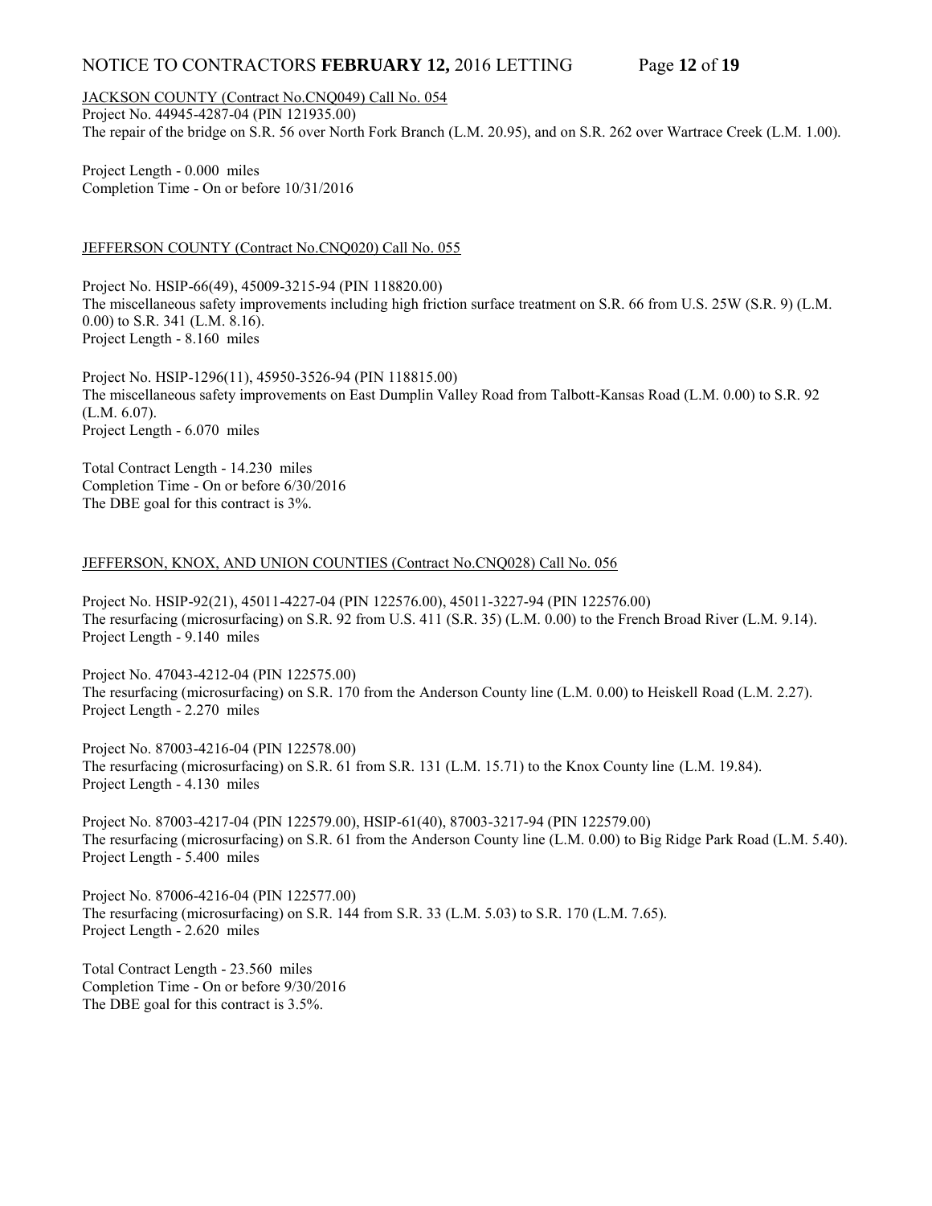JACKSON COUNTY (Contract No.CNQ049) Call No. 054

Project No. 44945-4287-04 (PIN 121935.00)
The repair of the bridge on S.R. 56 over North Fork Branch (L.M. 20.95), and on S.R. 262 over Wartrace Creek (L.M. 1.00).

Project Length - 0.000 miles
Completion Time - On or before 10/31/2016

JEFFERSON COUNTY (Contract No.CNQ020) Call No. 055

Project No. HSIP-66(49), 45009-3215-94 (PIN 118820.00)
The miscellaneous safety improvements including high friction surface treatment on S.R. 66 from U.S. 25W (S.R. 9) (L.M. 0.00) to S.R. 341 (L.M. 8.16).
Project Length - 8.160 miles

Project No. HSIP-1296(11), 45950-3526-94 (PIN 118815.00)
The miscellaneous safety improvements on East Dumplin Valley Road from Talbott-Kansas Road (L.M. 0.00) to S.R. 92 (L.M. 6.07).
Project Length - 6.070 miles

Total Contract Length - 14.230 miles
Completion Time - On or before 6/30/2016
The DBE goal for this contract is 3%.

JEFFERSON, KNOX, AND UNION COUNTIES (Contract No.CNQ028) Call No. 056

Project No. HSIP-92(21), 45011-4227-04 (PIN 122576.00), 45011-3227-94 (PIN 122576.00)
The resurfacing (microsurfacing) on S.R. 92 from U.S. 411 (S.R. 35) (L.M. 0.00) to the French Broad River (L.M. 9.14).
Project Length - 9.140 miles

Project No. 47043-4212-04 (PIN 122575.00)
The resurfacing (microsurfacing) on S.R. 170 from the Anderson County line (L.M. 0.00) to Heiskell Road (L.M. 2.27).
Project Length - 2.270 miles

Project No. 87003-4216-04 (PIN 122578.00)
The resurfacing (microsurfacing) on S.R. 61 from S.R. 131 (L.M. 15.71) to the Knox County line (L.M. 19.84).
Project Length - 4.130 miles

Project No. 87003-4217-04 (PIN 122579.00), HSIP-61(40), 87003-3217-94 (PIN 122579.00)
The resurfacing (microsurfacing) on S.R. 61 from the Anderson County line (L.M. 0.00) to Big Ridge Park Road (L.M. 5.40).
Project Length - 5.400 miles

Project No. 87006-4216-04 (PIN 122577.00)
The resurfacing (microsurfacing) on S.R. 144 from S.R. 33 (L.M. 5.03) to S.R. 170 (L.M. 7.65).
Project Length - 2.620 miles

Total Contract Length - 23.560 miles
Completion Time - On or before 9/30/2016
The DBE goal for this contract is 3.5%.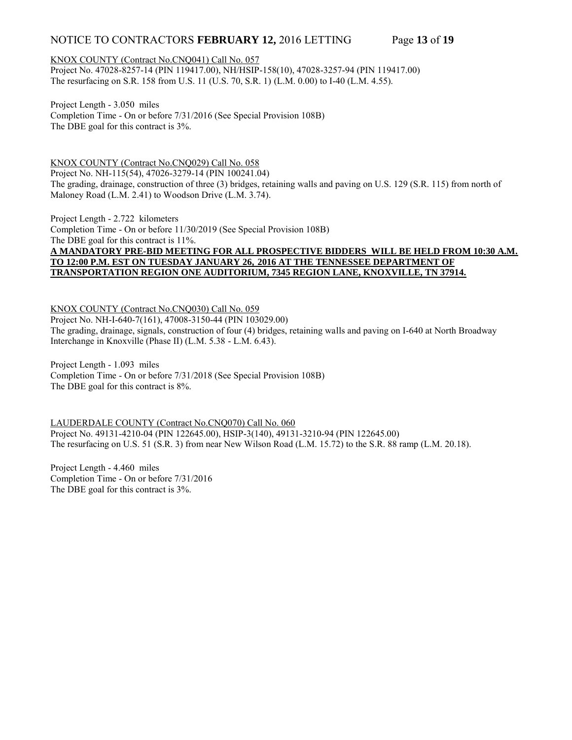KNOX COUNTY (Contract No.CNQ041) Call No. 057

Project No. 47028-8257-14 (PIN 119417.00), NH/HSIP-158(10), 47028-3257-94 (PIN 119417.00)
The resurfacing on S.R. 158 from U.S. 11 (U.S. 70, S.R. 1) (L.M. 0.00) to I-40 (L.M. 4.55).

Project Length - 3.050 miles
Completion Time - On or before 7/31/2016 (See Special Provision 108B)
The DBE goal for this contract is 3%.

KNOX COUNTY (Contract No.CNQ029) Call No. 058

Project No. NH-115(54), 47026-3279-14 (PIN 100241.04)
The grading, drainage, construction of three (3) bridges, retaining walls and paving on U.S. 129 (S.R. 115) from north of Maloney Road (L.M. 2.41) to Woodson Drive (L.M. 3.74).

Project Length - 2.722 kilometers
Completion Time - On or before 11/30/2019 (See Special Provision 108B)
The DBE goal for this contract is 11%.
**A MANDATORY PRE-BID MEETING FOR ALL PROSPECTIVE BIDDERS WILL BE HELD FROM 10:30 A.M. TO 12:00 P.M. EST ON TUESDAY JANUARY 26, 2016 AT THE TENNESSEE DEPARTMENT OF TRANSPORTATION REGION ONE AUDITORIUM, 7345 REGION LANE, KNOXVILLE, TN 37914.**

KNOX COUNTY (Contract No.CNQ030) Call No. 059

Project No. NH-I-640-7(161), 47008-3150-44 (PIN 103029.00)
The grading, drainage, signals, construction of four (4) bridges, retaining walls and paving on I-640 at North Broadway Interchange in Knoxville (Phase II) (L.M. 5.38 - L.M. 6.43).

Project Length - 1.093 miles
Completion Time - On or before 7/31/2018 (See Special Provision 108B)
The DBE goal for this contract is 8%.

LAUDERDALE COUNTY (Contract No.CNQ070) Call No. 060

Project No. 49131-4210-04 (PIN 122645.00), HSIP-3(140), 49131-3210-94 (PIN 122645.00)
The resurfacing on U.S. 51 (S.R. 3) from near New Wilson Road (L.M. 15.72) to the S.R. 88 ramp (L.M. 20.18).

Project Length - 4.460 miles
Completion Time - On or before 7/31/2016
The DBE goal for this contract is 3%.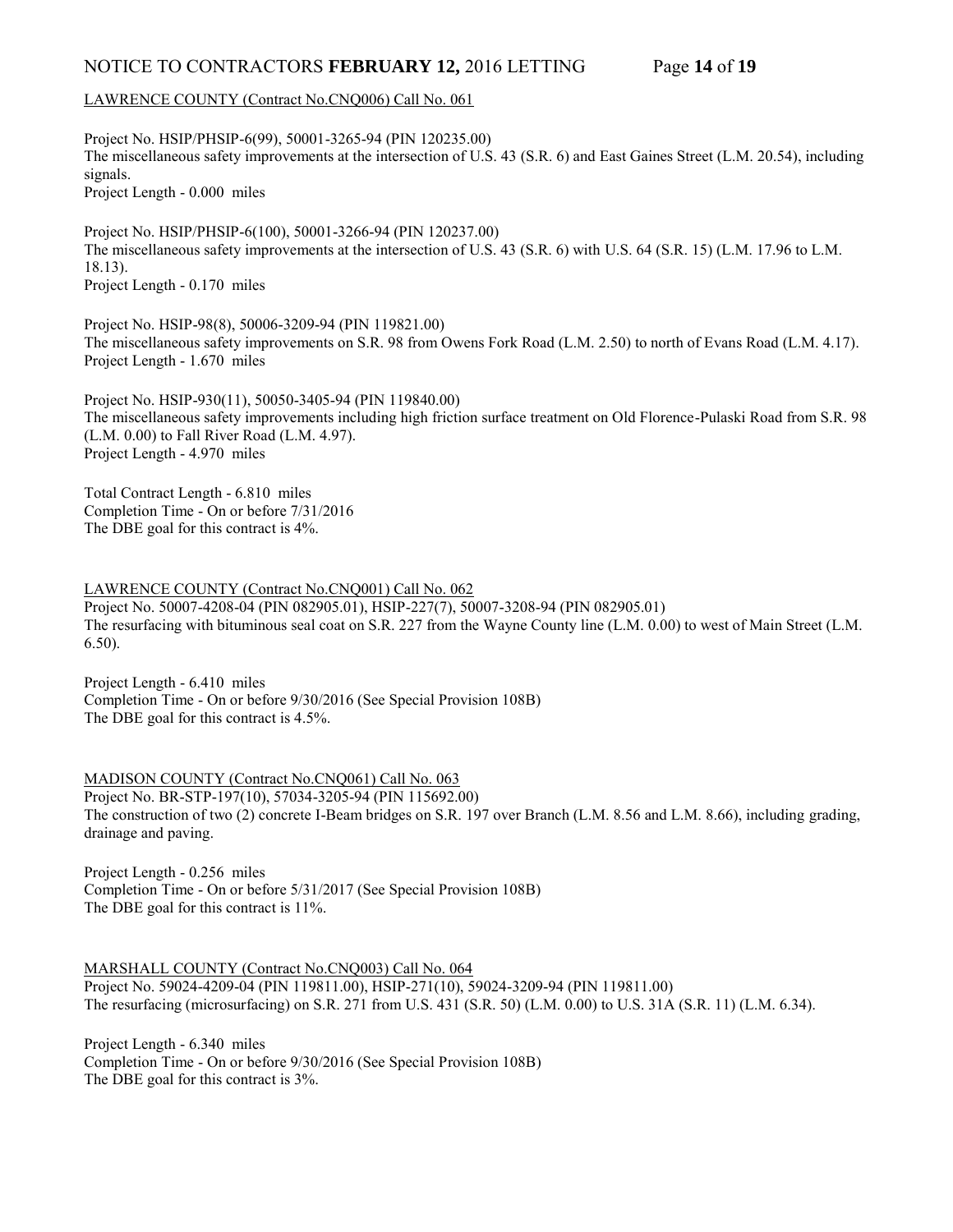LAWRENCE COUNTY (Contract No.CNQ006) Call No. 061

Project No. HSIP/PHSIP-6(99), 50001-3265-94 (PIN 120235.00)
The miscellaneous safety improvements at the intersection of U.S. 43 (S.R. 6) and East Gaines Street (L.M. 20.54), including signals.
Project Length - 0.000 miles

Project No. HSIP/PHSIP-6(100), 50001-3266-94 (PIN 120237.00)
The miscellaneous safety improvements at the intersection of U.S. 43 (S.R. 6) with U.S. 64 (S.R. 15) (L.M. 17.96 to L.M. 18.13).
Project Length - 0.170 miles

Project No. HSIP-98(8), 50006-3209-94 (PIN 119821.00)
The miscellaneous safety improvements on S.R. 98 from Owens Fork Road (L.M. 2.50) to north of Evans Road (L.M. 4.17).
Project Length - 1.670 miles

Project No. HSIP-930(11), 50050-3405-94 (PIN 119840.00)
The miscellaneous safety improvements including high friction surface treatment on Old Florence-Pulaski Road from S.R. 98 (L.M. 0.00) to Fall River Road (L.M. 4.97).
Project Length - 4.970 miles

Total Contract Length - 6.810 miles
Completion Time - On or before 7/31/2016
The DBE goal for this contract is 4%.

LAWRENCE COUNTY (Contract No.CNQ001) Call No. 062
Project No. 50007-4208-04 (PIN 082905.01), HSIP-227(7), 50007-3208-94 (PIN 082905.01)
The resurfacing with bituminous seal coat on S.R. 227 from the Wayne County line (L.M. 0.00) to west of Main Street (L.M. 6.50).

Project Length - 6.410 miles
Completion Time - On or before 9/30/2016 (See Special Provision 108B)
The DBE goal for this contract is 4.5%.

MADISON COUNTY (Contract No.CNQ061) Call No. 063
Project No. BR-STP-197(10), 57034-3205-94 (PIN 115692.00)
The construction of two (2) concrete I-Beam bridges on S.R. 197 over Branch (L.M. 8.56 and L.M. 8.66), including grading, drainage and paving.

Project Length - 0.256 miles
Completion Time - On or before 5/31/2017 (See Special Provision 108B)
The DBE goal for this contract is 11%.

MARSHALL COUNTY (Contract No.CNQ003) Call No. 064
Project No. 59024-4209-04 (PIN 119811.00), HSIP-271(10), 59024-3209-94 (PIN 119811.00)
The resurfacing (microsurfacing) on S.R. 271 from U.S. 431 (S.R. 50) (L.M. 0.00) to U.S. 31A (S.R. 11) (L.M. 6.34).

Project Length - 6.340 miles
Completion Time - On or before 9/30/2016 (See Special Provision 108B)
The DBE goal for this contract is 3%.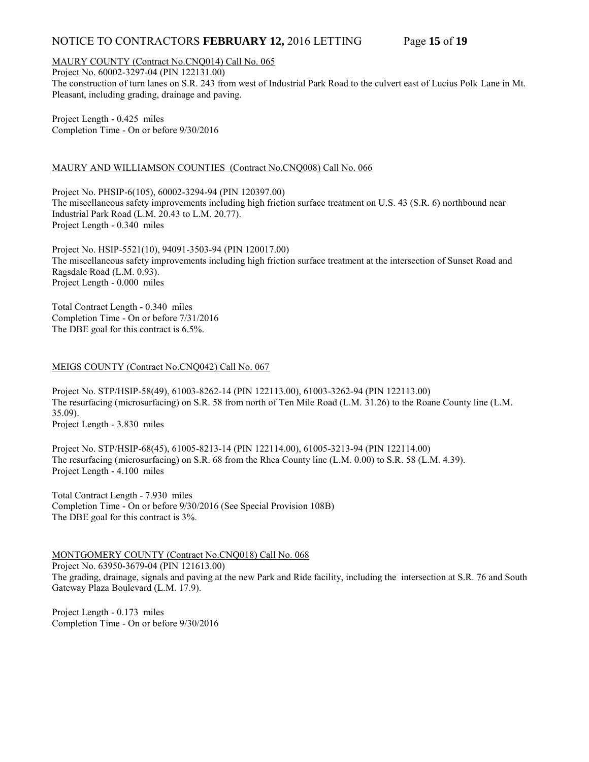MAURY COUNTY (Contract No.CNQ014) Call No. 065

Project No. 60002-3297-04 (PIN 122131.00)
The construction of turn lanes on S.R. 243 from west of Industrial Park Road to the culvert east of Lucius Polk Lane in Mt. Pleasant, including grading, drainage and paving.

Project Length - 0.425 miles
Completion Time - On or before 9/30/2016

MAURY AND WILLIAMSON COUNTIES (Contract No.CNQ008) Call No. 066

Project No. PHSIP-6(105), 60002-3294-94 (PIN 120397.00)
The miscellaneous safety improvements including high friction surface treatment on U.S. 43 (S.R. 6) northbound near Industrial Park Road (L.M. 20.43 to L.M. 20.77).
Project Length - 0.340 miles

Project No. HSIP-5521(10), 94091-3503-94 (PIN 120017.00)
The miscellaneous safety improvements including high friction surface treatment at the intersection of Sunset Road and Ragsdale Road (L.M. 0.93).
Project Length - 0.000 miles

Total Contract Length - 0.340 miles
Completion Time - On or before 7/31/2016
The DBE goal for this contract is 6.5%.

MEIGS COUNTY (Contract No.CNQ042) Call No. 067

Project No. STP/HSIP-58(49), 61003-8262-14 (PIN 122113.00), 61003-3262-94 (PIN 122113.00)
The resurfacing (microsurfacing) on S.R. 58 from north of Ten Mile Road (L.M. 31.26) to the Roane County line (L.M. 35.09).
Project Length - 3.830 miles

Project No. STP/HSIP-68(45), 61005-8213-14 (PIN 122114.00), 61005-3213-94 (PIN 122114.00)
The resurfacing (microsurfacing) on S.R. 68 from the Rhea County line (L.M. 0.00) to S.R. 58 (L.M. 4.39).
Project Length - 4.100 miles

Total Contract Length - 7.930 miles
Completion Time - On or before 9/30/2016 (See Special Provision 108B)
The DBE goal for this contract is 3%.

MONTGOMERY COUNTY (Contract No.CNQ018) Call No. 068

Project No. 63950-3679-04 (PIN 121613.00)
The grading, drainage, signals and paving at the new Park and Ride facility, including the intersection at S.R. 76 and South Gateway Plaza Boulevard (L.M. 17.9).

Project Length - 0.173 miles
Completion Time - On or before 9/30/2016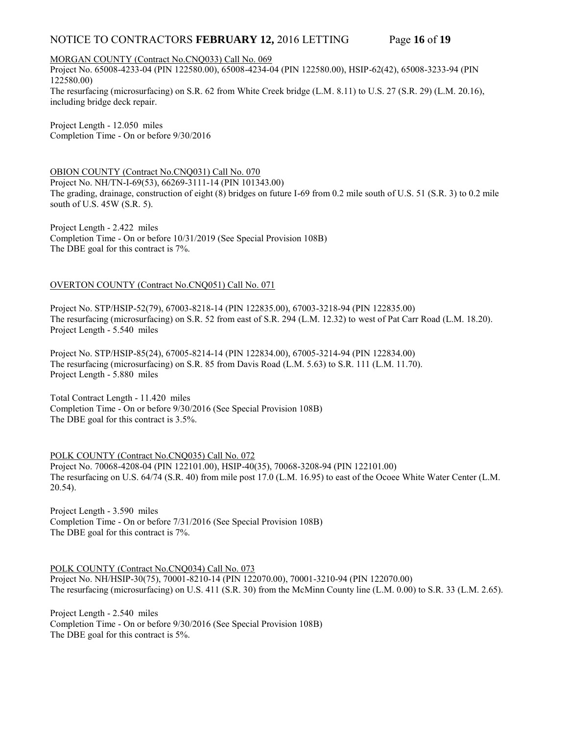MORGAN COUNTY (Contract No.CNQ033) Call No. 069

Project No. 65008-4233-04 (PIN 122580.00), 65008-4234-04 (PIN 122580.00), HSIP-62(42), 65008-3233-94 (PIN 122580.00)

The resurfacing (microsurfacing) on S.R. 62 from White Creek bridge (L.M. 8.11) to U.S. 27 (S.R. 29) (L.M. 20.16), including bridge deck repair.

Project Length - 12.050 miles

Completion Time - On or before 9/30/2016

OBION COUNTY (Contract No.CNQ031) Call No. 070

Project No. NH/TN-I-69(53), 66269-3111-14 (PIN 101343.00)

The grading, drainage, construction of eight (8) bridges on future I-69 from 0.2 mile south of U.S. 51 (S.R. 3) to 0.2 mile south of U.S. 45W (S.R. 5).

Project Length - 2.422 miles

Completion Time - On or before 10/31/2019 (See Special Provision 108B)

The DBE goal for this contract is 7%.

OVERTON COUNTY (Contract No.CNQ051) Call No. 071

Project No. STP/HSIP-52(79), 67003-8218-14 (PIN 122835.00), 67003-3218-94 (PIN 122835.00)

The resurfacing (microsurfacing) on S.R. 52 from east of S.R. 294 (L.M. 12.32) to west of Pat Carr Road (L.M. 18.20).

Project Length - 5.540 miles

Project No. STP/HSIP-85(24), 67005-8214-14 (PIN 122834.00), 67005-3214-94 (PIN 122834.00)

The resurfacing (microsurfacing) on S.R. 85 from Davis Road (L.M. 5.63) to S.R. 111 (L.M. 11.70).

Project Length - 5.880 miles

Total Contract Length - 11.420 miles

Completion Time - On or before 9/30/2016 (See Special Provision 108B)

The DBE goal for this contract is 3.5%.

POLK COUNTY (Contract No.CNQ035) Call No. 072

Project No. 70068-4208-04 (PIN 122101.00), HSIP-40(35), 70068-3208-94 (PIN 122101.00)

The resurfacing on U.S. 64/74 (S.R. 40) from mile post 17.0 (L.M. 16.95) to east of the Ocoee White Water Center (L.M. 20.54).

Project Length - 3.590 miles

Completion Time - On or before 7/31/2016 (See Special Provision 108B)

The DBE goal for this contract is 7%.

POLK COUNTY (Contract No.CNQ034) Call No. 073

Project No. NH/HSIP-30(75), 70001-8210-14 (PIN 122070.00), 70001-3210-94 (PIN 122070.00)

The resurfacing (microsurfacing) on U.S. 411 (S.R. 30) from the McMinn County line (L.M. 0.00) to S.R. 33 (L.M. 2.65).

Project Length - 2.540 miles

Completion Time - On or before 9/30/2016 (See Special Provision 108B)

The DBE goal for this contract is 5%.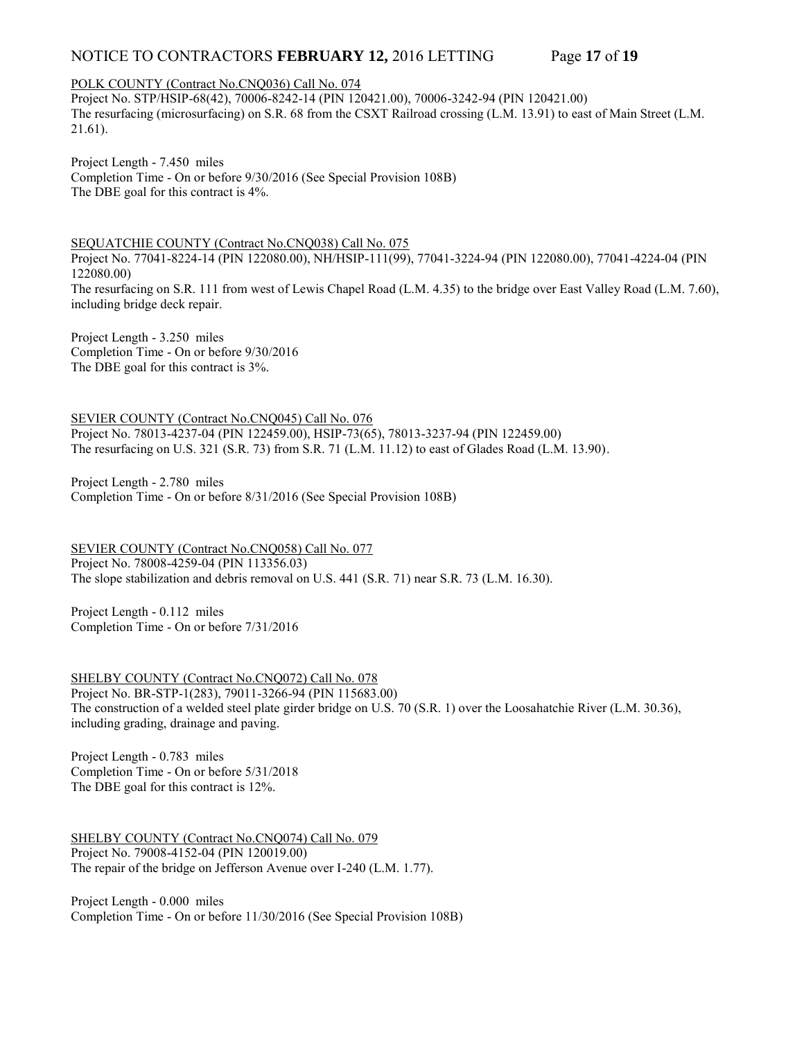POLK COUNTY (Contract No.CNQ036) Call No. 074
Project No. STP/HSIP-68(42), 70006-8242-14 (PIN 120421.00), 70006-3242-94 (PIN 120421.00)
The resurfacing (microsurfacing) on S.R. 68 from the CSXT Railroad crossing (L.M. 13.91) to east of Main Street (L.M. 21.61).

Project Length - 7.450 miles
Completion Time - On or before 9/30/2016 (See Special Provision 108B)
The DBE goal for this contract is 4%.

SEQUATCHIE COUNTY (Contract No.CNQ038) Call No. 075
Project No. 77041-8224-14 (PIN 122080.00), NH/HSIP-111(99), 77041-3224-94 (PIN 122080.00), 77041-4224-04 (PIN 122080.00)
The resurfacing on S.R. 111 from west of Lewis Chapel Road (L.M. 4.35) to the bridge over East Valley Road (L.M. 7.60), including bridge deck repair.

Project Length - 3.250 miles
Completion Time - On or before 9/30/2016
The DBE goal for this contract is 3%.

SEVIER COUNTY (Contract No.CNQ045) Call No. 076
Project No. 78013-4237-04 (PIN 122459.00), HSIP-73(65), 78013-3237-94 (PIN 122459.00)
The resurfacing on U.S. 321 (S.R. 73) from S.R. 71 (L.M. 11.12) to east of Glades Road (L.M. 13.90).

Project Length - 2.780 miles
Completion Time - On or before 8/31/2016 (See Special Provision 108B)

SEVIER COUNTY (Contract No.CNQ058) Call No. 077
Project No. 78008-4259-04 (PIN 113356.03)
The slope stabilization and debris removal on U.S. 441 (S.R. 71) near S.R. 73 (L.M. 16.30).

Project Length - 0.112 miles
Completion Time - On or before 7/31/2016

SHELBY COUNTY (Contract No.CNQ072) Call No. 078
Project No. BR-STP-1(283), 79011-3266-94 (PIN 115683.00)
The construction of a welded steel plate girder bridge on U.S. 70 (S.R. 1) over the Loosahatchie River (L.M. 30.36), including grading, drainage and paving.

Project Length - 0.783 miles
Completion Time - On or before 5/31/2018
The DBE goal for this contract is 12%.

SHELBY COUNTY (Contract No.CNQ074) Call No. 079
Project No. 79008-4152-04 (PIN 120019.00)
The repair of the bridge on Jefferson Avenue over I-240 (L.M. 1.77).

Project Length - 0.000 miles
Completion Time - On or before 11/30/2016 (See Special Provision 108B)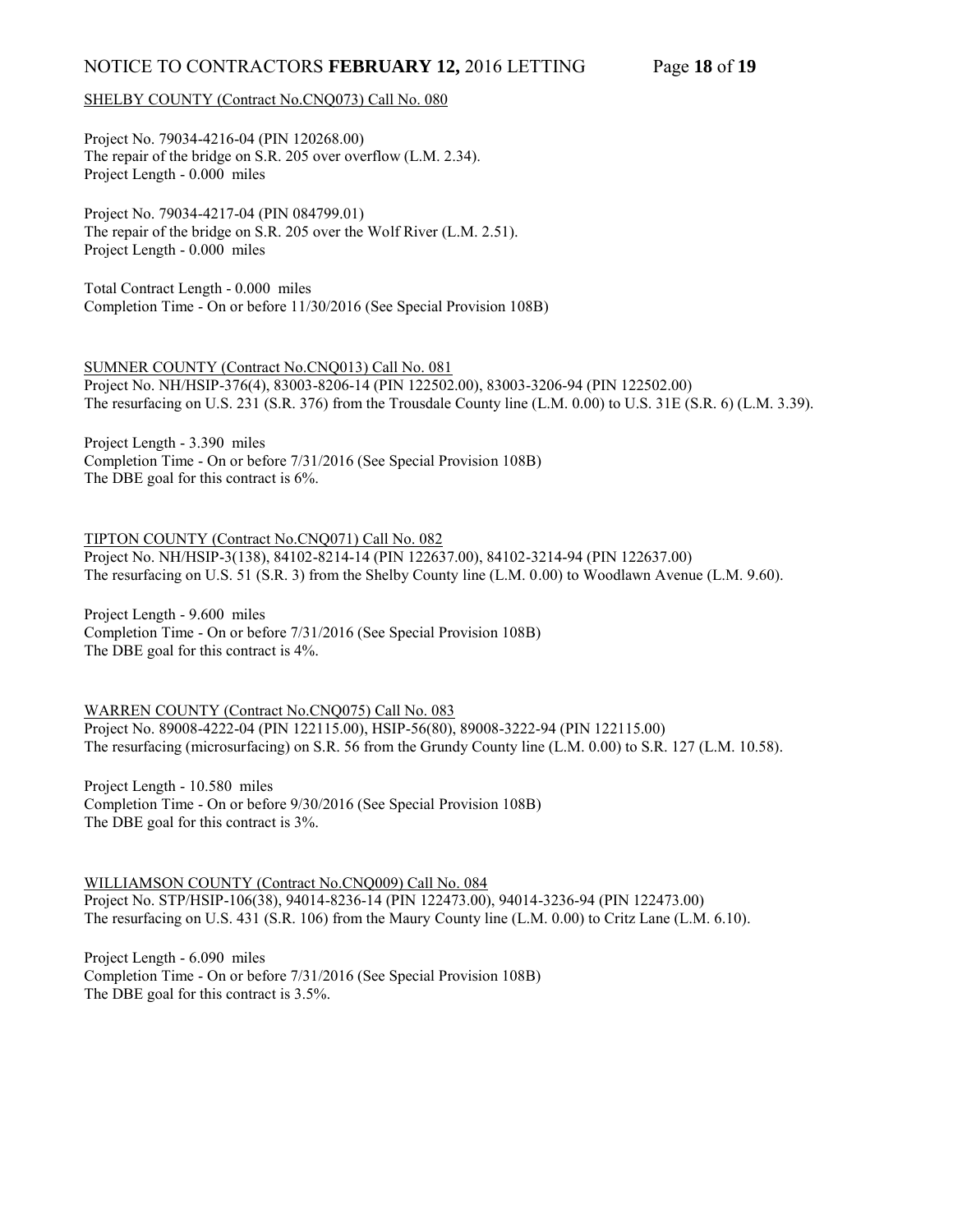SHELBY COUNTY (Contract No.CNQ073) Call No. 080

Project No. 79034-4216-04 (PIN 120268.00)
The repair of the bridge on S.R. 205 over overflow (L.M. 2.34).
Project Length - 0.000 miles

Project No. 79034-4217-04 (PIN 084799.01)
The repair of the bridge on S.R. 205 over the Wolf River (L.M. 2.51).
Project Length - 0.000 miles

Total Contract Length - 0.000 miles
Completion Time - On or before 11/30/2016 (See Special Provision 108B)

SUMNER COUNTY (Contract No.CNQ013) Call No. 081
Project No. NH/HSIP-376(4), 83003-8206-14 (PIN 122502.00), 83003-3206-94 (PIN 122502.00)
The resurfacing on U.S. 231 (S.R. 376) from the Trousdale County line (L.M. 0.00) to U.S. 31E (S.R. 6) (L.M. 3.39).

Project Length - 3.390 miles
Completion Time - On or before 7/31/2016 (See Special Provision 108B)
The DBE goal for this contract is 6%.

TIPTON COUNTY (Contract No.CNQ071) Call No. 082
Project No. NH/HSIP-3(138), 84102-8214-14 (PIN 122637.00), 84102-3214-94 (PIN 122637.00)
The resurfacing on U.S. 51 (S.R. 3) from the Shelby County line (L.M. 0.00) to Woodlawn Avenue (L.M. 9.60).

Project Length - 9.600 miles
Completion Time - On or before 7/31/2016 (See Special Provision 108B)
The DBE goal for this contract is 4%.

WARREN COUNTY (Contract No.CNQ075) Call No. 083
Project No. 89008-4222-04 (PIN 122115.00), HSIP-56(80), 89008-3222-94 (PIN 122115.00)
The resurfacing (microsurfacing) on S.R. 56 from the Grundy County line (L.M. 0.00) to S.R. 127 (L.M. 10.58).

Project Length - 10.580 miles
Completion Time - On or before 9/30/2016 (See Special Provision 108B)
The DBE goal for this contract is 3%.

WILLIAMSON COUNTY (Contract No.CNQ009) Call No. 084
Project No. STP/HSIP-106(38), 94014-8236-14 (PIN 122473.00), 94014-3236-94 (PIN 122473.00)
The resurfacing on U.S. 431 (S.R. 106) from the Maury County line (L.M. 0.00) to Critz Lane (L.M. 6.10).

Project Length - 6.090 miles
Completion Time - On or before 7/31/2016 (See Special Provision 108B)
The DBE goal for this contract is 3.5%.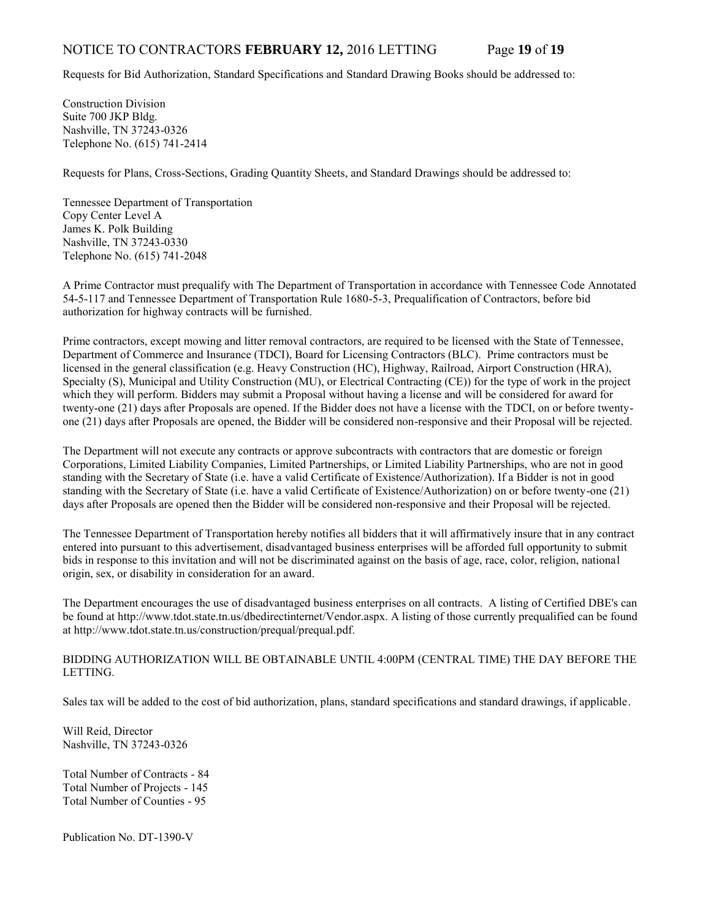Requests for Bid Authorization, Standard Specifications and Standard Drawing Books should be addressed to:

Construction Division
Suite 700 JKP Bldg.
Nashville, TN 37243-0326
Telephone No. (615) 741-2414

Requests for Plans, Cross-Sections, Grading Quantity Sheets, and Standard Drawings should be addressed to:

Tennessee Department of Transportation
Copy Center Level A
James K. Polk Building
Nashville, TN 37243-0330
Telephone No. (615) 741-2048

A Prime Contractor must prequalify with The Department of Transportation in accordance with Tennessee Code Annotated 54-5-117 and Tennessee Department of Transportation Rule 1680-5-3, Prequalification of Contractors, before bid authorization for highway contracts will be furnished.

Prime contractors, except mowing and litter removal contractors, are required to be licensed with the State of Tennessee, Department of Commerce and Insurance (TDCI), Board for Licensing Contractors (BLC). Prime contractors must be licensed in the general classification (e.g. Heavy Construction (HC), Highway, Railroad, Airport Construction (HRA), Specialty (S), Municipal and Utility Construction (MU), or Electrical Contracting (CE)) for the type of work in the project which they will perform. Bidders may submit a Proposal without having a license and will be considered for award for twenty-one (21) days after Proposals are opened. If the Bidder does not have a license with the TDCI, on or before twenty-one (21) days after Proposals are opened, the Bidder will be considered non-responsive and their Proposal will be rejected.

The Department will not execute any contracts or approve subcontracts with contractors that are domestic or foreign Corporations, Limited Liability Companies, Limited Partnerships, or Limited Liability Partnerships, who are not in good standing with the Secretary of State (i.e. have a valid Certificate of Existence/Authorization). If a Bidder is not in good standing with the Secretary of State (i.e. have a valid Certificate of Existence/Authorization) on or before twenty-one (21) days after Proposals are opened then the Bidder will be considered non-responsive and their Proposal will be rejected.

The Tennessee Department of Transportation hereby notifies all bidders that it will affirmatively insure that in any contract entered into pursuant to this advertisement, disadvantaged business enterprises will be afforded full opportunity to submit bids in response to this invitation and will not be discriminated against on the basis of age, race, color, religion, national origin, sex, or disability in consideration for an award.

The Department encourages the use of disadvantaged business enterprises on all contracts. A listing of Certified DBE's can be found at http://www.tdot.state.tn.us/dbedirectinternet/Vendor.aspx. A listing of those currently prequalified can be found at http://www.tdot.state.tn.us/construction/prequal/prequal.pdf.

BIDDING AUTHORIZATION WILL BE OBTAINABLE UNTIL 4:00PM (CENTRAL TIME) THE DAY BEFORE THE LETTING.

Sales tax will be added to the cost of bid authorization, plans, standard specifications and standard drawings, if applicable.

Will Reid, Director
Nashville, TN 37243-0326

Total Number of Contracts - 84
Total Number of Projects - 145
Total Number of Counties - 95

Publication No. DT-1390-V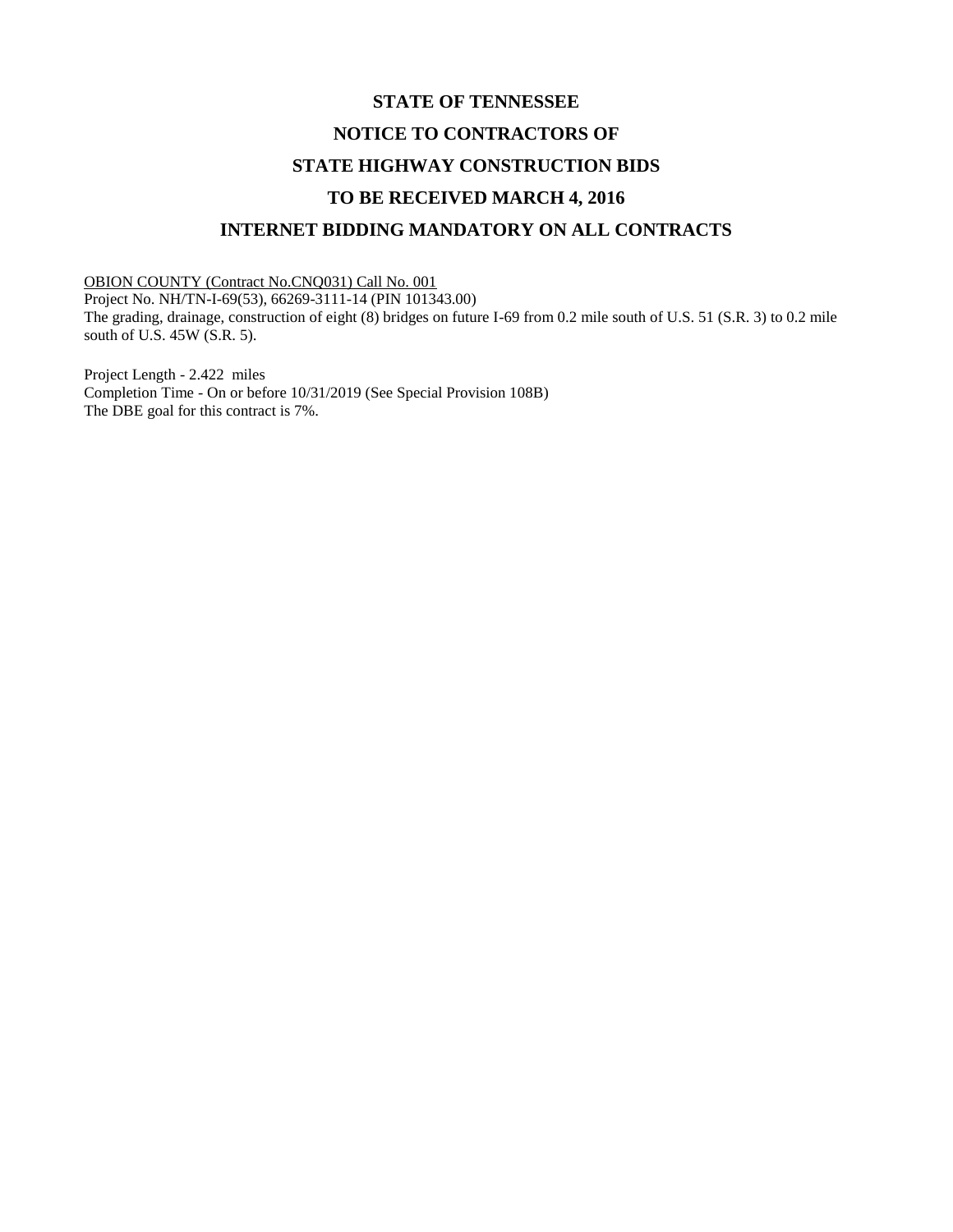# STATE OF TENNESSEE

# NOTICE TO CONTRACTORS OF

# STATE HIGHWAY CONSTRUCTION BIDS

# TO BE RECEIVED MARCH 4, 2016

# INTERNET BIDDING MANDATORY ON ALL CONTRACTS

<u>OBION COUNTY (Contract No.CNQ031) Call No. 001</u>
Project No. NH/TN-I-69(53), 66269-3111-14 (PIN 101343.00)
The grading, drainage, construction of eight (8) bridges on future I-69 from 0.2 mile south of U.S. 51 (S.R. 3) to 0.2 mile south of U.S. 45W (S.R. 5).

Project Length - 2.422 miles
Completion Time - On or before 10/31/2019 (See Special Provision 108B)
The DBE goal for this contract is 7%.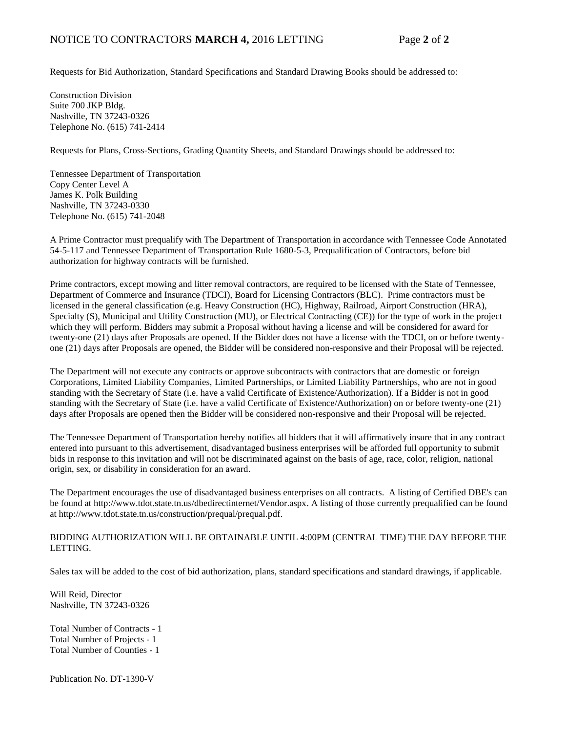Requests for Bid Authorization, Standard Specifications and Standard Drawing Books should be addressed to:

Construction Division
Suite 700 JKP Bldg.
Nashville, TN 37243-0326
Telephone No. (615) 741-2414

Requests for Plans, Cross-Sections, Grading Quantity Sheets, and Standard Drawings should be addressed to:

Tennessee Department of Transportation
Copy Center Level A
James K. Polk Building
Nashville, TN 37243-0330
Telephone No. (615) 741-2048

A Prime Contractor must prequalify with The Department of Transportation in accordance with Tennessee Code Annotated 54-5-117 and Tennessee Department of Transportation Rule 1680-5-3, Prequalification of Contractors, before bid authorization for highway contracts will be furnished.

Prime contractors, except mowing and litter removal contractors, are required to be licensed with the State of Tennessee, Department of Commerce and Insurance (TDCI), Board for Licensing Contractors (BLC). Prime contractors must be licensed in the general classification (e.g. Heavy Construction (HC), Highway, Railroad, Airport Construction (HRA), Specialty (S), Municipal and Utility Construction (MU), or Electrical Contracting (CE)) for the type of work in the project which they will perform. Bidders may submit a Proposal without having a license and will be considered for award for twenty-one (21) days after Proposals are opened. If the Bidder does not have a license with the TDCI, on or before twenty-one (21) days after Proposals are opened, the Bidder will be considered non-responsive and their Proposal will be rejected.

The Department will not execute any contracts or approve subcontracts with contractors that are domestic or foreign Corporations, Limited Liability Companies, Limited Partnerships, or Limited Liability Partnerships, who are not in good standing with the Secretary of State (i.e. have a valid Certificate of Existence/Authorization). If a Bidder is not in good standing with the Secretary of State (i.e. have a valid Certificate of Existence/Authorization) on or before twenty-one (21) days after Proposals are opened then the Bidder will be considered non-responsive and their Proposal will be rejected.

The Tennessee Department of Transportation hereby notifies all bidders that it will affirmatively insure that in any contract entered into pursuant to this advertisement, disadvantaged business enterprises will be afforded full opportunity to submit bids in response to this invitation and will not be discriminated against on the basis of age, race, color, religion, national origin, sex, or disability in consideration for an award.

The Department encourages the use of disadvantaged business enterprises on all contracts. A listing of Certified DBE's can be found at http://www.tdot.state.tn.us/dbedirectinternet/Vendor.aspx. A listing of those currently prequalified can be found at http://www.tdot.state.tn.us/construction/prequal/prequal.pdf.

BIDDING AUTHORIZATION WILL BE OBTAINABLE UNTIL 4:00PM (CENTRAL TIME) THE DAY BEFORE THE LETTING.

Sales tax will be added to the cost of bid authorization, plans, standard specifications and standard drawings, if applicable.

Will Reid, Director
Nashville, TN 37243-0326

Total Number of Contracts - 1
Total Number of Projects - 1
Total Number of Counties - 1

Publication No. DT-1390-V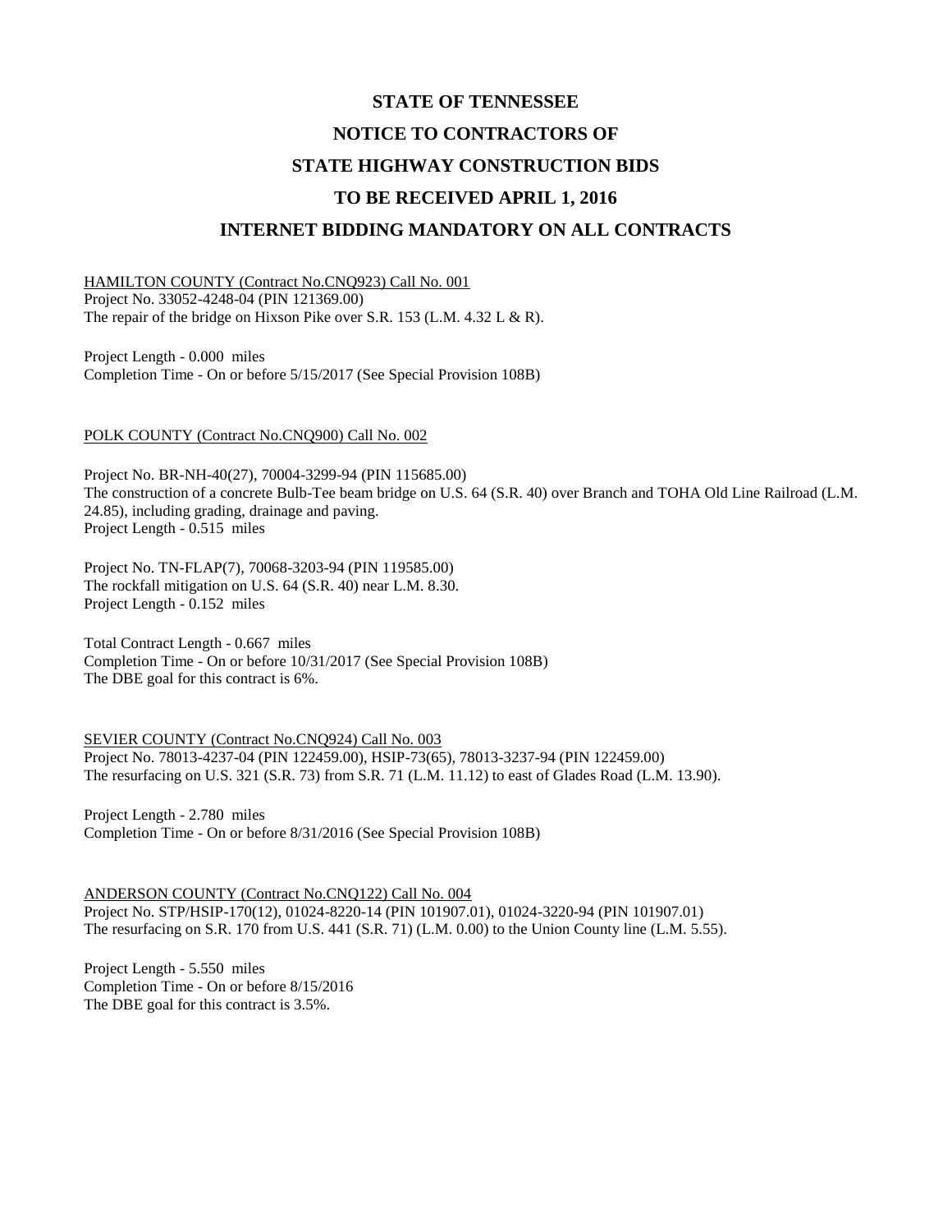# STATE OF TENNESSEE

# NOTICE TO CONTRACTORS OF

# STATE HIGHWAY CONSTRUCTION BIDS

# TO BE RECEIVED APRIL 1, 2016

# INTERNET BIDDING MANDATORY ON ALL CONTRACTS

HAMILTON COUNTY (Contract No.CNQ923) Call No. 001
Project No. 33052-4248-04 (PIN 121369.00)
The repair of the bridge on Hixson Pike over S.R. 153 (L.M. 4.32 L & R).

Project Length - 0.000 miles
Completion Time - On or before 5/15/2017 (See Special Provision 108B)

POLK COUNTY (Contract No.CNQ900) Call No. 002

Project No. BR-NH-40(27), 70004-3299-94 (PIN 115685.00)
The construction of a concrete Bulb-Tee beam bridge on U.S. 64 (S.R. 40) over Branch and TOHA Old Line Railroad (L.M. 24.85), including grading, drainage and paving.
Project Length - 0.515 miles

Project No. TN-FLAP(7), 70068-3203-94 (PIN 119585.00)
The rockfall mitigation on U.S. 64 (S.R. 40) near L.M. 8.30.
Project Length - 0.152 miles

Total Contract Length - 0.667 miles
Completion Time - On or before 10/31/2017 (See Special Provision 108B)
The DBE goal for this contract is 6%.

SEVIER COUNTY (Contract No.CNQ924) Call No. 003
Project No. 78013-4237-04 (PIN 122459.00), HSIP-73(65), 78013-3237-94 (PIN 122459.00)
The resurfacing on U.S. 321 (S.R. 73) from S.R. 71 (L.M. 11.12) to east of Glades Road (L.M. 13.90).

Project Length - 2.780 miles
Completion Time - On or before 8/31/2016 (See Special Provision 108B)

ANDERSON COUNTY (Contract No.CNQ122) Call No. 004
Project No. STP/HSIP-170(12), 01024-8220-14 (PIN 101907.01), 01024-3220-94 (PIN 101907.01)
The resurfacing on S.R. 170 from U.S. 441 (S.R. 71) (L.M. 0.00) to the Union County line (L.M. 5.55).

Project Length - 5.550 miles
Completion Time - On or before 8/15/2016
The DBE goal for this contract is 3.5%.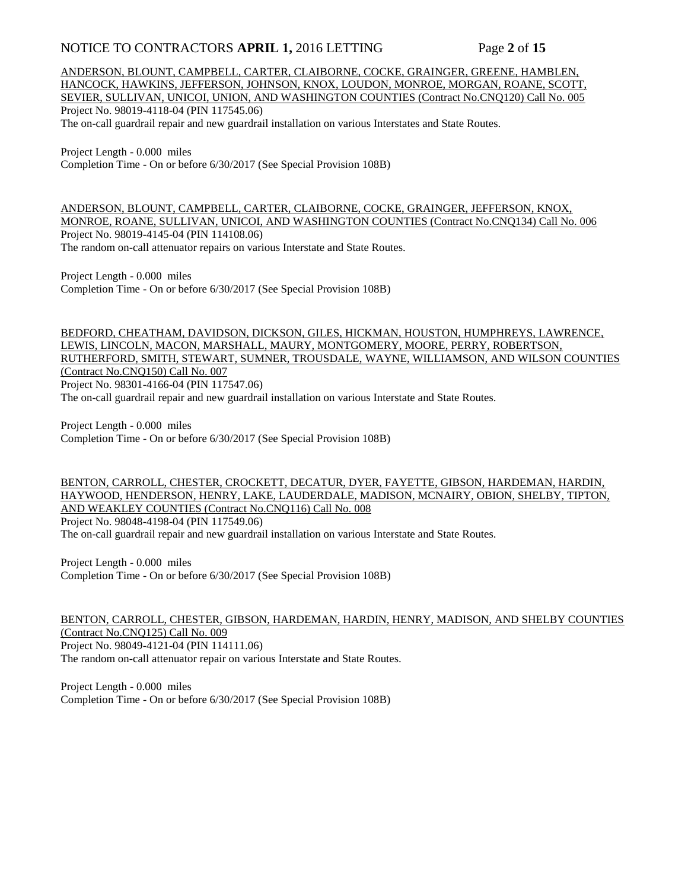ANDERSON, BLOUNT, CAMPBELL, CARTER, CLAIBORNE, COCKE, GRAINGER, GREENE, HAMBLEN, HANCOCK, HAWKINS, JEFFERSON, JOHNSON, KNOX, LOUDON, MONROE, MORGAN, ROANE, SCOTT, SEVIER, SULLIVAN, UNICOI, UNION, AND WASHINGTON COUNTIES (Contract No.CNQ120) Call No. 005
Project No. 98019-4118-04 (PIN 117545.06)
The on-call guardrail repair and new guardrail installation on various Interstates and State Routes.

Project Length - 0.000 miles
Completion Time - On or before 6/30/2017 (See Special Provision 108B)

ANDERSON, BLOUNT, CAMPBELL, CARTER, CLAIBORNE, COCKE, GRAINGER, JEFFERSON, KNOX, MONROE, ROANE, SULLIVAN, UNICOI, AND WASHINGTON COUNTIES (Contract No.CNQ134) Call No. 006
Project No. 98019-4145-04 (PIN 114108.06)
The random on-call attenuator repairs on various Interstate and State Routes.

Project Length - 0.000 miles
Completion Time - On or before 6/30/2017 (See Special Provision 108B)

BEDFORD, CHEATHAM, DAVIDSON, DICKSON, GILES, HICKMAN, HOUSTON, HUMPHREYS, LAWRENCE, LEWIS, LINCOLN, MACON, MARSHALL, MAURY, MONTGOMERY, MOORE, PERRY, ROBERTSON, RUTHERFORD, SMITH, STEWART, SUMNER, TROUSDALE, WAYNE, WILLIAMSON, AND WILSON COUNTIES (Contract No.CNQ150) Call No. 007
Project No. 98301-4166-04 (PIN 117547.06)
The on-call guardrail repair and new guardrail installation on various Interstate and State Routes.

Project Length - 0.000 miles
Completion Time - On or before 6/30/2017 (See Special Provision 108B)

BENTON, CARROLL, CHESTER, CROCKETT, DECATUR, DYER, FAYETTE, GIBSON, HARDEMAN, HARDIN, HAYWOOD, HENDERSON, HENRY, LAKE, LAUDERDALE, MADISON, MCNAIRY, OBION, SHELBY, TIPTON, AND WEAKLEY COUNTIES (Contract No.CNQ116) Call No. 008
Project No. 98048-4198-04 (PIN 117549.06)
The on-call guardrail repair and new guardrail installation on various Interstate and State Routes.

Project Length - 0.000 miles
Completion Time - On or before 6/30/2017 (See Special Provision 108B)

BENTON, CARROLL, CHESTER, GIBSON, HARDEMAN, HARDIN, HENRY, MADISON, AND SHELBY COUNTIES (Contract No.CNQ125) Call No. 009
Project No. 98049-4121-04 (PIN 114111.06)
The random on-call attenuator repair on various Interstate and State Routes.

Project Length - 0.000 miles
Completion Time - On or before 6/30/2017 (See Special Provision 108B)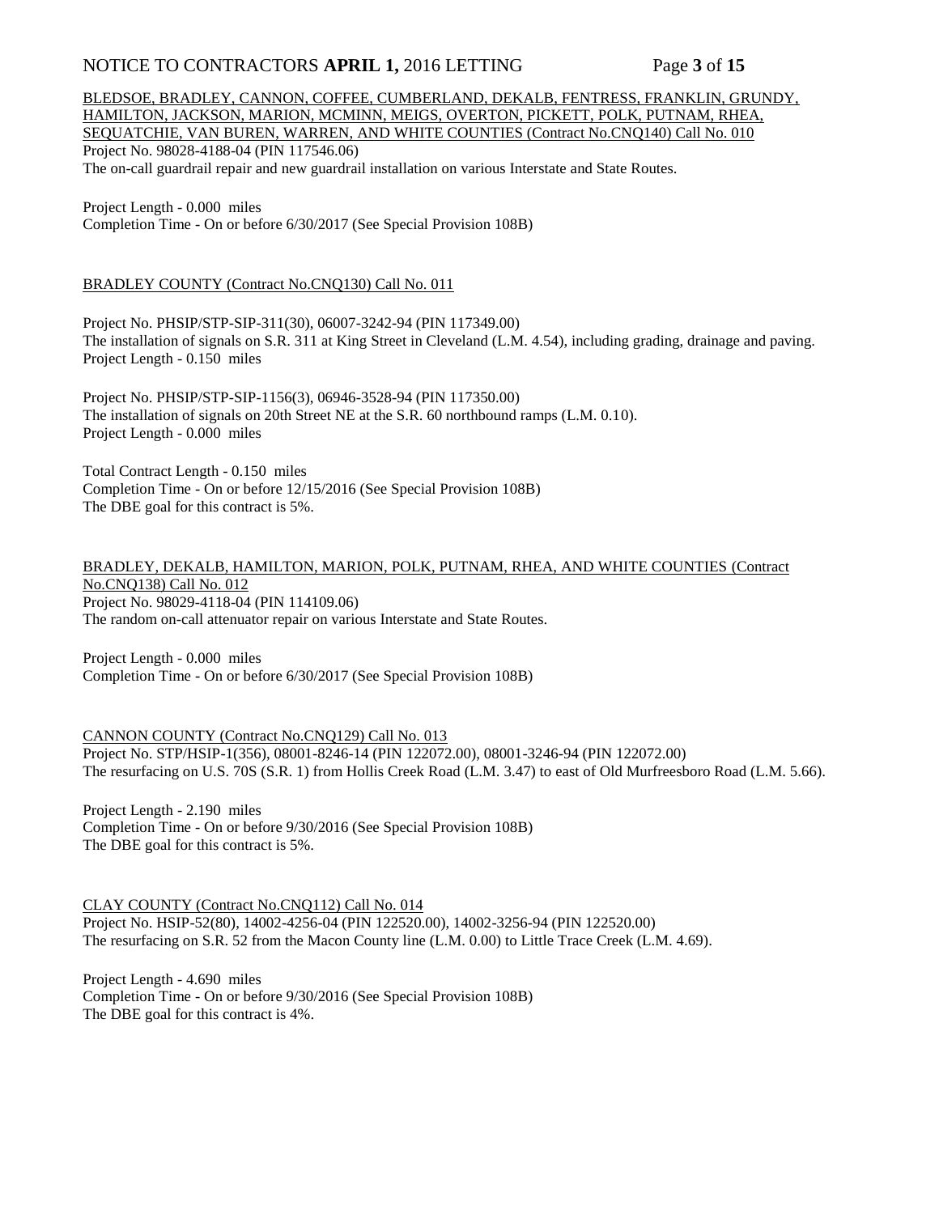BLEDSOE, BRADLEY, CANNON, COFFEE, CUMBERLAND, DEKALB, FENTRESS, FRANKLIN, GRUNDY, HAMILTON, JACKSON, MARION, MCMINN, MEIGS, OVERTON, PICKETT, POLK, PUTNAM, RHEA, SEQUATCHIE, VAN BUREN, WARREN, AND WHITE COUNTIES (Contract No.CNQ140) Call No. 010
Project No. 98028-4188-04 (PIN 117546.06)
The on-call guardrail repair and new guardrail installation on various Interstate and State Routes.

Project Length - 0.000 miles
Completion Time - On or before 6/30/2017 (See Special Provision 108B)

BRADLEY COUNTY (Contract No.CNQ130) Call No. 011

Project No. PHSIP/STP-SIP-311(30), 06007-3242-94 (PIN 117349.00)
The installation of signals on S.R. 311 at King Street in Cleveland (L.M. 4.54), including grading, drainage and paving.
Project Length - 0.150 miles

Project No. PHSIP/STP-SIP-1156(3), 06946-3528-94 (PIN 117350.00)
The installation of signals on 20th Street NE at the S.R. 60 northbound ramps (L.M. 0.10).
Project Length - 0.000 miles

Total Contract Length - 0.150 miles
Completion Time - On or before 12/15/2016 (See Special Provision 108B)
The DBE goal for this contract is 5%.

BRADLEY, DEKALB, HAMILTON, MARION, POLK, PUTNAM, RHEA, AND WHITE COUNTIES (Contract No.CNQ138) Call No. 012
Project No. 98029-4118-04 (PIN 114109.06)
The random on-call attenuator repair on various Interstate and State Routes.

Project Length - 0.000 miles
Completion Time - On or before 6/30/2017 (See Special Provision 108B)

CANNON COUNTY (Contract No.CNQ129) Call No. 013
Project No. STP/HSIP-1(356), 08001-8246-14 (PIN 122072.00), 08001-3246-94 (PIN 122072.00)
The resurfacing on U.S. 70S (S.R. 1) from Hollis Creek Road (L.M. 3.47) to east of Old Murfreesboro Road (L.M. 5.66).

Project Length - 2.190 miles
Completion Time - On or before 9/30/2016 (See Special Provision 108B)
The DBE goal for this contract is 5%.

CLAY COUNTY (Contract No.CNQ112) Call No. 014
Project No. HSIP-52(80), 14002-4256-04 (PIN 122520.00), 14002-3256-94 (PIN 122520.00)
The resurfacing on S.R. 52 from the Macon County line (L.M. 0.00) to Little Trace Creek (L.M. 4.69).

Project Length - 4.690 miles
Completion Time - On or before 9/30/2016 (See Special Provision 108B)
The DBE goal for this contract is 4%.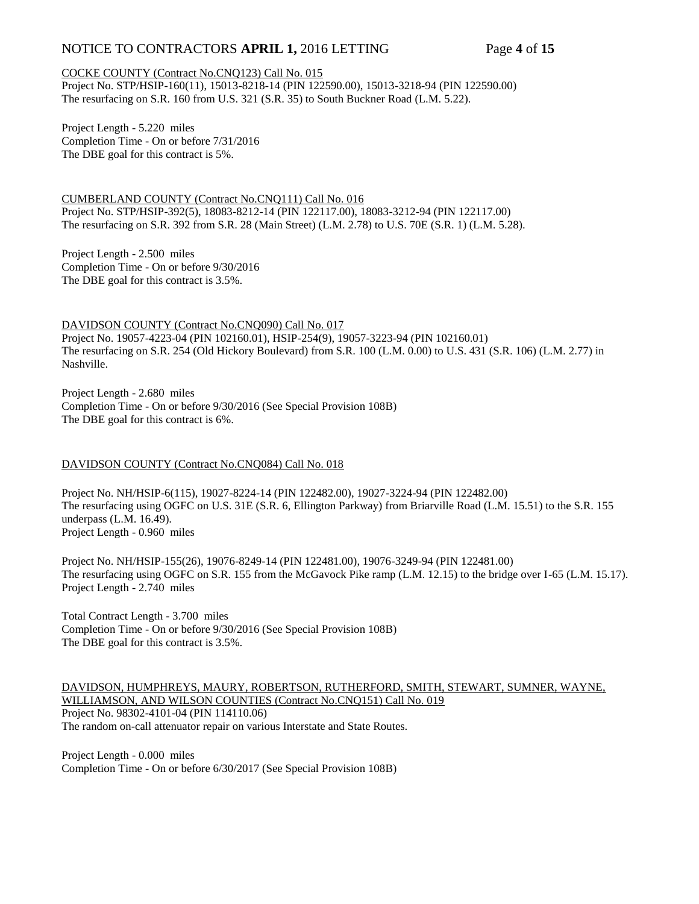COCKE COUNTY (Contract No.CNQ123) Call No. 015
Project No. STP/HSIP-160(11), 15013-8218-14 (PIN 122590.00), 15013-3218-94 (PIN 122590.00)
The resurfacing on S.R. 160 from U.S. 321 (S.R. 35) to South Buckner Road (L.M. 5.22).

Project Length - 5.220 miles
Completion Time - On or before 7/31/2016
The DBE goal for this contract is 5%.

CUMBERLAND COUNTY (Contract No.CNQ111) Call No. 016
Project No. STP/HSIP-392(5), 18083-8212-14 (PIN 122117.00), 18083-3212-94 (PIN 122117.00)
The resurfacing on S.R. 392 from S.R. 28 (Main Street) (L.M. 2.78) to U.S. 70E (S.R. 1) (L.M. 5.28).

Project Length - 2.500 miles
Completion Time - On or before 9/30/2016
The DBE goal for this contract is 3.5%.

DAVIDSON COUNTY (Contract No.CNQ090) Call No. 017
Project No. 19057-4223-04 (PIN 102160.01), HSIP-254(9), 19057-3223-94 (PIN 102160.01)
The resurfacing on S.R. 254 (Old Hickory Boulevard) from S.R. 100 (L.M. 0.00) to U.S. 431 (S.R. 106) (L.M. 2.77) in Nashville.

Project Length - 2.680 miles
Completion Time - On or before 9/30/2016 (See Special Provision 108B)
The DBE goal for this contract is 6%.

DAVIDSON COUNTY (Contract No.CNQ084) Call No. 018

Project No. NH/HSIP-6(115), 19027-8224-14 (PIN 122482.00), 19027-3224-94 (PIN 122482.00)
The resurfacing using OGFC on U.S. 31E (S.R. 6, Ellington Parkway) from Briarville Road (L.M. 15.51) to the S.R. 155 underpass (L.M. 16.49).
Project Length - 0.960 miles

Project No. NH/HSIP-155(26), 19076-8249-14 (PIN 122481.00), 19076-3249-94 (PIN 122481.00)
The resurfacing using OGFC on S.R. 155 from the McGavock Pike ramp (L.M. 12.15) to the bridge over I-65 (L.M. 15.17).
Project Length - 2.740 miles

Total Contract Length - 3.700 miles
Completion Time - On or before 9/30/2016 (See Special Provision 108B)
The DBE goal for this contract is 3.5%.

DAVIDSON, HUMPHREYS, MAURY, ROBERTSON, RUTHERFORD, SMITH, STEWART, SUMNER, WAYNE, WILLIAMSON, AND WILSON COUNTIES (Contract No.CNQ151) Call No. 019
Project No. 98302-4101-04 (PIN 114110.06)
The random on-call attenuator repair on various Interstate and State Routes.

Project Length - 0.000 miles
Completion Time - On or before 6/30/2017 (See Special Provision 108B)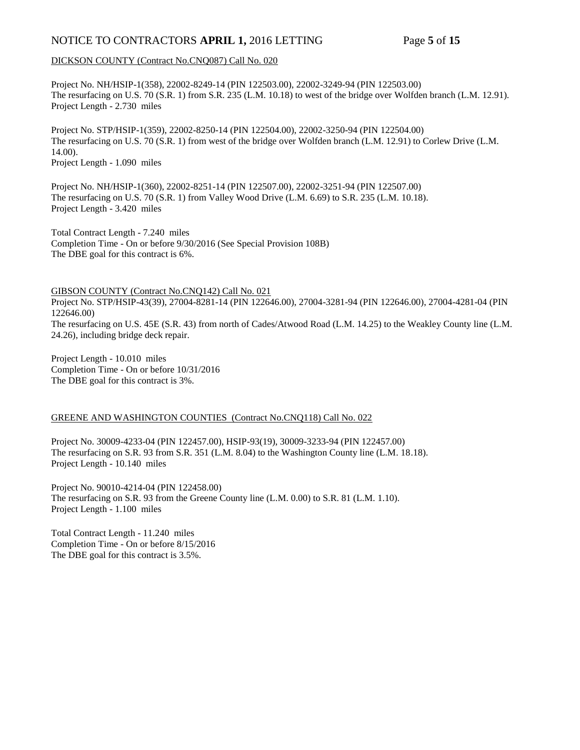DICKSON COUNTY (Contract No.CNQ087) Call No. 020

Project No. NH/HSIP-1(358), 22002-8249-14 (PIN 122503.00), 22002-3249-94 (PIN 122503.00)
The resurfacing on U.S. 70 (S.R. 1) from S.R. 235 (L.M. 10.18) to west of the bridge over Wolfden branch (L.M. 12.91).
Project Length - 2.730 miles

Project No. STP/HSIP-1(359), 22002-8250-14 (PIN 122504.00), 22002-3250-94 (PIN 122504.00)
The resurfacing on U.S. 70 (S.R. 1) from west of the bridge over Wolfden branch (L.M. 12.91) to Corlew Drive (L.M. 14.00).
Project Length - 1.090 miles

Project No. NH/HSIP-1(360), 22002-8251-14 (PIN 122507.00), 22002-3251-94 (PIN 122507.00)
The resurfacing on U.S. 70 (S.R. 1) from Valley Wood Drive (L.M. 6.69) to S.R. 235 (L.M. 10.18).
Project Length - 3.420 miles

Total Contract Length - 7.240 miles
Completion Time - On or before 9/30/2016 (See Special Provision 108B)
The DBE goal for this contract is 6%.

GIBSON COUNTY (Contract No.CNQ142) Call No. 021
Project No. STP/HSIP-43(39), 27004-8281-14 (PIN 122646.00), 27004-3281-94 (PIN 122646.00), 27004-4281-04 (PIN 122646.00)
The resurfacing on U.S. 45E (S.R. 43) from north of Cades/Atwood Road (L.M. 14.25) to the Weakley County line (L.M. 24.26), including bridge deck repair.

Project Length - 10.010 miles
Completion Time - On or before 10/31/2016
The DBE goal for this contract is 3%.

GREENE AND WASHINGTON COUNTIES (Contract No.CNQ118) Call No. 022

Project No. 30009-4233-04 (PIN 122457.00), HSIP-93(19), 30009-3233-94 (PIN 122457.00)
The resurfacing on S.R. 93 from S.R. 351 (L.M. 8.04) to the Washington County line (L.M. 18.18).
Project Length - 10.140 miles

Project No. 90010-4214-04 (PIN 122458.00)
The resurfacing on S.R. 93 from the Greene County line (L.M. 0.00) to S.R. 81 (L.M. 1.10).
Project Length - 1.100 miles

Total Contract Length - 11.240 miles
Completion Time - On or before 8/15/2016
The DBE goal for this contract is 3.5%.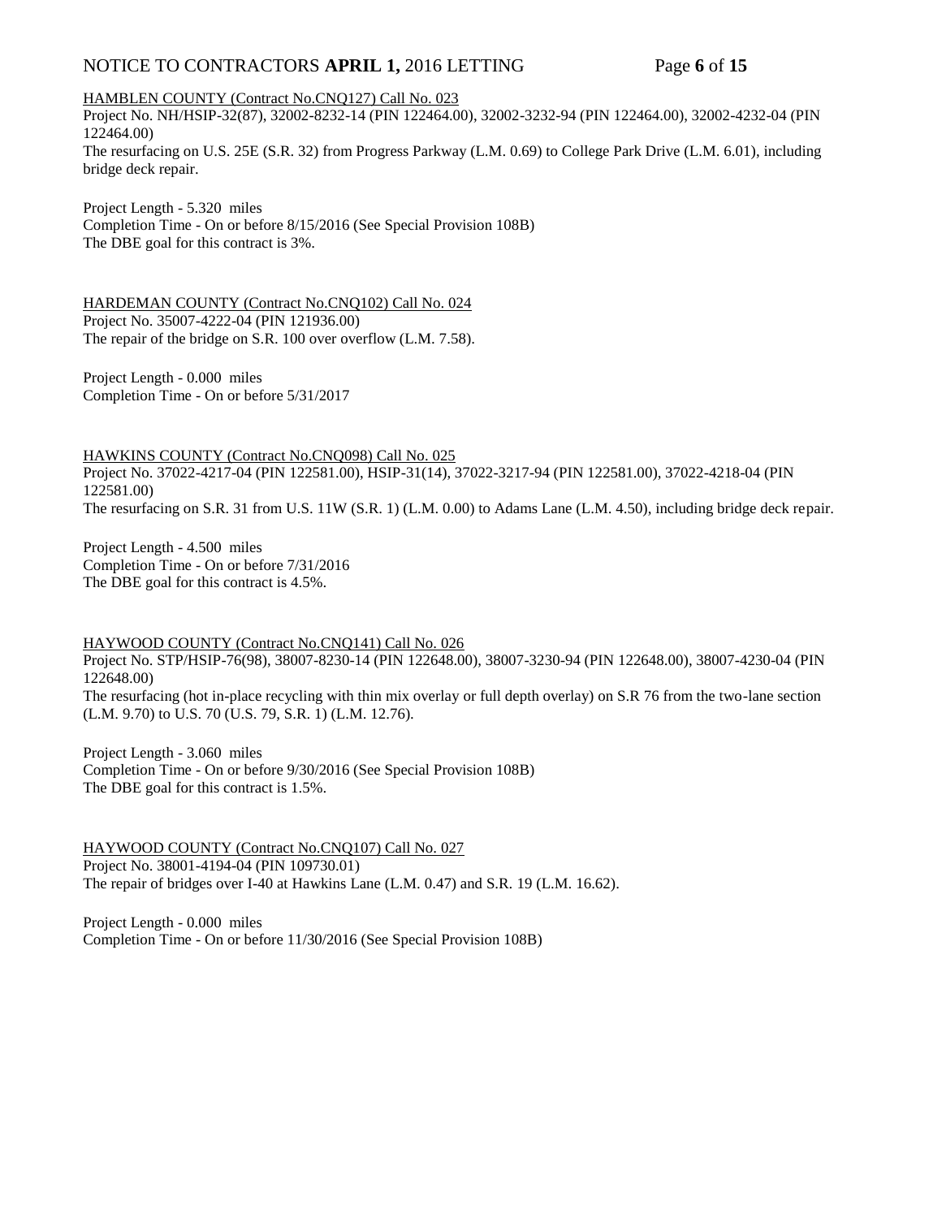HAMBLEN COUNTY (Contract No.CNQ127) Call No. 023

Project No. NH/HSIP-32(87), 32002-8232-14 (PIN 122464.00), 32002-3232-94 (PIN 122464.00), 32002-4232-04 (PIN 122464.00)

The resurfacing on U.S. 25E (S.R. 32) from Progress Parkway (L.M. 0.69) to College Park Drive (L.M. 6.01), including bridge deck repair.

Project Length - 5.320 miles

Completion Time - On or before 8/15/2016 (See Special Provision 108B)

The DBE goal for this contract is 3%.

HARDEMAN COUNTY (Contract No.CNQ102) Call No. 024

Project No. 35007-4222-04 (PIN 121936.00)

The repair of the bridge on S.R. 100 over overflow (L.M. 7.58).

Project Length - 0.000 miles

Completion Time - On or before 5/31/2017

HAWKINS COUNTY (Contract No.CNQ098) Call No. 025

Project No. 37022-4217-04 (PIN 122581.00), HSIP-31(14), 37022-3217-94 (PIN 122581.00), 37022-4218-04 (PIN 122581.00)

The resurfacing on S.R. 31 from U.S. 11W (S.R. 1) (L.M. 0.00) to Adams Lane (L.M. 4.50), including bridge deck repair.

Project Length - 4.500 miles

Completion Time - On or before 7/31/2016

The DBE goal for this contract is 4.5%.

HAYWOOD COUNTY (Contract No.CNQ141) Call No. 026

Project No. STP/HSIP-76(98), 38007-8230-14 (PIN 122648.00), 38007-3230-94 (PIN 122648.00), 38007-4230-04 (PIN 122648.00)

The resurfacing (hot in-place recycling with thin mix overlay or full depth overlay) on S.R 76 from the two-lane section (L.M. 9.70) to U.S. 70 (U.S. 79, S.R. 1) (L.M. 12.76).

Project Length - 3.060 miles

Completion Time - On or before 9/30/2016 (See Special Provision 108B)

The DBE goal for this contract is 1.5%.

HAYWOOD COUNTY (Contract No.CNQ107) Call No. 027

Project No. 38001-4194-04 (PIN 109730.01)

The repair of bridges over I-40 at Hawkins Lane (L.M. 0.47) and S.R. 19 (L.M. 16.62).

Project Length - 0.000 miles

Completion Time - On or before 11/30/2016 (See Special Provision 108B)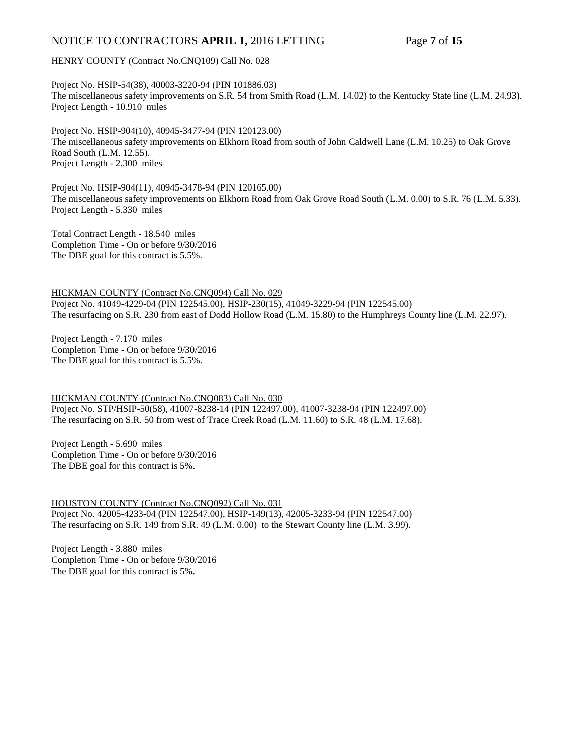HENRY COUNTY (Contract No.CNQ109) Call No. 028

Project No. HSIP-54(38), 40003-3220-94 (PIN 101886.03)
The miscellaneous safety improvements on S.R. 54 from Smith Road (L.M. 14.02) to the Kentucky State line (L.M. 24.93).
Project Length - 10.910 miles

Project No. HSIP-904(10), 40945-3477-94 (PIN 120123.00)
The miscellaneous safety improvements on Elkhorn Road from south of John Caldwell Lane (L.M. 10.25) to Oak Grove Road South (L.M. 12.55).
Project Length - 2.300 miles

Project No. HSIP-904(11), 40945-3478-94 (PIN 120165.00)
The miscellaneous safety improvements on Elkhorn Road from Oak Grove Road South (L.M. 0.00) to S.R. 76 (L.M. 5.33).
Project Length - 5.330 miles

Total Contract Length - 18.540 miles
Completion Time - On or before 9/30/2016
The DBE goal for this contract is 5.5%.

HICKMAN COUNTY (Contract No.CNQ094) Call No. 029
Project No. 41049-4229-04 (PIN 122545.00), HSIP-230(15), 41049-3229-94 (PIN 122545.00)
The resurfacing on S.R. 230 from east of Dodd Hollow Road (L.M. 15.80) to the Humphreys County line (L.M. 22.97).

Project Length - 7.170 miles
Completion Time - On or before 9/30/2016
The DBE goal for this contract is 5.5%.

HICKMAN COUNTY (Contract No.CNQ083) Call No. 030
Project No. STP/HSIP-50(58), 41007-8238-14 (PIN 122497.00), 41007-3238-94 (PIN 122497.00)
The resurfacing on S.R. 50 from west of Trace Creek Road (L.M. 11.60) to S.R. 48 (L.M. 17.68).

Project Length - 5.690 miles
Completion Time - On or before 9/30/2016
The DBE goal for this contract is 5%.

HOUSTON COUNTY (Contract No.CNQ092) Call No. 031
Project No. 42005-4233-04 (PIN 122547.00), HSIP-149(13), 42005-3233-94 (PIN 122547.00)
The resurfacing on S.R. 149 from S.R. 49 (L.M. 0.00) to the Stewart County line (L.M. 3.99).

Project Length - 3.880 miles
Completion Time - On or before 9/30/2016
The DBE goal for this contract is 5%.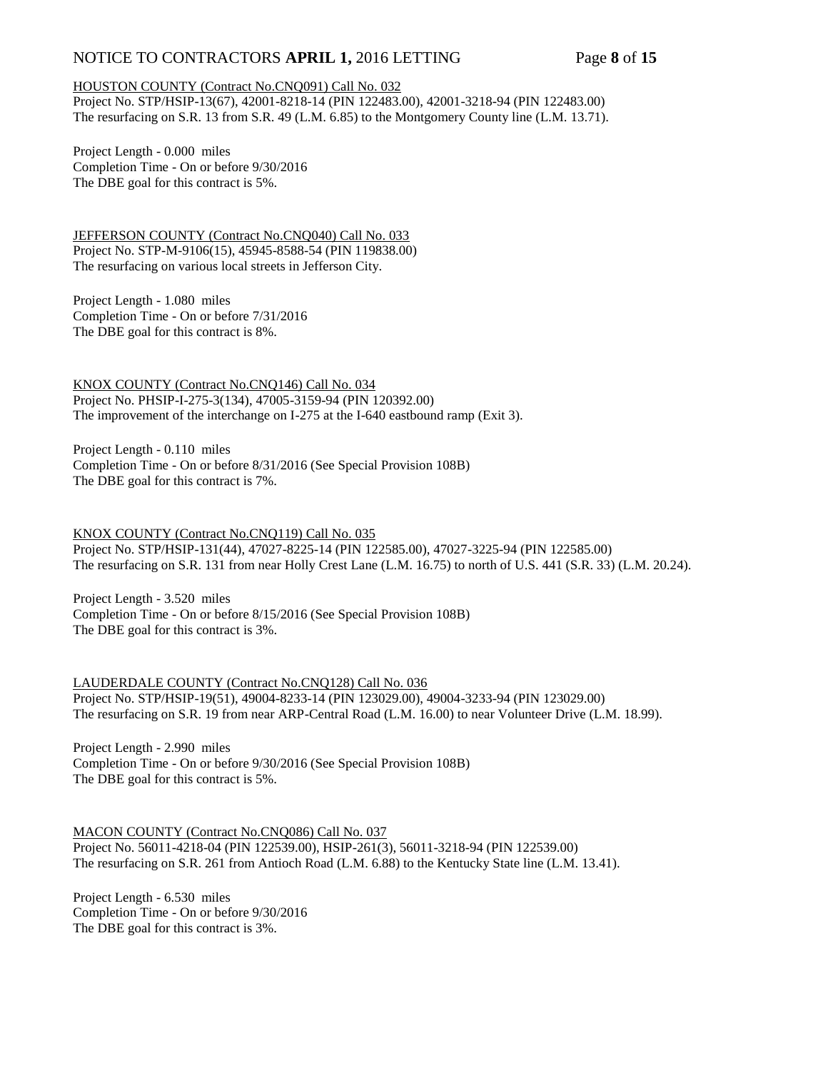HOUSTON COUNTY (Contract No.CNQ091) Call No. 032
Project No. STP/HSIP-13(67), 42001-8218-14 (PIN 122483.00), 42001-3218-94 (PIN 122483.00)
The resurfacing on S.R. 13 from S.R. 49 (L.M. 6.85) to the Montgomery County line (L.M. 13.71).

Project Length - 0.000 miles
Completion Time - On or before 9/30/2016
The DBE goal for this contract is 5%.

JEFFERSON COUNTY (Contract No.CNQ040) Call No. 033
Project No. STP-M-9106(15), 45945-8588-54 (PIN 119838.00)
The resurfacing on various local streets in Jefferson City.

Project Length - 1.080 miles
Completion Time - On or before 7/31/2016
The DBE goal for this contract is 8%.

KNOX COUNTY (Contract No.CNQ146) Call No. 034
Project No. PHSIP-I-275-3(134), 47005-3159-94 (PIN 120392.00)
The improvement of the interchange on I-275 at the I-640 eastbound ramp (Exit 3).

Project Length - 0.110 miles
Completion Time - On or before 8/31/2016 (See Special Provision 108B)
The DBE goal for this contract is 7%.

KNOX COUNTY (Contract No.CNQ119) Call No. 035
Project No. STP/HSIP-131(44), 47027-8225-14 (PIN 122585.00), 47027-3225-94 (PIN 122585.00)
The resurfacing on S.R. 131 from near Holly Crest Lane (L.M. 16.75) to north of U.S. 441 (S.R. 33) (L.M. 20.24).

Project Length - 3.520 miles
Completion Time - On or before 8/15/2016 (See Special Provision 108B)
The DBE goal for this contract is 3%.

LAUDERDALE COUNTY (Contract No.CNQ128) Call No. 036
Project No. STP/HSIP-19(51), 49004-8233-14 (PIN 123029.00), 49004-3233-94 (PIN 123029.00)
The resurfacing on S.R. 19 from near ARP-Central Road (L.M. 16.00) to near Volunteer Drive (L.M. 18.99).

Project Length - 2.990 miles
Completion Time - On or before 9/30/2016 (See Special Provision 108B)
The DBE goal for this contract is 5%.

MACON COUNTY (Contract No.CNQ086) Call No. 037
Project No. 56011-4218-04 (PIN 122539.00), HSIP-261(3), 56011-3218-94 (PIN 122539.00)
The resurfacing on S.R. 261 from Antioch Road (L.M. 6.88) to the Kentucky State line (L.M. 13.41).

Project Length - 6.530 miles
Completion Time - On or before 9/30/2016
The DBE goal for this contract is 3%.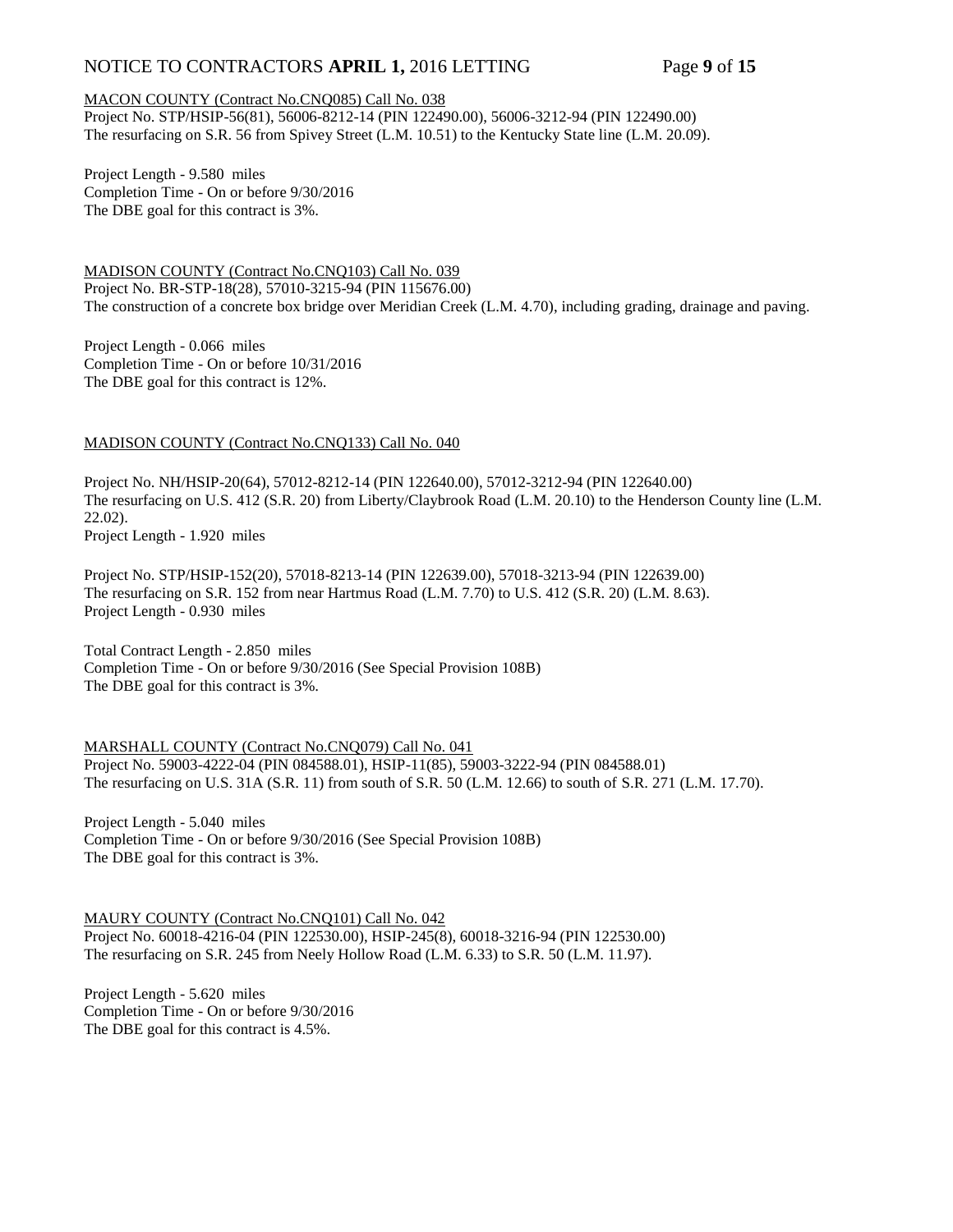MACON COUNTY (Contract No.CNQ085) Call No. 038
Project No. STP/HSIP-56(81), 56006-8212-14 (PIN 122490.00), 56006-3212-94 (PIN 122490.00)
The resurfacing on S.R. 56 from Spivey Street (L.M. 10.51) to the Kentucky State line (L.M. 20.09).

Project Length - 9.580 miles
Completion Time - On or before 9/30/2016
The DBE goal for this contract is 3%.

MADISON COUNTY (Contract No.CNQ103) Call No. 039
Project No. BR-STP-18(28), 57010-3215-94 (PIN 115676.00)
The construction of a concrete box bridge over Meridian Creek (L.M. 4.70), including grading, drainage and paving.

Project Length - 0.066 miles
Completion Time - On or before 10/31/2016
The DBE goal for this contract is 12%.

MADISON COUNTY (Contract No.CNQ133) Call No. 040

Project No. NH/HSIP-20(64), 57012-8212-14 (PIN 122640.00), 57012-3212-94 (PIN 122640.00)
The resurfacing on U.S. 412 (S.R. 20) from Liberty/Claybrook Road (L.M. 20.10) to the Henderson County line (L.M. 22.02).
Project Length - 1.920 miles

Project No. STP/HSIP-152(20), 57018-8213-14 (PIN 122639.00), 57018-3213-94 (PIN 122639.00)
The resurfacing on S.R. 152 from near Hartmus Road (L.M. 7.70) to U.S. 412 (S.R. 20) (L.M. 8.63).
Project Length - 0.930 miles

Total Contract Length - 2.850 miles
Completion Time - On or before 9/30/2016 (See Special Provision 108B)
The DBE goal for this contract is 3%.

MARSHALL COUNTY (Contract No.CNQ079) Call No. 041
Project No. 59003-4222-04 (PIN 084588.01), HSIP-11(85), 59003-3222-94 (PIN 084588.01)
The resurfacing on U.S. 31A (S.R. 11) from south of S.R. 50 (L.M. 12.66) to south of S.R. 271 (L.M. 17.70).

Project Length - 5.040 miles
Completion Time - On or before 9/30/2016 (See Special Provision 108B)
The DBE goal for this contract is 3%.

MAURY COUNTY (Contract No.CNQ101) Call No. 042
Project No. 60018-4216-04 (PIN 122530.00), HSIP-245(8), 60018-3216-94 (PIN 122530.00)
The resurfacing on S.R. 245 from Neely Hollow Road (L.M. 6.33) to S.R. 50 (L.M. 11.97).

Project Length - 5.620 miles
Completion Time - On or before 9/30/2016
The DBE goal for this contract is 4.5%.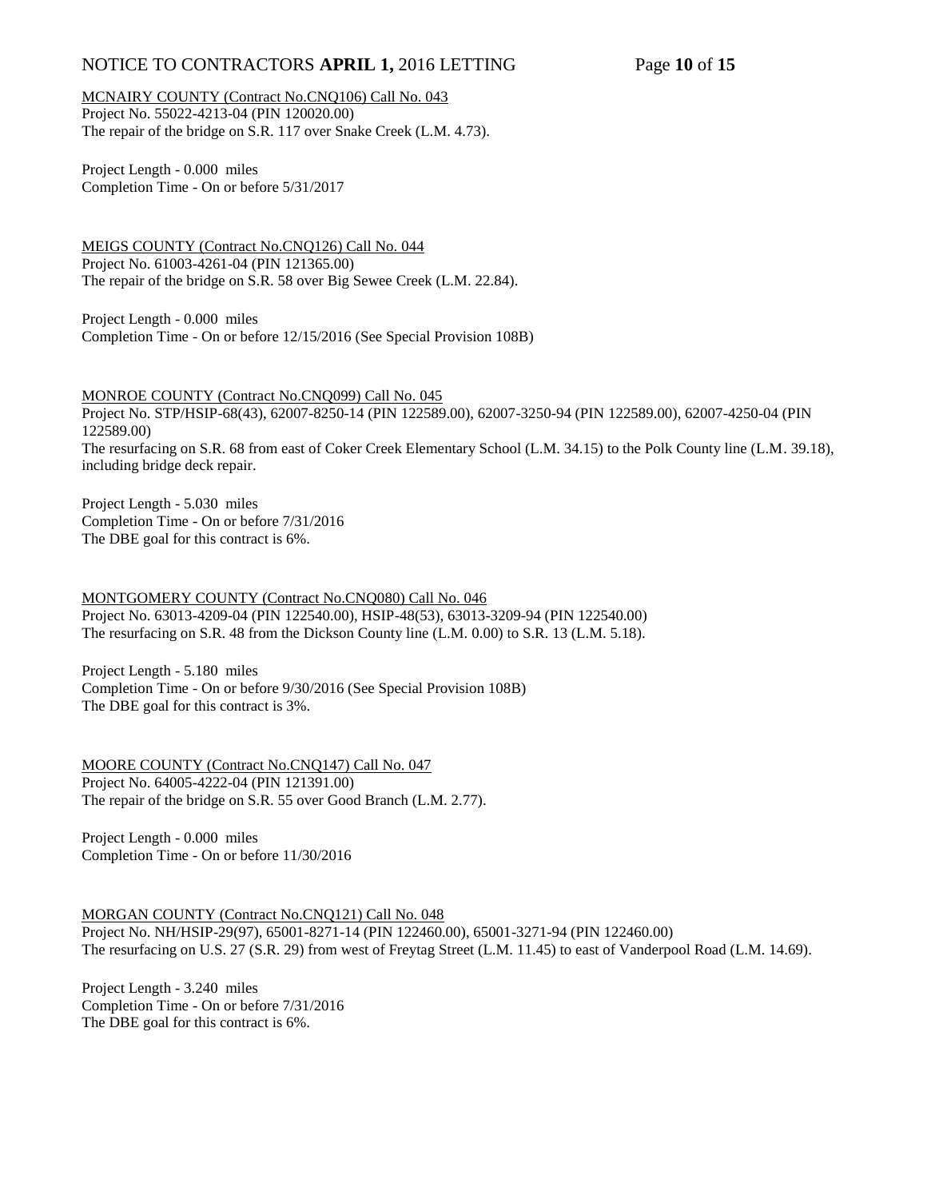MCNAIRY COUNTY (Contract No.CNQ106) Call No. 043
Project No. 55022-4213-04 (PIN 120020.00)
The repair of the bridge on S.R. 117 over Snake Creek (L.M. 4.73).

Project Length - 0.000 miles
Completion Time - On or before 5/31/2017

MEIGS COUNTY (Contract No.CNQ126) Call No. 044
Project No. 61003-4261-04 (PIN 121365.00)
The repair of the bridge on S.R. 58 over Big Sewee Creek (L.M. 22.84).

Project Length - 0.000 miles
Completion Time - On or before 12/15/2016 (See Special Provision 108B)

MONROE COUNTY (Contract No.CNQ099) Call No. 045
Project No. STP/HSIP-68(43), 62007-8250-14 (PIN 122589.00), 62007-3250-94 (PIN 122589.00), 62007-4250-04 (PIN 122589.00)
The resurfacing on S.R. 68 from east of Coker Creek Elementary School (L.M. 34.15) to the Polk County line (L.M. 39.18), including bridge deck repair.

Project Length - 5.030 miles
Completion Time - On or before 7/31/2016
The DBE goal for this contract is 6%.

MONTGOMERY COUNTY (Contract No.CNQ080) Call No. 046
Project No. 63013-4209-04 (PIN 122540.00), HSIP-48(53), 63013-3209-94 (PIN 122540.00)
The resurfacing on S.R. 48 from the Dickson County line (L.M. 0.00) to S.R. 13 (L.M. 5.18).

Project Length - 5.180 miles
Completion Time - On or before 9/30/2016 (See Special Provision 108B)
The DBE goal for this contract is 3%.

MOORE COUNTY (Contract No.CNQ147) Call No. 047
Project No. 64005-4222-04 (PIN 121391.00)
The repair of the bridge on S.R. 55 over Good Branch (L.M. 2.77).

Project Length - 0.000 miles
Completion Time - On or before 11/30/2016

MORGAN COUNTY (Contract No.CNQ121) Call No. 048
Project No. NH/HSIP-29(97), 65001-8271-14 (PIN 122460.00), 65001-3271-94 (PIN 122460.00)
The resurfacing on U.S. 27 (S.R. 29) from west of Freytag Street (L.M. 11.45) to east of Vanderpool Road (L.M. 14.69).

Project Length - 3.240 miles
Completion Time - On or before 7/31/2016
The DBE goal for this contract is 6%.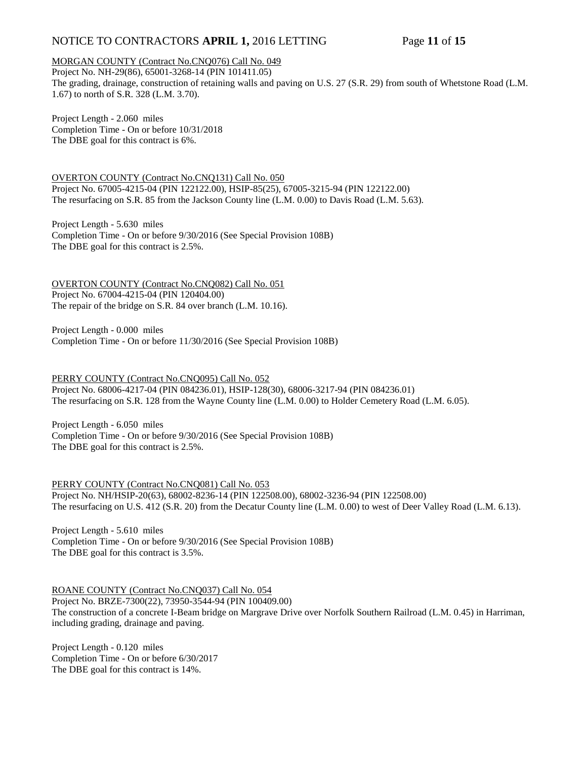MORGAN COUNTY (Contract No.CNQ076) Call No. 049
Project No. NH-29(86), 65001-3268-14 (PIN 101411.05)
The grading, drainage, construction of retaining walls and paving on U.S. 27 (S.R. 29) from south of Whetstone Road (L.M. 1.67) to north of S.R. 328 (L.M. 3.70).

Project Length - 2.060 miles
Completion Time - On or before 10/31/2018
The DBE goal for this contract is 6%.

OVERTON COUNTY (Contract No.CNQ131) Call No. 050
Project No. 67005-4215-04 (PIN 122122.00), HSIP-85(25), 67005-3215-94 (PIN 122122.00)
The resurfacing on S.R. 85 from the Jackson County line (L.M. 0.00) to Davis Road (L.M. 5.63).

Project Length - 5.630 miles
Completion Time - On or before 9/30/2016 (See Special Provision 108B)
The DBE goal for this contract is 2.5%.

OVERTON COUNTY (Contract No.CNQ082) Call No. 051
Project No. 67004-4215-04 (PIN 120404.00)
The repair of the bridge on S.R. 84 over branch (L.M. 10.16).

Project Length - 0.000 miles
Completion Time - On or before 11/30/2016 (See Special Provision 108B)

PERRY COUNTY (Contract No.CNQ095) Call No. 052
Project No. 68006-4217-04 (PIN 084236.01), HSIP-128(30), 68006-3217-94 (PIN 084236.01)
The resurfacing on S.R. 128 from the Wayne County line (L.M. 0.00) to Holder Cemetery Road (L.M. 6.05).

Project Length - 6.050 miles
Completion Time - On or before 9/30/2016 (See Special Provision 108B)
The DBE goal for this contract is 2.5%.

PERRY COUNTY (Contract No.CNQ081) Call No. 053
Project No. NH/HSIP-20(63), 68002-8236-14 (PIN 122508.00), 68002-3236-94 (PIN 122508.00)
The resurfacing on U.S. 412 (S.R. 20) from the Decatur County line (L.M. 0.00) to west of Deer Valley Road (L.M. 6.13).

Project Length - 5.610 miles
Completion Time - On or before 9/30/2016 (See Special Provision 108B)
The DBE goal for this contract is 3.5%.

ROANE COUNTY (Contract No.CNQ037) Call No. 054
Project No. BRZE-7300(22), 73950-3544-94 (PIN 100409.00)
The construction of a concrete I-Beam bridge on Margrave Drive over Norfolk Southern Railroad (L.M. 0.45) in Harriman, including grading, drainage and paving.

Project Length - 0.120 miles
Completion Time - On or before 6/30/2017
The DBE goal for this contract is 14%.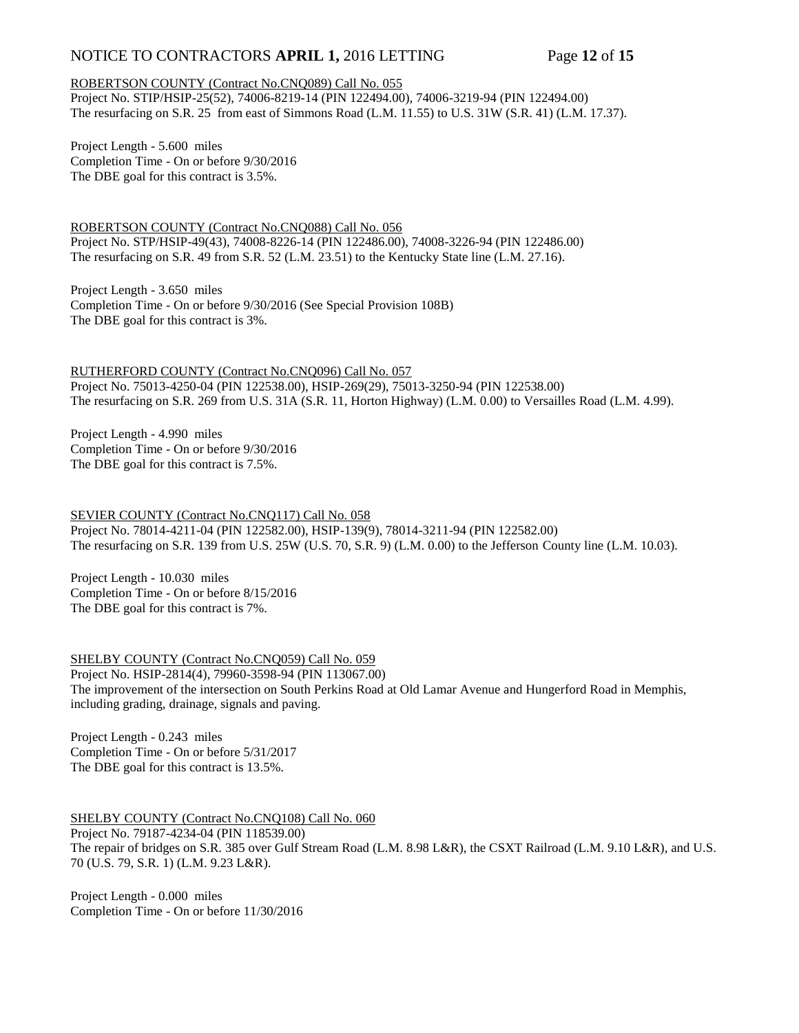ROBERTSON COUNTY (Contract No.CNQ089) Call No. 055
Project No. STIP/HSIP-25(52), 74006-8219-14 (PIN 122494.00), 74006-3219-94 (PIN 122494.00)
The resurfacing on S.R. 25 from east of Simmons Road (L.M. 11.55) to U.S. 31W (S.R. 41) (L.M. 17.37).

Project Length - 5.600 miles
Completion Time - On or before 9/30/2016
The DBE goal for this contract is 3.5%.

ROBERTSON COUNTY (Contract No.CNQ088) Call No. 056
Project No. STP/HSIP-49(43), 74008-8226-14 (PIN 122486.00), 74008-3226-94 (PIN 122486.00)
The resurfacing on S.R. 49 from S.R. 52 (L.M. 23.51) to the Kentucky State line (L.M. 27.16).

Project Length - 3.650 miles
Completion Time - On or before 9/30/2016 (See Special Provision 108B)
The DBE goal for this contract is 3%.

RUTHERFORD COUNTY (Contract No.CNQ096) Call No. 057
Project No. 75013-4250-04 (PIN 122538.00), HSIP-269(29), 75013-3250-94 (PIN 122538.00)
The resurfacing on S.R. 269 from U.S. 31A (S.R. 11, Horton Highway) (L.M. 0.00) to Versailles Road (L.M. 4.99).

Project Length - 4.990 miles
Completion Time - On or before 9/30/2016
The DBE goal for this contract is 7.5%.

SEVIER COUNTY (Contract No.CNQ117) Call No. 058
Project No. 78014-4211-04 (PIN 122582.00), HSIP-139(9), 78014-3211-94 (PIN 122582.00)
The resurfacing on S.R. 139 from U.S. 25W (U.S. 70, S.R. 9) (L.M. 0.00) to the Jefferson County line (L.M. 10.03).

Project Length - 10.030 miles
Completion Time - On or before 8/15/2016
The DBE goal for this contract is 7%.

SHELBY COUNTY (Contract No.CNQ059) Call No. 059
Project No. HSIP-2814(4), 79960-3598-94 (PIN 113067.00)
The improvement of the intersection on South Perkins Road at Old Lamar Avenue and Hungerford Road in Memphis, including grading, drainage, signals and paving.

Project Length - 0.243 miles
Completion Time - On or before 5/31/2017
The DBE goal for this contract is 13.5%.

SHELBY COUNTY (Contract No.CNQ108) Call No. 060
Project No. 79187-4234-04 (PIN 118539.00)
The repair of bridges on S.R. 385 over Gulf Stream Road (L.M. 8.98 L&R), the CSXT Railroad (L.M. 9.10 L&R), and U.S. 70 (U.S. 79, S.R. 1) (L.M. 9.23 L&R).

Project Length - 0.000 miles
Completion Time - On or before 11/30/2016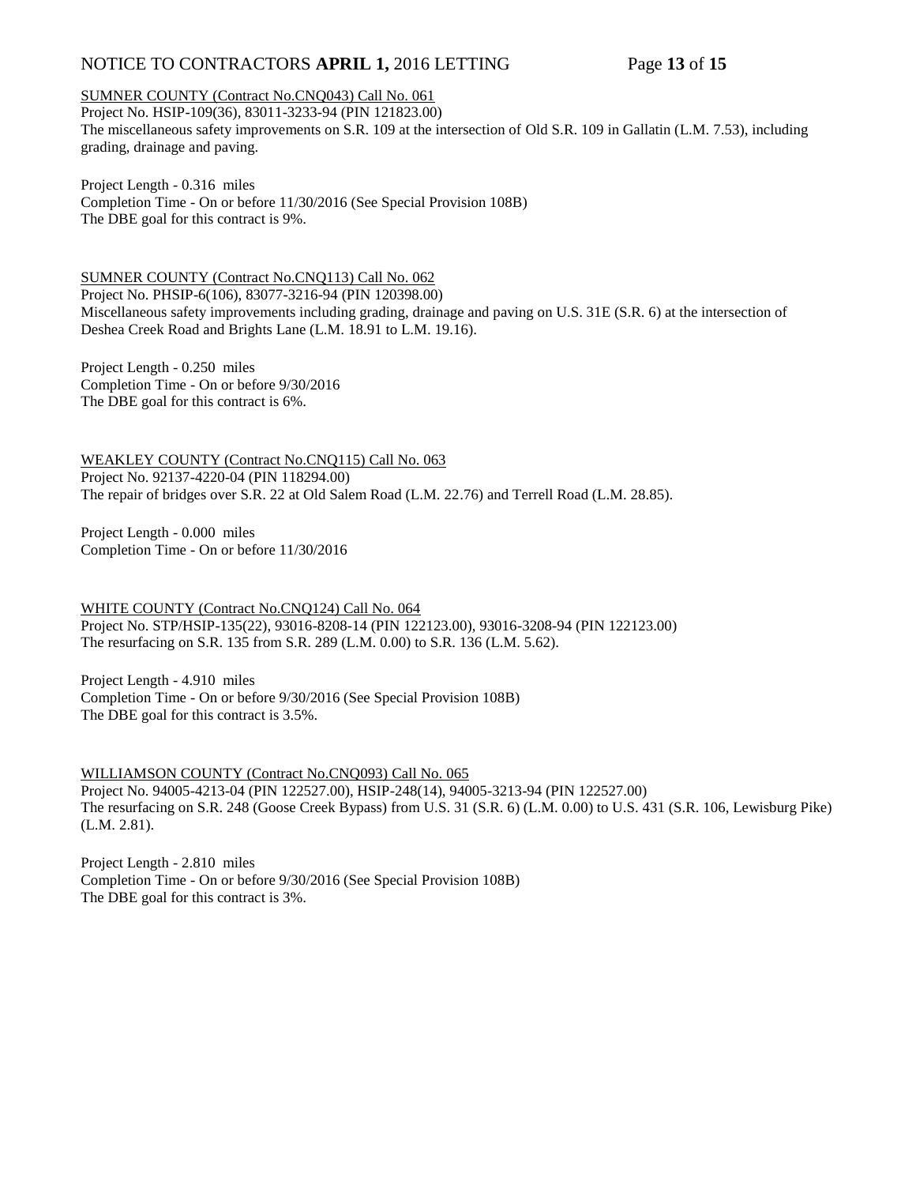SUMNER COUNTY (Contract No.CNQ043) Call No. 061
Project No. HSIP-109(36), 83011-3233-94 (PIN 121823.00)
The miscellaneous safety improvements on S.R. 109 at the intersection of Old S.R. 109 in Gallatin (L.M. 7.53), including grading, drainage and paving.

Project Length - 0.316 miles
Completion Time - On or before 11/30/2016 (See Special Provision 108B)
The DBE goal for this contract is 9%.

SUMNER COUNTY (Contract No.CNQ113) Call No. 062
Project No. PHSIP-6(106), 83077-3216-94 (PIN 120398.00)
Miscellaneous safety improvements including grading, drainage and paving on U.S. 31E (S.R. 6) at the intersection of Deshea Creek Road and Brights Lane (L.M. 18.91 to L.M. 19.16).

Project Length - 0.250 miles
Completion Time - On or before 9/30/2016
The DBE goal for this contract is 6%.

WEAKLEY COUNTY (Contract No.CNQ115) Call No. 063
Project No. 92137-4220-04 (PIN 118294.00)
The repair of bridges over S.R. 22 at Old Salem Road (L.M. 22.76) and Terrell Road (L.M. 28.85).

Project Length - 0.000 miles
Completion Time - On or before 11/30/2016

WHITE COUNTY (Contract No.CNQ124) Call No. 064
Project No. STP/HSIP-135(22), 93016-8208-14 (PIN 122123.00), 93016-3208-94 (PIN 122123.00)
The resurfacing on S.R. 135 from S.R. 289 (L.M. 0.00) to S.R. 136 (L.M. 5.62).

Project Length - 4.910 miles
Completion Time - On or before 9/30/2016 (See Special Provision 108B)
The DBE goal for this contract is 3.5%.

WILLIAMSON COUNTY (Contract No.CNQ093) Call No. 065
Project No. 94005-4213-04 (PIN 122527.00), HSIP-248(14), 94005-3213-94 (PIN 122527.00)
The resurfacing on S.R. 248 (Goose Creek Bypass) from U.S. 31 (S.R. 6) (L.M. 0.00) to U.S. 431 (S.R. 106, Lewisburg Pike) (L.M. 2.81).

Project Length - 2.810 miles
Completion Time - On or before 9/30/2016 (See Special Provision 108B)
The DBE goal for this contract is 3%.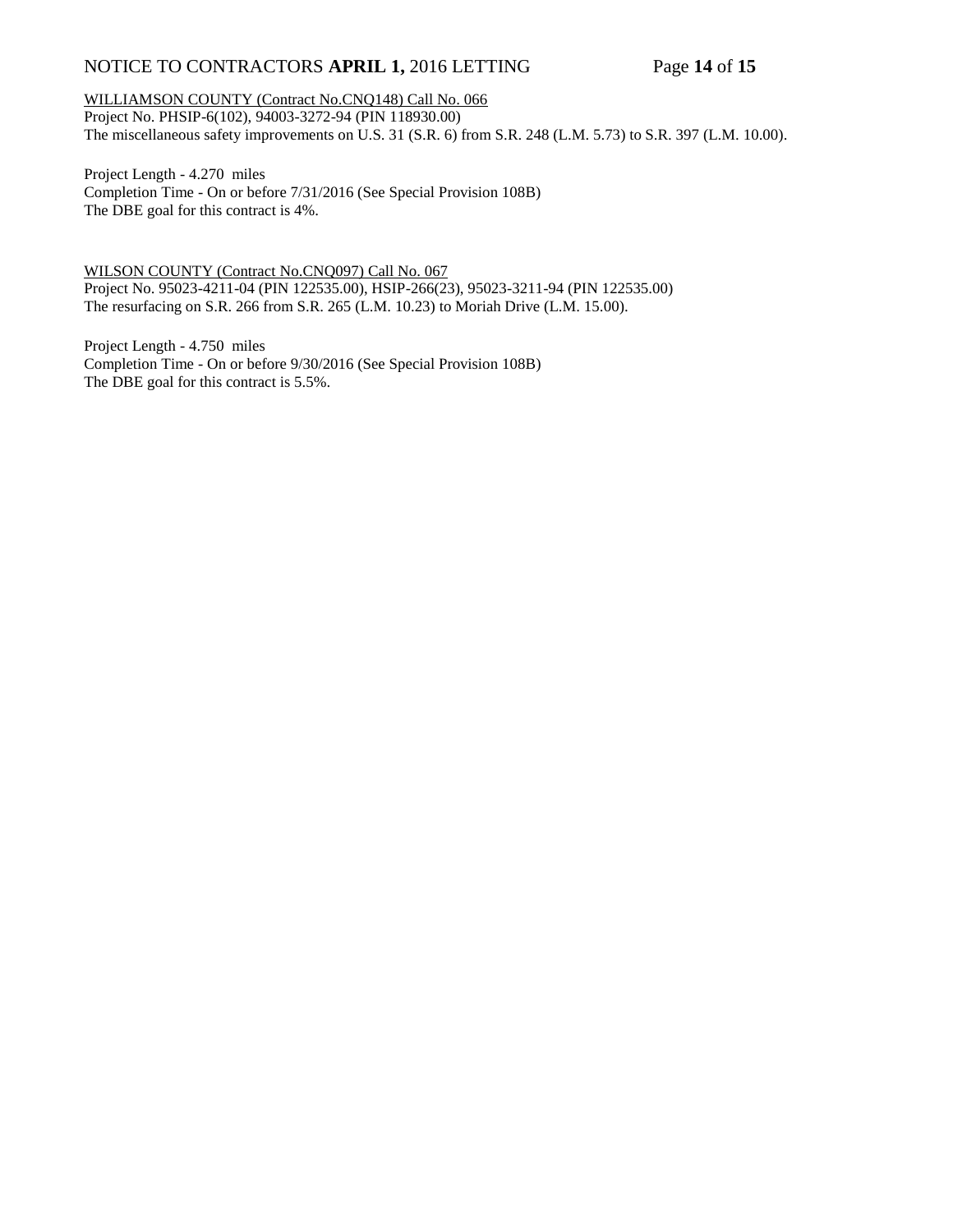WILLIAMSON COUNTY (Contract No.CNQ148) Call No. 066

Project No. PHSIP-6(102), 94003-3272-94 (PIN 118930.00)

The miscellaneous safety improvements on U.S. 31 (S.R. 6) from S.R. 248 (L.M. 5.73) to S.R. 397 (L.M. 10.00).

Project Length - 4.270 miles

Completion Time - On or before 7/31/2016 (See Special Provision 108B)

The DBE goal for this contract is 4%.

WILSON COUNTY (Contract No.CNQ097) Call No. 067

Project No. 95023-4211-04 (PIN 122535.00), HSIP-266(23), 95023-3211-94 (PIN 122535.00)

The resurfacing on S.R. 266 from S.R. 265 (L.M. 10.23) to Moriah Drive (L.M. 15.00).

Project Length - 4.750 miles

Completion Time - On or before 9/30/2016 (See Special Provision 108B)

The DBE goal for this contract is 5.5%.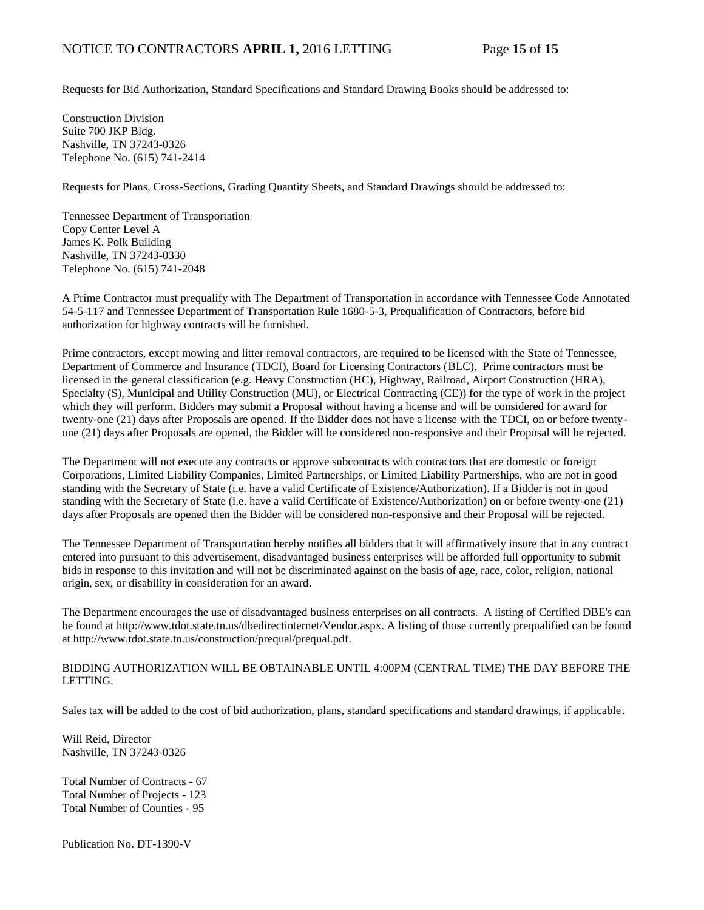Requests for Bid Authorization, Standard Specifications and Standard Drawing Books should be addressed to:

Construction Division
Suite 700 JKP Bldg.
Nashville, TN 37243-0326
Telephone No. (615) 741-2414

Requests for Plans, Cross-Sections, Grading Quantity Sheets, and Standard Drawings should be addressed to:

Tennessee Department of Transportation
Copy Center Level A
James K. Polk Building
Nashville, TN 37243-0330
Telephone No. (615) 741-2048

A Prime Contractor must prequalify with The Department of Transportation in accordance with Tennessee Code Annotated 54-5-117 and Tennessee Department of Transportation Rule 1680-5-3, Prequalification of Contractors, before bid authorization for highway contracts will be furnished.

Prime contractors, except mowing and litter removal contractors, are required to be licensed with the State of Tennessee, Department of Commerce and Insurance (TDCI), Board for Licensing Contractors (BLC). Prime contractors must be licensed in the general classification (e.g. Heavy Construction (HC), Highway, Railroad, Airport Construction (HRA), Specialty (S), Municipal and Utility Construction (MU), or Electrical Contracting (CE)) for the type of work in the project which they will perform. Bidders may submit a Proposal without having a license and will be considered for award for twenty-one (21) days after Proposals are opened. If the Bidder does not have a license with the TDCI, on or before twenty-one (21) days after Proposals are opened, the Bidder will be considered non-responsive and their Proposal will be rejected.

The Department will not execute any contracts or approve subcontracts with contractors that are domestic or foreign Corporations, Limited Liability Companies, Limited Partnerships, or Limited Liability Partnerships, who are not in good standing with the Secretary of State (i.e. have a valid Certificate of Existence/Authorization). If a Bidder is not in good standing with the Secretary of State (i.e. have a valid Certificate of Existence/Authorization) on or before twenty-one (21) days after Proposals are opened then the Bidder will be considered non-responsive and their Proposal will be rejected.

The Tennessee Department of Transportation hereby notifies all bidders that it will affirmatively insure that in any contract entered into pursuant to this advertisement, disadvantaged business enterprises will be afforded full opportunity to submit bids in response to this invitation and will not be discriminated against on the basis of age, race, color, religion, national origin, sex, or disability in consideration for an award.

The Department encourages the use of disadvantaged business enterprises on all contracts. A listing of Certified DBE's can be found at http://www.tdot.state.tn.us/dbedirectinternet/Vendor.aspx. A listing of those currently prequalified can be found at http://www.tdot.state.tn.us/construction/prequal/prequal.pdf.

BIDDING AUTHORIZATION WILL BE OBTAINABLE UNTIL 4:00PM (CENTRAL TIME) THE DAY BEFORE THE LETTING.

Sales tax will be added to the cost of bid authorization, plans, standard specifications and standard drawings, if applicable.

Will Reid, Director
Nashville, TN 37243-0326

Total Number of Contracts - 67
Total Number of Projects - 123
Total Number of Counties - 95

Publication No. DT-1390-V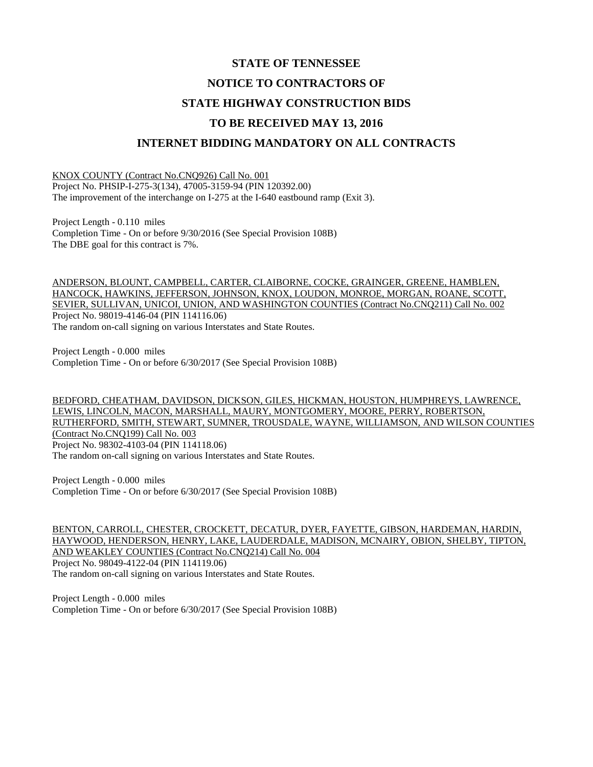# STATE OF TENNESSEE

# NOTICE TO CONTRACTORS OF

# STATE HIGHWAY CONSTRUCTION BIDS

# TO BE RECEIVED MAY 13, 2016

# INTERNET BIDDING MANDATORY ON ALL CONTRACTS

KNOX COUNTY (Contract No.CNQ926) Call No. 001
Project No. PHSIP-I-275-3(134), 47005-3159-94 (PIN 120392.00)
The improvement of the interchange on I-275 at the I-640 eastbound ramp (Exit 3).

Project Length - 0.110 miles
Completion Time - On or before 9/30/2016 (See Special Provision 108B)
The DBE goal for this contract is 7%.

ANDERSON, BLOUNT, CAMPBELL, CARTER, CLAIBORNE, COCKE, GRAINGER, GREENE, HAMBLEN, HANCOCK, HAWKINS, JEFFERSON, JOHNSON, KNOX, LOUDON, MONROE, MORGAN, ROANE, SCOTT, SEVIER, SULLIVAN, UNICOI, UNION, AND WASHINGTON COUNTIES (Contract No.CNQ211) Call No. 002
Project No. 98019-4146-04 (PIN 114116.06)
The random on-call signing on various Interstates and State Routes.

Project Length - 0.000 miles
Completion Time - On or before 6/30/2017 (See Special Provision 108B)

BEDFORD, CHEATHAM, DAVIDSON, DICKSON, GILES, HICKMAN, HOUSTON, HUMPHREYS, LAWRENCE, LEWIS, LINCOLN, MACON, MARSHALL, MAURY, MONTGOMERY, MOORE, PERRY, ROBERTSON, RUTHERFORD, SMITH, STEWART, SUMNER, TROUSDALE, WAYNE, WILLIAMSON, AND WILSON COUNTIES (Contract No.CNQ199) Call No. 003
Project No. 98302-4103-04 (PIN 114118.06)
The random on-call signing on various Interstates and State Routes.

Project Length - 0.000 miles
Completion Time - On or before 6/30/2017 (See Special Provision 108B)

BENTON, CARROLL, CHESTER, CROCKETT, DECATUR, DYER, FAYETTE, GIBSON, HARDEMAN, HARDIN, HAYWOOD, HENDERSON, HENRY, LAKE, LAUDERDALE, MADISON, MCNAIRY, OBION, SHELBY, TIPTON, AND WEAKLEY COUNTIES (Contract No.CNQ214) Call No. 004
Project No. 98049-4122-04 (PIN 114119.06)
The random on-call signing on various Interstates and State Routes.

Project Length - 0.000 miles
Completion Time - On or before 6/30/2017 (See Special Provision 108B)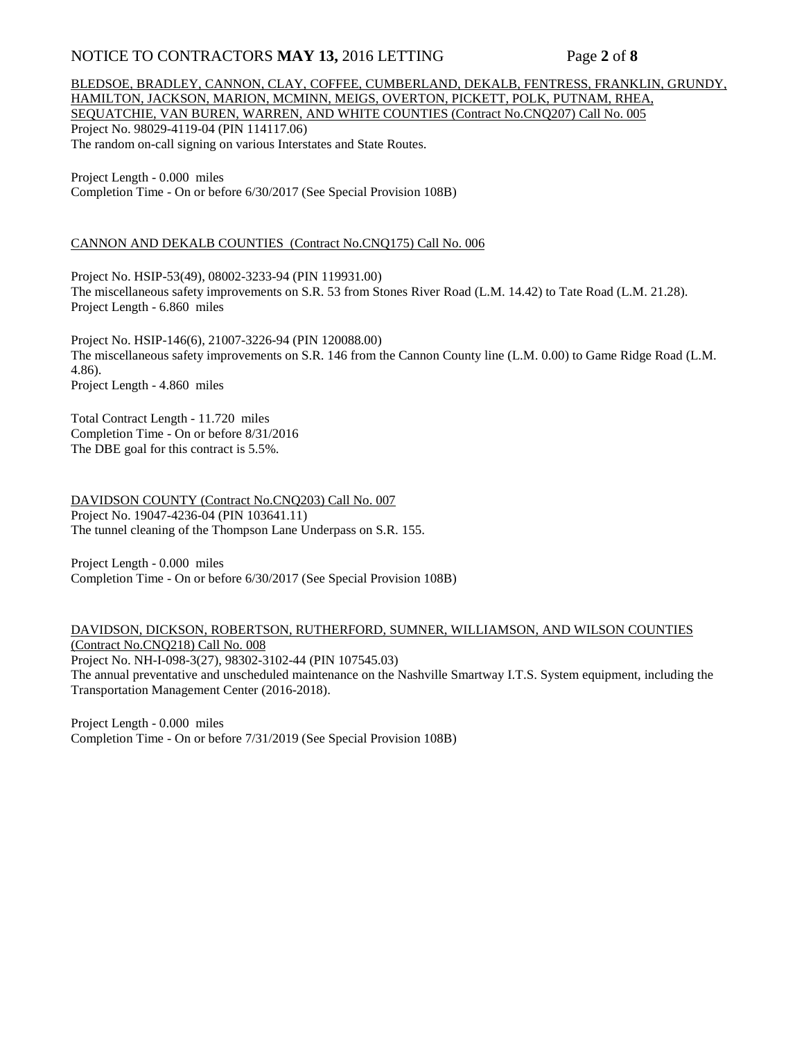BLEDSOE, BRADLEY, CANNON, CLAY, COFFEE, CUMBERLAND, DEKALB, FENTRESS, FRANKLIN, GRUNDY, HAMILTON, JACKSON, MARION, MCMINN, MEIGS, OVERTON, PICKETT, POLK, PUTNAM, RHEA, SEQUATCHIE, VAN BUREN, WARREN, AND WHITE COUNTIES (Contract No.CNQ207) Call No. 005

Project No. 98029-4119-04 (PIN 114117.06)
The random on-call signing on various Interstates and State Routes.

Project Length - 0.000 miles
Completion Time - On or before 6/30/2017 (See Special Provision 108B)

CANNON AND DEKALB COUNTIES (Contract No.CNQ175) Call No. 006

Project No. HSIP-53(49), 08002-3233-94 (PIN 119931.00)
The miscellaneous safety improvements on S.R. 53 from Stones River Road (L.M. 14.42) to Tate Road (L.M. 21.28).
Project Length - 6.860 miles

Project No. HSIP-146(6), 21007-3226-94 (PIN 120088.00)
The miscellaneous safety improvements on S.R. 146 from the Cannon County line (L.M. 0.00) to Game Ridge Road (L.M. 4.86).
Project Length - 4.860 miles

Total Contract Length - 11.720 miles
Completion Time - On or before 8/31/2016
The DBE goal for this contract is 5.5%.

DAVIDSON COUNTY (Contract No.CNQ203) Call No. 007

Project No. 19047-4236-04 (PIN 103641.11)
The tunnel cleaning of the Thompson Lane Underpass on S.R. 155.

Project Length - 0.000 miles
Completion Time - On or before 6/30/2017 (See Special Provision 108B)

DAVIDSON, DICKSON, ROBERTSON, RUTHERFORD, SUMNER, WILLIAMSON, AND WILSON COUNTIES (Contract No.CNQ218) Call No. 008

Project No. NH-I-098-3(27), 98302-3102-44 (PIN 107545.03)
The annual preventative and unscheduled maintenance on the Nashville Smartway I.T.S. System equipment, including the Transportation Management Center (2016-2018).

Project Length - 0.000 miles
Completion Time - On or before 7/31/2019 (See Special Provision 108B)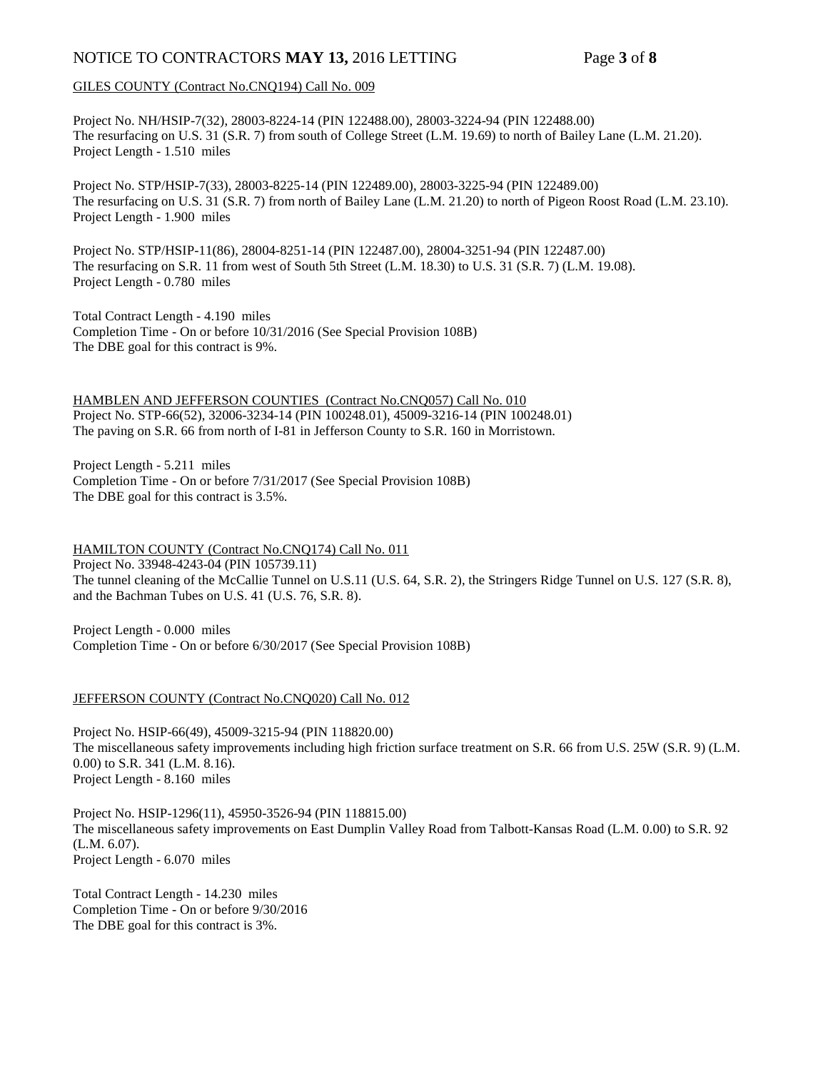GILES COUNTY (Contract No.CNQ194) Call No. 009

Project No. NH/HSIP-7(32), 28003-8224-14 (PIN 122488.00), 28003-3224-94 (PIN 122488.00)
The resurfacing on U.S. 31 (S.R. 7) from south of College Street (L.M. 19.69) to north of Bailey Lane (L.M. 21.20).
Project Length - 1.510 miles

Project No. STP/HSIP-7(33), 28003-8225-14 (PIN 122489.00), 28003-3225-94 (PIN 122489.00)
The resurfacing on U.S. 31 (S.R. 7) from north of Bailey Lane (L.M. 21.20) to north of Pigeon Roost Road (L.M. 23.10).
Project Length - 1.900 miles

Project No. STP/HSIP-11(86), 28004-8251-14 (PIN 122487.00), 28004-3251-94 (PIN 122487.00)
The resurfacing on S.R. 11 from west of South 5th Street (L.M. 18.30) to U.S. 31 (S.R. 7) (L.M. 19.08).
Project Length - 0.780 miles

Total Contract Length - 4.190 miles
Completion Time - On or before 10/31/2016 (See Special Provision 108B)
The DBE goal for this contract is 9%.

HAMBLEN AND JEFFERSON COUNTIES (Contract No.CNQ057) Call No. 010
Project No. STP-66(52), 32006-3234-14 (PIN 100248.01), 45009-3216-14 (PIN 100248.01)
The paving on S.R. 66 from north of I-81 in Jefferson County to S.R. 160 in Morristown.

Project Length - 5.211 miles
Completion Time - On or before 7/31/2017 (See Special Provision 108B)
The DBE goal for this contract is 3.5%.

HAMILTON COUNTY (Contract No.CNQ174) Call No. 011
Project No. 33948-4243-04 (PIN 105739.11)
The tunnel cleaning of the McCallie Tunnel on U.S.11 (U.S. 64, S.R. 2), the Stringers Ridge Tunnel on U.S. 127 (S.R. 8), and the Bachman Tubes on U.S. 41 (U.S. 76, S.R. 8).

Project Length - 0.000 miles
Completion Time - On or before 6/30/2017 (See Special Provision 108B)

JEFFERSON COUNTY (Contract No.CNQ020) Call No. 012

Project No. HSIP-66(49), 45009-3215-94 (PIN 118820.00)
The miscellaneous safety improvements including high friction surface treatment on S.R. 66 from U.S. 25W (S.R. 9) (L.M. 0.00) to S.R. 341 (L.M. 8.16).
Project Length - 8.160 miles

Project No. HSIP-1296(11), 45950-3526-94 (PIN 118815.00)
The miscellaneous safety improvements on East Dumplin Valley Road from Talbott-Kansas Road (L.M. 0.00) to S.R. 92 (L.M. 6.07).
Project Length - 6.070 miles

Total Contract Length - 14.230 miles
Completion Time - On or before 9/30/2016
The DBE goal for this contract is 3%.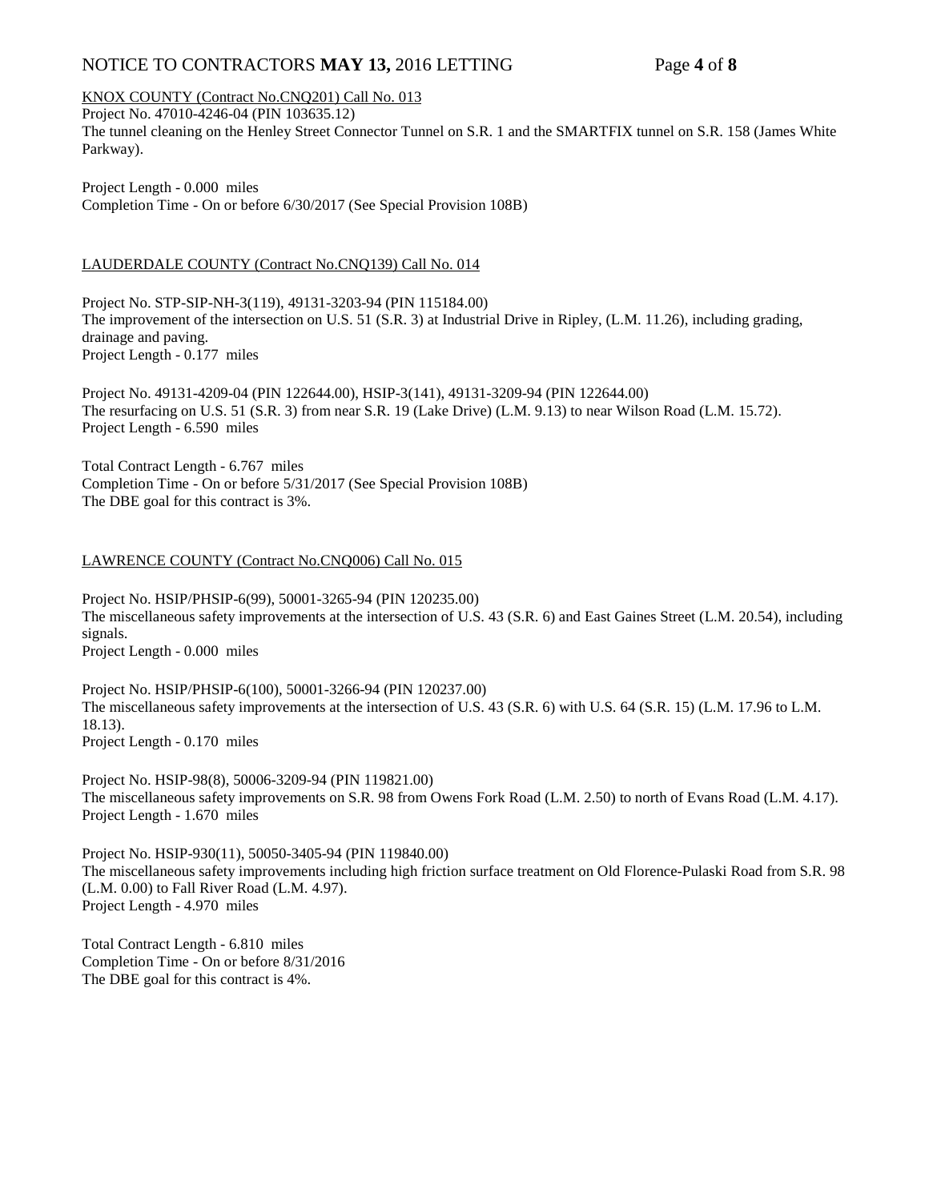KNOX COUNTY (Contract No.CNQ201) Call No. 013

Project No. 47010-4246-04 (PIN 103635.12)
The tunnel cleaning on the Henley Street Connector Tunnel on S.R. 1 and the SMARTFIX tunnel on S.R. 158 (James White Parkway).

Project Length - 0.000 miles
Completion Time - On or before 6/30/2017 (See Special Provision 108B)

LAUDERDALE COUNTY (Contract No.CNQ139) Call No. 014

Project No. STP-SIP-NH-3(119), 49131-3203-94 (PIN 115184.00)
The improvement of the intersection on U.S. 51 (S.R. 3) at Industrial Drive in Ripley, (L.M. 11.26), including grading, drainage and paving.
Project Length - 0.177 miles

Project No. 49131-4209-04 (PIN 122644.00), HSIP-3(141), 49131-3209-94 (PIN 122644.00)
The resurfacing on U.S. 51 (S.R. 3) from near S.R. 19 (Lake Drive) (L.M. 9.13) to near Wilson Road (L.M. 15.72).
Project Length - 6.590 miles

Total Contract Length - 6.767 miles
Completion Time - On or before 5/31/2017 (See Special Provision 108B)
The DBE goal for this contract is 3%.

LAWRENCE COUNTY (Contract No.CNQ006) Call No. 015

Project No. HSIP/PHSIP-6(99), 50001-3265-94 (PIN 120235.00)
The miscellaneous safety improvements at the intersection of U.S. 43 (S.R. 6) and East Gaines Street (L.M. 20.54), including signals.
Project Length - 0.000 miles

Project No. HSIP/PHSIP-6(100), 50001-3266-94 (PIN 120237.00)
The miscellaneous safety improvements at the intersection of U.S. 43 (S.R. 6) with U.S. 64 (S.R. 15) (L.M. 17.96 to L.M. 18.13).
Project Length - 0.170 miles

Project No. HSIP-98(8), 50006-3209-94 (PIN 119821.00)
The miscellaneous safety improvements on S.R. 98 from Owens Fork Road (L.M. 2.50) to north of Evans Road (L.M. 4.17).
Project Length - 1.670 miles

Project No. HSIP-930(11), 50050-3405-94 (PIN 119840.00)
The miscellaneous safety improvements including high friction surface treatment on Old Florence-Pulaski Road from S.R. 98 (L.M. 0.00) to Fall River Road (L.M. 4.97).
Project Length - 4.970 miles

Total Contract Length - 6.810 miles
Completion Time - On or before 8/31/2016
The DBE goal for this contract is 4%.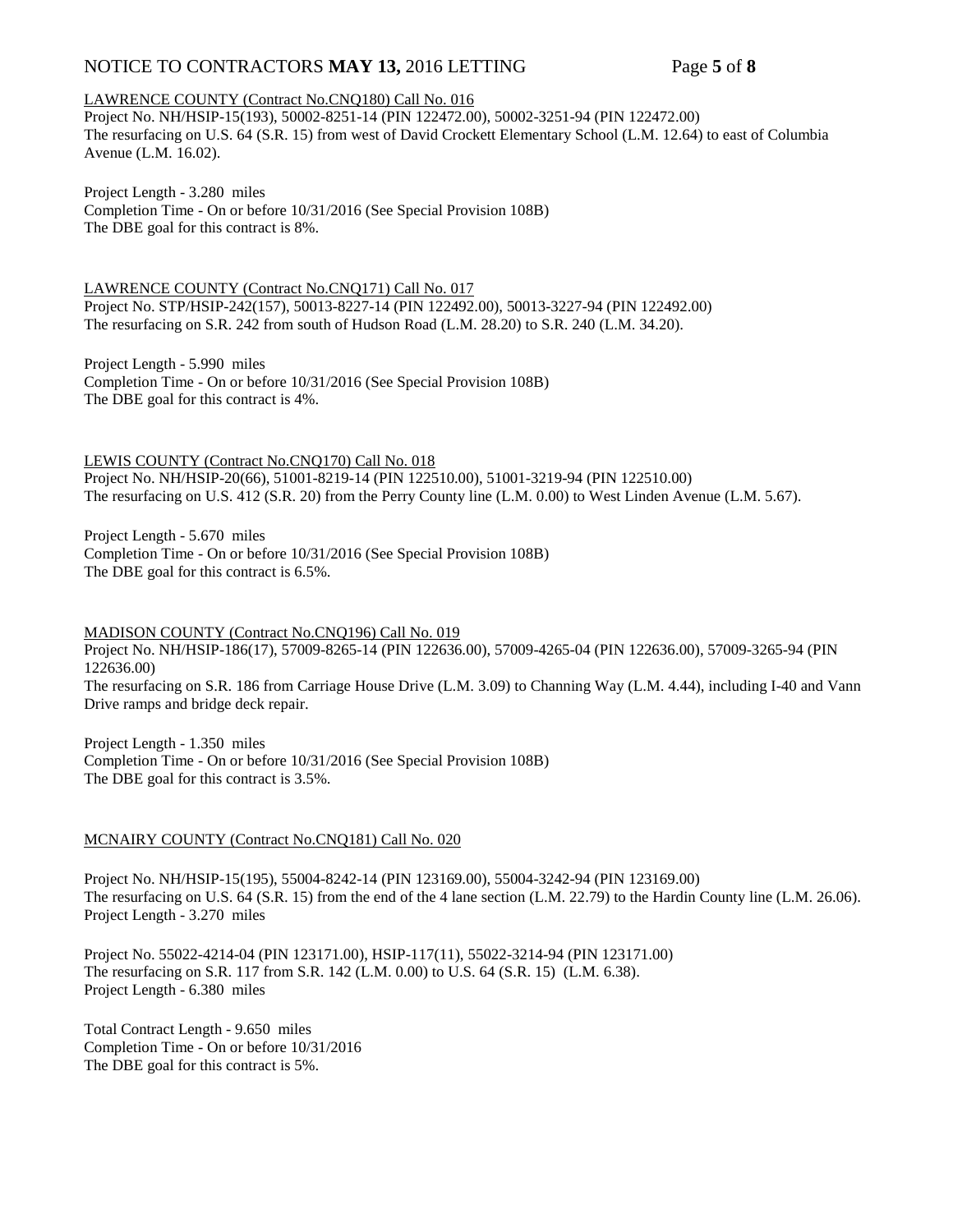LAWRENCE COUNTY (Contract No.CNQ180) Call No. 016

Project No. NH/HSIP-15(193), 50002-8251-14 (PIN 122472.00), 50002-3251-94 (PIN 122472.00)
The resurfacing on U.S. 64 (S.R. 15) from west of David Crockett Elementary School (L.M. 12.64) to east of Columbia Avenue (L.M. 16.02).

Project Length - 3.280 miles
Completion Time - On or before 10/31/2016 (See Special Provision 108B)
The DBE goal for this contract is 8%.

LAWRENCE COUNTY (Contract No.CNQ171) Call No. 017

Project No. STP/HSIP-242(157), 50013-8227-14 (PIN 122492.00), 50013-3227-94 (PIN 122492.00)
The resurfacing on S.R. 242 from south of Hudson Road (L.M. 28.20) to S.R. 240 (L.M. 34.20).

Project Length - 5.990 miles
Completion Time - On or before 10/31/2016 (See Special Provision 108B)
The DBE goal for this contract is 4%.

LEWIS COUNTY (Contract No.CNQ170) Call No. 018

Project No. NH/HSIP-20(66), 51001-8219-14 (PIN 122510.00), 51001-3219-94 (PIN 122510.00)
The resurfacing on U.S. 412 (S.R. 20) from the Perry County line (L.M. 0.00) to West Linden Avenue (L.M. 5.67).

Project Length - 5.670 miles
Completion Time - On or before 10/31/2016 (See Special Provision 108B)
The DBE goal for this contract is 6.5%.

MADISON COUNTY (Contract No.CNQ196) Call No. 019

Project No. NH/HSIP-186(17), 57009-8265-14 (PIN 122636.00), 57009-4265-04 (PIN 122636.00), 57009-3265-94 (PIN 122636.00)
The resurfacing on S.R. 186 from Carriage House Drive (L.M. 3.09) to Channing Way (L.M. 4.44), including I-40 and Vann Drive ramps and bridge deck repair.

Project Length - 1.350 miles
Completion Time - On or before 10/31/2016 (See Special Provision 108B)
The DBE goal for this contract is 3.5%.

MCNAIRY COUNTY (Contract No.CNQ181) Call No. 020

Project No. NH/HSIP-15(195), 55004-8242-14 (PIN 123169.00), 55004-3242-94 (PIN 123169.00)
The resurfacing on U.S. 64 (S.R. 15) from the end of the 4 lane section (L.M. 22.79) to the Hardin County line (L.M. 26.06).
Project Length - 3.270 miles

Project No. 55022-4214-04 (PIN 123171.00), HSIP-117(11), 55022-3214-94 (PIN 123171.00)
The resurfacing on S.R. 117 from S.R. 142 (L.M. 0.00) to U.S. 64 (S.R. 15) (L.M. 6.38).
Project Length - 6.380 miles

Total Contract Length - 9.650 miles
Completion Time - On or before 10/31/2016
The DBE goal for this contract is 5%.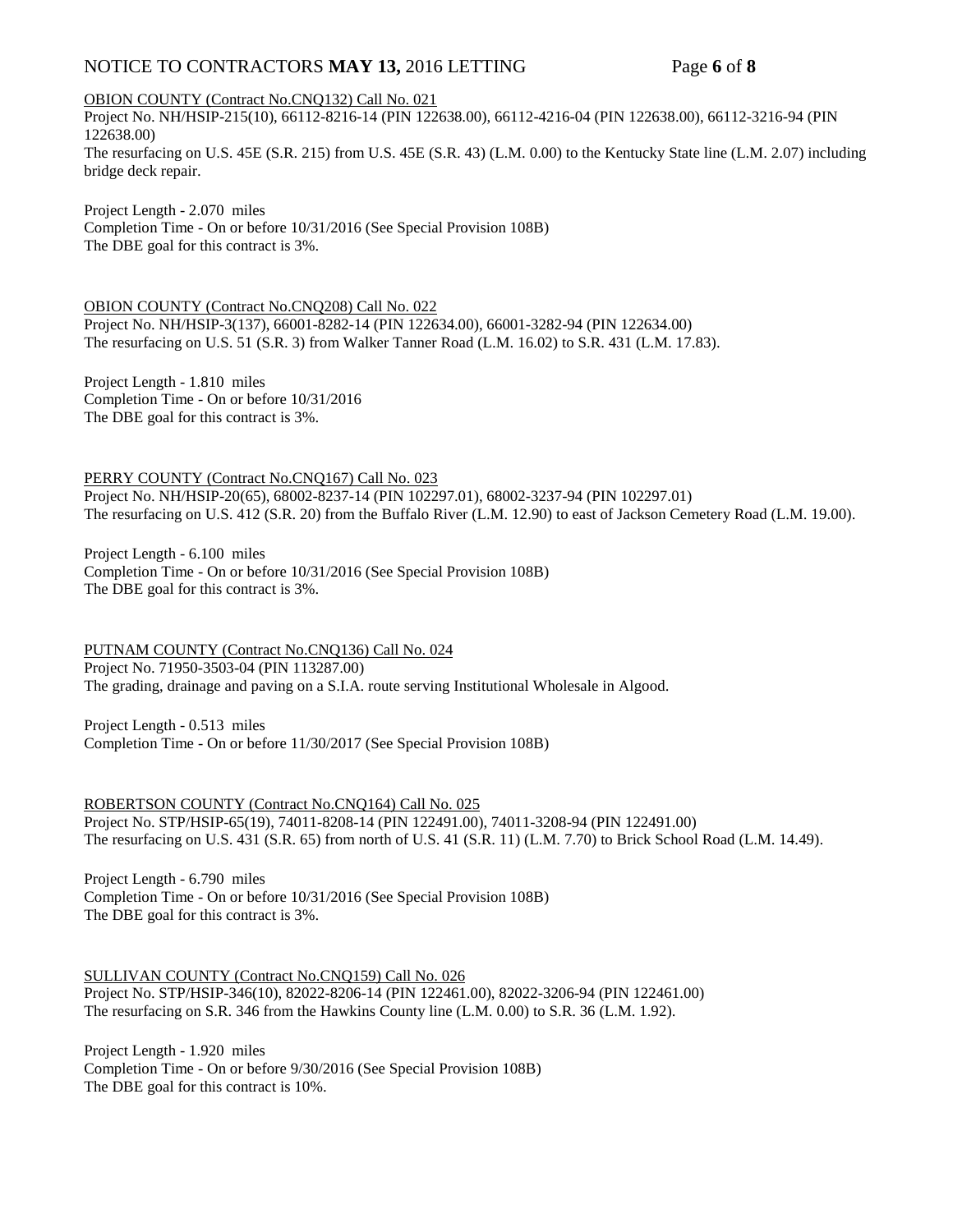OBION COUNTY (Contract No.CNQ132) Call No. 021

Project No. NH/HSIP-215(10), 66112-8216-14 (PIN 122638.00), 66112-4216-04 (PIN 122638.00), 66112-3216-94 (PIN 122638.00)

The resurfacing on U.S. 45E (S.R. 215) from U.S. 45E (S.R. 43) (L.M. 0.00) to the Kentucky State line (L.M. 2.07) including bridge deck repair.

Project Length - 2.070 miles

Completion Time - On or before 10/31/2016 (See Special Provision 108B)

The DBE goal for this contract is 3%.

OBION COUNTY (Contract No.CNQ208) Call No. 022

Project No. NH/HSIP-3(137), 66001-8282-14 (PIN 122634.00), 66001-3282-94 (PIN 122634.00)

The resurfacing on U.S. 51 (S.R. 3) from Walker Tanner Road (L.M. 16.02) to S.R. 431 (L.M. 17.83).

Project Length - 1.810 miles

Completion Time - On or before 10/31/2016

The DBE goal for this contract is 3%.

PERRY COUNTY (Contract No.CNQ167) Call No. 023

Project No. NH/HSIP-20(65), 68002-8237-14 (PIN 102297.01), 68002-3237-94 (PIN 102297.01)

The resurfacing on U.S. 412 (S.R. 20) from the Buffalo River (L.M. 12.90) to east of Jackson Cemetery Road (L.M. 19.00).

Project Length - 6.100 miles

Completion Time - On or before 10/31/2016 (See Special Provision 108B)

The DBE goal for this contract is 3%.

PUTNAM COUNTY (Contract No.CNQ136) Call No. 024

Project No. 71950-3503-04 (PIN 113287.00)

The grading, drainage and paving on a S.I.A. route serving Institutional Wholesale in Algood.

Project Length - 0.513 miles

Completion Time - On or before 11/30/2017 (See Special Provision 108B)

ROBERTSON COUNTY (Contract No.CNQ164) Call No. 025

Project No. STP/HSIP-65(19), 74011-8208-14 (PIN 122491.00), 74011-3208-94 (PIN 122491.00)

The resurfacing on U.S. 431 (S.R. 65) from north of U.S. 41 (S.R. 11) (L.M. 7.70) to Brick School Road (L.M. 14.49).

Project Length - 6.790 miles

Completion Time - On or before 10/31/2016 (See Special Provision 108B)

The DBE goal for this contract is 3%.

SULLIVAN COUNTY (Contract No.CNQ159) Call No. 026

Project No. STP/HSIP-346(10), 82022-8206-14 (PIN 122461.00), 82022-3206-94 (PIN 122461.00)

The resurfacing on S.R. 346 from the Hawkins County line (L.M. 0.00) to S.R. 36 (L.M. 1.92).

Project Length - 1.920 miles

Completion Time - On or before 9/30/2016 (See Special Provision 108B)

The DBE goal for this contract is 10%.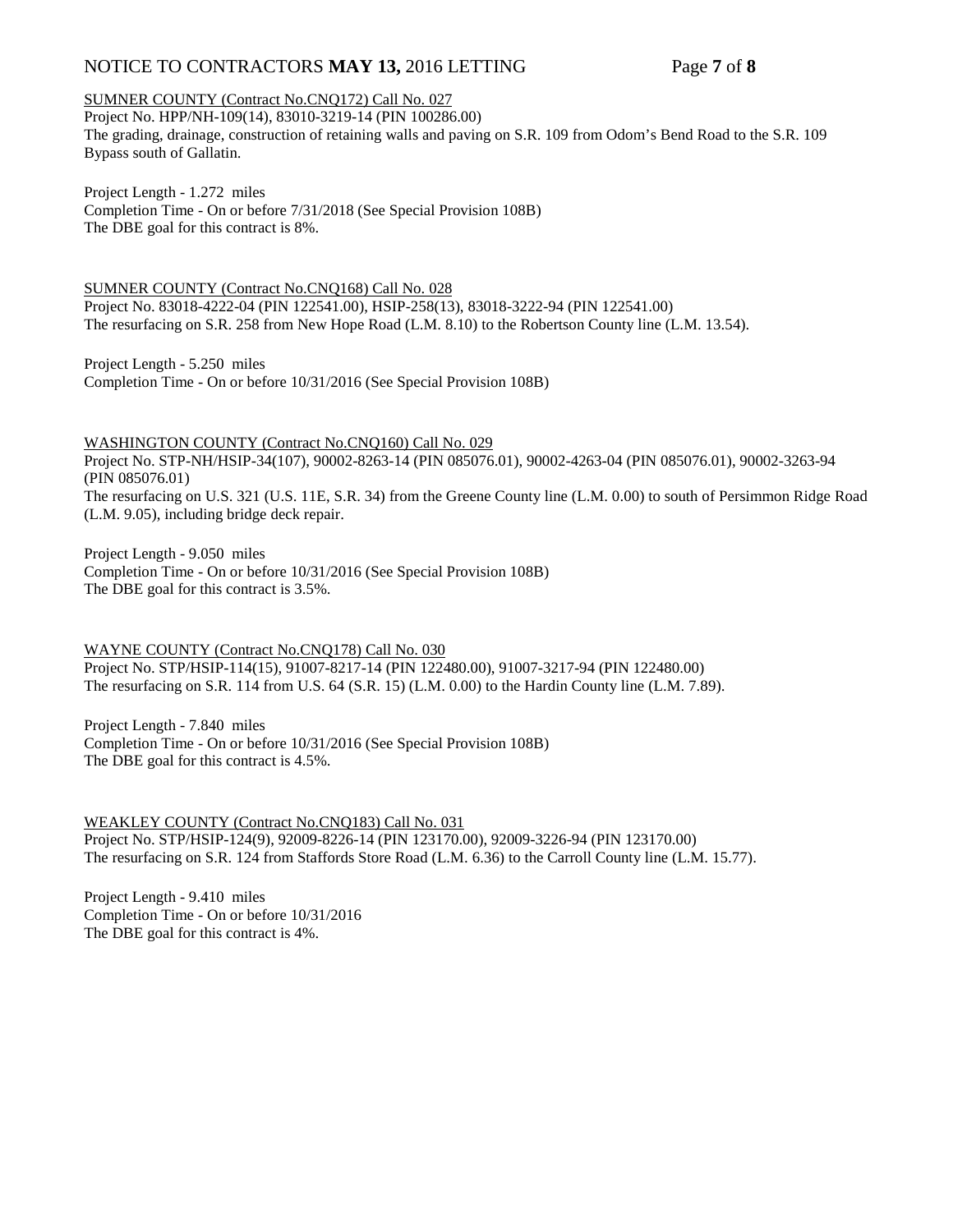SUMNER COUNTY (Contract No.CNQ172) Call No. 027
Project No. HPP/NH-109(14), 83010-3219-14 (PIN 100286.00)
The grading, drainage, construction of retaining walls and paving on S.R. 109 from Odom's Bend Road to the S.R. 109 Bypass south of Gallatin.

Project Length - 1.272 miles
Completion Time - On or before 7/31/2018 (See Special Provision 108B)
The DBE goal for this contract is 8%.

SUMNER COUNTY (Contract No.CNQ168) Call No. 028
Project No. 83018-4222-04 (PIN 122541.00), HSIP-258(13), 83018-3222-94 (PIN 122541.00)
The resurfacing on S.R. 258 from New Hope Road (L.M. 8.10) to the Robertson County line (L.M. 13.54).

Project Length - 5.250 miles
Completion Time - On or before 10/31/2016 (See Special Provision 108B)

WASHINGTON COUNTY (Contract No.CNQ160) Call No. 029
Project No. STP-NH/HSIP-34(107), 90002-8263-14 (PIN 085076.01), 90002-4263-04 (PIN 085076.01), 90002-3263-94 (PIN 085076.01)
The resurfacing on U.S. 321 (U.S. 11E, S.R. 34) from the Greene County line (L.M. 0.00) to south of Persimmon Ridge Road (L.M. 9.05), including bridge deck repair.

Project Length - 9.050 miles
Completion Time - On or before 10/31/2016 (See Special Provision 108B)
The DBE goal for this contract is 3.5%.

WAYNE COUNTY (Contract No.CNQ178) Call No. 030
Project No. STP/HSIP-114(15), 91007-8217-14 (PIN 122480.00), 91007-3217-94 (PIN 122480.00)
The resurfacing on S.R. 114 from U.S. 64 (S.R. 15) (L.M. 0.00) to the Hardin County line (L.M. 7.89).

Project Length - 7.840 miles
Completion Time - On or before 10/31/2016 (See Special Provision 108B)
The DBE goal for this contract is 4.5%.

WEAKLEY COUNTY (Contract No.CNQ183) Call No. 031
Project No. STP/HSIP-124(9), 92009-8226-14 (PIN 123170.00), 92009-3226-94 (PIN 123170.00)
The resurfacing on S.R. 124 from Staffords Store Road (L.M. 6.36) to the Carroll County line (L.M. 15.77).

Project Length - 9.410 miles
Completion Time - On or before 10/31/2016
The DBE goal for this contract is 4%.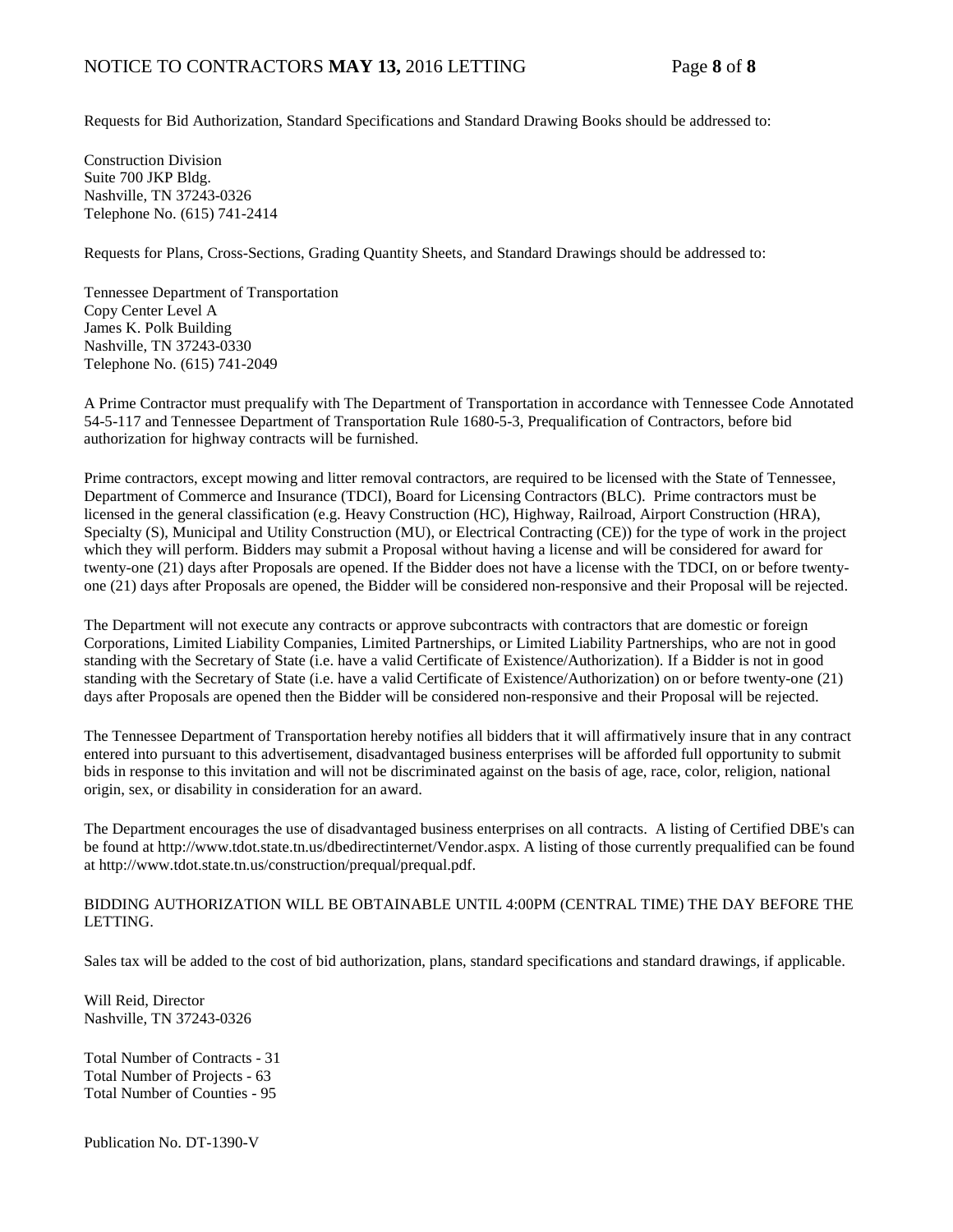Requests for Bid Authorization, Standard Specifications and Standard Drawing Books should be addressed to:

Construction Division
Suite 700 JKP Bldg.
Nashville, TN 37243-0326
Telephone No. (615) 741-2414

Requests for Plans, Cross-Sections, Grading Quantity Sheets, and Standard Drawings should be addressed to:

Tennessee Department of Transportation
Copy Center Level A
James K. Polk Building
Nashville, TN 37243-0330
Telephone No. (615) 741-2049

A Prime Contractor must prequalify with The Department of Transportation in accordance with Tennessee Code Annotated 54-5-117 and Tennessee Department of Transportation Rule 1680-5-3, Prequalification of Contractors, before bid authorization for highway contracts will be furnished.

Prime contractors, except mowing and litter removal contractors, are required to be licensed with the State of Tennessee, Department of Commerce and Insurance (TDCI), Board for Licensing Contractors (BLC). Prime contractors must be licensed in the general classification (e.g. Heavy Construction (HC), Highway, Railroad, Airport Construction (HRA), Specialty (S), Municipal and Utility Construction (MU), or Electrical Contracting (CE)) for the type of work in the project which they will perform. Bidders may submit a Proposal without having a license and will be considered for award for twenty-one (21) days after Proposals are opened. If the Bidder does not have a license with the TDCI, on or before twenty-one (21) days after Proposals are opened, the Bidder will be considered non-responsive and their Proposal will be rejected.

The Department will not execute any contracts or approve subcontracts with contractors that are domestic or foreign Corporations, Limited Liability Companies, Limited Partnerships, or Limited Liability Partnerships, who are not in good standing with the Secretary of State (i.e. have a valid Certificate of Existence/Authorization). If a Bidder is not in good standing with the Secretary of State (i.e. have a valid Certificate of Existence/Authorization) on or before twenty-one (21) days after Proposals are opened then the Bidder will be considered non-responsive and their Proposal will be rejected.

The Tennessee Department of Transportation hereby notifies all bidders that it will affirmatively insure that in any contract entered into pursuant to this advertisement, disadvantaged business enterprises will be afforded full opportunity to submit bids in response to this invitation and will not be discriminated against on the basis of age, race, color, religion, national origin, sex, or disability in consideration for an award.

The Department encourages the use of disadvantaged business enterprises on all contracts. A listing of Certified DBE's can be found at http://www.tdot.state.tn.us/dbedirectinternet/Vendor.aspx. A listing of those currently prequalified can be found at http://www.tdot.state.tn.us/construction/prequal/prequal.pdf.

BIDDING AUTHORIZATION WILL BE OBTAINABLE UNTIL 4:00PM (CENTRAL TIME) THE DAY BEFORE THE LETTING.

Sales tax will be added to the cost of bid authorization, plans, standard specifications and standard drawings, if applicable.

Will Reid, Director
Nashville, TN 37243-0326

Total Number of Contracts - 31
Total Number of Projects - 63
Total Number of Counties - 95

Publication No. DT-1390-V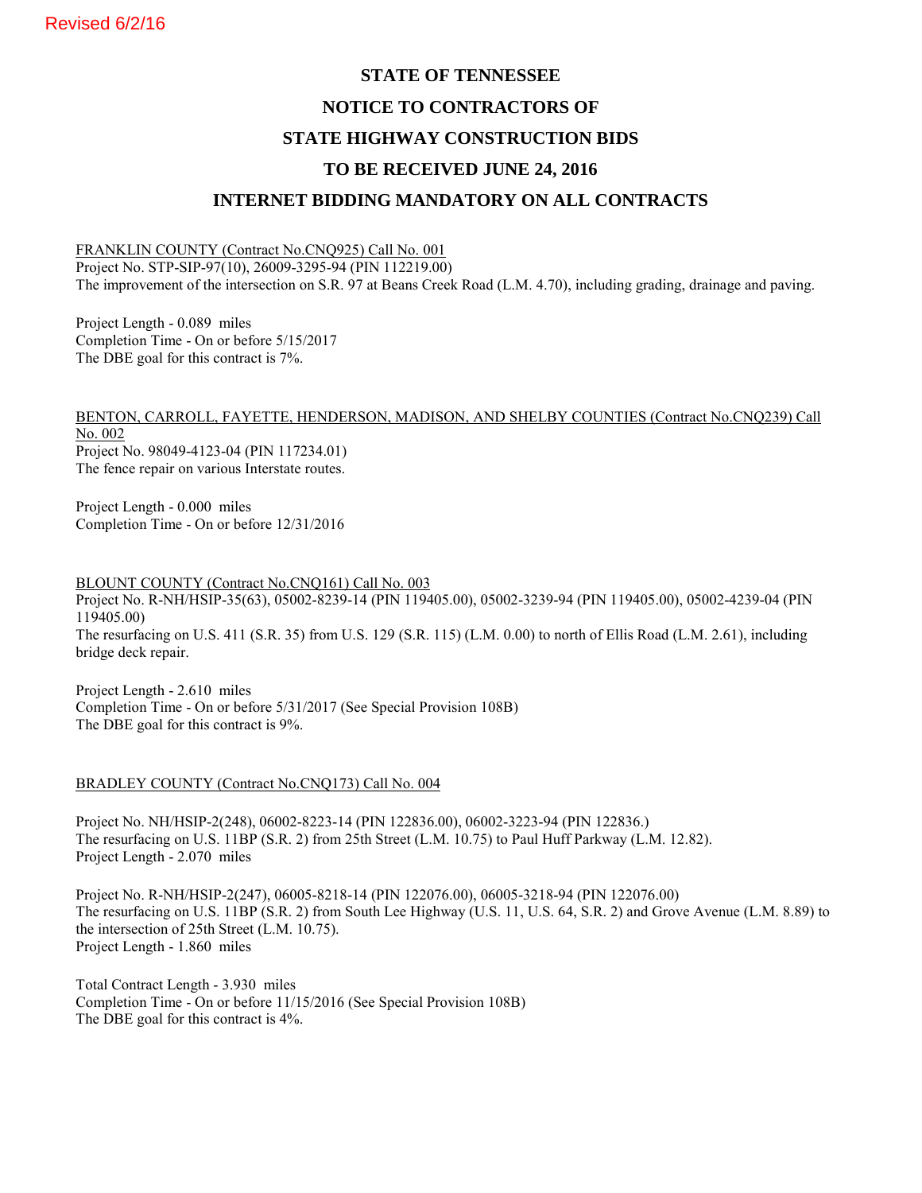Revised 6/2/16

# STATE OF TENNESSEE

# NOTICE TO CONTRACTORS OF

# STATE HIGHWAY CONSTRUCTION BIDS

# TO BE RECEIVED JUNE 24, 2016

# INTERNET BIDDING MANDATORY ON ALL CONTRACTS

FRANKLIN COUNTY (Contract No.CNQ925) Call No. 001
Project No. STP-SIP-97(10), 26009-3295-94 (PIN 112219.00)
The improvement of the intersection on S.R. 97 at Beans Creek Road (L.M. 4.70), including grading, drainage and paving.

Project Length - 0.089 miles
Completion Time - On or before 5/15/2017
The DBE goal for this contract is 7%.

BENTON, CARROLL, FAYETTE, HENDERSON, MADISON, AND SHELBY COUNTIES (Contract No.CNQ239) Call No. 002
Project No. 98049-4123-04 (PIN 117234.01)
The fence repair on various Interstate routes.

Project Length - 0.000 miles
Completion Time - On or before 12/31/2016

BLOUNT COUNTY (Contract No.CNQ161) Call No. 003
Project No. R-NH/HSIP-35(63), 05002-8239-14 (PIN 119405.00), 05002-3239-94 (PIN 119405.00), 05002-4239-04 (PIN 119405.00)
The resurfacing on U.S. 411 (S.R. 35) from U.S. 129 (S.R. 115) (L.M. 0.00) to north of Ellis Road (L.M. 2.61), including bridge deck repair.

Project Length - 2.610 miles
Completion Time - On or before 5/31/2017 (See Special Provision 108B)
The DBE goal for this contract is 9%.

BRADLEY COUNTY (Contract No.CNQ173) Call No. 004

Project No. NH/HSIP-2(248), 06002-8223-14 (PIN 122836.00), 06002-3223-94 (PIN 122836.)
The resurfacing on U.S. 11BP (S.R. 2) from 25th Street (L.M. 10.75) to Paul Huff Parkway (L.M. 12.82).
Project Length - 2.070 miles

Project No. R-NH/HSIP-2(247), 06005-8218-14 (PIN 122076.00), 06005-3218-94 (PIN 122076.00)
The resurfacing on U.S. 11BP (S.R. 2) from South Lee Highway (U.S. 11, U.S. 64, S.R. 2) and Grove Avenue (L.M. 8.89) to the intersection of 25th Street (L.M. 10.75).
Project Length - 1.860 miles

Total Contract Length - 3.930 miles
Completion Time - On or before 11/15/2016 (See Special Provision 108B)
The DBE goal for this contract is 4%.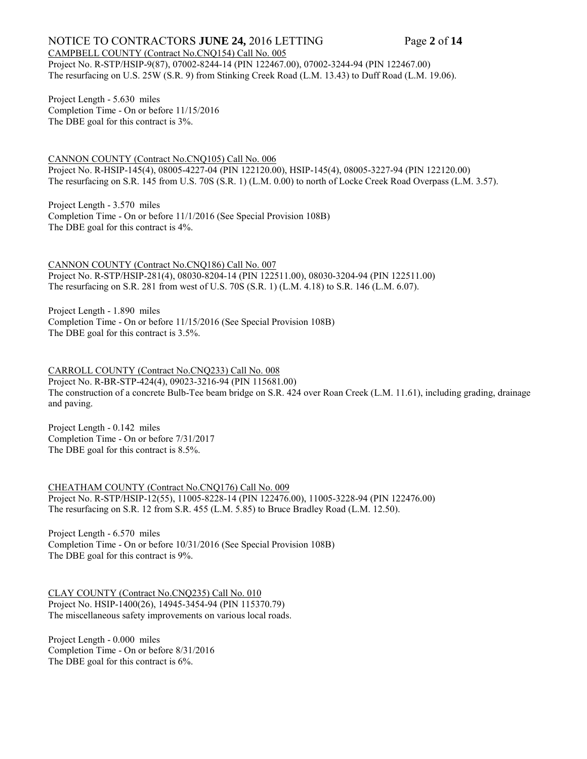CAMPBELL COUNTY (Contract No.CNQ154) Call No. 005

Project No. R-STP/HSIP-9(87), 07002-8244-14 (PIN 122467.00), 07002-3244-94 (PIN 122467.00)
The resurfacing on U.S. 25W (S.R. 9) from Stinking Creek Road (L.M. 13.43) to Duff Road (L.M. 19.06).

Project Length - 5.630 miles
Completion Time - On or before 11/15/2016
The DBE goal for this contract is 3%.

CANNON COUNTY (Contract No.CNQ105) Call No. 006

Project No. R-HSIP-145(4), 08005-4227-04 (PIN 122120.00), HSIP-145(4), 08005-3227-94 (PIN 122120.00)
The resurfacing on S.R. 145 from U.S. 70S (S.R. 1) (L.M. 0.00) to north of Locke Creek Road Overpass (L.M. 3.57).

Project Length - 3.570 miles
Completion Time - On or before 11/1/2016 (See Special Provision 108B)
The DBE goal for this contract is 4%.

CANNON COUNTY (Contract No.CNQ186) Call No. 007

Project No. R-STP/HSIP-281(4), 08030-8204-14 (PIN 122511.00), 08030-3204-94 (PIN 122511.00)
The resurfacing on S.R. 281 from west of U.S. 70S (S.R. 1) (L.M. 4.18) to S.R. 146 (L.M. 6.07).

Project Length - 1.890 miles
Completion Time - On or before 11/15/2016 (See Special Provision 108B)
The DBE goal for this contract is 3.5%.

CARROLL COUNTY (Contract No.CNQ233) Call No. 008

Project No. R-BR-STP-424(4), 09023-3216-94 (PIN 115681.00)
The construction of a concrete Bulb-Tee beam bridge on S.R. 424 over Roan Creek (L.M. 11.61), including grading, drainage and paving.

Project Length - 0.142 miles
Completion Time - On or before 7/31/2017
The DBE goal for this contract is 8.5%.

CHEATHAM COUNTY (Contract No.CNQ176) Call No. 009

Project No. R-STP/HSIP-12(55), 11005-8228-14 (PIN 122476.00), 11005-3228-94 (PIN 122476.00)
The resurfacing on S.R. 12 from S.R. 455 (L.M. 5.85) to Bruce Bradley Road (L.M. 12.50).

Project Length - 6.570 miles
Completion Time - On or before 10/31/2016 (See Special Provision 108B)
The DBE goal for this contract is 9%.

CLAY COUNTY (Contract No.CNQ235) Call No. 010

Project No. HSIP-1400(26), 14945-3454-94 (PIN 115370.79)
The miscellaneous safety improvements on various local roads.

Project Length - 0.000 miles
Completion Time - On or before 8/31/2016
The DBE goal for this contract is 6%.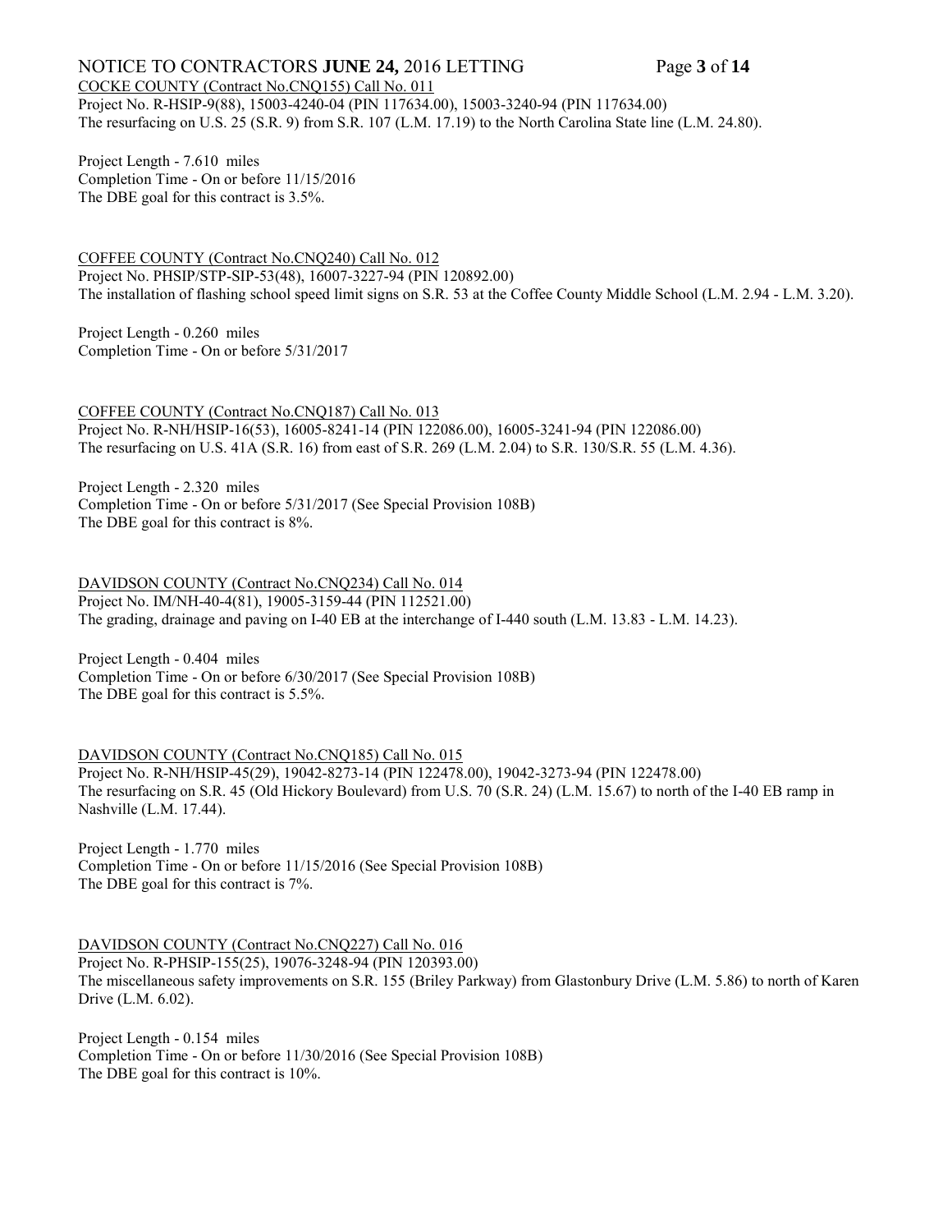COCKE COUNTY (Contract No.CNQ155) Call No. 011
Project No. R-HSIP-9(88), 15003-4240-04 (PIN 117634.00), 15003-3240-94 (PIN 117634.00)
The resurfacing on U.S. 25 (S.R. 9) from S.R. 107 (L.M. 17.19) to the North Carolina State line (L.M. 24.80).

Project Length - 7.610 miles
Completion Time - On or before 11/15/2016
The DBE goal for this contract is 3.5%.

COFFEE COUNTY (Contract No.CNQ240) Call No. 012
Project No. PHSIP/STP-SIP-53(48), 16007-3227-94 (PIN 120892.00)
The installation of flashing school speed limit signs on S.R. 53 at the Coffee County Middle School (L.M. 2.94 - L.M. 3.20).

Project Length - 0.260 miles
Completion Time - On or before 5/31/2017

COFFEE COUNTY (Contract No.CNQ187) Call No. 013
Project No. R-NH/HSIP-16(53), 16005-8241-14 (PIN 122086.00), 16005-3241-94 (PIN 122086.00)
The resurfacing on U.S. 41A (S.R. 16) from east of S.R. 269 (L.M. 2.04) to S.R. 130/S.R. 55 (L.M. 4.36).

Project Length - 2.320 miles
Completion Time - On or before 5/31/2017 (See Special Provision 108B)
The DBE goal for this contract is 8%.

DAVIDSON COUNTY (Contract No.CNQ234) Call No. 014
Project No. IM/NH-40-4(81), 19005-3159-44 (PIN 112521.00)
The grading, drainage and paving on I-40 EB at the interchange of I-440 south (L.M. 13.83 - L.M. 14.23).

Project Length - 0.404 miles
Completion Time - On or before 6/30/2017 (See Special Provision 108B)
The DBE goal for this contract is 5.5%.

DAVIDSON COUNTY (Contract No.CNQ185) Call No. 015
Project No. R-NH/HSIP-45(29), 19042-8273-14 (PIN 122478.00), 19042-3273-94 (PIN 122478.00)
The resurfacing on S.R. 45 (Old Hickory Boulevard) from U.S. 70 (S.R. 24) (L.M. 15.67) to north of the I-40 EB ramp in Nashville (L.M. 17.44).

Project Length - 1.770 miles
Completion Time - On or before 11/15/2016 (See Special Provision 108B)
The DBE goal for this contract is 7%.

DAVIDSON COUNTY (Contract No.CNQ227) Call No. 016
Project No. R-PHSIP-155(25), 19076-3248-94 (PIN 120393.00)
The miscellaneous safety improvements on S.R. 155 (Briley Parkway) from Glastonbury Drive (L.M. 5.86) to north of Karen Drive (L.M. 6.02).

Project Length - 0.154 miles
Completion Time - On or before 11/30/2016 (See Special Provision 108B)
The DBE goal for this contract is 10%.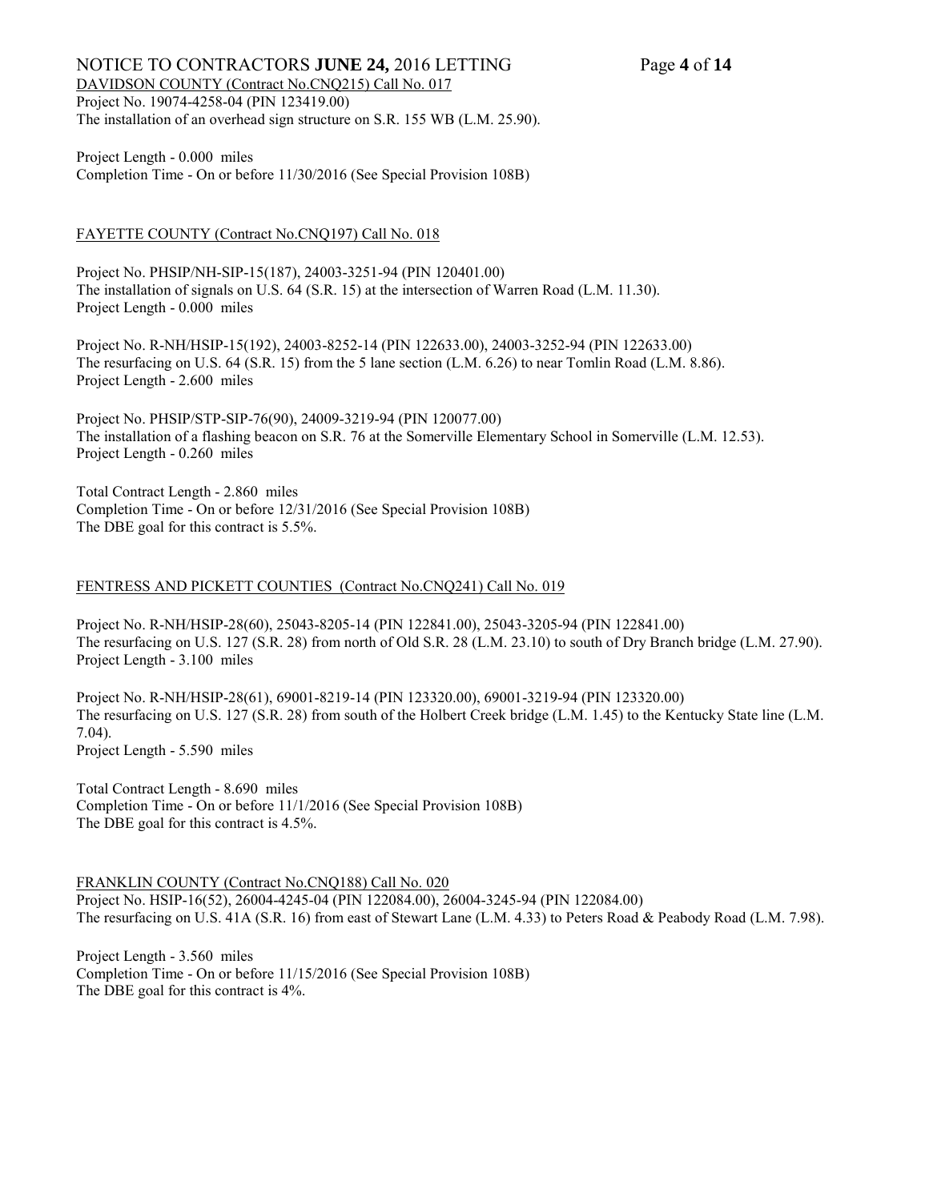DAVIDSON COUNTY (Contract No.CNQ215) Call No. 017

Project No. 19074-4258-04 (PIN 123419.00)
The installation of an overhead sign structure on S.R. 155 WB (L.M. 25.90).

Project Length - 0.000 miles
Completion Time - On or before 11/30/2016 (See Special Provision 108B)

FAYETTE COUNTY (Contract No.CNQ197) Call No. 018

Project No. PHSIP/NH-SIP-15(187), 24003-3251-94 (PIN 120401.00)
The installation of signals on U.S. 64 (S.R. 15) at the intersection of Warren Road (L.M. 11.30).
Project Length - 0.000 miles

Project No. R-NH/HSIP-15(192), 24003-8252-14 (PIN 122633.00), 24003-3252-94 (PIN 122633.00)
The resurfacing on U.S. 64 (S.R. 15) from the 5 lane section (L.M. 6.26) to near Tomlin Road (L.M. 8.86).
Project Length - 2.600 miles

Project No. PHSIP/STP-SIP-76(90), 24009-3219-94 (PIN 120077.00)
The installation of a flashing beacon on S.R. 76 at the Somerville Elementary School in Somerville (L.M. 12.53).
Project Length - 0.260 miles

Total Contract Length - 2.860 miles
Completion Time - On or before 12/31/2016 (See Special Provision 108B)
The DBE goal for this contract is 5.5%.

FENTRESS AND PICKETT COUNTIES (Contract No.CNQ241) Call No. 019

Project No. R-NH/HSIP-28(60), 25043-8205-14 (PIN 122841.00), 25043-3205-94 (PIN 122841.00)
The resurfacing on U.S. 127 (S.R. 28) from north of Old S.R. 28 (L.M. 23.10) to south of Dry Branch bridge (L.M. 27.90).
Project Length - 3.100 miles

Project No. R-NH/HSIP-28(61), 69001-8219-14 (PIN 123320.00), 69001-3219-94 (PIN 123320.00)
The resurfacing on U.S. 127 (S.R. 28) from south of the Holbert Creek bridge (L.M. 1.45) to the Kentucky State line (L.M. 7.04).
Project Length - 5.590 miles

Total Contract Length - 8.690 miles
Completion Time - On or before 11/1/2016 (See Special Provision 108B)
The DBE goal for this contract is 4.5%.

FRANKLIN COUNTY (Contract No.CNQ188) Call No. 020

Project No. HSIP-16(52), 26004-4245-04 (PIN 122084.00), 26004-3245-94 (PIN 122084.00)
The resurfacing on U.S. 41A (S.R. 16) from east of Stewart Lane (L.M. 4.33) to Peters Road & Peabody Road (L.M. 7.98).

Project Length - 3.560 miles
Completion Time - On or before 11/15/2016 (See Special Provision 108B)
The DBE goal for this contract is 4%.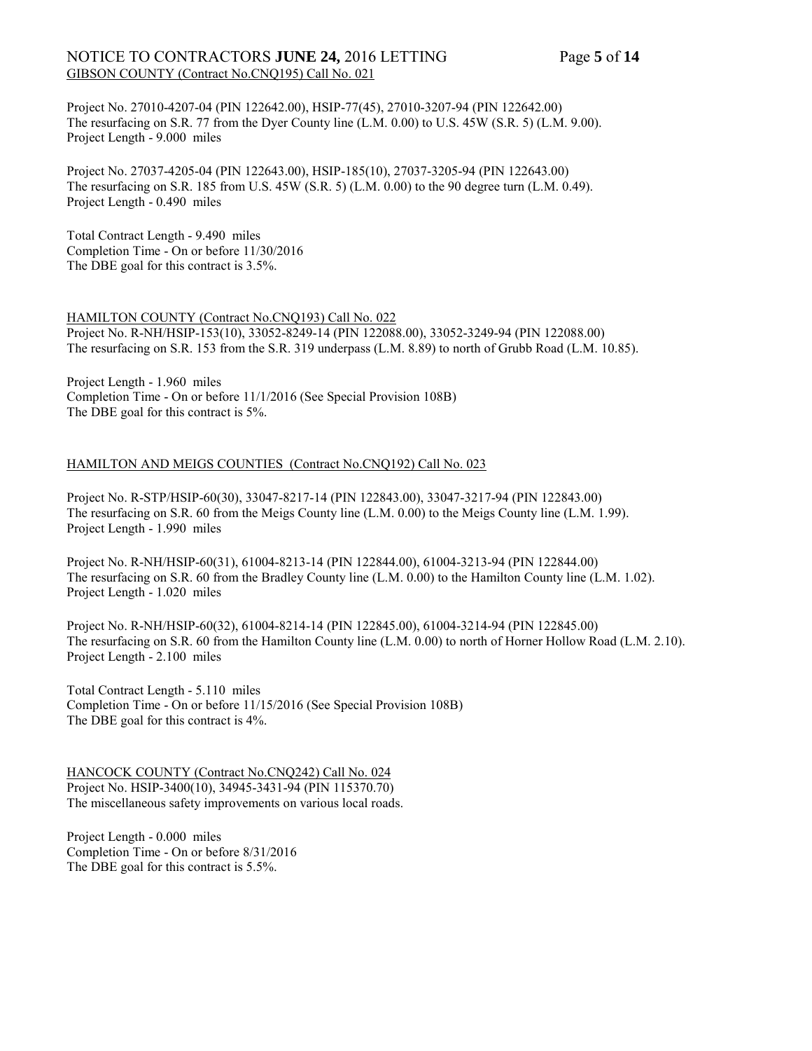GIBSON COUNTY (Contract No.CNQ195) Call No. 021

Project No. 27010-4207-04 (PIN 122642.00), HSIP-77(45), 27010-3207-94 (PIN 122642.00)
The resurfacing on S.R. 77 from the Dyer County line (L.M. 0.00) to U.S. 45W (S.R. 5) (L.M. 9.00).
Project Length - 9.000 miles

Project No. 27037-4205-04 (PIN 122643.00), HSIP-185(10), 27037-3205-94 (PIN 122643.00)
The resurfacing on S.R. 185 from U.S. 45W (S.R. 5) (L.M. 0.00) to the 90 degree turn (L.M. 0.49).
Project Length - 0.490 miles

Total Contract Length - 9.490 miles
Completion Time - On or before 11/30/2016
The DBE goal for this contract is 3.5%.

HAMILTON COUNTY (Contract No.CNQ193) Call No. 022
Project No. R-NH/HSIP-153(10), 33052-8249-14 (PIN 122088.00), 33052-3249-94 (PIN 122088.00)
The resurfacing on S.R. 153 from the S.R. 319 underpass (L.M. 8.89) to north of Grubb Road (L.M. 10.85).

Project Length - 1.960 miles
Completion Time - On or before 11/1/2016 (See Special Provision 108B)
The DBE goal for this contract is 5%.

HAMILTON AND MEIGS COUNTIES (Contract No.CNQ192) Call No. 023

Project No. R-STP/HSIP-60(30), 33047-8217-14 (PIN 122843.00), 33047-3217-94 (PIN 122843.00)
The resurfacing on S.R. 60 from the Meigs County line (L.M. 0.00) to the Meigs County line (L.M. 1.99).
Project Length - 1.990 miles

Project No. R-NH/HSIP-60(31), 61004-8213-14 (PIN 122844.00), 61004-3213-94 (PIN 122844.00)
The resurfacing on S.R. 60 from the Bradley County line (L.M. 0.00) to the Hamilton County line (L.M. 1.02).
Project Length - 1.020 miles

Project No. R-NH/HSIP-60(32), 61004-8214-14 (PIN 122845.00), 61004-3214-94 (PIN 122845.00)
The resurfacing on S.R. 60 from the Hamilton County line (L.M. 0.00) to north of Horner Hollow Road (L.M. 2.10).
Project Length - 2.100 miles

Total Contract Length - 5.110 miles
Completion Time - On or before 11/15/2016 (See Special Provision 108B)
The DBE goal for this contract is 4%.

HANCOCK COUNTY (Contract No.CNQ242) Call No. 024
Project No. HSIP-3400(10), 34945-3431-94 (PIN 115370.70)
The miscellaneous safety improvements on various local roads.

Project Length - 0.000 miles
Completion Time - On or before 8/31/2016
The DBE goal for this contract is 5.5%.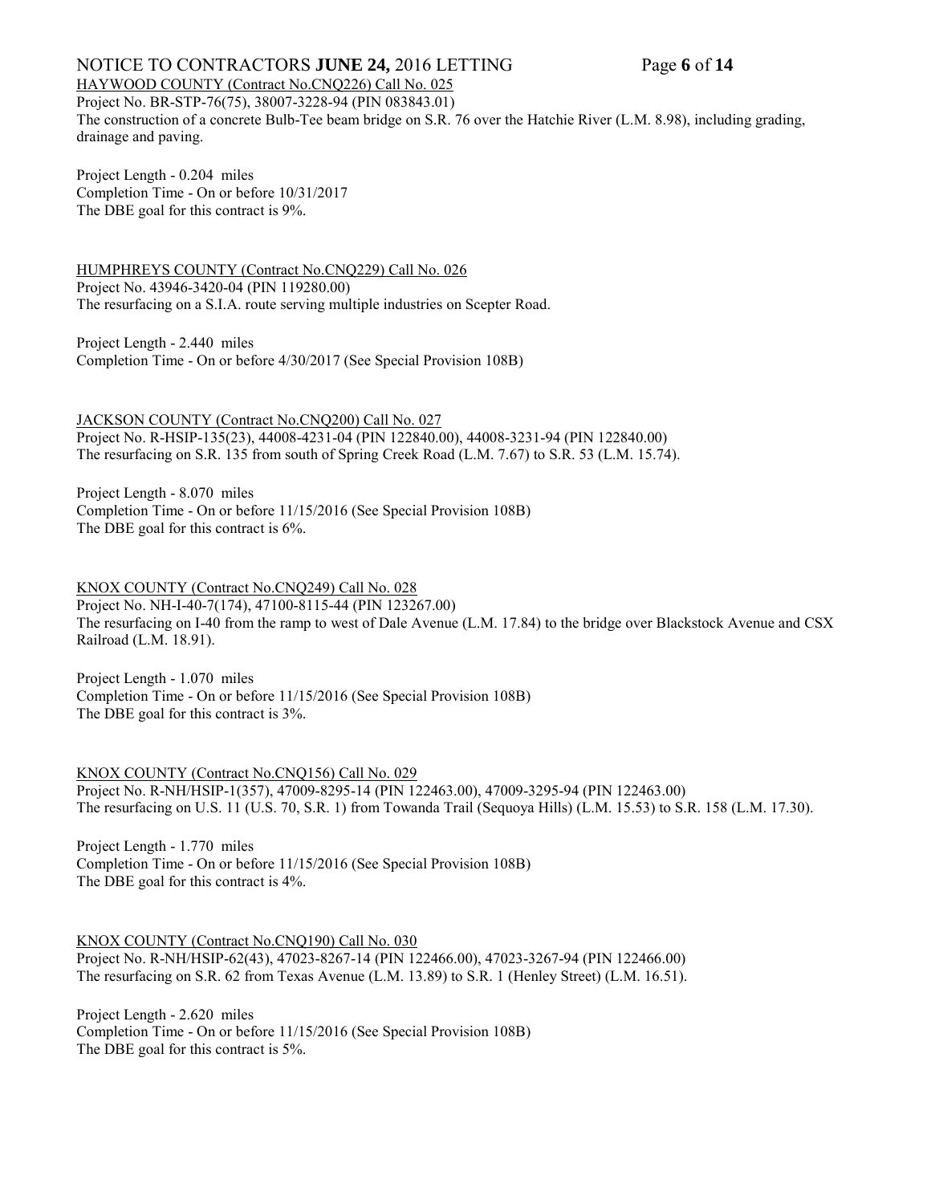HAYWOOD COUNTY (Contract No.CNQ226) Call No. 025

Project No. BR-STP-76(75), 38007-3228-94 (PIN 083843.01)

The construction of a concrete Bulb-Tee beam bridge on S.R. 76 over the Hatchie River (L.M. 8.98), including grading, drainage and paving.

Project Length - 0.204 miles

Completion Time - On or before 10/31/2017

The DBE goal for this contract is 9%.

HUMPHREYS COUNTY (Contract No.CNQ229) Call No. 026

Project No. 43946-3420-04 (PIN 119280.00)

The resurfacing on a S.I.A. route serving multiple industries on Scepter Road.

Project Length - 2.440 miles

Completion Time - On or before 4/30/2017 (See Special Provision 108B)

JACKSON COUNTY (Contract No.CNQ200) Call No. 027

Project No. R-HSIP-135(23), 44008-4231-04 (PIN 122840.00), 44008-3231-94 (PIN 122840.00)

The resurfacing on S.R. 135 from south of Spring Creek Road (L.M. 7.67) to S.R. 53 (L.M. 15.74).

Project Length - 8.070 miles

Completion Time - On or before 11/15/2016 (See Special Provision 108B)

The DBE goal for this contract is 6%.

KNOX COUNTY (Contract No.CNQ249) Call No. 028

Project No. NH-I-40-7(174), 47100-8115-44 (PIN 123267.00)

The resurfacing on I-40 from the ramp to west of Dale Avenue (L.M. 17.84) to the bridge over Blackstock Avenue and CSX Railroad (L.M. 18.91).

Project Length - 1.070 miles

Completion Time - On or before 11/15/2016 (See Special Provision 108B)

The DBE goal for this contract is 3%.

KNOX COUNTY (Contract No.CNQ156) Call No. 029

Project No. R-NH/HSIP-1(357), 47009-8295-14 (PIN 122463.00), 47009-3295-94 (PIN 122463.00)

The resurfacing on U.S. 11 (U.S. 70, S.R. 1) from Towanda Trail (Sequoya Hills) (L.M. 15.53) to S.R. 158 (L.M. 17.30).

Project Length - 1.770 miles

Completion Time - On or before 11/15/2016 (See Special Provision 108B)

The DBE goal for this contract is 4%.

KNOX COUNTY (Contract No.CNQ190) Call No. 030

Project No. R-NH/HSIP-62(43), 47023-8267-14 (PIN 122466.00), 47023-3267-94 (PIN 122466.00)

The resurfacing on S.R. 62 from Texas Avenue (L.M. 13.89) to S.R. 1 (Henley Street) (L.M. 16.51).

Project Length - 2.620 miles

Completion Time - On or before 11/15/2016 (See Special Provision 108B)

The DBE goal for this contract is 5%.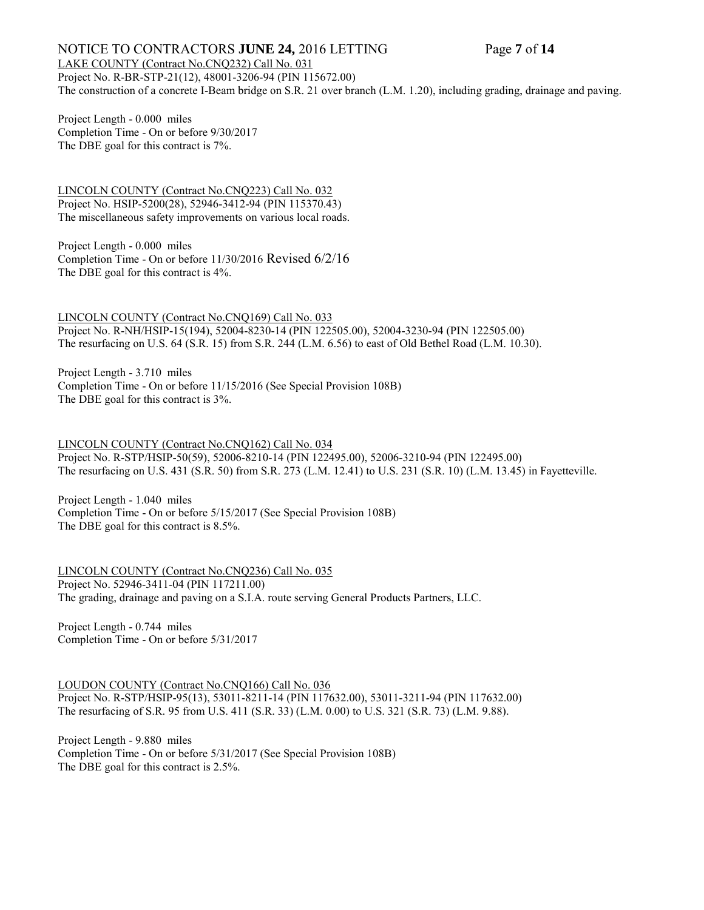LAKE COUNTY (Contract No.CNQ232) Call No. 031

Project No. R-BR-STP-21(12), 48001-3206-94 (PIN 115672.00)

The construction of a concrete I-Beam bridge on S.R. 21 over branch (L.M. 1.20), including grading, drainage and paving.

Project Length - 0.000 miles

Completion Time - On or before 9/30/2017

The DBE goal for this contract is 7%.

LINCOLN COUNTY (Contract No.CNQ223) Call No. 032

Project No. HSIP-5200(28), 52946-3412-94 (PIN 115370.43)

The miscellaneous safety improvements on various local roads.

Project Length - 0.000 miles

Completion Time - On or before 11/30/2016 Revised 6/2/16

The DBE goal for this contract is 4%.

LINCOLN COUNTY (Contract No.CNQ169) Call No. 033

Project No. R-NH/HSIP-15(194), 52004-8230-14 (PIN 122505.00), 52004-3230-94 (PIN 122505.00)

The resurfacing on U.S. 64 (S.R. 15) from S.R. 244 (L.M. 6.56) to east of Old Bethel Road (L.M. 10.30).

Project Length - 3.710 miles

Completion Time - On or before 11/15/2016 (See Special Provision 108B)

The DBE goal for this contract is 3%.

LINCOLN COUNTY (Contract No.CNQ162) Call No. 034

Project No. R-STP/HSIP-50(59), 52006-8210-14 (PIN 122495.00), 52006-3210-94 (PIN 122495.00)

The resurfacing on U.S. 431 (S.R. 50) from S.R. 273 (L.M. 12.41) to U.S. 231 (S.R. 10) (L.M. 13.45) in Fayetteville.

Project Length - 1.040 miles

Completion Time - On or before 5/15/2017 (See Special Provision 108B)

The DBE goal for this contract is 8.5%.

LINCOLN COUNTY (Contract No.CNQ236) Call No. 035

Project No. 52946-3411-04 (PIN 117211.00)

The grading, drainage and paving on a S.I.A. route serving General Products Partners, LLC.

Project Length - 0.744 miles

Completion Time - On or before 5/31/2017

LOUDON COUNTY (Contract No.CNQ166) Call No. 036

Project No. R-STP/HSIP-95(13), 53011-8211-14 (PIN 117632.00), 53011-3211-94 (PIN 117632.00)

The resurfacing of S.R. 95 from U.S. 411 (S.R. 33) (L.M. 0.00) to U.S. 321 (S.R. 73) (L.M. 9.88).

Project Length - 9.880 miles

Completion Time - On or before 5/31/2017 (See Special Provision 108B)

The DBE goal for this contract is 2.5%.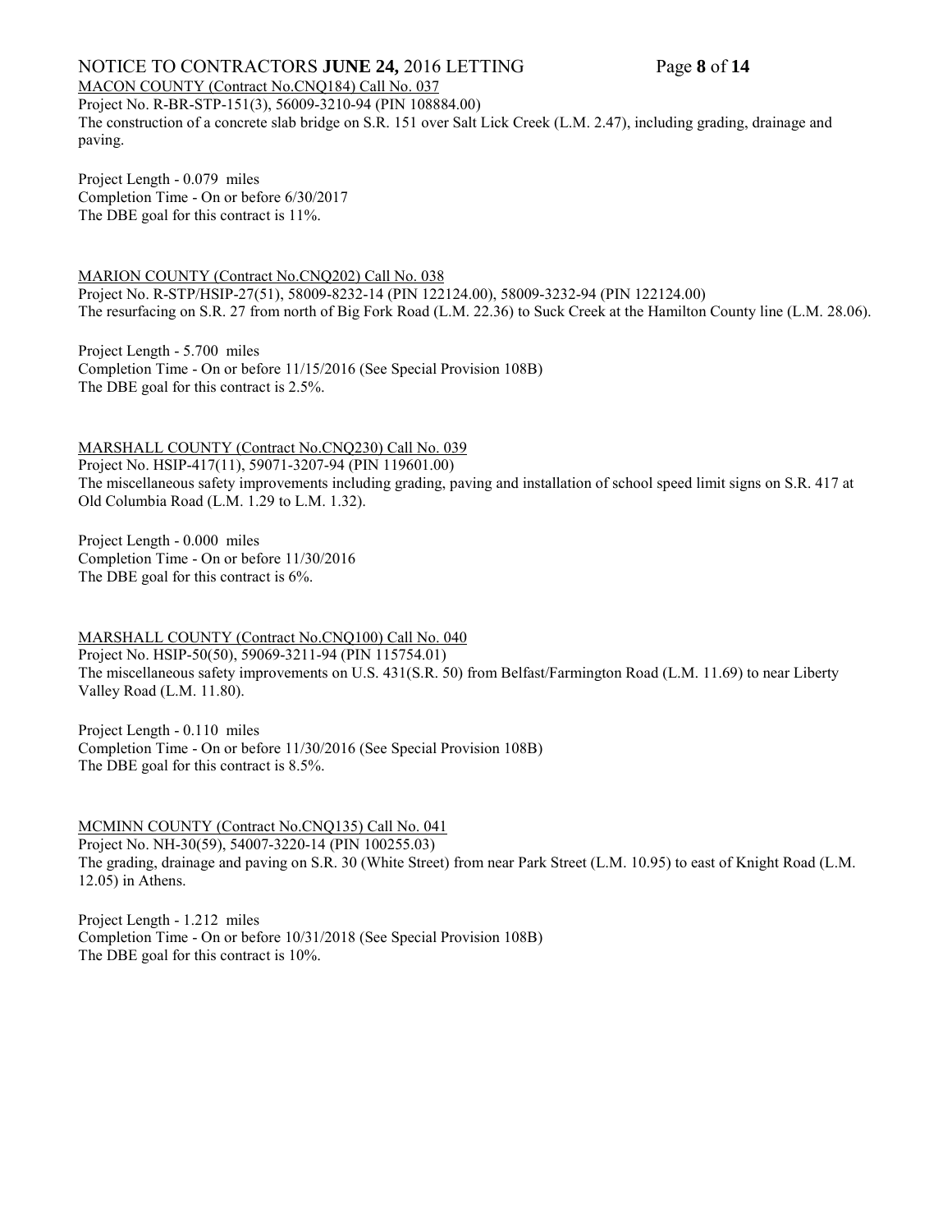MACON COUNTY (Contract No.CNQ184) Call No. 037

Project No. R-BR-STP-151(3), 56009-3210-94 (PIN 108884.00)

The construction of a concrete slab bridge on S.R. 151 over Salt Lick Creek (L.M. 2.47), including grading, drainage and paving.

Project Length - 0.079 miles

Completion Time - On or before 6/30/2017

The DBE goal for this contract is 11%.

MARION COUNTY (Contract No.CNQ202) Call No. 038

Project No. R-STP/HSIP-27(51), 58009-8232-14 (PIN 122124.00), 58009-3232-94 (PIN 122124.00)

The resurfacing on S.R. 27 from north of Big Fork Road (L.M. 22.36) to Suck Creek at the Hamilton County line (L.M. 28.06).

Project Length - 5.700 miles

Completion Time - On or before 11/15/2016 (See Special Provision 108B)

The DBE goal for this contract is 2.5%.

MARSHALL COUNTY (Contract No.CNQ230) Call No. 039

Project No. HSIP-417(11), 59071-3207-94 (PIN 119601.00)

The miscellaneous safety improvements including grading, paving and installation of school speed limit signs on S.R. 417 at Old Columbia Road (L.M. 1.29 to L.M. 1.32).

Project Length - 0.000 miles

Completion Time - On or before 11/30/2016

The DBE goal for this contract is 6%.

MARSHALL COUNTY (Contract No.CNQ100) Call No. 040

Project No. HSIP-50(50), 59069-3211-94 (PIN 115754.01)

The miscellaneous safety improvements on U.S. 431(S.R. 50) from Belfast/Farmington Road (L.M. 11.69) to near Liberty Valley Road (L.M. 11.80).

Project Length - 0.110 miles

Completion Time - On or before 11/30/2016 (See Special Provision 108B)

The DBE goal for this contract is 8.5%.

MCMINN COUNTY (Contract No.CNQ135) Call No. 041

Project No. NH-30(59), 54007-3220-14 (PIN 100255.03)

The grading, drainage and paving on S.R. 30 (White Street) from near Park Street (L.M. 10.95) to east of Knight Road (L.M. 12.05) in Athens.

Project Length - 1.212 miles

Completion Time - On or before 10/31/2018 (See Special Provision 108B)

The DBE goal for this contract is 10%.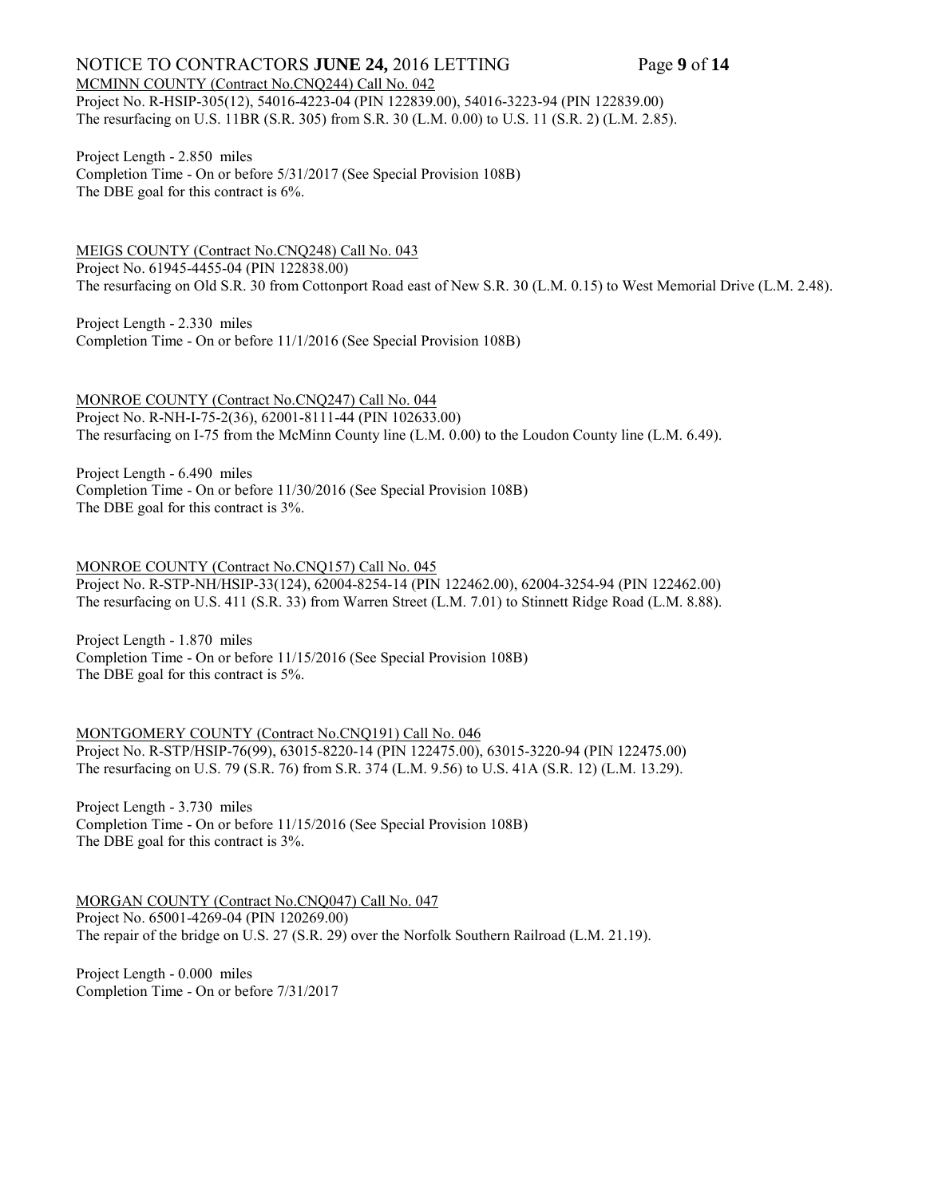MCMINN COUNTY (Contract No.CNQ244) Call No. 042

Project No. R-HSIP-305(12), 54016-4223-04 (PIN 122839.00), 54016-3223-94 (PIN 122839.00)
The resurfacing on U.S. 11BR (S.R. 305) from S.R. 30 (L.M. 0.00) to U.S. 11 (S.R. 2) (L.M. 2.85).

Project Length - 2.850 miles
Completion Time - On or before 5/31/2017 (See Special Provision 108B)
The DBE goal for this contract is 6%.

MEIGS COUNTY (Contract No.CNQ248) Call No. 043

Project No. 61945-4455-04 (PIN 122838.00)
The resurfacing on Old S.R. 30 from Cottonport Road east of New S.R. 30 (L.M. 0.15) to West Memorial Drive (L.M. 2.48).

Project Length - 2.330 miles
Completion Time - On or before 11/1/2016 (See Special Provision 108B)

MONROE COUNTY (Contract No.CNQ247) Call No. 044

Project No. R-NH-I-75-2(36), 62001-8111-44 (PIN 102633.00)
The resurfacing on I-75 from the McMinn County line (L.M. 0.00) to the Loudon County line (L.M. 6.49).

Project Length - 6.490 miles
Completion Time - On or before 11/30/2016 (See Special Provision 108B)
The DBE goal for this contract is 3%.

MONROE COUNTY (Contract No.CNQ157) Call No. 045

Project No. R-STP-NH/HSIP-33(124), 62004-8254-14 (PIN 122462.00), 62004-3254-94 (PIN 122462.00)
The resurfacing on U.S. 411 (S.R. 33) from Warren Street (L.M. 7.01) to Stinnett Ridge Road (L.M. 8.88).

Project Length - 1.870 miles
Completion Time - On or before 11/15/2016 (See Special Provision 108B)
The DBE goal for this contract is 5%.

MONTGOMERY COUNTY (Contract No.CNQ191) Call No. 046

Project No. R-STP/HSIP-76(99), 63015-8220-14 (PIN 122475.00), 63015-3220-94 (PIN 122475.00)
The resurfacing on U.S. 79 (S.R. 76) from S.R. 374 (L.M. 9.56) to U.S. 41A (S.R. 12) (L.M. 13.29).

Project Length - 3.730 miles
Completion Time - On or before 11/15/2016 (See Special Provision 108B)
The DBE goal for this contract is 3%.

MORGAN COUNTY (Contract No.CNQ047) Call No. 047

Project No. 65001-4269-04 (PIN 120269.00)
The repair of the bridge on U.S. 27 (S.R. 29) over the Norfolk Southern Railroad (L.M. 21.19).

Project Length - 0.000 miles
Completion Time - On or before 7/31/2017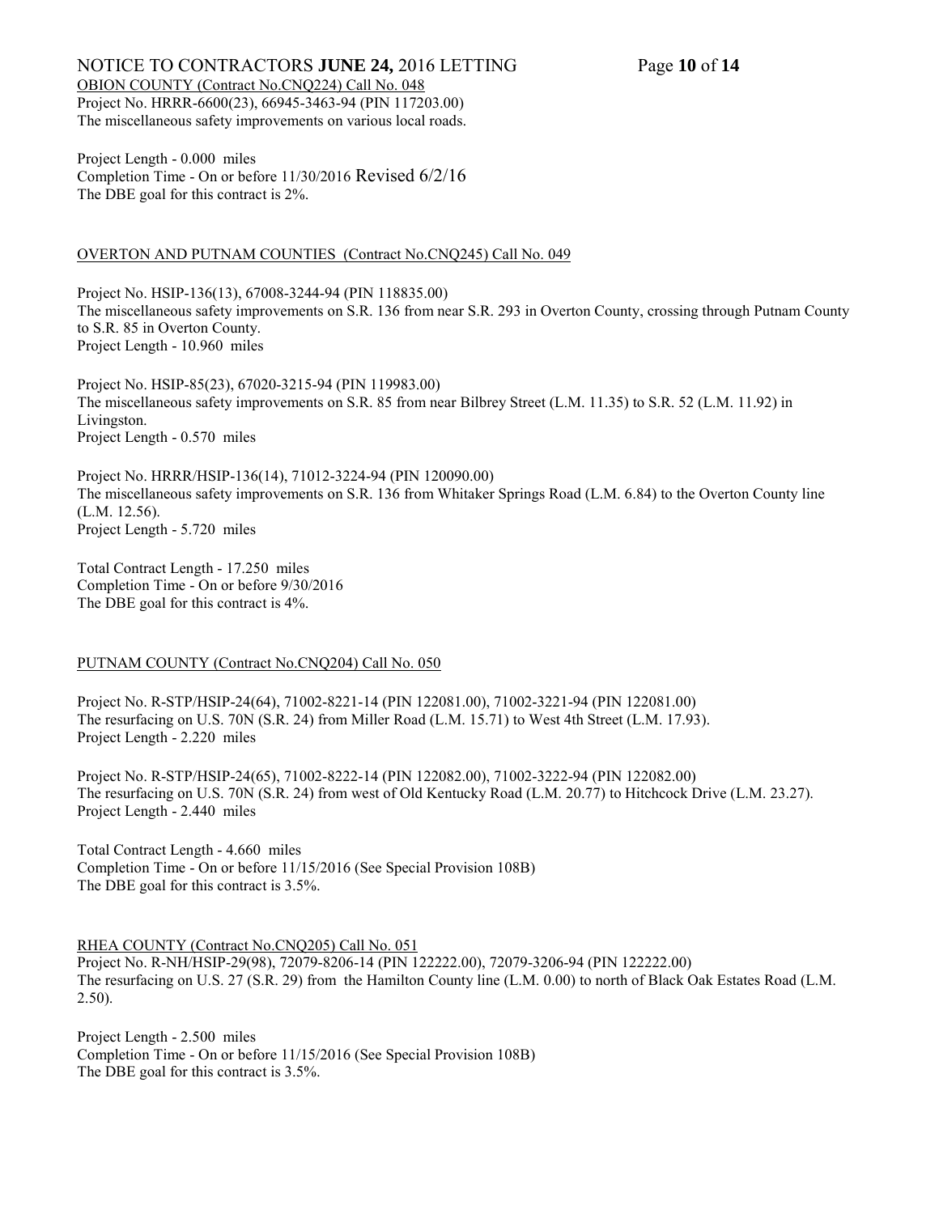OBION COUNTY (Contract No.CNQ224) Call No. 048

Project No. HRRR-6600(23), 66945-3463-94 (PIN 117203.00)
The miscellaneous safety improvements on various local roads.

Project Length - 0.000 miles
Completion Time - On or before 11/30/2016 Revised 6/2/16
The DBE goal for this contract is 2%.

OVERTON AND PUTNAM COUNTIES (Contract No.CNQ245) Call No. 049

Project No. HSIP-136(13), 67008-3244-94 (PIN 118835.00)
The miscellaneous safety improvements on S.R. 136 from near S.R. 293 in Overton County, crossing through Putnam County to S.R. 85 in Overton County.
Project Length - 10.960 miles

Project No. HSIP-85(23), 67020-3215-94 (PIN 119983.00)
The miscellaneous safety improvements on S.R. 85 from near Bilbrey Street (L.M. 11.35) to S.R. 52 (L.M. 11.92) in Livingston.
Project Length - 0.570 miles

Project No. HRRR/HSIP-136(14), 71012-3224-94 (PIN 120090.00)
The miscellaneous safety improvements on S.R. 136 from Whitaker Springs Road (L.M. 6.84) to the Overton County line (L.M. 12.56).
Project Length - 5.720 miles

Total Contract Length - 17.250 miles
Completion Time - On or before 9/30/2016
The DBE goal for this contract is 4%.

PUTNAM COUNTY (Contract No.CNQ204) Call No. 050

Project No. R-STP/HSIP-24(64), 71002-8221-14 (PIN 122081.00), 71002-3221-94 (PIN 122081.00)
The resurfacing on U.S. 70N (S.R. 24) from Miller Road (L.M. 15.71) to West 4th Street (L.M. 17.93).
Project Length - 2.220 miles

Project No. R-STP/HSIP-24(65), 71002-8222-14 (PIN 122082.00), 71002-3222-94 (PIN 122082.00)
The resurfacing on U.S. 70N (S.R. 24) from west of Old Kentucky Road (L.M. 20.77) to Hitchcock Drive (L.M. 23.27).
Project Length - 2.440 miles

Total Contract Length - 4.660 miles
Completion Time - On or before 11/15/2016 (See Special Provision 108B)
The DBE goal for this contract is 3.5%.

RHEA COUNTY (Contract No.CNQ205) Call No. 051

Project No. R-NH/HSIP-29(98), 72079-8206-14 (PIN 122222.00), 72079-3206-94 (PIN 122222.00)
The resurfacing on U.S. 27 (S.R. 29) from the Hamilton County line (L.M. 0.00) to north of Black Oak Estates Road (L.M. 2.50).

Project Length - 2.500 miles
Completion Time - On or before 11/15/2016 (See Special Provision 108B)
The DBE goal for this contract is 3.5%.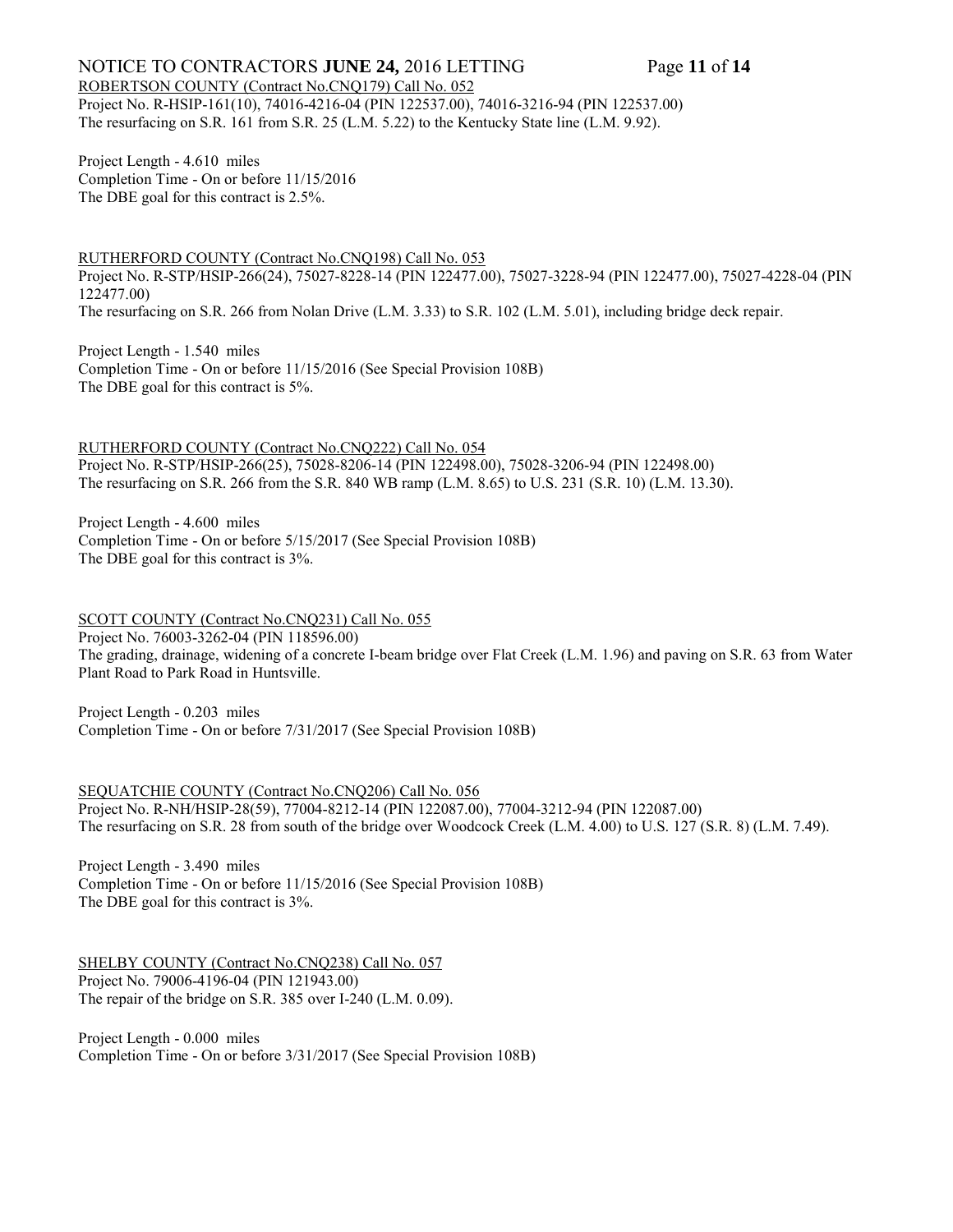ROBERTSON COUNTY (Contract No.CNQ179) Call No. 052

Project No. R-HSIP-161(10), 74016-4216-04 (PIN 122537.00), 74016-3216-94 (PIN 122537.00)
The resurfacing on S.R. 161 from S.R. 25 (L.M. 5.22) to the Kentucky State line (L.M. 9.92).

Project Length - 4.610 miles
Completion Time - On or before 11/15/2016
The DBE goal for this contract is 2.5%.

RUTHERFORD COUNTY (Contract No.CNQ198) Call No. 053

Project No. R-STP/HSIP-266(24), 75027-8228-14 (PIN 122477.00), 75027-3228-94 (PIN 122477.00), 75027-4228-04 (PIN 122477.00)
The resurfacing on S.R. 266 from Nolan Drive (L.M. 3.33) to S.R. 102 (L.M. 5.01), including bridge deck repair.

Project Length - 1.540 miles
Completion Time - On or before 11/15/2016 (See Special Provision 108B)
The DBE goal for this contract is 5%.

RUTHERFORD COUNTY (Contract No.CNQ222) Call No. 054

Project No. R-STP/HSIP-266(25), 75028-8206-14 (PIN 122498.00), 75028-3206-94 (PIN 122498.00)
The resurfacing on S.R. 266 from the S.R. 840 WB ramp (L.M. 8.65) to U.S. 231 (S.R. 10) (L.M. 13.30).

Project Length - 4.600 miles
Completion Time - On or before 5/15/2017 (See Special Provision 108B)
The DBE goal for this contract is 3%.

SCOTT COUNTY (Contract No.CNQ231) Call No. 055

Project No. 76003-3262-04 (PIN 118596.00)
The grading, drainage, widening of a concrete I-beam bridge over Flat Creek (L.M. 1.96) and paving on S.R. 63 from Water Plant Road to Park Road in Huntsville.

Project Length - 0.203 miles
Completion Time - On or before 7/31/2017 (See Special Provision 108B)

SEQUATCHIE COUNTY (Contract No.CNQ206) Call No. 056

Project No. R-NH/HSIP-28(59), 77004-8212-14 (PIN 122087.00), 77004-3212-94 (PIN 122087.00)
The resurfacing on S.R. 28 from south of the bridge over Woodcock Creek (L.M. 4.00) to U.S. 127 (S.R. 8) (L.M. 7.49).

Project Length - 3.490 miles
Completion Time - On or before 11/15/2016 (See Special Provision 108B)
The DBE goal for this contract is 3%.

SHELBY COUNTY (Contract No.CNQ238) Call No. 057

Project No. 79006-4196-04 (PIN 121943.00)
The repair of the bridge on S.R. 385 over I-240 (L.M. 0.09).

Project Length - 0.000 miles
Completion Time - On or before 3/31/2017 (See Special Provision 108B)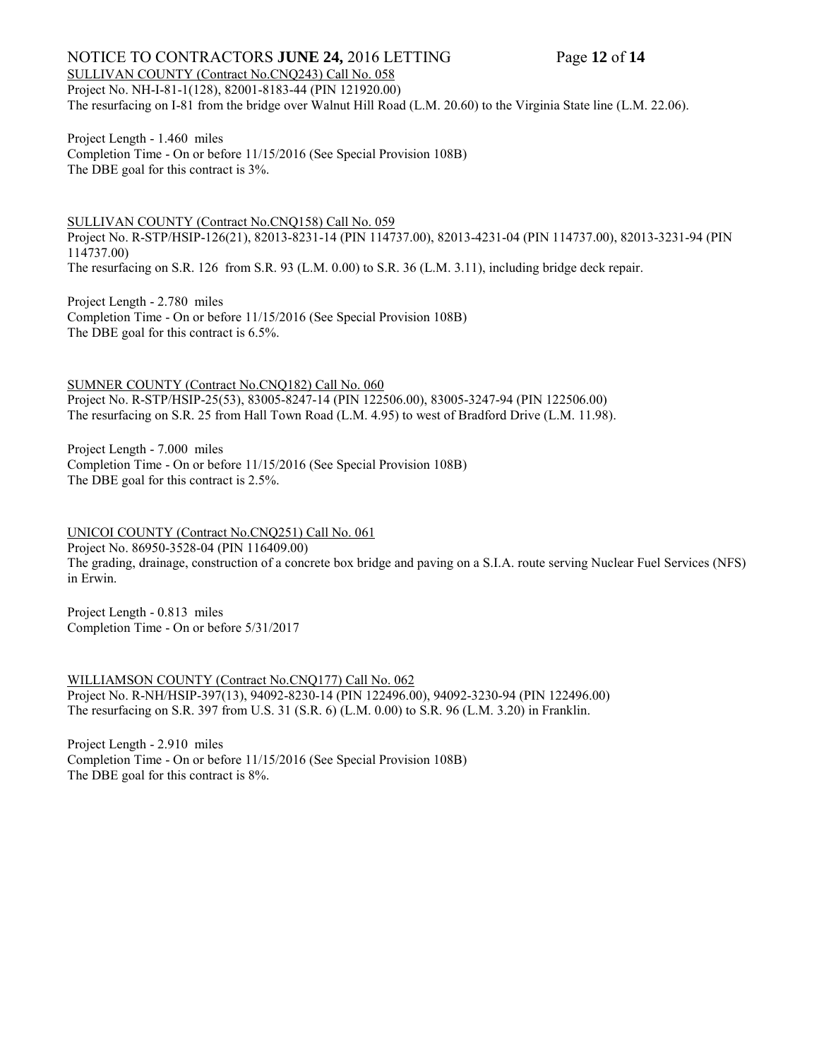SULLIVAN COUNTY (Contract No.CNQ243) Call No. 058
Project No. NH-I-81-1(128), 82001-8183-44 (PIN 121920.00)
The resurfacing on I-81 from the bridge over Walnut Hill Road (L.M. 20.60) to the Virginia State line (L.M. 22.06).

Project Length - 1.460 miles
Completion Time - On or before 11/15/2016 (See Special Provision 108B)
The DBE goal for this contract is 3%.

SULLIVAN COUNTY (Contract No.CNQ158) Call No. 059
Project No. R-STP/HSIP-126(21), 82013-8231-14 (PIN 114737.00), 82013-4231-04 (PIN 114737.00), 82013-3231-94 (PIN 114737.00)
The resurfacing on S.R. 126 from S.R. 93 (L.M. 0.00) to S.R. 36 (L.M. 3.11), including bridge deck repair.

Project Length - 2.780 miles
Completion Time - On or before 11/15/2016 (See Special Provision 108B)
The DBE goal for this contract is 6.5%.

SUMNER COUNTY (Contract No.CNQ182) Call No. 060
Project No. R-STP/HSIP-25(53), 83005-8247-14 (PIN 122506.00), 83005-3247-94 (PIN 122506.00)
The resurfacing on S.R. 25 from Hall Town Road (L.M. 4.95) to west of Bradford Drive (L.M. 11.98).

Project Length - 7.000 miles
Completion Time - On or before 11/15/2016 (See Special Provision 108B)
The DBE goal for this contract is 2.5%.

UNICOI COUNTY (Contract No.CNQ251) Call No. 061
Project No. 86950-3528-04 (PIN 116409.00)
The grading, drainage, construction of a concrete box bridge and paving on a S.I.A. route serving Nuclear Fuel Services (NFS) in Erwin.

Project Length - 0.813 miles
Completion Time - On or before 5/31/2017

WILLIAMSON COUNTY (Contract No.CNQ177) Call No. 062
Project No. R-NH/HSIP-397(13), 94092-8230-14 (PIN 122496.00), 94092-3230-94 (PIN 122496.00)
The resurfacing on S.R. 397 from U.S. 31 (S.R. 6) (L.M. 0.00) to S.R. 96 (L.M. 3.20) in Franklin.

Project Length - 2.910 miles
Completion Time - On or before 11/15/2016 (See Special Provision 108B)
The DBE goal for this contract is 8%.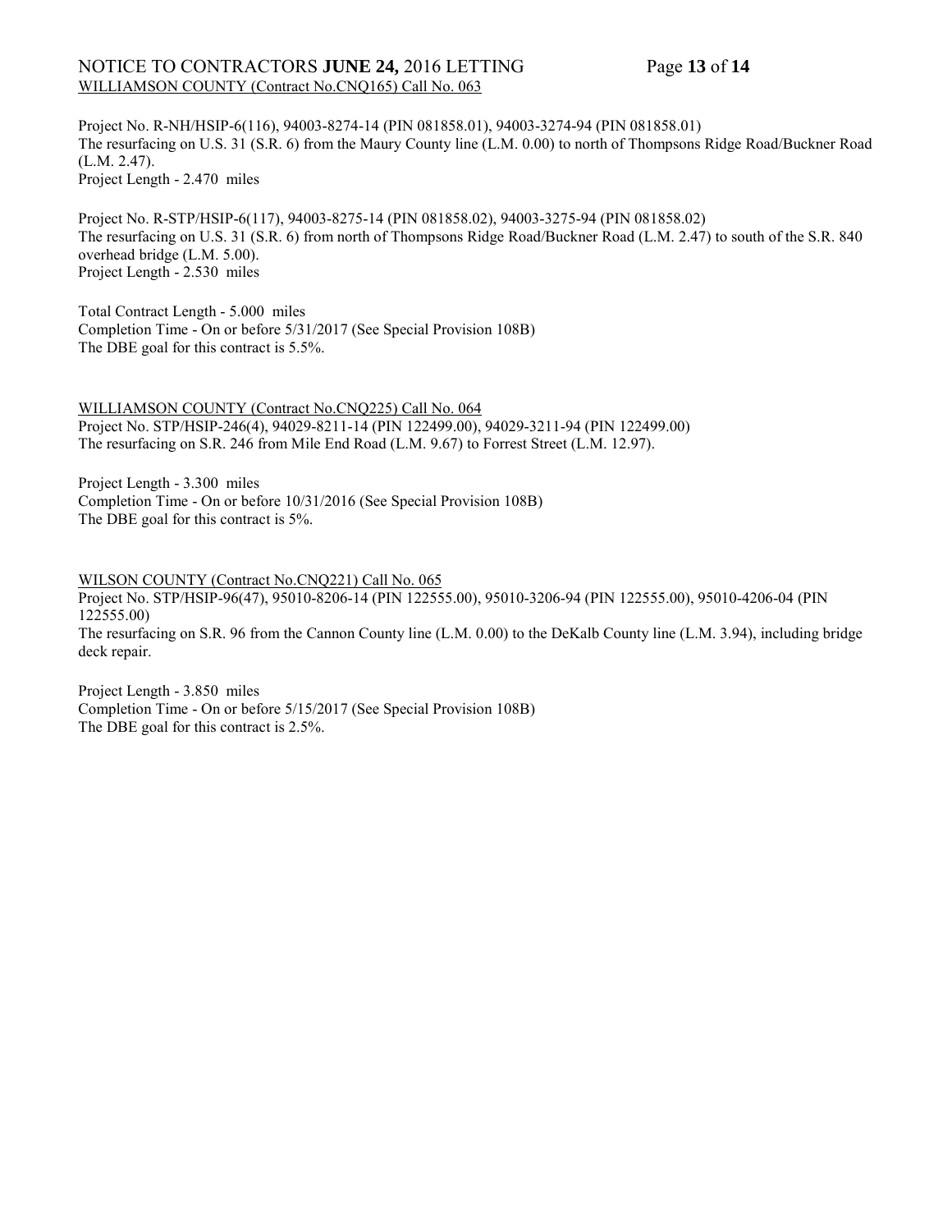WILLIAMSON COUNTY (Contract No.CNQ165) Call No. 063

Project No. R-NH/HSIP-6(116), 94003-8274-14 (PIN 081858.01), 94003-3274-94 (PIN 081858.01)
The resurfacing on U.S. 31 (S.R. 6) from the Maury County line (L.M. 0.00) to north of Thompsons Ridge Road/Buckner Road (L.M. 2.47).
Project Length - 2.470 miles

Project No. R-STP/HSIP-6(117), 94003-8275-14 (PIN 081858.02), 94003-3275-94 (PIN 081858.02)
The resurfacing on U.S. 31 (S.R. 6) from north of Thompsons Ridge Road/Buckner Road (L.M. 2.47) to south of the S.R. 840 overhead bridge (L.M. 5.00).
Project Length - 2.530 miles

Total Contract Length - 5.000 miles
Completion Time - On or before 5/31/2017 (See Special Provision 108B)
The DBE goal for this contract is 5.5%.

WILLIAMSON COUNTY (Contract No.CNQ225) Call No. 064
Project No. STP/HSIP-246(4), 94029-8211-14 (PIN 122499.00), 94029-3211-94 (PIN 122499.00)
The resurfacing on S.R. 246 from Mile End Road (L.M. 9.67) to Forrest Street (L.M. 12.97).

Project Length - 3.300 miles
Completion Time - On or before 10/31/2016 (See Special Provision 108B)
The DBE goal for this contract is 5%.

WILSON COUNTY (Contract No.CNQ221) Call No. 065
Project No. STP/HSIP-96(47), 95010-8206-14 (PIN 122555.00), 95010-3206-94 (PIN 122555.00), 95010-4206-04 (PIN 122555.00)
The resurfacing on S.R. 96 from the Cannon County line (L.M. 0.00) to the DeKalb County line (L.M. 3.94), including bridge deck repair.

Project Length - 3.850 miles
Completion Time - On or before 5/15/2017 (See Special Provision 108B)
The DBE goal for this contract is 2.5%.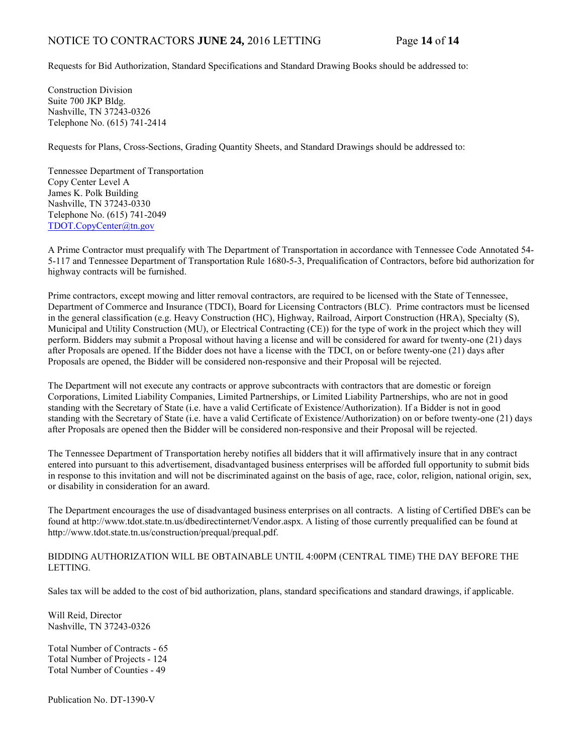Requests for Bid Authorization, Standard Specifications and Standard Drawing Books should be addressed to:

Construction Division
Suite 700 JKP Bldg.
Nashville, TN 37243-0326
Telephone No. (615) 741-2414

Requests for Plans, Cross-Sections, Grading Quantity Sheets, and Standard Drawings should be addressed to:

Tennessee Department of Transportation
Copy Center Level A
James K. Polk Building
Nashville, TN 37243-0330
Telephone No. (615) 741-2049
TDOT.CopyCenter@tn.gov

A Prime Contractor must prequalify with The Department of Transportation in accordance with Tennessee Code Annotated 54-5-117 and Tennessee Department of Transportation Rule 1680-5-3, Prequalification of Contractors, before bid authorization for highway contracts will be furnished.

Prime contractors, except mowing and litter removal contractors, are required to be licensed with the State of Tennessee, Department of Commerce and Insurance (TDCI), Board for Licensing Contractors (BLC). Prime contractors must be licensed in the general classification (e.g. Heavy Construction (HC), Highway, Railroad, Airport Construction (HRA), Specialty (S), Municipal and Utility Construction (MU), or Electrical Contracting (CE)) for the type of work in the project which they will perform. Bidders may submit a Proposal without having a license and will be considered for award for twenty-one (21) days after Proposals are opened. If the Bidder does not have a license with the TDCI, on or before twenty-one (21) days after Proposals are opened, the Bidder will be considered non-responsive and their Proposal will be rejected.

The Department will not execute any contracts or approve subcontracts with contractors that are domestic or foreign Corporations, Limited Liability Companies, Limited Partnerships, or Limited Liability Partnerships, who are not in good standing with the Secretary of State (i.e. have a valid Certificate of Existence/Authorization). If a Bidder is not in good standing with the Secretary of State (i.e. have a valid Certificate of Existence/Authorization) on or before twenty-one (21) days after Proposals are opened then the Bidder will be considered non-responsive and their Proposal will be rejected.

The Tennessee Department of Transportation hereby notifies all bidders that it will affirmatively insure that in any contract entered into pursuant to this advertisement, disadvantaged business enterprises will be afforded full opportunity to submit bids in response to this invitation and will not be discriminated against on the basis of age, race, color, religion, national origin, sex, or disability in consideration for an award.

The Department encourages the use of disadvantaged business enterprises on all contracts. A listing of Certified DBE's can be found at http://www.tdot.state.tn.us/dbedirectinternet/Vendor.aspx. A listing of those currently prequalified can be found at http://www.tdot.state.tn.us/construction/prequal/prequal.pdf.

BIDDING AUTHORIZATION WILL BE OBTAINABLE UNTIL 4:00PM (CENTRAL TIME) THE DAY BEFORE THE LETTING.

Sales tax will be added to the cost of bid authorization, plans, standard specifications and standard drawings, if applicable.

Will Reid, Director
Nashville, TN 37243-0326

Total Number of Contracts - 65
Total Number of Projects - 124
Total Number of Counties - 49

Publication No. DT-1390-V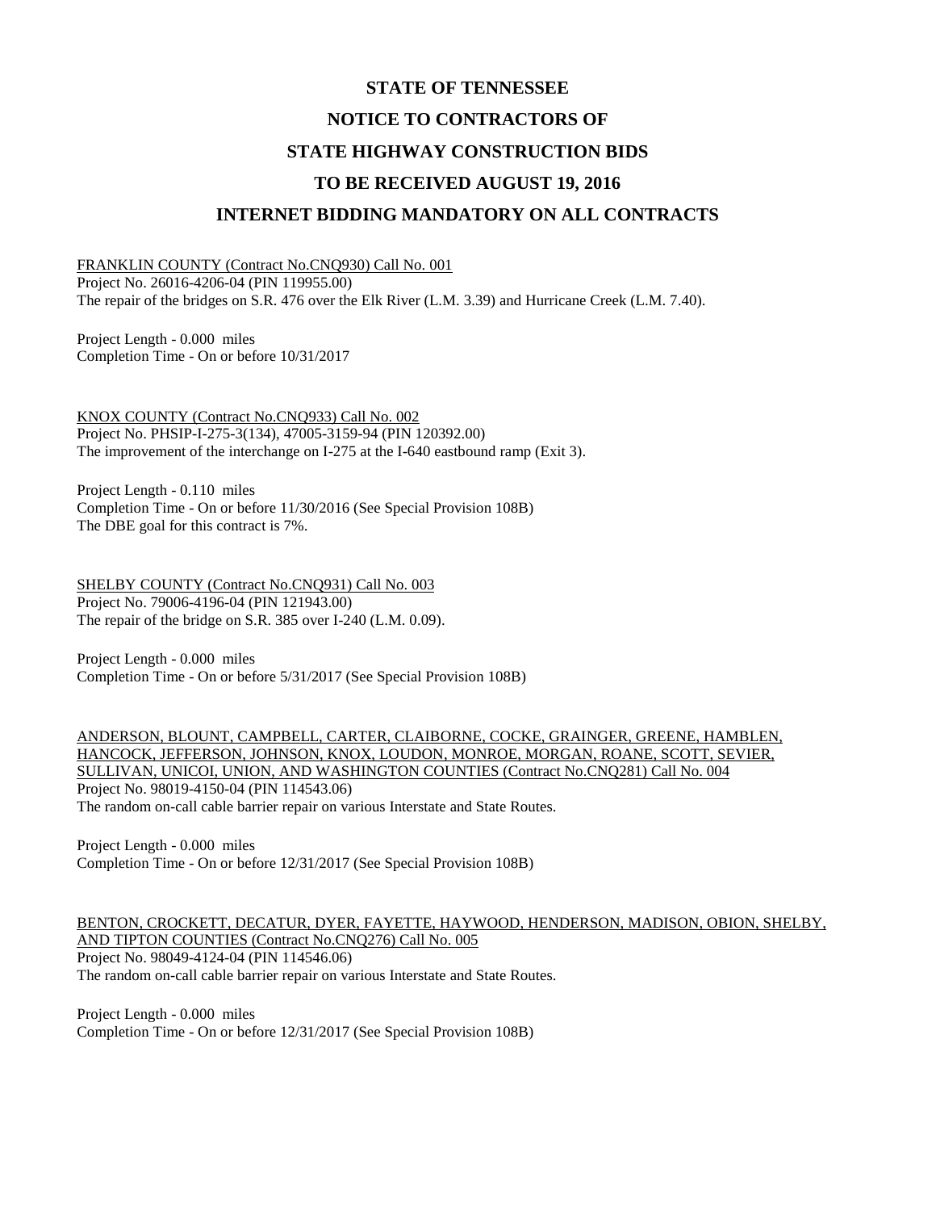# STATE OF TENNESSEE

# NOTICE TO CONTRACTORS OF

# STATE HIGHWAY CONSTRUCTION BIDS

# TO BE RECEIVED AUGUST 19, 2016

# INTERNET BIDDING MANDATORY ON ALL CONTRACTS

FRANKLIN COUNTY (Contract No.CNQ930) Call No. 001
Project No. 26016-4206-04 (PIN 119955.00)
The repair of the bridges on S.R. 476 over the Elk River (L.M. 3.39) and Hurricane Creek (L.M. 7.40).

Project Length - 0.000 miles
Completion Time - On or before 10/31/2017

KNOX COUNTY (Contract No.CNQ933) Call No. 002
Project No. PHSIP-I-275-3(134), 47005-3159-94 (PIN 120392.00)
The improvement of the interchange on I-275 at the I-640 eastbound ramp (Exit 3).

Project Length - 0.110 miles
Completion Time - On or before 11/30/2016 (See Special Provision 108B)
The DBE goal for this contract is 7%.

SHELBY COUNTY (Contract No.CNQ931) Call No. 003
Project No. 79006-4196-04 (PIN 121943.00)
The repair of the bridge on S.R. 385 over I-240 (L.M. 0.09).

Project Length - 0.000 miles
Completion Time - On or before 5/31/2017 (See Special Provision 108B)

ANDERSON, BLOUNT, CAMPBELL, CARTER, CLAIBORNE, COCKE, GRAINGER, GREENE, HAMBLEN, HANCOCK, JEFFERSON, JOHNSON, KNOX, LOUDON, MONROE, MORGAN, ROANE, SCOTT, SEVIER, SULLIVAN, UNICOI, UNION, AND WASHINGTON COUNTIES (Contract No.CNQ281) Call No. 004
Project No. 98019-4150-04 (PIN 114543.06)
The random on-call cable barrier repair on various Interstate and State Routes.

Project Length - 0.000 miles
Completion Time - On or before 12/31/2017 (See Special Provision 108B)

BENTON, CROCKETT, DECATUR, DYER, FAYETTE, HAYWOOD, HENDERSON, MADISON, OBION, SHELBY, AND TIPTON COUNTIES (Contract No.CNQ276) Call No. 005
Project No. 98049-4124-04 (PIN 114546.06)
The random on-call cable barrier repair on various Interstate and State Routes.

Project Length - 0.000 miles
Completion Time - On or before 12/31/2017 (See Special Provision 108B)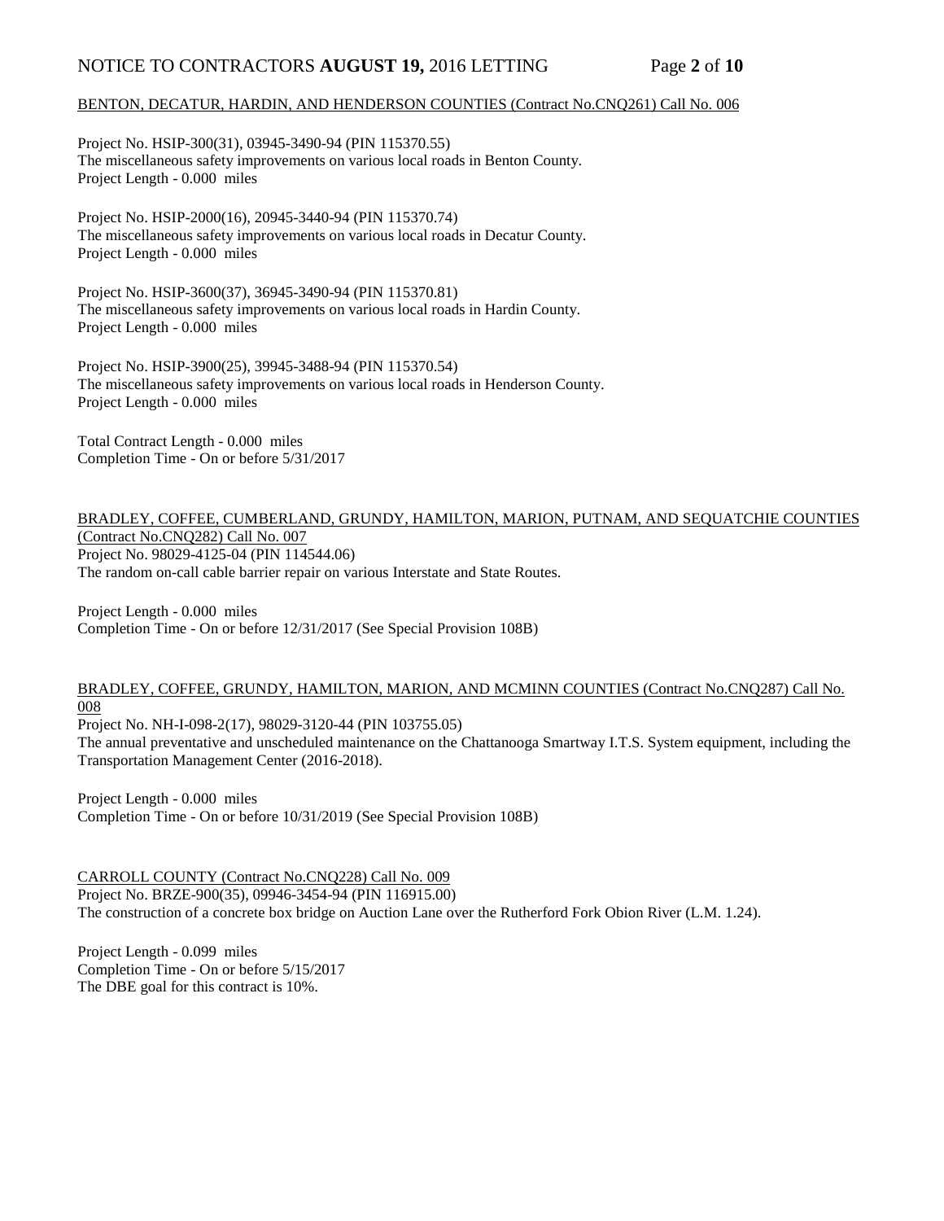BENTON, DECATUR, HARDIN, AND HENDERSON COUNTIES (Contract No.CNQ261) Call No. 006

Project No. HSIP-300(31), 03945-3490-94 (PIN 115370.55)
The miscellaneous safety improvements on various local roads in Benton County.
Project Length - 0.000 miles

Project No. HSIP-2000(16), 20945-3440-94 (PIN 115370.74)
The miscellaneous safety improvements on various local roads in Decatur County.
Project Length - 0.000 miles

Project No. HSIP-3600(37), 36945-3490-94 (PIN 115370.81)
The miscellaneous safety improvements on various local roads in Hardin County.
Project Length - 0.000 miles

Project No. HSIP-3900(25), 39945-3488-94 (PIN 115370.54)
The miscellaneous safety improvements on various local roads in Henderson County.
Project Length - 0.000 miles

Total Contract Length - 0.000 miles
Completion Time - On or before 5/31/2017

BRADLEY, COFFEE, CUMBERLAND, GRUNDY, HAMILTON, MARION, PUTNAM, AND SEQUATCHIE COUNTIES (Contract No.CNQ282) Call No. 007

Project No. 98029-4125-04 (PIN 114544.06)
The random on-call cable barrier repair on various Interstate and State Routes.

Project Length - 0.000 miles
Completion Time - On or before 12/31/2017 (See Special Provision 108B)

BRADLEY, COFFEE, GRUNDY, HAMILTON, MARION, AND MCMINN COUNTIES (Contract No.CNQ287) Call No. 008

Project No. NH-I-098-2(17), 98029-3120-44 (PIN 103755.05)
The annual preventative and unscheduled maintenance on the Chattanooga Smartway I.T.S. System equipment, including the Transportation Management Center (2016-2018).

Project Length - 0.000 miles
Completion Time - On or before 10/31/2019 (See Special Provision 108B)

CARROLL COUNTY (Contract No.CNQ228) Call No. 009

Project No. BRZE-900(35), 09946-3454-94 (PIN 116915.00)
The construction of a concrete box bridge on Auction Lane over the Rutherford Fork Obion River (L.M. 1.24).

Project Length - 0.099 miles
Completion Time - On or before 5/15/2017
The DBE goal for this contract is 10%.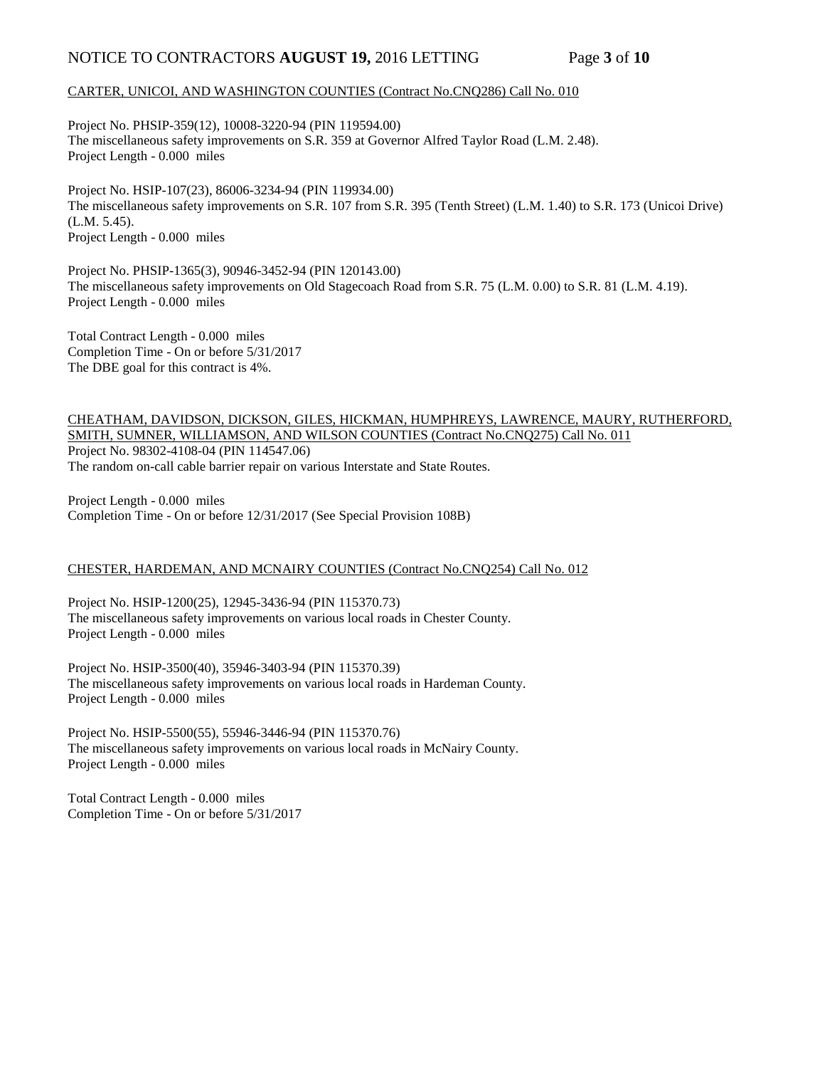CARTER, UNICOI, AND WASHINGTON COUNTIES (Contract No.CNQ286) Call No. 010

Project No. PHSIP-359(12), 10008-3220-94 (PIN 119594.00)
The miscellaneous safety improvements on S.R. 359 at Governor Alfred Taylor Road (L.M. 2.48).
Project Length - 0.000 miles

Project No. HSIP-107(23), 86006-3234-94 (PIN 119934.00)
The miscellaneous safety improvements on S.R. 107 from S.R. 395 (Tenth Street) (L.M. 1.40) to S.R. 173 (Unicoi Drive) (L.M. 5.45).
Project Length - 0.000 miles

Project No. PHSIP-1365(3), 90946-3452-94 (PIN 120143.00)
The miscellaneous safety improvements on Old Stagecoach Road from S.R. 75 (L.M. 0.00) to S.R. 81 (L.M. 4.19).
Project Length - 0.000 miles

Total Contract Length - 0.000 miles
Completion Time - On or before 5/31/2017
The DBE goal for this contract is 4%.

CHEATHAM, DAVIDSON, DICKSON, GILES, HICKMAN, HUMPHREYS, LAWRENCE, MAURY, RUTHERFORD, SMITH, SUMNER, WILLIAMSON, AND WILSON COUNTIES (Contract No.CNQ275) Call No. 011
Project No. 98302-4108-04 (PIN 114547.06)
The random on-call cable barrier repair on various Interstate and State Routes.

Project Length - 0.000 miles
Completion Time - On or before 12/31/2017 (See Special Provision 108B)

CHESTER, HARDEMAN, AND MCNAIRY COUNTIES (Contract No.CNQ254) Call No. 012

Project No. HSIP-1200(25), 12945-3436-94 (PIN 115370.73)
The miscellaneous safety improvements on various local roads in Chester County.
Project Length - 0.000 miles

Project No. HSIP-3500(40), 35946-3403-94 (PIN 115370.39)
The miscellaneous safety improvements on various local roads in Hardeman County.
Project Length - 0.000 miles

Project No. HSIP-5500(55), 55946-3446-94 (PIN 115370.76)
The miscellaneous safety improvements on various local roads in McNairy County.
Project Length - 0.000 miles

Total Contract Length - 0.000 miles
Completion Time - On or before 5/31/2017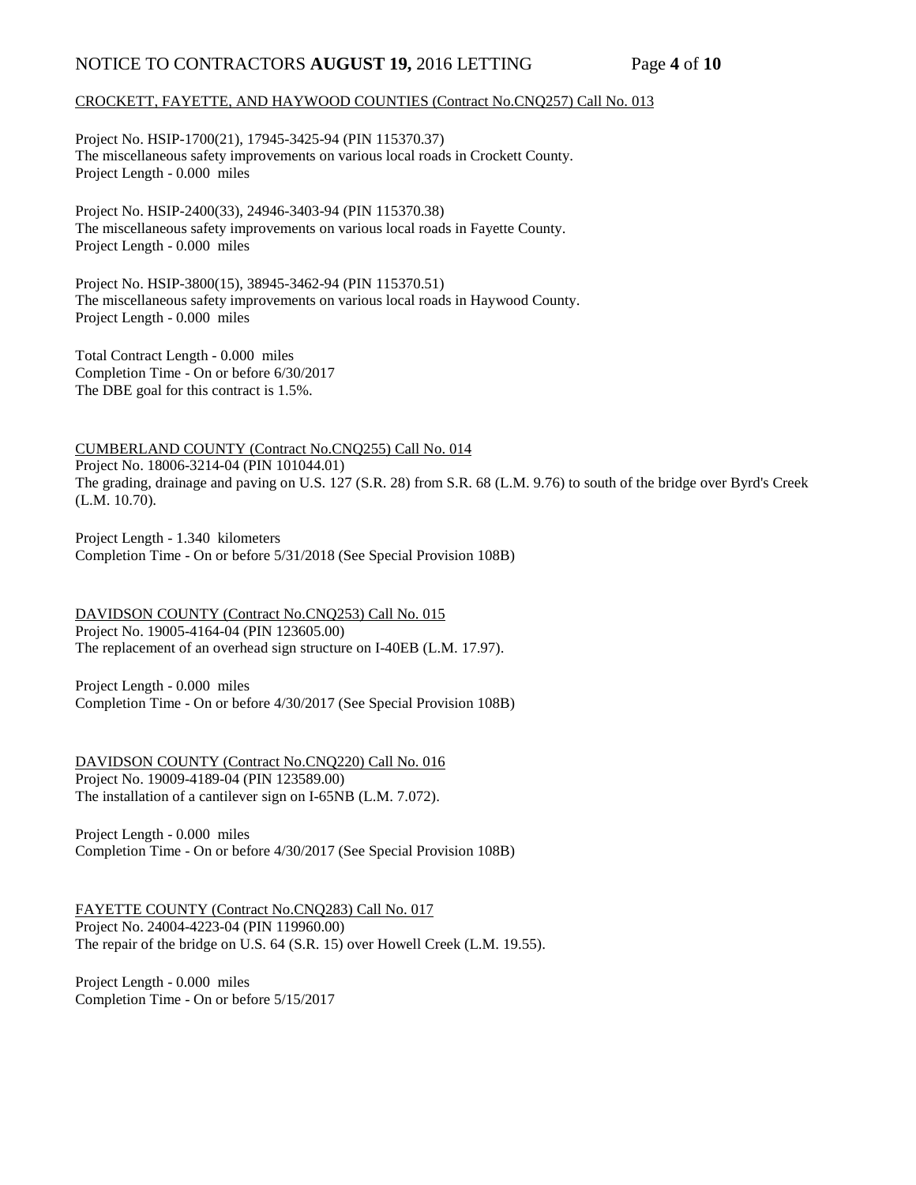CROCKETT, FAYETTE, AND HAYWOOD COUNTIES (Contract No.CNQ257) Call No. 013

Project No. HSIP-1700(21), 17945-3425-94 (PIN 115370.37)
The miscellaneous safety improvements on various local roads in Crockett County.
Project Length - 0.000 miles

Project No. HSIP-2400(33), 24946-3403-94 (PIN 115370.38)
The miscellaneous safety improvements on various local roads in Fayette County.
Project Length - 0.000 miles

Project No. HSIP-3800(15), 38945-3462-94 (PIN 115370.51)
The miscellaneous safety improvements on various local roads in Haywood County.
Project Length - 0.000 miles

Total Contract Length - 0.000 miles
Completion Time - On or before 6/30/2017
The DBE goal for this contract is 1.5%.

CUMBERLAND COUNTY (Contract No.CNQ255) Call No. 014
Project No. 18006-3214-04 (PIN 101044.01)
The grading, drainage and paving on U.S. 127 (S.R. 28) from S.R. 68 (L.M. 9.76) to south of the bridge over Byrd's Creek (L.M. 10.70).

Project Length - 1.340 kilometers
Completion Time - On or before 5/31/2018 (See Special Provision 108B)

DAVIDSON COUNTY (Contract No.CNQ253) Call No. 015
Project No. 19005-4164-04 (PIN 123605.00)
The replacement of an overhead sign structure on I-40EB (L.M. 17.97).

Project Length - 0.000 miles
Completion Time - On or before 4/30/2017 (See Special Provision 108B)

DAVIDSON COUNTY (Contract No.CNQ220) Call No. 016
Project No. 19009-4189-04 (PIN 123589.00)
The installation of a cantilever sign on I-65NB (L.M. 7.072).

Project Length - 0.000 miles
Completion Time - On or before 4/30/2017 (See Special Provision 108B)

FAYETTE COUNTY (Contract No.CNQ283) Call No. 017
Project No. 24004-4223-04 (PIN 119960.00)
The repair of the bridge on U.S. 64 (S.R. 15) over Howell Creek (L.M. 19.55).

Project Length - 0.000 miles
Completion Time - On or before 5/15/2017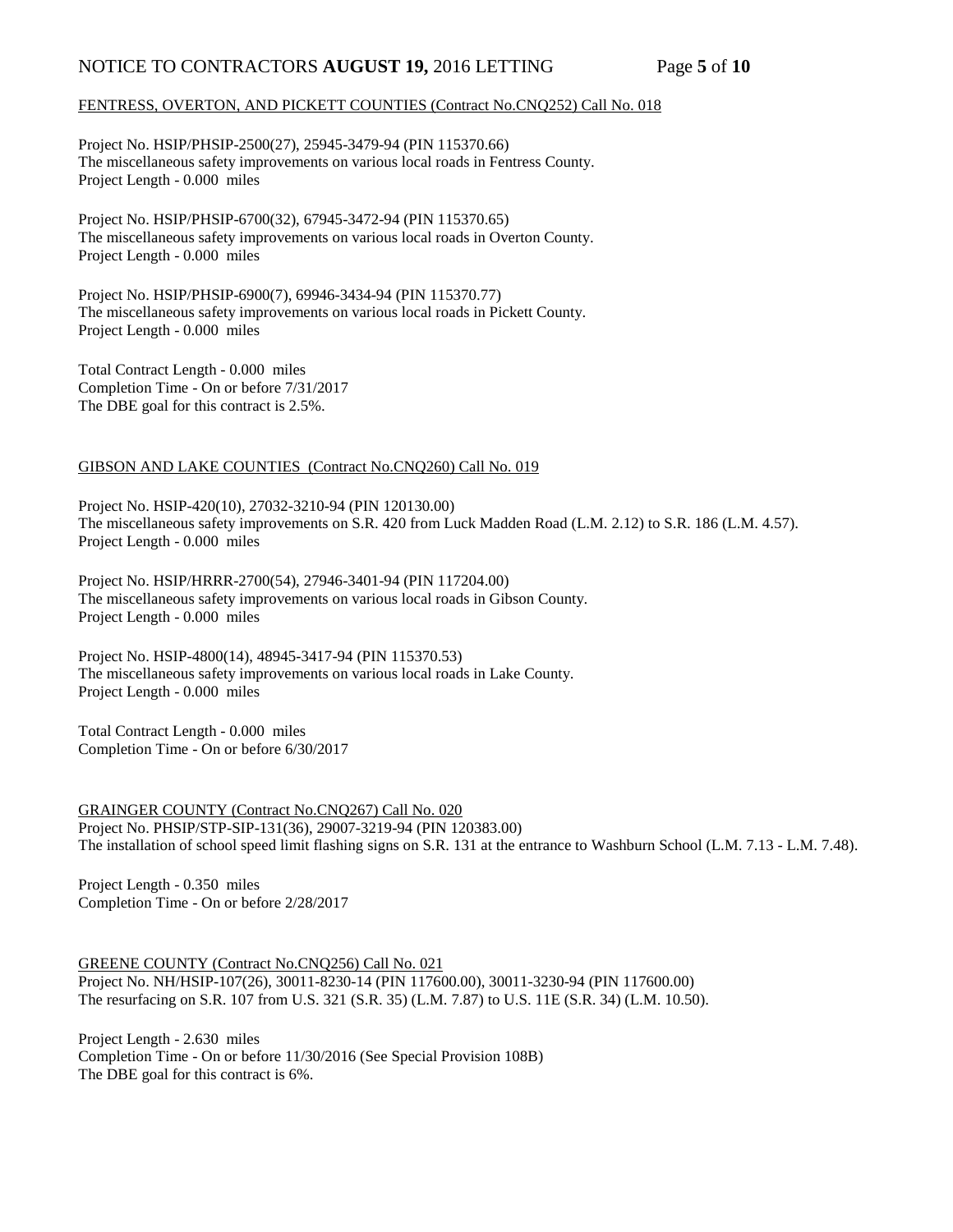FENTRESS, OVERTON, AND PICKETT COUNTIES (Contract No.CNQ252) Call No. 018

Project No. HSIP/PHSIP-2500(27), 25945-3479-94 (PIN 115370.66)
The miscellaneous safety improvements on various local roads in Fentress County.
Project Length - 0.000 miles

Project No. HSIP/PHSIP-6700(32), 67945-3472-94 (PIN 115370.65)
The miscellaneous safety improvements on various local roads in Overton County.
Project Length - 0.000 miles

Project No. HSIP/PHSIP-6900(7), 69946-3434-94 (PIN 115370.77)
The miscellaneous safety improvements on various local roads in Pickett County.
Project Length - 0.000 miles

Total Contract Length - 0.000 miles
Completion Time - On or before 7/31/2017
The DBE goal for this contract is 2.5%.

GIBSON AND LAKE COUNTIES (Contract No.CNQ260) Call No. 019

Project No. HSIP-420(10), 27032-3210-94 (PIN 120130.00)
The miscellaneous safety improvements on S.R. 420 from Luck Madden Road (L.M. 2.12) to S.R. 186 (L.M. 4.57).
Project Length - 0.000 miles

Project No. HSIP/HRRR-2700(54), 27946-3401-94 (PIN 117204.00)
The miscellaneous safety improvements on various local roads in Gibson County.
Project Length - 0.000 miles

Project No. HSIP-4800(14), 48945-3417-94 (PIN 115370.53)
The miscellaneous safety improvements on various local roads in Lake County.
Project Length - 0.000 miles

Total Contract Length - 0.000 miles
Completion Time - On or before 6/30/2017

GRAINGER COUNTY (Contract No.CNQ267) Call No. 020
Project No. PHSIP/STP-SIP-131(36), 29007-3219-94 (PIN 120383.00)
The installation of school speed limit flashing signs on S.R. 131 at the entrance to Washburn School (L.M. 7.13 - L.M. 7.48).

Project Length - 0.350 miles
Completion Time - On or before 2/28/2017

GREENE COUNTY (Contract No.CNQ256) Call No. 021
Project No. NH/HSIP-107(26), 30011-8230-14 (PIN 117600.00), 30011-3230-94 (PIN 117600.00)
The resurfacing on S.R. 107 from U.S. 321 (S.R. 35) (L.M. 7.87) to U.S. 11E (S.R. 34) (L.M. 10.50).

Project Length - 2.630 miles
Completion Time - On or before 11/30/2016 (See Special Provision 108B)
The DBE goal for this contract is 6%.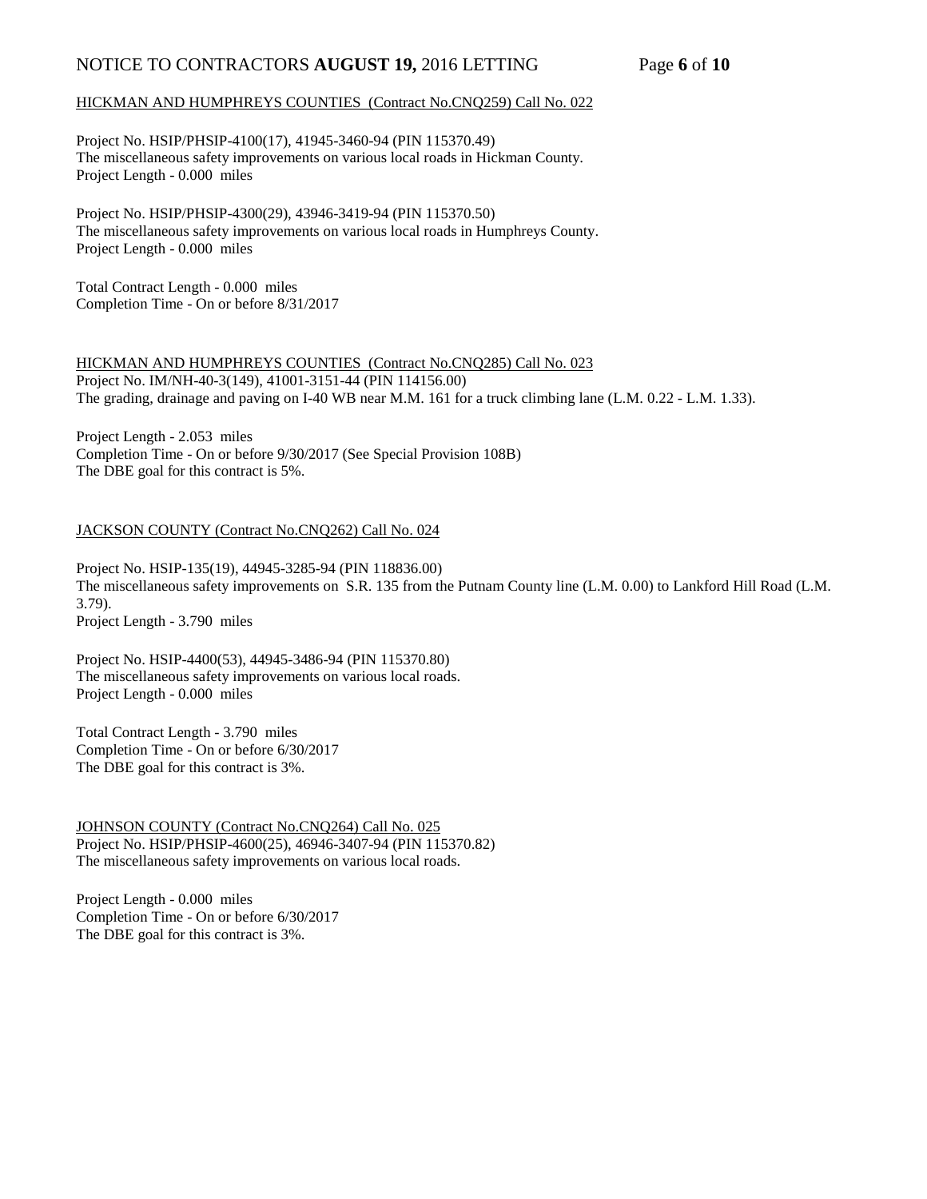HICKMAN AND HUMPHREYS COUNTIES (Contract No.CNQ259) Call No. 022

Project No. HSIP/PHSIP-4100(17), 41945-3460-94 (PIN 115370.49)
The miscellaneous safety improvements on various local roads in Hickman County.
Project Length - 0.000 miles

Project No. HSIP/PHSIP-4300(29), 43946-3419-94 (PIN 115370.50)
The miscellaneous safety improvements on various local roads in Humphreys County.
Project Length - 0.000 miles

Total Contract Length - 0.000 miles
Completion Time - On or before 8/31/2017

HICKMAN AND HUMPHREYS COUNTIES (Contract No.CNQ285) Call No. 023
Project No. IM/NH-40-3(149), 41001-3151-44 (PIN 114156.00)
The grading, drainage and paving on I-40 WB near M.M. 161 for a truck climbing lane (L.M. 0.22 - L.M. 1.33).

Project Length - 2.053 miles
Completion Time - On or before 9/30/2017 (See Special Provision 108B)
The DBE goal for this contract is 5%.

JACKSON COUNTY (Contract No.CNQ262) Call No. 024

Project No. HSIP-135(19), 44945-3285-94 (PIN 118836.00)
The miscellaneous safety improvements on S.R. 135 from the Putnam County line (L.M. 0.00) to Lankford Hill Road (L.M. 3.79).
Project Length - 3.790 miles

Project No. HSIP-4400(53), 44945-3486-94 (PIN 115370.80)
The miscellaneous safety improvements on various local roads.
Project Length - 0.000 miles

Total Contract Length - 3.790 miles
Completion Time - On or before 6/30/2017
The DBE goal for this contract is 3%.

JOHNSON COUNTY (Contract No.CNQ264) Call No. 025
Project No. HSIP/PHSIP-4600(25), 46946-3407-94 (PIN 115370.82)
The miscellaneous safety improvements on various local roads.

Project Length - 0.000 miles
Completion Time - On or before 6/30/2017
The DBE goal for this contract is 3%.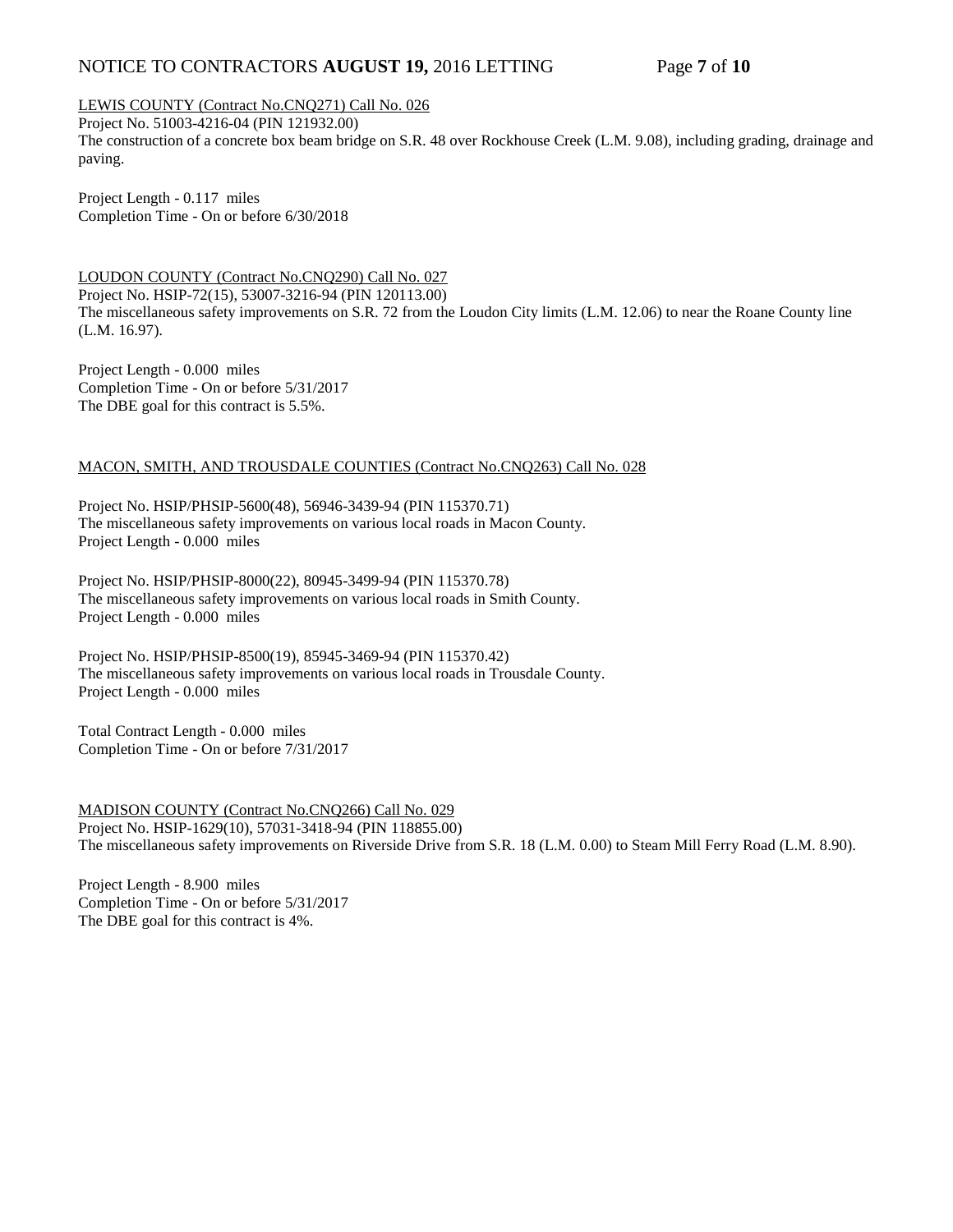LEWIS COUNTY (Contract No.CNQ271) Call No. 026

Project No. 51003-4216-04 (PIN 121932.00)

The construction of a concrete box beam bridge on S.R. 48 over Rockhouse Creek (L.M. 9.08), including grading, drainage and paving.

Project Length - 0.117 miles
Completion Time - On or before 6/30/2018

LOUDON COUNTY (Contract No.CNQ290) Call No. 027

Project No. HSIP-72(15), 53007-3216-94 (PIN 120113.00)

The miscellaneous safety improvements on S.R. 72 from the Loudon City limits (L.M. 12.06) to near the Roane County line (L.M. 16.97).

Project Length - 0.000 miles
Completion Time - On or before 5/31/2017
The DBE goal for this contract is 5.5%.

MACON, SMITH, AND TROUSDALE COUNTIES (Contract No.CNQ263) Call No. 028

Project No. HSIP/PHSIP-5600(48), 56946-3439-94 (PIN 115370.71)
The miscellaneous safety improvements on various local roads in Macon County.
Project Length - 0.000 miles

Project No. HSIP/PHSIP-8000(22), 80945-3499-94 (PIN 115370.78)
The miscellaneous safety improvements on various local roads in Smith County.
Project Length - 0.000 miles

Project No. HSIP/PHSIP-8500(19), 85945-3469-94 (PIN 115370.42)
The miscellaneous safety improvements on various local roads in Trousdale County.
Project Length - 0.000 miles

Total Contract Length - 0.000 miles
Completion Time - On or before 7/31/2017

MADISON COUNTY (Contract No.CNQ266) Call No. 029

Project No. HSIP-1629(10), 57031-3418-94 (PIN 118855.00)

The miscellaneous safety improvements on Riverside Drive from S.R. 18 (L.M. 0.00) to Steam Mill Ferry Road (L.M. 8.90).

Project Length - 8.900 miles
Completion Time - On or before 5/31/2017
The DBE goal for this contract is 4%.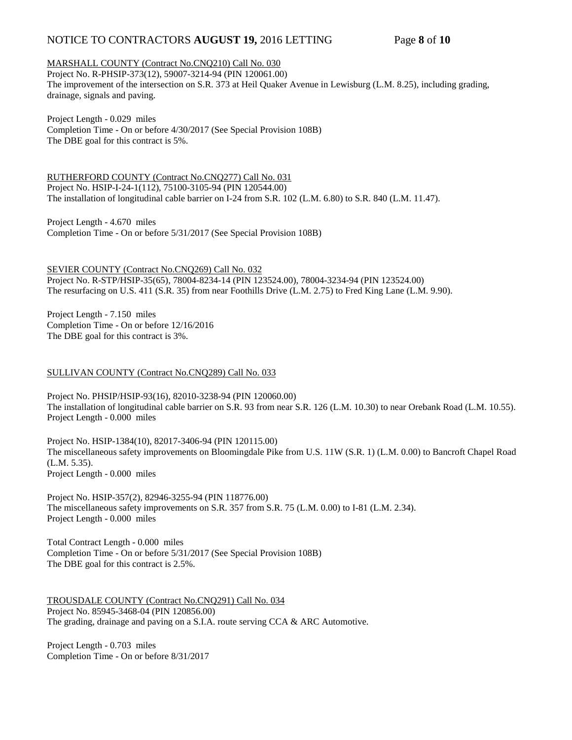MARSHALL COUNTY (Contract No.CNQ210) Call No. 030

Project No. R-PHSIP-373(12), 59007-3214-94 (PIN 120061.00)
The improvement of the intersection on S.R. 373 at Heil Quaker Avenue in Lewisburg (L.M. 8.25), including grading, drainage, signals and paving.

Project Length - 0.029 miles
Completion Time - On or before 4/30/2017 (See Special Provision 108B)
The DBE goal for this contract is 5%.

RUTHERFORD COUNTY (Contract No.CNQ277) Call No. 031

Project No. HSIP-I-24-1(112), 75100-3105-94 (PIN 120544.00)
The installation of longitudinal cable barrier on I-24 from S.R. 102 (L.M. 6.80) to S.R. 840 (L.M. 11.47).

Project Length - 4.670 miles
Completion Time - On or before 5/31/2017 (See Special Provision 108B)

SEVIER COUNTY (Contract No.CNQ269) Call No. 032

Project No. R-STP/HSIP-35(65), 78004-8234-14 (PIN 123524.00), 78004-3234-94 (PIN 123524.00)
The resurfacing on U.S. 411 (S.R. 35) from near Foothills Drive (L.M. 2.75) to Fred King Lane (L.M. 9.90).

Project Length - 7.150 miles
Completion Time - On or before 12/16/2016
The DBE goal for this contract is 3%.

SULLIVAN COUNTY (Contract No.CNQ289) Call No. 033

Project No. PHSIP/HSIP-93(16), 82010-3238-94 (PIN 120060.00)
The installation of longitudinal cable barrier on S.R. 93 from near S.R. 126 (L.M. 10.30) to near Orebank Road (L.M. 10.55).
Project Length - 0.000 miles

Project No. HSIP-1384(10), 82017-3406-94 (PIN 120115.00)
The miscellaneous safety improvements on Bloomingdale Pike from U.S. 11W (S.R. 1) (L.M. 0.00) to Bancroft Chapel Road (L.M. 5.35).
Project Length - 0.000 miles

Project No. HSIP-357(2), 82946-3255-94 (PIN 118776.00)
The miscellaneous safety improvements on S.R. 357 from S.R. 75 (L.M. 0.00) to I-81 (L.M. 2.34).
Project Length - 0.000 miles

Total Contract Length - 0.000 miles
Completion Time - On or before 5/31/2017 (See Special Provision 108B)
The DBE goal for this contract is 2.5%.

TROUSDALE COUNTY (Contract No.CNQ291) Call No. 034

Project No. 85945-3468-04 (PIN 120856.00)
The grading, drainage and paving on a S.I.A. route serving CCA & ARC Automotive.

Project Length - 0.703 miles
Completion Time - On or before 8/31/2017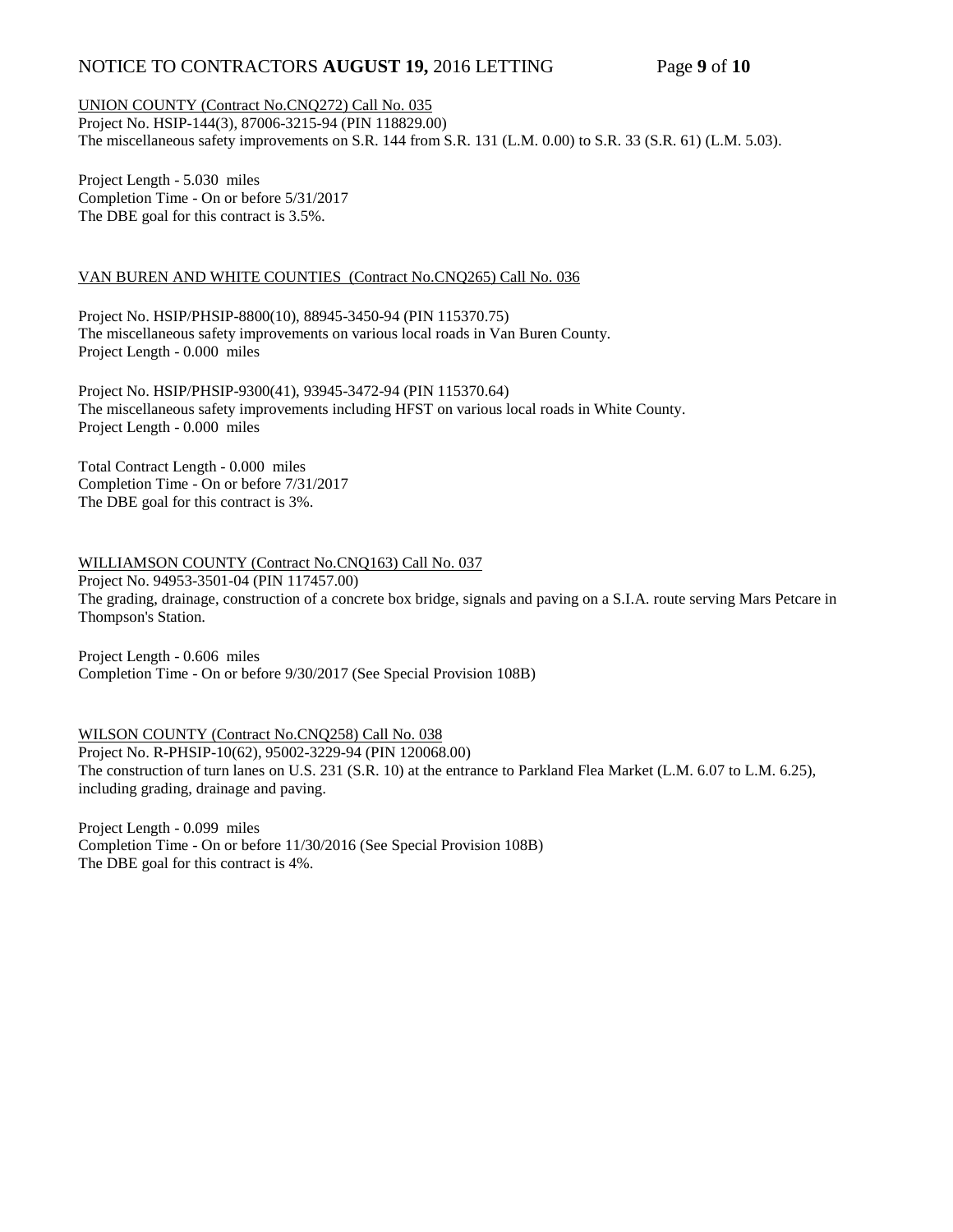UNION COUNTY (Contract No.CNQ272) Call No. 035

Project No. HSIP-144(3), 87006-3215-94 (PIN 118829.00)
The miscellaneous safety improvements on S.R. 144 from S.R. 131 (L.M. 0.00) to S.R. 33 (S.R. 61) (L.M. 5.03).

Project Length - 5.030 miles
Completion Time - On or before 5/31/2017
The DBE goal for this contract is 3.5%.

VAN BUREN AND WHITE COUNTIES (Contract No.CNQ265) Call No. 036

Project No. HSIP/PHSIP-8800(10), 88945-3450-94 (PIN 115370.75)
The miscellaneous safety improvements on various local roads in Van Buren County.
Project Length - 0.000 miles

Project No. HSIP/PHSIP-9300(41), 93945-3472-94 (PIN 115370.64)
The miscellaneous safety improvements including HFST on various local roads in White County.
Project Length - 0.000 miles

Total Contract Length - 0.000 miles
Completion Time - On or before 7/31/2017
The DBE goal for this contract is 3%.

WILLIAMSON COUNTY (Contract No.CNQ163) Call No. 037

Project No. 94953-3501-04 (PIN 117457.00)
The grading, drainage, construction of a concrete box bridge, signals and paving on a S.I.A. route serving Mars Petcare in Thompson's Station.

Project Length - 0.606 miles
Completion Time - On or before 9/30/2017 (See Special Provision 108B)

WILSON COUNTY (Contract No.CNQ258) Call No. 038

Project No. R-PHSIP-10(62), 95002-3229-94 (PIN 120068.00)
The construction of turn lanes on U.S. 231 (S.R. 10) at the entrance to Parkland Flea Market (L.M. 6.07 to L.M. 6.25), including grading, drainage and paving.

Project Length - 0.099 miles
Completion Time - On or before 11/30/2016 (See Special Provision 108B)
The DBE goal for this contract is 4%.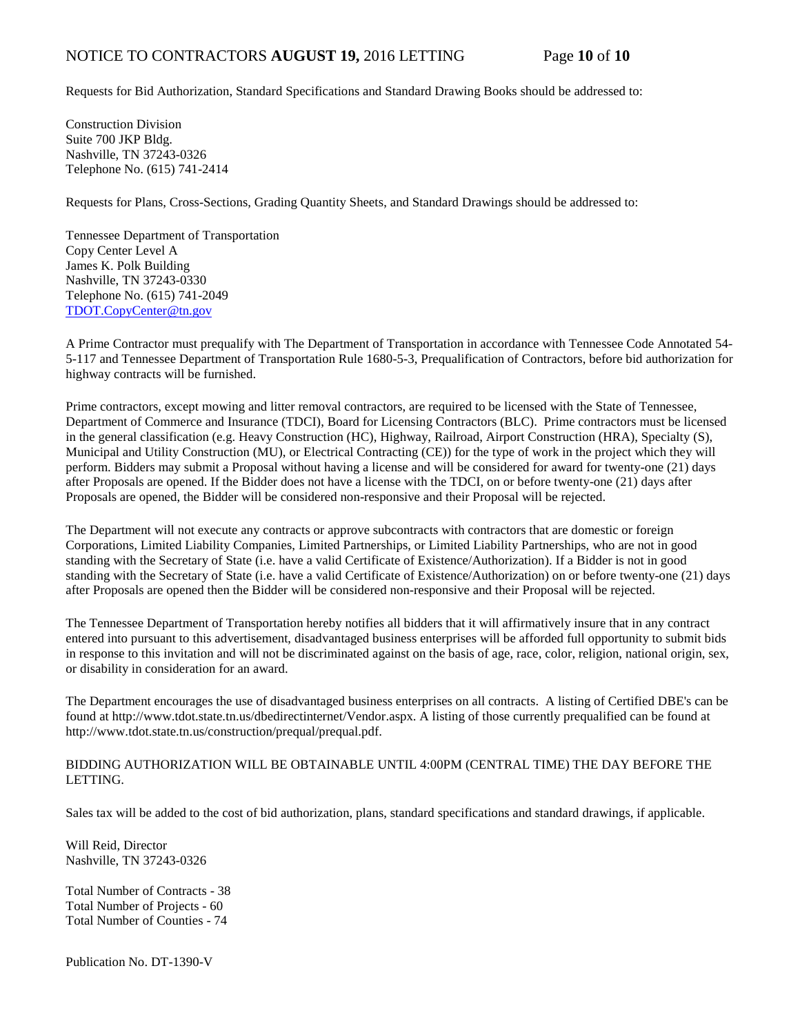Requests for Bid Authorization, Standard Specifications and Standard Drawing Books should be addressed to:

Construction Division
Suite 700 JKP Bldg.
Nashville, TN 37243-0326
Telephone No. (615) 741-2414

Requests for Plans, Cross-Sections, Grading Quantity Sheets, and Standard Drawings should be addressed to:

Tennessee Department of Transportation
Copy Center Level A
James K. Polk Building
Nashville, TN 37243-0330
Telephone No. (615) 741-2049
TDOT.CopyCenter@tn.gov

A Prime Contractor must prequalify with The Department of Transportation in accordance with Tennessee Code Annotated 54-5-117 and Tennessee Department of Transportation Rule 1680-5-3, Prequalification of Contractors, before bid authorization for highway contracts will be furnished.

Prime contractors, except mowing and litter removal contractors, are required to be licensed with the State of Tennessee, Department of Commerce and Insurance (TDCI), Board for Licensing Contractors (BLC). Prime contractors must be licensed in the general classification (e.g. Heavy Construction (HC), Highway, Railroad, Airport Construction (HRA), Specialty (S), Municipal and Utility Construction (MU), or Electrical Contracting (CE)) for the type of work in the project which they will perform. Bidders may submit a Proposal without having a license and will be considered for award for twenty-one (21) days after Proposals are opened. If the Bidder does not have a license with the TDCI, on or before twenty-one (21) days after Proposals are opened, the Bidder will be considered non-responsive and their Proposal will be rejected.

The Department will not execute any contracts or approve subcontracts with contractors that are domestic or foreign Corporations, Limited Liability Companies, Limited Partnerships, or Limited Liability Partnerships, who are not in good standing with the Secretary of State (i.e. have a valid Certificate of Existence/Authorization). If a Bidder is not in good standing with the Secretary of State (i.e. have a valid Certificate of Existence/Authorization) on or before twenty-one (21) days after Proposals are opened then the Bidder will be considered non-responsive and their Proposal will be rejected.

The Tennessee Department of Transportation hereby notifies all bidders that it will affirmatively insure that in any contract entered into pursuant to this advertisement, disadvantaged business enterprises will be afforded full opportunity to submit bids in response to this invitation and will not be discriminated against on the basis of age, race, color, religion, national origin, sex, or disability in consideration for an award.

The Department encourages the use of disadvantaged business enterprises on all contracts. A listing of Certified DBE's can be found at http://www.tdot.state.tn.us/dbedirectinternet/Vendor.aspx. A listing of those currently prequalified can be found at http://www.tdot.state.tn.us/construction/prequal/prequal.pdf.

BIDDING AUTHORIZATION WILL BE OBTAINABLE UNTIL 4:00PM (CENTRAL TIME) THE DAY BEFORE THE LETTING.

Sales tax will be added to the cost of bid authorization, plans, standard specifications and standard drawings, if applicable.

Will Reid, Director
Nashville, TN 37243-0326

Total Number of Contracts - 38
Total Number of Projects - 60
Total Number of Counties - 74

Publication No. DT-1390-V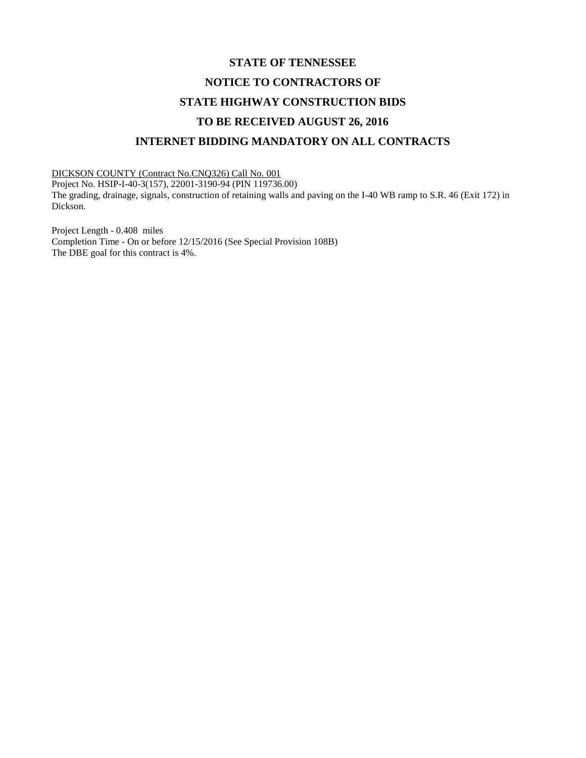# STATE OF TENNESSEE

# NOTICE TO CONTRACTORS OF

# STATE HIGHWAY CONSTRUCTION BIDS

# TO BE RECEIVED AUGUST 26, 2016

# INTERNET BIDDING MANDATORY ON ALL CONTRACTS

DICKSON COUNTY (Contract No.CNQ326) Call No. 001
Project No. HSIP-I-40-3(157), 22001-3190-94 (PIN 119736.00)
The grading, drainage, signals, construction of retaining walls and paving on the I-40 WB ramp to S.R. 46 (Exit 172) in Dickson.

Project Length - 0.408 miles
Completion Time - On or before 12/15/2016 (See Special Provision 108B)
The DBE goal for this contract is 4%.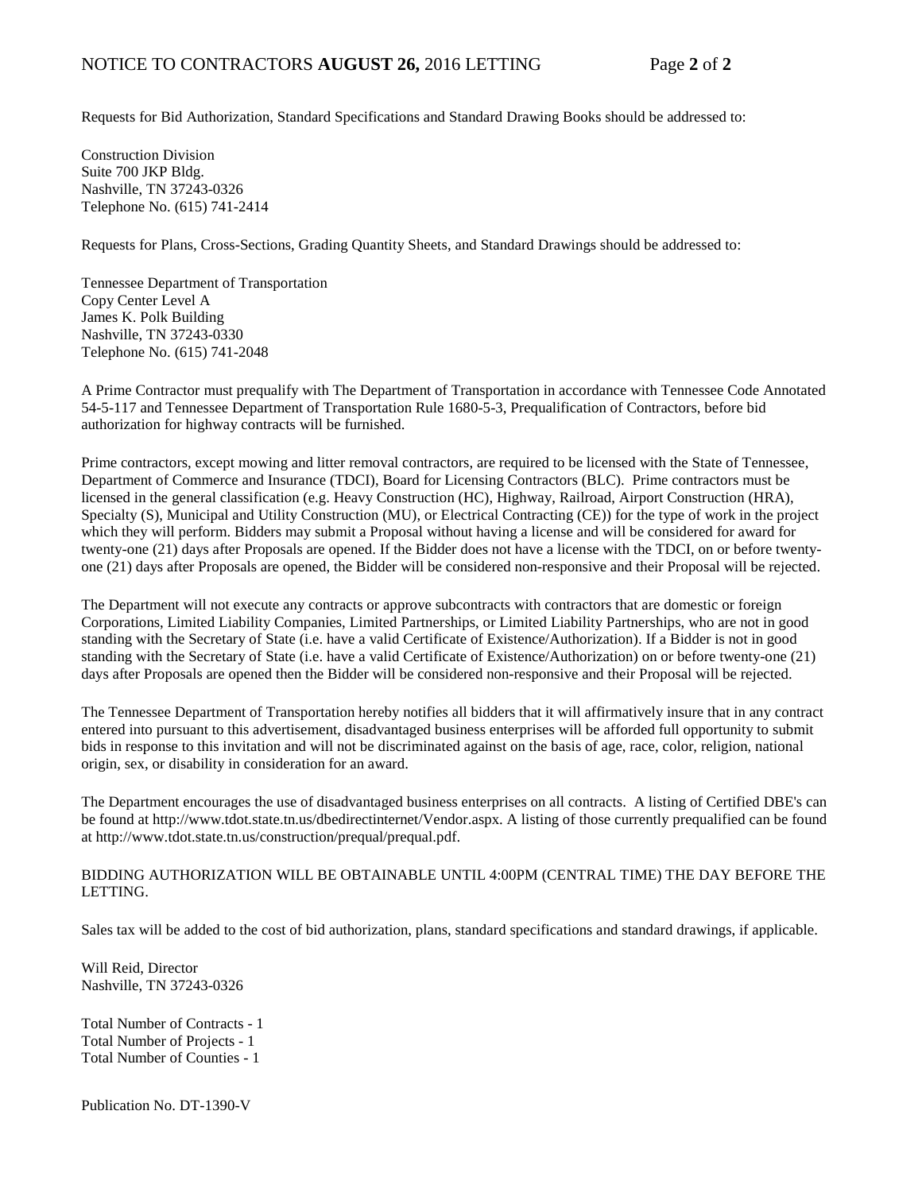Requests for Bid Authorization, Standard Specifications and Standard Drawing Books should be addressed to:

Construction Division
Suite 700 JKP Bldg.
Nashville, TN 37243-0326
Telephone No. (615) 741-2414

Requests for Plans, Cross-Sections, Grading Quantity Sheets, and Standard Drawings should be addressed to:

Tennessee Department of Transportation
Copy Center Level A
James K. Polk Building
Nashville, TN 37243-0330
Telephone No. (615) 741-2048

A Prime Contractor must prequalify with The Department of Transportation in accordance with Tennessee Code Annotated 54-5-117 and Tennessee Department of Transportation Rule 1680-5-3, Prequalification of Contractors, before bid authorization for highway contracts will be furnished.

Prime contractors, except mowing and litter removal contractors, are required to be licensed with the State of Tennessee, Department of Commerce and Insurance (TDCI), Board for Licensing Contractors (BLC). Prime contractors must be licensed in the general classification (e.g. Heavy Construction (HC), Highway, Railroad, Airport Construction (HRA), Specialty (S), Municipal and Utility Construction (MU), or Electrical Contracting (CE)) for the type of work in the project which they will perform. Bidders may submit a Proposal without having a license and will be considered for award for twenty-one (21) days after Proposals are opened. If the Bidder does not have a license with the TDCI, on or before twenty-one (21) days after Proposals are opened, the Bidder will be considered non-responsive and their Proposal will be rejected.

The Department will not execute any contracts or approve subcontracts with contractors that are domestic or foreign Corporations, Limited Liability Companies, Limited Partnerships, or Limited Liability Partnerships, who are not in good standing with the Secretary of State (i.e. have a valid Certificate of Existence/Authorization). If a Bidder is not in good standing with the Secretary of State (i.e. have a valid Certificate of Existence/Authorization) on or before twenty-one (21) days after Proposals are opened then the Bidder will be considered non-responsive and their Proposal will be rejected.

The Tennessee Department of Transportation hereby notifies all bidders that it will affirmatively insure that in any contract entered into pursuant to this advertisement, disadvantaged business enterprises will be afforded full opportunity to submit bids in response to this invitation and will not be discriminated against on the basis of age, race, color, religion, national origin, sex, or disability in consideration for an award.

The Department encourages the use of disadvantaged business enterprises on all contracts. A listing of Certified DBE's can be found at http://www.tdot.state.tn.us/dbedirectinternet/Vendor.aspx. A listing of those currently prequalified can be found at http://www.tdot.state.tn.us/construction/prequal/prequal.pdf.

BIDDING AUTHORIZATION WILL BE OBTAINABLE UNTIL 4:00PM (CENTRAL TIME) THE DAY BEFORE THE LETTING.

Sales tax will be added to the cost of bid authorization, plans, standard specifications and standard drawings, if applicable.

Will Reid, Director
Nashville, TN 37243-0326

Total Number of Contracts - 1
Total Number of Projects - 1
Total Number of Counties - 1

Publication No. DT-1390-V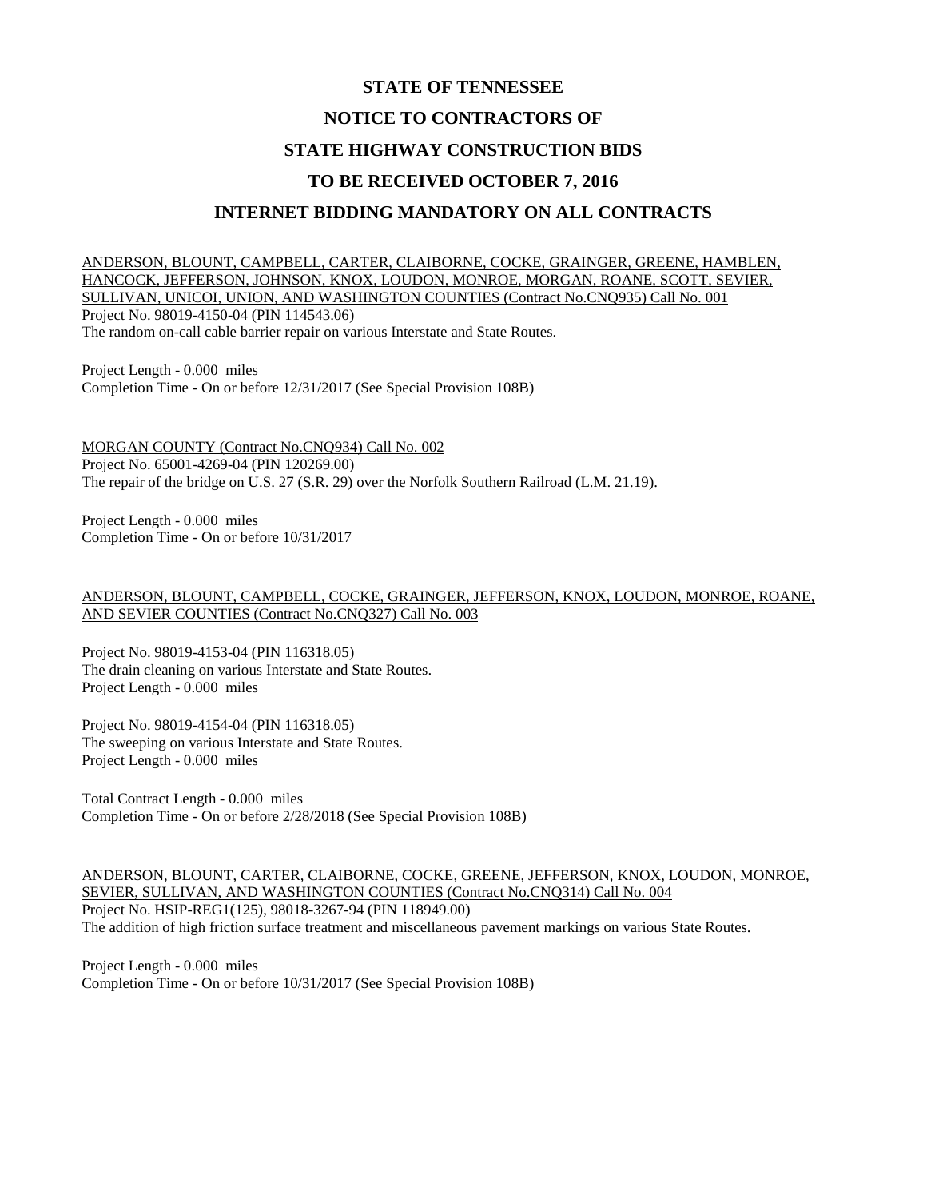# STATE OF TENNESSEE

# NOTICE TO CONTRACTORS OF

# STATE HIGHWAY CONSTRUCTION BIDS

# TO BE RECEIVED OCTOBER 7, 2016

# INTERNET BIDDING MANDATORY ON ALL CONTRACTS

ANDERSON, BLOUNT, CAMPBELL, CARTER, CLAIBORNE, COCKE, GRAINGER, GREENE, HAMBLEN, HANCOCK, JEFFERSON, JOHNSON, KNOX, LOUDON, MONROE, MORGAN, ROANE, SCOTT, SEVIER, SULLIVAN, UNICOI, UNION, AND WASHINGTON COUNTIES (Contract No.CNQ935) Call No. 001
Project No. 98019-4150-04 (PIN 114543.06)
The random on-call cable barrier repair on various Interstate and State Routes.

Project Length - 0.000 miles
Completion Time - On or before 12/31/2017 (See Special Provision 108B)

MORGAN COUNTY (Contract No.CNQ934) Call No. 002
Project No. 65001-4269-04 (PIN 120269.00)
The repair of the bridge on U.S. 27 (S.R. 29) over the Norfolk Southern Railroad (L.M. 21.19).

Project Length - 0.000 miles
Completion Time - On or before 10/31/2017

ANDERSON, BLOUNT, CAMPBELL, COCKE, GRAINGER, JEFFERSON, KNOX, LOUDON, MONROE, ROANE, AND SEVIER COUNTIES (Contract No.CNQ327) Call No. 003

Project No. 98019-4153-04 (PIN 116318.05)
The drain cleaning on various Interstate and State Routes.
Project Length - 0.000 miles

Project No. 98019-4154-04 (PIN 116318.05)
The sweeping on various Interstate and State Routes.
Project Length - 0.000 miles

Total Contract Length - 0.000 miles
Completion Time - On or before 2/28/2018 (See Special Provision 108B)

ANDERSON, BLOUNT, CARTER, CLAIBORNE, COCKE, GREENE, JEFFERSON, KNOX, LOUDON, MONROE, SEVIER, SULLIVAN, AND WASHINGTON COUNTIES (Contract No.CNQ314) Call No. 004
Project No. HSIP-REG1(125), 98018-3267-94 (PIN 118949.00)
The addition of high friction surface treatment and miscellaneous pavement markings on various State Routes.

Project Length - 0.000 miles
Completion Time - On or before 10/31/2017 (See Special Provision 108B)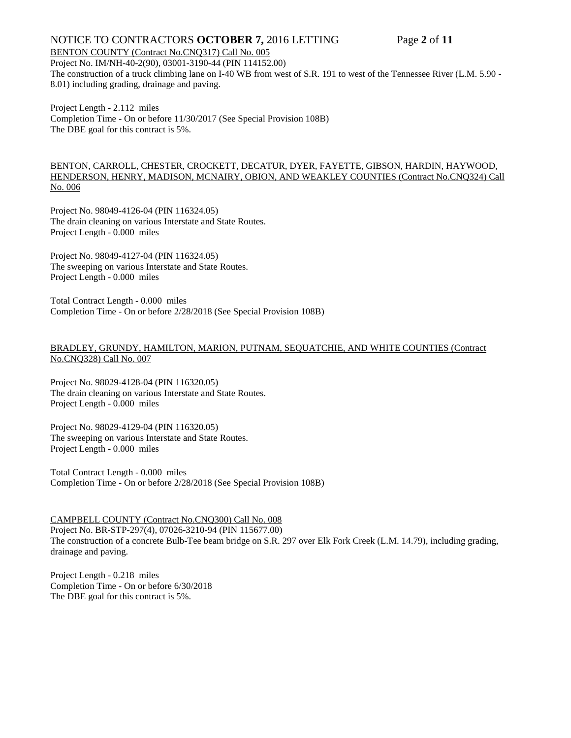BENTON COUNTY (Contract No.CNQ317) Call No. 005
Project No. IM/NH-40-2(90), 03001-3190-44 (PIN 114152.00)
The construction of a truck climbing lane on I-40 WB from west of S.R. 191 to west of the Tennessee River (L.M. 5.90 - 8.01) including grading, drainage and paving.

Project Length - 2.112 miles
Completion Time - On or before 11/30/2017 (See Special Provision 108B)
The DBE goal for this contract is 5%.

BENTON, CARROLL, CHESTER, CROCKETT, DECATUR, DYER, FAYETTE, GIBSON, HARDIN, HAYWOOD, HENDERSON, HENRY, MADISON, MCNAIRY, OBION, AND WEAKLEY COUNTIES (Contract No.CNQ324) Call No. 006

Project No. 98049-4126-04 (PIN 116324.05)
The drain cleaning on various Interstate and State Routes.
Project Length - 0.000 miles

Project No. 98049-4127-04 (PIN 116324.05)
The sweeping on various Interstate and State Routes.
Project Length - 0.000 miles

Total Contract Length - 0.000 miles
Completion Time - On or before 2/28/2018 (See Special Provision 108B)

BRADLEY, GRUNDY, HAMILTON, MARION, PUTNAM, SEQUATCHIE, AND WHITE COUNTIES (Contract No.CNQ328) Call No. 007

Project No. 98029-4128-04 (PIN 116320.05)
The drain cleaning on various Interstate and State Routes.
Project Length - 0.000 miles

Project No. 98029-4129-04 (PIN 116320.05)
The sweeping on various Interstate and State Routes.
Project Length - 0.000 miles

Total Contract Length - 0.000 miles
Completion Time - On or before 2/28/2018 (See Special Provision 108B)

CAMPBELL COUNTY (Contract No.CNQ300) Call No. 008
Project No. BR-STP-297(4), 07026-3210-94 (PIN 115677.00)
The construction of a concrete Bulb-Tee beam bridge on S.R. 297 over Elk Fork Creek (L.M. 14.79), including grading, drainage and paving.

Project Length - 0.218 miles
Completion Time - On or before 6/30/2018
The DBE goal for this contract is 5%.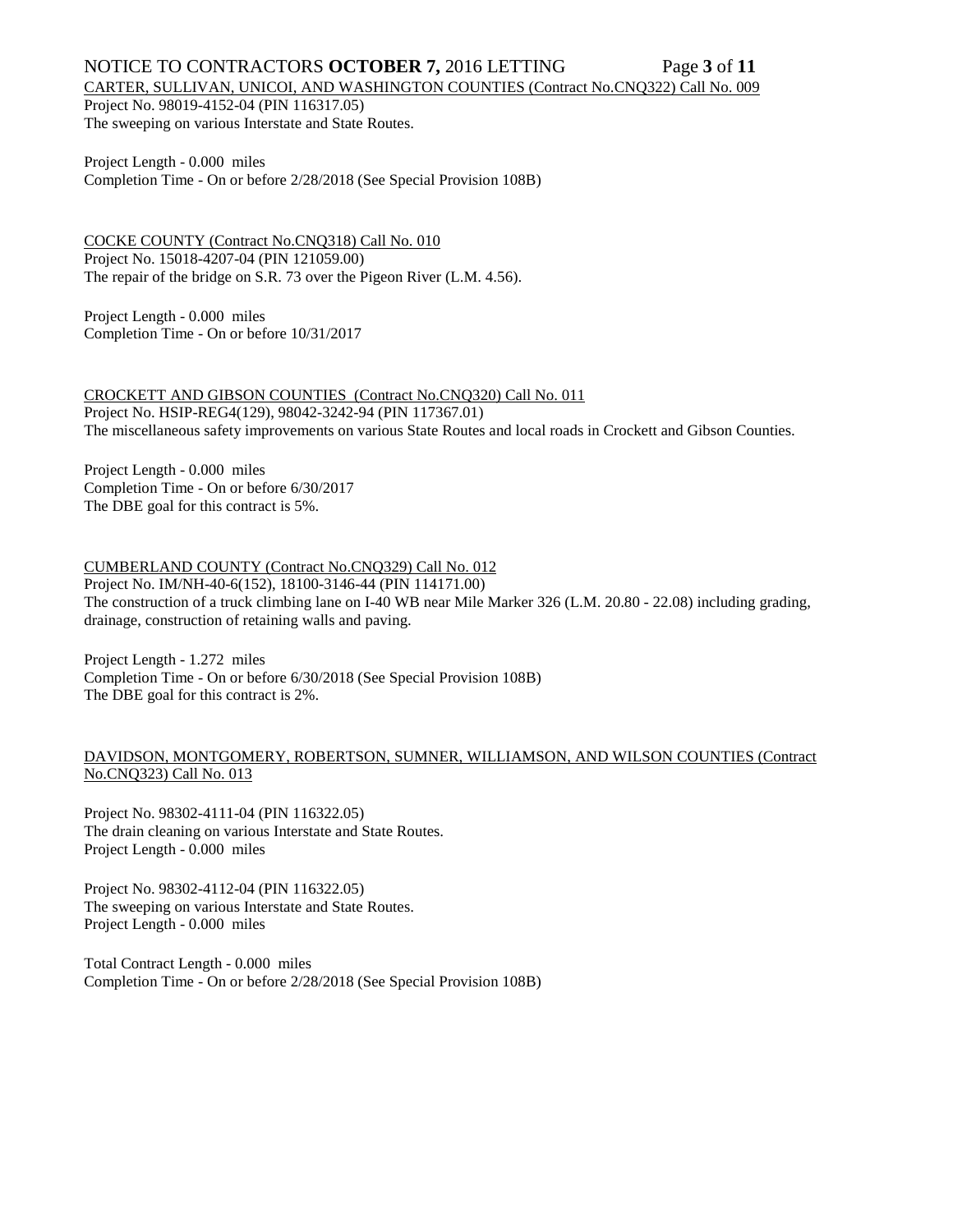CARTER, SULLIVAN, UNICOI, AND WASHINGTON COUNTIES (Contract No.CNQ322) Call No. 009

Project No. 98019-4152-04 (PIN 116317.05)
The sweeping on various Interstate and State Routes.

Project Length - 0.000 miles
Completion Time - On or before 2/28/2018 (See Special Provision 108B)

COCKE COUNTY (Contract No.CNQ318) Call No. 010

Project No. 15018-4207-04 (PIN 121059.00)
The repair of the bridge on S.R. 73 over the Pigeon River (L.M. 4.56).

Project Length - 0.000 miles
Completion Time - On or before 10/31/2017

CROCKETT AND GIBSON COUNTIES (Contract No.CNQ320) Call No. 011

Project No. HSIP-REG4(129), 98042-3242-94 (PIN 117367.01)
The miscellaneous safety improvements on various State Routes and local roads in Crockett and Gibson Counties.

Project Length - 0.000 miles
Completion Time - On or before 6/30/2017
The DBE goal for this contract is 5%.

CUMBERLAND COUNTY (Contract No.CNQ329) Call No. 012

Project No. IM/NH-40-6(152), 18100-3146-44 (PIN 114171.00)
The construction of a truck climbing lane on I-40 WB near Mile Marker 326 (L.M. 20.80 - 22.08) including grading, drainage, construction of retaining walls and paving.

Project Length - 1.272 miles
Completion Time - On or before 6/30/2018 (See Special Provision 108B)
The DBE goal for this contract is 2%.

DAVIDSON, MONTGOMERY, ROBERTSON, SUMNER, WILLIAMSON, AND WILSON COUNTIES (Contract No.CNQ323) Call No. 013

Project No. 98302-4111-04 (PIN 116322.05)
The drain cleaning on various Interstate and State Routes.
Project Length - 0.000 miles

Project No. 98302-4112-04 (PIN 116322.05)
The sweeping on various Interstate and State Routes.
Project Length - 0.000 miles

Total Contract Length - 0.000 miles
Completion Time - On or before 2/28/2018 (See Special Provision 108B)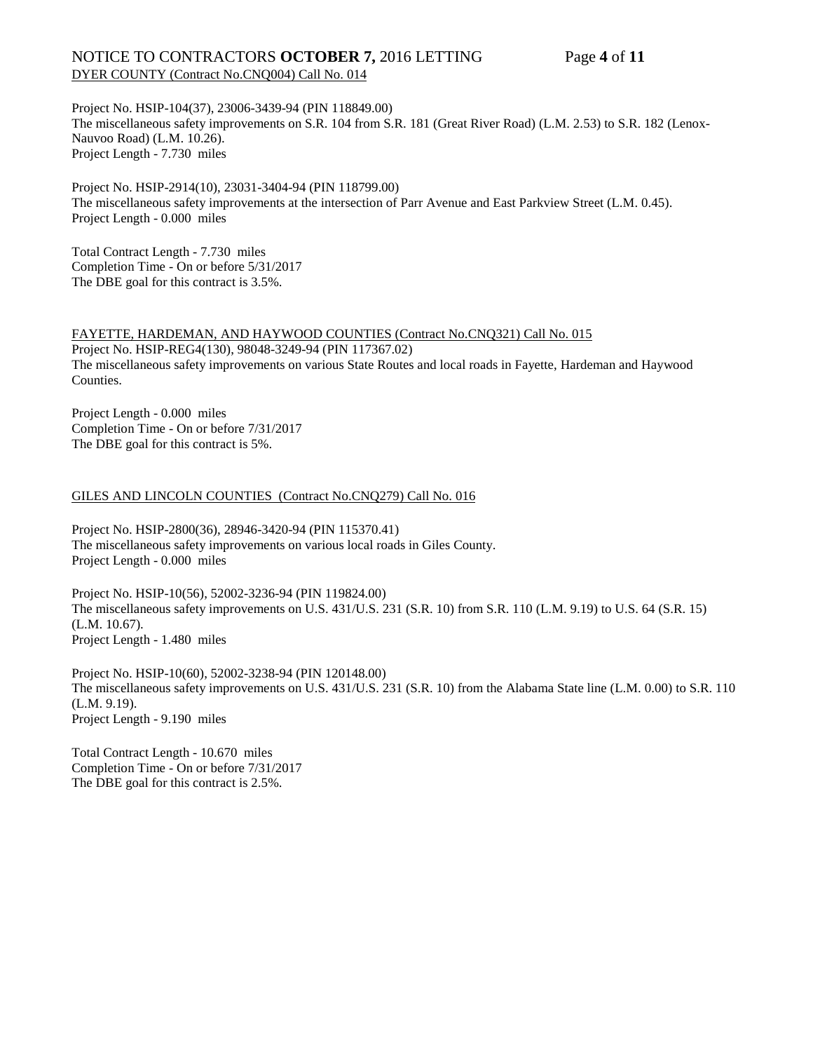DYER COUNTY (Contract No.CNQ004) Call No. 014

Project No. HSIP-104(37), 23006-3439-94 (PIN 118849.00)
The miscellaneous safety improvements on S.R. 104 from S.R. 181 (Great River Road) (L.M. 2.53) to S.R. 182 (Lenox-Nauvoo Road) (L.M. 10.26).
Project Length - 7.730 miles

Project No. HSIP-2914(10), 23031-3404-94 (PIN 118799.00)
The miscellaneous safety improvements at the intersection of Parr Avenue and East Parkview Street (L.M. 0.45).
Project Length - 0.000 miles

Total Contract Length - 7.730 miles
Completion Time - On or before 5/31/2017
The DBE goal for this contract is 3.5%.

FAYETTE, HARDEMAN, AND HAYWOOD COUNTIES (Contract No.CNQ321) Call No. 015

Project No. HSIP-REG4(130), 98048-3249-94 (PIN 117367.02)
The miscellaneous safety improvements on various State Routes and local roads in Fayette, Hardeman and Haywood Counties.

Project Length - 0.000 miles
Completion Time - On or before 7/31/2017
The DBE goal for this contract is 5%.

GILES AND LINCOLN COUNTIES (Contract No.CNQ279) Call No. 016

Project No. HSIP-2800(36), 28946-3420-94 (PIN 115370.41)
The miscellaneous safety improvements on various local roads in Giles County.
Project Length - 0.000 miles

Project No. HSIP-10(56), 52002-3236-94 (PIN 119824.00)
The miscellaneous safety improvements on U.S. 431/U.S. 231 (S.R. 10) from S.R. 110 (L.M. 9.19) to U.S. 64 (S.R. 15) (L.M. 10.67).
Project Length - 1.480 miles

Project No. HSIP-10(60), 52002-3238-94 (PIN 120148.00)
The miscellaneous safety improvements on U.S. 431/U.S. 231 (S.R. 10) from the Alabama State line (L.M. 0.00) to S.R. 110 (L.M. 9.19).
Project Length - 9.190 miles

Total Contract Length - 10.670 miles
Completion Time - On or before 7/31/2017
The DBE goal for this contract is 2.5%.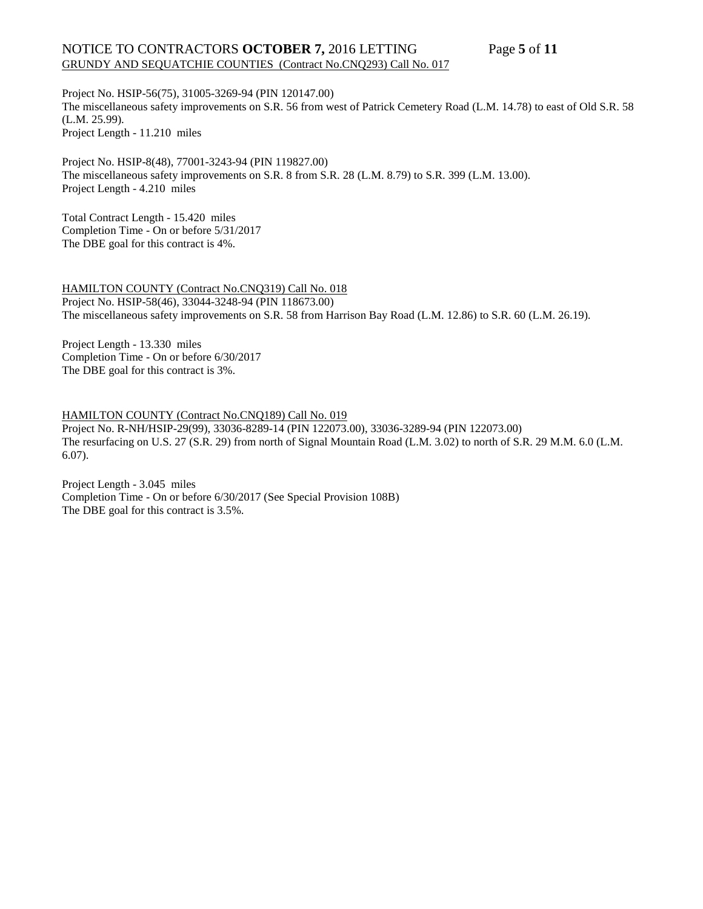Project No. HSIP-56(75), 31005-3269-94 (PIN 120147.00)
The miscellaneous safety improvements on S.R. 56 from west of Patrick Cemetery Road (L.M. 14.78) to east of Old S.R. 58 (L.M. 25.99).
Project Length - 11.210 miles

Project No. HSIP-8(48), 77001-3243-94 (PIN 119827.00)
The miscellaneous safety improvements on S.R. 8 from S.R. 28 (L.M. 8.79) to S.R. 399 (L.M. 13.00).
Project Length - 4.210 miles

Total Contract Length - 15.420 miles
Completion Time - On or before 5/31/2017
The DBE goal for this contract is 4%.

HAMILTON COUNTY (Contract No.CNQ319) Call No. 018
Project No. HSIP-58(46), 33044-3248-94 (PIN 118673.00)
The miscellaneous safety improvements on S.R. 58 from Harrison Bay Road (L.M. 12.86) to S.R. 60 (L.M. 26.19).

Project Length - 13.330 miles
Completion Time - On or before 6/30/2017
The DBE goal for this contract is 3%.

HAMILTON COUNTY (Contract No.CNQ189) Call No. 019
Project No. R-NH/HSIP-29(99), 33036-8289-14 (PIN 122073.00), 33036-3289-94 (PIN 122073.00)
The resurfacing on U.S. 27 (S.R. 29) from north of Signal Mountain Road (L.M. 3.02) to north of S.R. 29 M.M. 6.0 (L.M. 6.07).

Project Length - 3.045 miles
Completion Time - On or before 6/30/2017 (See Special Provision 108B)
The DBE goal for this contract is 3.5%.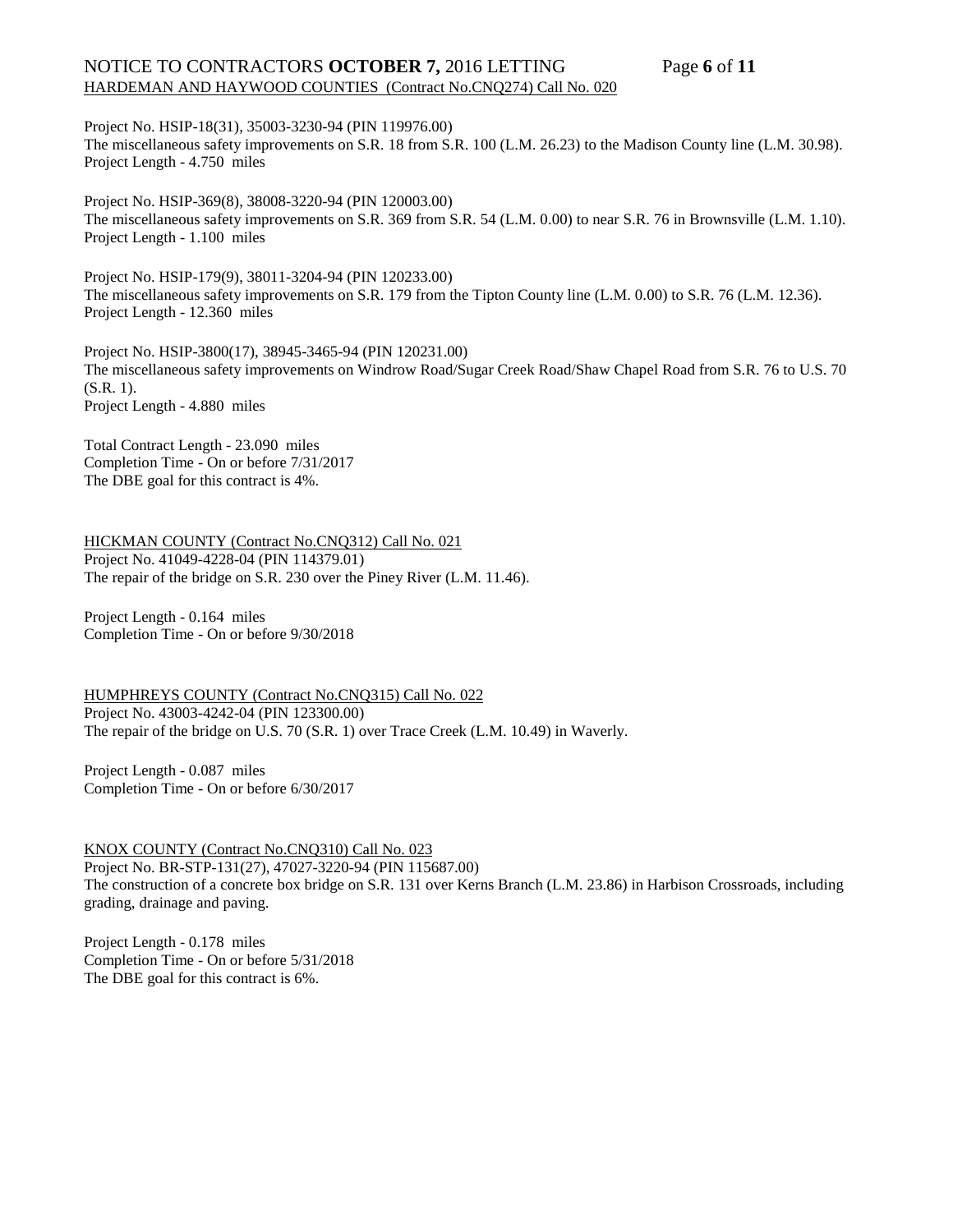HARDEMAN AND HAYWOOD COUNTIES (Contract No.CNQ274) Call No. 020

Project No. HSIP-18(31), 35003-3230-94 (PIN 119976.00)
The miscellaneous safety improvements on S.R. 18 from S.R. 100 (L.M. 26.23) to the Madison County line (L.M. 30.98).
Project Length - 4.750 miles

Project No. HSIP-369(8), 38008-3220-94 (PIN 120003.00)
The miscellaneous safety improvements on S.R. 369 from S.R. 54 (L.M. 0.00) to near S.R. 76 in Brownsville (L.M. 1.10).
Project Length - 1.100 miles

Project No. HSIP-179(9), 38011-3204-94 (PIN 120233.00)
The miscellaneous safety improvements on S.R. 179 from the Tipton County line (L.M. 0.00) to S.R. 76 (L.M. 12.36).
Project Length - 12.360 miles

Project No. HSIP-3800(17), 38945-3465-94 (PIN 120231.00)
The miscellaneous safety improvements on Windrow Road/Sugar Creek Road/Shaw Chapel Road from S.R. 76 to U.S. 70 (S.R. 1).
Project Length - 4.880 miles

Total Contract Length - 23.090 miles
Completion Time - On or before 7/31/2017
The DBE goal for this contract is 4%.

HICKMAN COUNTY (Contract No.CNQ312) Call No. 021
Project No. 41049-4228-04 (PIN 114379.01)
The repair of the bridge on S.R. 230 over the Piney River (L.M. 11.46).

Project Length - 0.164 miles
Completion Time - On or before 9/30/2018

HUMPHREYS COUNTY (Contract No.CNQ315) Call No. 022
Project No. 43003-4242-04 (PIN 123300.00)
The repair of the bridge on U.S. 70 (S.R. 1) over Trace Creek (L.M. 10.49) in Waverly.

Project Length - 0.087 miles
Completion Time - On or before 6/30/2017

KNOX COUNTY (Contract No.CNQ310) Call No. 023
Project No. BR-STP-131(27), 47027-3220-94 (PIN 115687.00)
The construction of a concrete box bridge on S.R. 131 over Kerns Branch (L.M. 23.86) in Harbison Crossroads, including grading, drainage and paving.

Project Length - 0.178 miles
Completion Time - On or before 5/31/2018
The DBE goal for this contract is 6%.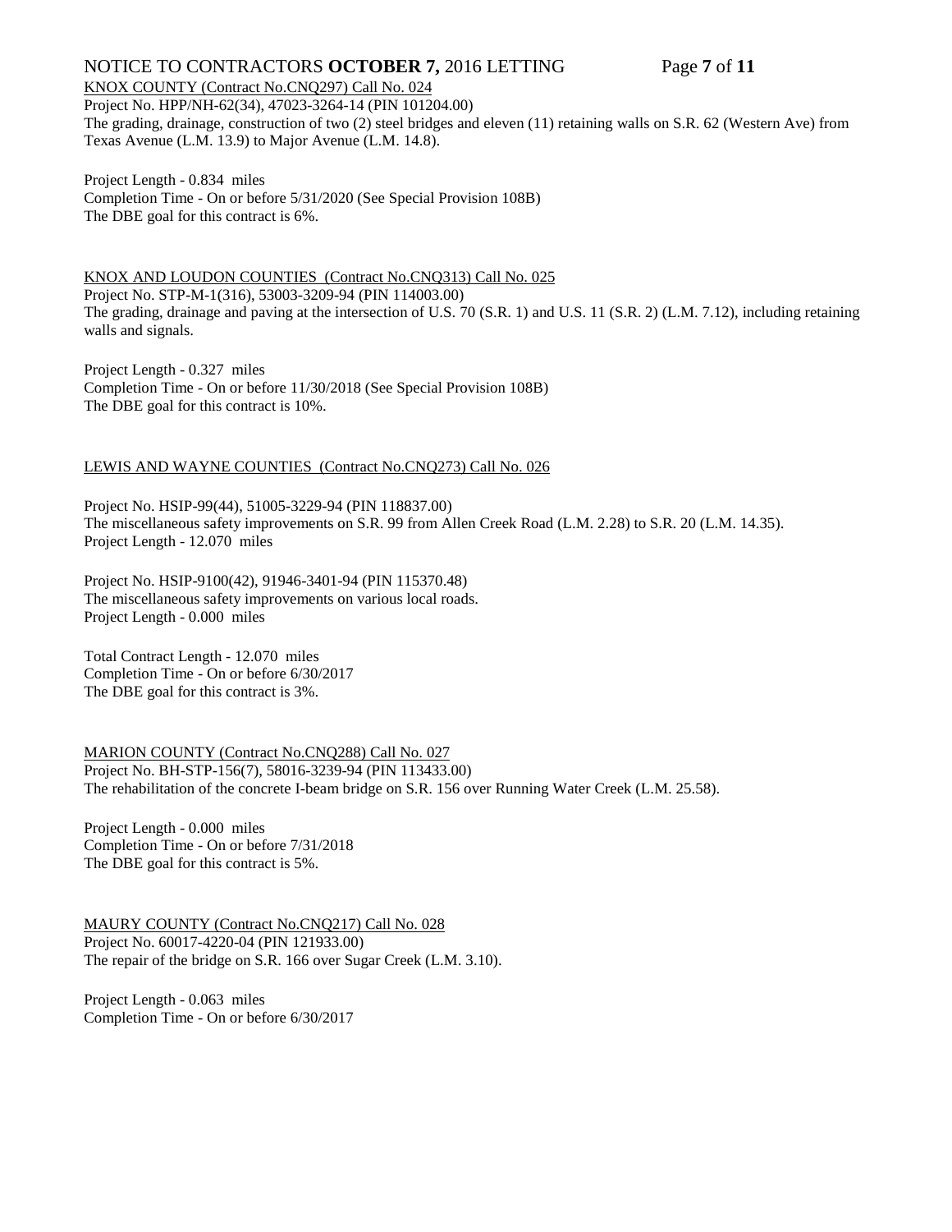KNOX COUNTY (Contract No.CNQ297) Call No. 024

Project No. HPP/NH-62(34), 47023-3264-14 (PIN 101204.00)
The grading, drainage, construction of two (2) steel bridges and eleven (11) retaining walls on S.R. 62 (Western Ave) from Texas Avenue (L.M. 13.9) to Major Avenue (L.M. 14.8).

Project Length - 0.834 miles
Completion Time - On or before 5/31/2020 (See Special Provision 108B)
The DBE goal for this contract is 6%.

KNOX AND LOUDON COUNTIES (Contract No.CNQ313) Call No. 025

Project No. STP-M-1(316), 53003-3209-94 (PIN 114003.00)
The grading, drainage and paving at the intersection of U.S. 70 (S.R. 1) and U.S. 11 (S.R. 2) (L.M. 7.12), including retaining walls and signals.

Project Length - 0.327 miles
Completion Time - On or before 11/30/2018 (See Special Provision 108B)
The DBE goal for this contract is 10%.

LEWIS AND WAYNE COUNTIES (Contract No.CNQ273) Call No. 026

Project No. HSIP-99(44), 51005-3229-94 (PIN 118837.00)
The miscellaneous safety improvements on S.R. 99 from Allen Creek Road (L.M. 2.28) to S.R. 20 (L.M. 14.35).
Project Length - 12.070 miles

Project No. HSIP-9100(42), 91946-3401-94 (PIN 115370.48)
The miscellaneous safety improvements on various local roads.
Project Length - 0.000 miles

Total Contract Length - 12.070 miles
Completion Time - On or before 6/30/2017
The DBE goal for this contract is 3%.

MARION COUNTY (Contract No.CNQ288) Call No. 027

Project No. BH-STP-156(7), 58016-3239-94 (PIN 113433.00)
The rehabilitation of the concrete I-beam bridge on S.R. 156 over Running Water Creek (L.M. 25.58).

Project Length - 0.000 miles
Completion Time - On or before 7/31/2018
The DBE goal for this contract is 5%.

MAURY COUNTY (Contract No.CNQ217) Call No. 028

Project No. 60017-4220-04 (PIN 121933.00)
The repair of the bridge on S.R. 166 over Sugar Creek (L.M. 3.10).

Project Length - 0.063 miles
Completion Time - On or before 6/30/2017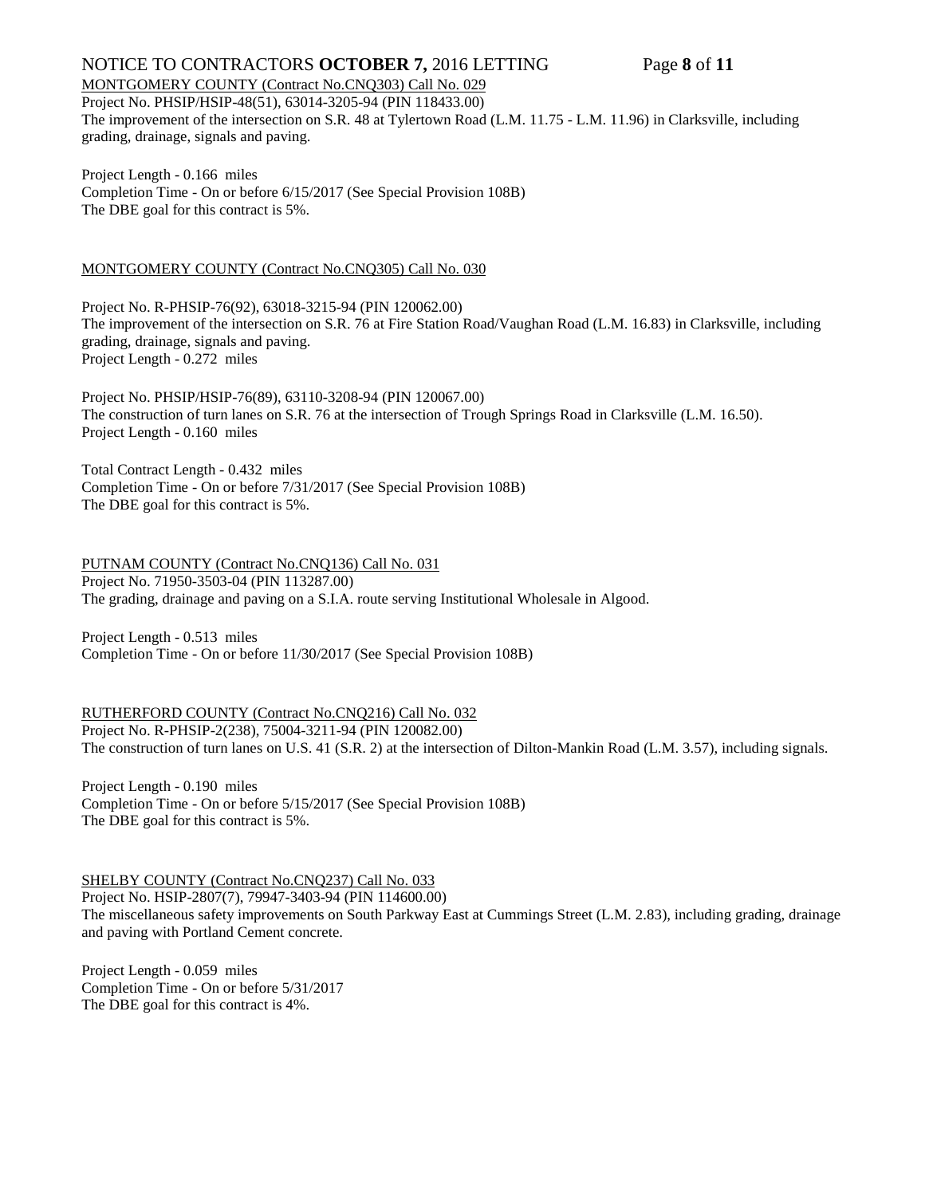MONTGOMERY COUNTY (Contract No.CNQ303) Call No. 029

Project No. PHSIP/HSIP-48(51), 63014-3205-94 (PIN 118433.00)
The improvement of the intersection on S.R. 48 at Tylertown Road (L.M. 11.75 - L.M. 11.96) in Clarksville, including grading, drainage, signals and paving.

Project Length - 0.166 miles
Completion Time - On or before 6/15/2017 (See Special Provision 108B)
The DBE goal for this contract is 5%.

MONTGOMERY COUNTY (Contract No.CNQ305) Call No. 030

Project No. R-PHSIP-76(92), 63018-3215-94 (PIN 120062.00)
The improvement of the intersection on S.R. 76 at Fire Station Road/Vaughan Road (L.M. 16.83) in Clarksville, including grading, drainage, signals and paving.
Project Length - 0.272 miles

Project No. PHSIP/HSIP-76(89), 63110-3208-94 (PIN 120067.00)
The construction of turn lanes on S.R. 76 at the intersection of Trough Springs Road in Clarksville (L.M. 16.50).
Project Length - 0.160 miles

Total Contract Length - 0.432 miles
Completion Time - On or before 7/31/2017 (See Special Provision 108B)
The DBE goal for this contract is 5%.

PUTNAM COUNTY (Contract No.CNQ136) Call No. 031

Project No. 71950-3503-04 (PIN 113287.00)
The grading, drainage and paving on a S.I.A. route serving Institutional Wholesale in Algood.

Project Length - 0.513 miles
Completion Time - On or before 11/30/2017 (See Special Provision 108B)

RUTHERFORD COUNTY (Contract No.CNQ216) Call No. 032

Project No. R-PHSIP-2(238), 75004-3211-94 (PIN 120082.00)
The construction of turn lanes on U.S. 41 (S.R. 2) at the intersection of Dilton-Mankin Road (L.M. 3.57), including signals.

Project Length - 0.190 miles
Completion Time - On or before 5/15/2017 (See Special Provision 108B)
The DBE goal for this contract is 5%.

SHELBY COUNTY (Contract No.CNQ237) Call No. 033

Project No. HSIP-2807(7), 79947-3403-94 (PIN 114600.00)
The miscellaneous safety improvements on South Parkway East at Cummings Street (L.M. 2.83), including grading, drainage and paving with Portland Cement concrete.

Project Length - 0.059 miles
Completion Time - On or before 5/31/2017
The DBE goal for this contract is 4%.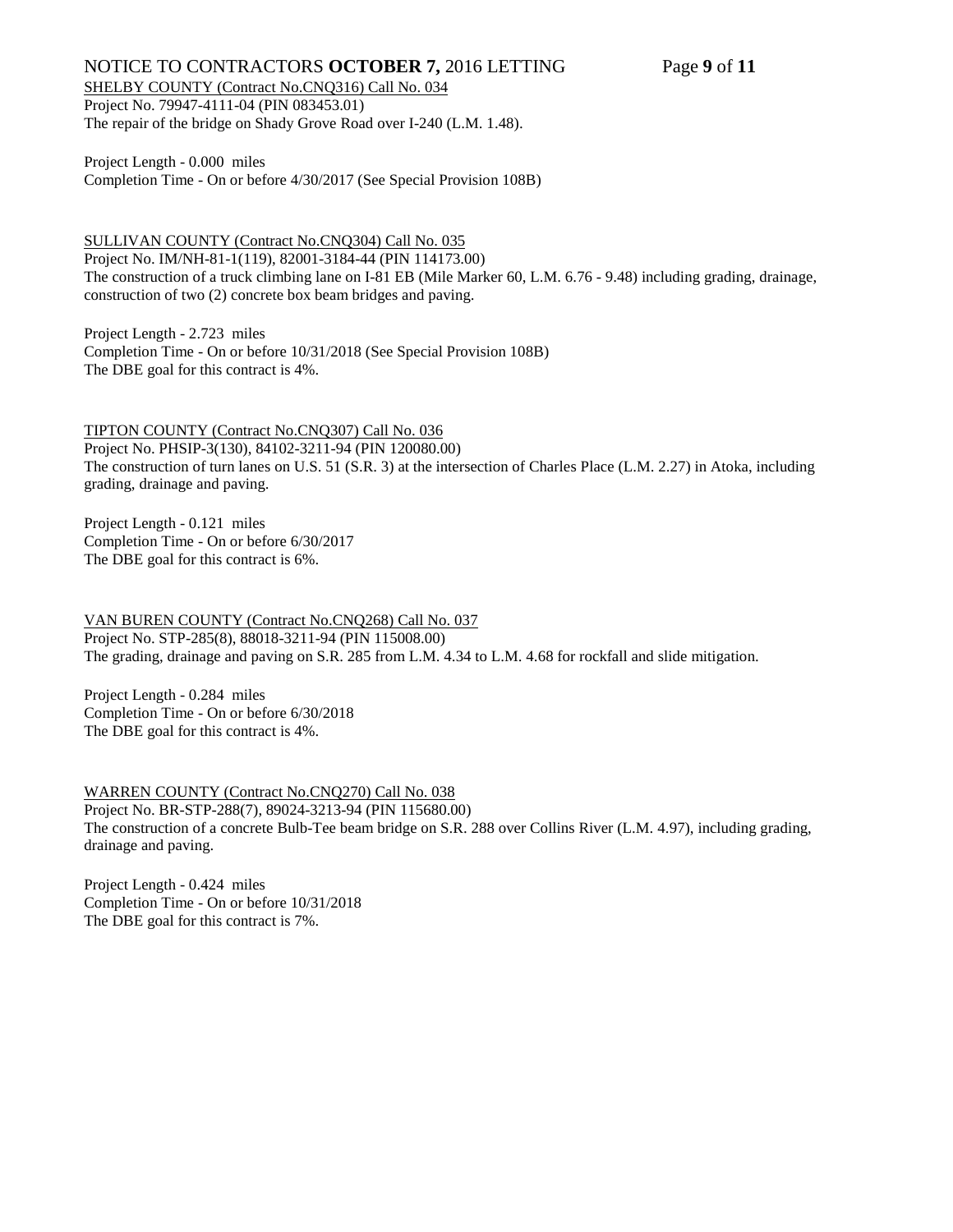SHELBY COUNTY (Contract No.CNQ316) Call No. 034
Project No. 79947-4111-04 (PIN 083453.01)
The repair of the bridge on Shady Grove Road over I-240 (L.M. 1.48).

Project Length - 0.000 miles
Completion Time - On or before 4/30/2017 (See Special Provision 108B)

SULLIVAN COUNTY (Contract No.CNQ304) Call No. 035
Project No. IM/NH-81-1(119), 82001-3184-44 (PIN 114173.00)
The construction of a truck climbing lane on I-81 EB (Mile Marker 60, L.M. 6.76 - 9.48) including grading, drainage, construction of two (2) concrete box beam bridges and paving.

Project Length - 2.723 miles
Completion Time - On or before 10/31/2018 (See Special Provision 108B)
The DBE goal for this contract is 4%.

TIPTON COUNTY (Contract No.CNQ307) Call No. 036
Project No. PHSIP-3(130), 84102-3211-94 (PIN 120080.00)
The construction of turn lanes on U.S. 51 (S.R. 3) at the intersection of Charles Place (L.M. 2.27) in Atoka, including grading, drainage and paving.

Project Length - 0.121 miles
Completion Time - On or before 6/30/2017
The DBE goal for this contract is 6%.

VAN BUREN COUNTY (Contract No.CNQ268) Call No. 037
Project No. STP-285(8), 88018-3211-94 (PIN 115008.00)
The grading, drainage and paving on S.R. 285 from L.M. 4.34 to L.M. 4.68 for rockfall and slide mitigation.

Project Length - 0.284 miles
Completion Time - On or before 6/30/2018
The DBE goal for this contract is 4%.

WARREN COUNTY (Contract No.CNQ270) Call No. 038
Project No. BR-STP-288(7), 89024-3213-94 (PIN 115680.00)
The construction of a concrete Bulb-Tee beam bridge on S.R. 288 over Collins River (L.M. 4.97), including grading, drainage and paving.

Project Length - 0.424 miles
Completion Time - On or before 10/31/2018
The DBE goal for this contract is 7%.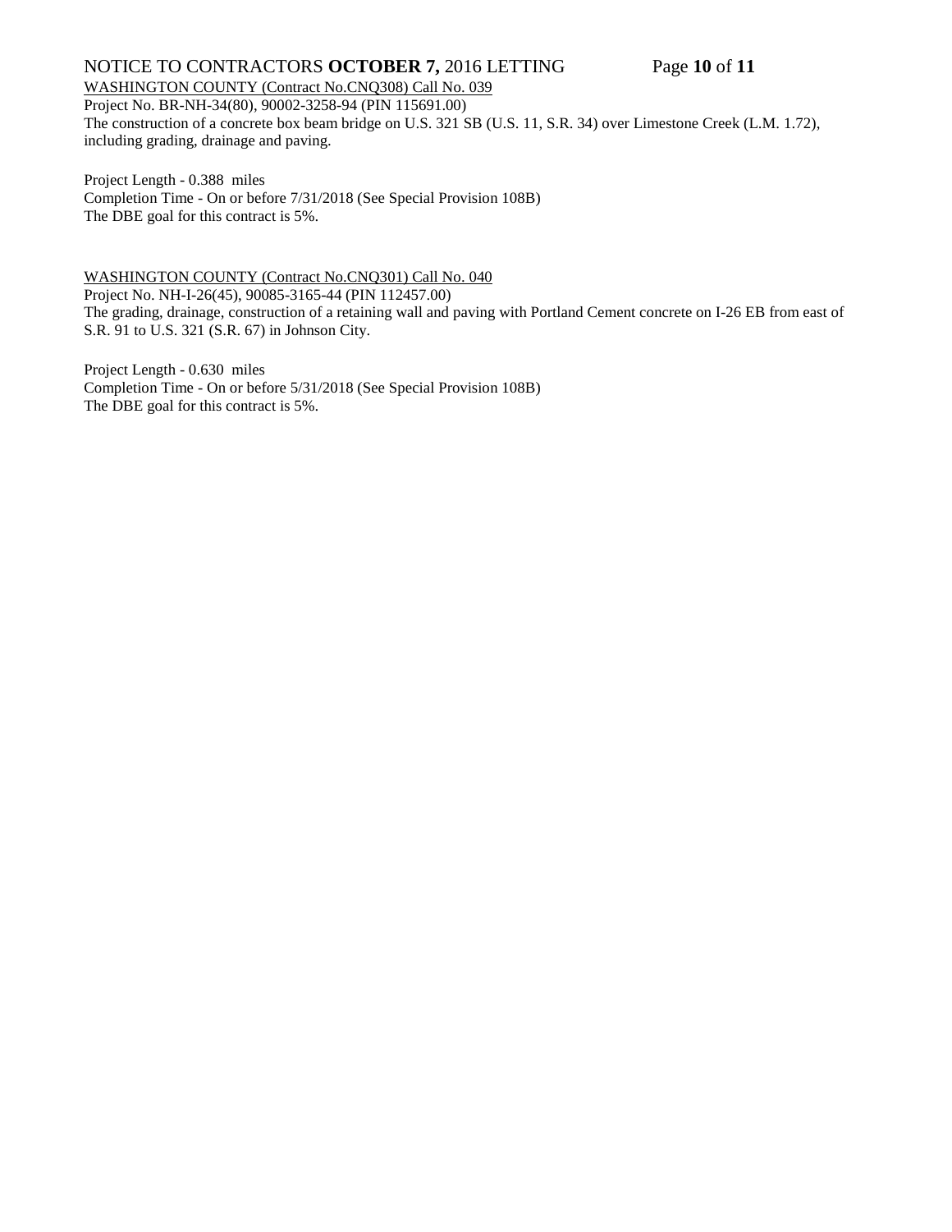WASHINGTON COUNTY (Contract No.CNQ308) Call No. 039

Project No. BR-NH-34(80), 90002-3258-94 (PIN 115691.00)

The construction of a concrete box beam bridge on U.S. 321 SB (U.S. 11, S.R. 34) over Limestone Creek (L.M. 1.72), including grading, drainage and paving.

Project Length - 0.388 miles

Completion Time - On or before 7/31/2018 (See Special Provision 108B)

The DBE goal for this contract is 5%.

WASHINGTON COUNTY (Contract No.CNQ301) Call No. 040

Project No. NH-I-26(45), 90085-3165-44 (PIN 112457.00)

The grading, drainage, construction of a retaining wall and paving with Portland Cement concrete on I-26 EB from east of S.R. 91 to U.S. 321 (S.R. 67) in Johnson City.

Project Length - 0.630 miles

Completion Time - On or before 5/31/2018 (See Special Provision 108B)

The DBE goal for this contract is 5%.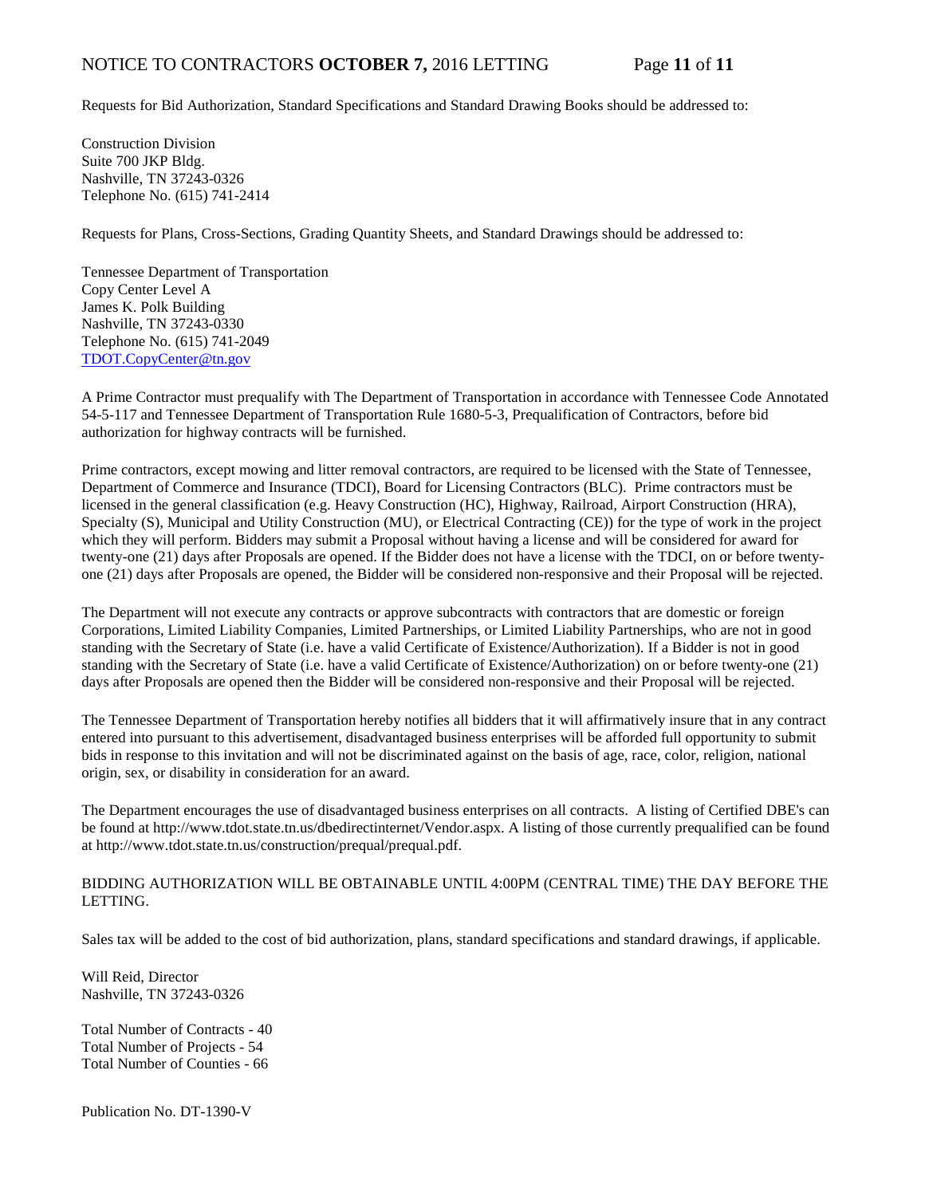Requests for Bid Authorization, Standard Specifications and Standard Drawing Books should be addressed to:

Construction Division
Suite 700 JKP Bldg.
Nashville, TN 37243-0326
Telephone No. (615) 741-2414

Requests for Plans, Cross-Sections, Grading Quantity Sheets, and Standard Drawings should be addressed to:

Tennessee Department of Transportation
Copy Center Level A
James K. Polk Building
Nashville, TN 37243-0330
Telephone No. (615) 741-2049
TDOT.CopyCenter@tn.gov

A Prime Contractor must prequalify with The Department of Transportation in accordance with Tennessee Code Annotated 54-5-117 and Tennessee Department of Transportation Rule 1680-5-3, Prequalification of Contractors, before bid authorization for highway contracts will be furnished.

Prime contractors, except mowing and litter removal contractors, are required to be licensed with the State of Tennessee, Department of Commerce and Insurance (TDCI), Board for Licensing Contractors (BLC). Prime contractors must be licensed in the general classification (e.g. Heavy Construction (HC), Highway, Railroad, Airport Construction (HRA), Specialty (S), Municipal and Utility Construction (MU), or Electrical Contracting (CE)) for the type of work in the project which they will perform. Bidders may submit a Proposal without having a license and will be considered for award for twenty-one (21) days after Proposals are opened. If the Bidder does not have a license with the TDCI, on or before twenty-one (21) days after Proposals are opened, the Bidder will be considered non-responsive and their Proposal will be rejected.

The Department will not execute any contracts or approve subcontracts with contractors that are domestic or foreign Corporations, Limited Liability Companies, Limited Partnerships, or Limited Liability Partnerships, who are not in good standing with the Secretary of State (i.e. have a valid Certificate of Existence/Authorization). If a Bidder is not in good standing with the Secretary of State (i.e. have a valid Certificate of Existence/Authorization) on or before twenty-one (21) days after Proposals are opened then the Bidder will be considered non-responsive and their Proposal will be rejected.

The Tennessee Department of Transportation hereby notifies all bidders that it will affirmatively insure that in any contract entered into pursuant to this advertisement, disadvantaged business enterprises will be afforded full opportunity to submit bids in response to this invitation and will not be discriminated against on the basis of age, race, color, religion, national origin, sex, or disability in consideration for an award.

The Department encourages the use of disadvantaged business enterprises on all contracts. A listing of Certified DBE's can be found at http://www.tdot.state.tn.us/dbedirectinternet/Vendor.aspx. A listing of those currently prequalified can be found at http://www.tdot.state.tn.us/construction/prequal/prequal.pdf.

BIDDING AUTHORIZATION WILL BE OBTAINABLE UNTIL 4:00PM (CENTRAL TIME) THE DAY BEFORE THE LETTING.

Sales tax will be added to the cost of bid authorization, plans, standard specifications and standard drawings, if applicable.

Will Reid, Director
Nashville, TN 37243-0326

Total Number of Contracts - 40
Total Number of Projects - 54
Total Number of Counties - 66

Publication No. DT-1390-V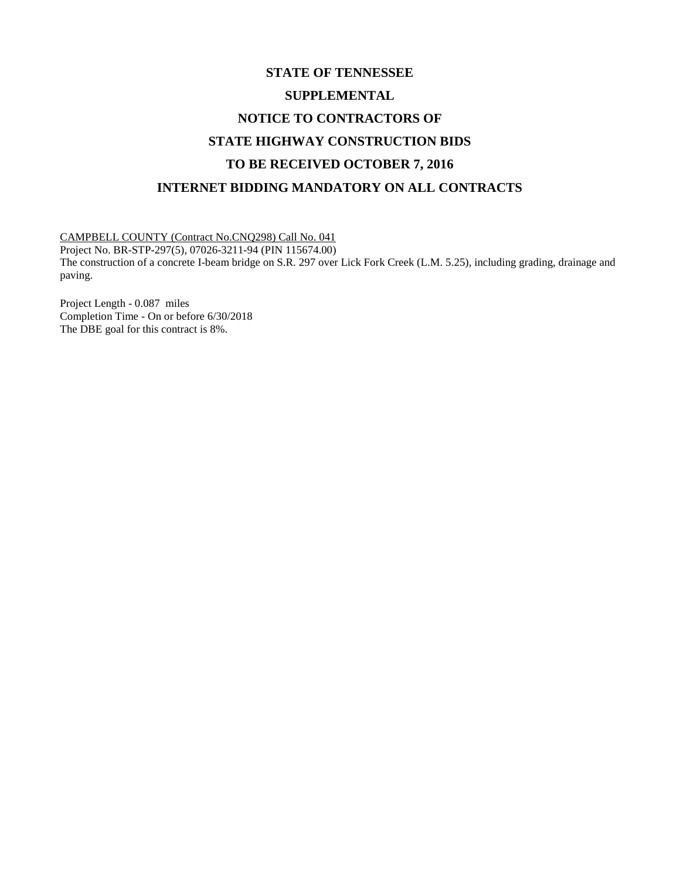# STATE OF TENNESSEE

# SUPPLEMENTAL

# NOTICE TO CONTRACTORS OF

# STATE HIGHWAY CONSTRUCTION BIDS

# TO BE RECEIVED OCTOBER 7, 2016

# INTERNET BIDDING MANDATORY ON ALL CONTRACTS

CAMPBELL COUNTY (Contract No.CNQ298) Call No. 041
Project No. BR-STP-297(5), 07026-3211-94 (PIN 115674.00)
The construction of a concrete I-beam bridge on S.R. 297 over Lick Fork Creek (L.M. 5.25), including grading, drainage and paving.

Project Length - 0.087 miles
Completion Time - On or before 6/30/2018
The DBE goal for this contract is 8%.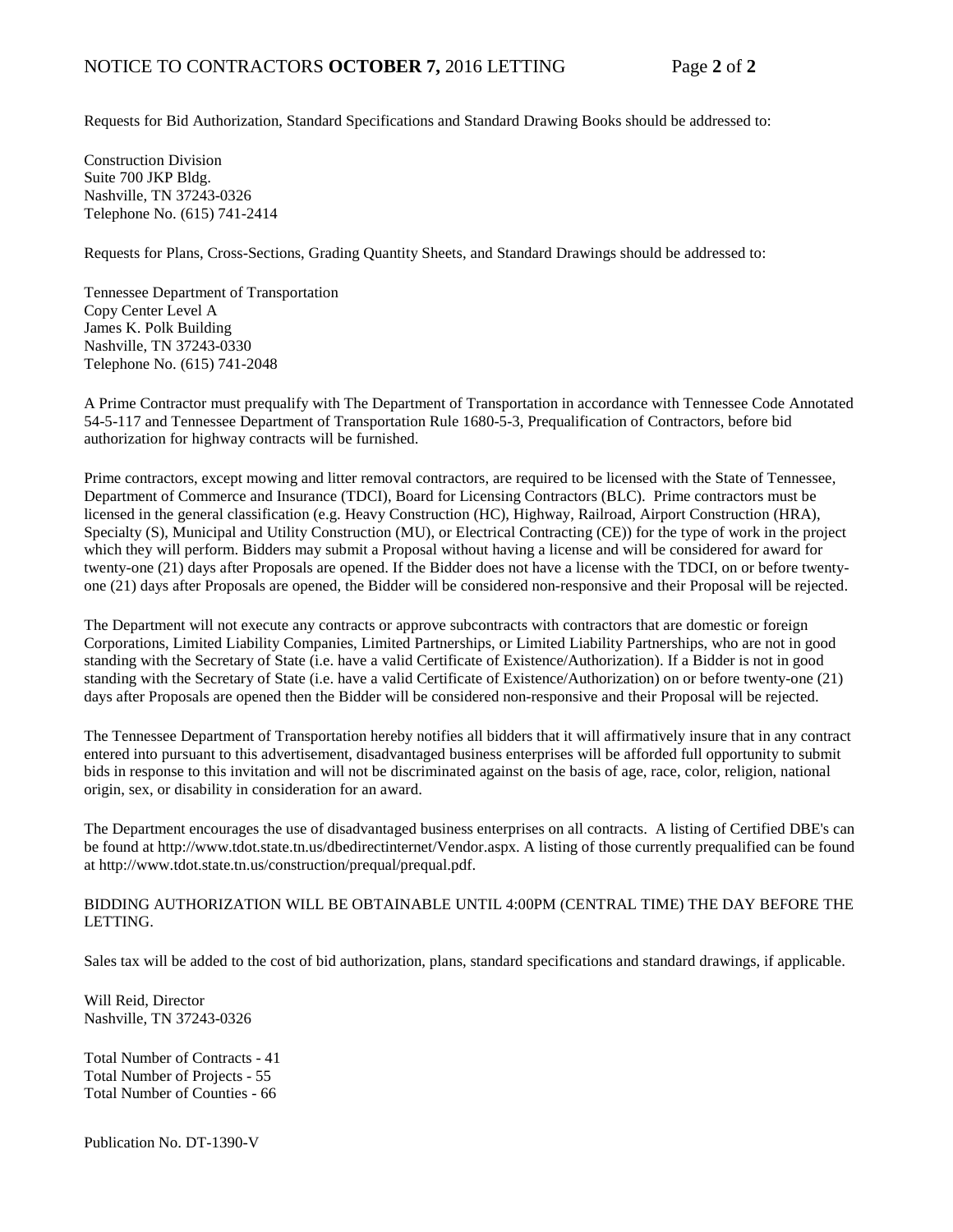Requests for Bid Authorization, Standard Specifications and Standard Drawing Books should be addressed to:

Construction Division
Suite 700 JKP Bldg.
Nashville, TN 37243-0326
Telephone No. (615) 741-2414

Requests for Plans, Cross-Sections, Grading Quantity Sheets, and Standard Drawings should be addressed to:

Tennessee Department of Transportation
Copy Center Level A
James K. Polk Building
Nashville, TN 37243-0330
Telephone No. (615) 741-2048

A Prime Contractor must prequalify with The Department of Transportation in accordance with Tennessee Code Annotated 54-5-117 and Tennessee Department of Transportation Rule 1680-5-3, Prequalification of Contractors, before bid authorization for highway contracts will be furnished.

Prime contractors, except mowing and litter removal contractors, are required to be licensed with the State of Tennessee, Department of Commerce and Insurance (TDCI), Board for Licensing Contractors (BLC). Prime contractors must be licensed in the general classification (e.g. Heavy Construction (HC), Highway, Railroad, Airport Construction (HRA), Specialty (S), Municipal and Utility Construction (MU), or Electrical Contracting (CE)) for the type of work in the project which they will perform. Bidders may submit a Proposal without having a license and will be considered for award for twenty-one (21) days after Proposals are opened. If the Bidder does not have a license with the TDCI, on or before twenty-one (21) days after Proposals are opened, the Bidder will be considered non-responsive and their Proposal will be rejected.

The Department will not execute any contracts or approve subcontracts with contractors that are domestic or foreign Corporations, Limited Liability Companies, Limited Partnerships, or Limited Liability Partnerships, who are not in good standing with the Secretary of State (i.e. have a valid Certificate of Existence/Authorization). If a Bidder is not in good standing with the Secretary of State (i.e. have a valid Certificate of Existence/Authorization) on or before twenty-one (21) days after Proposals are opened then the Bidder will be considered non-responsive and their Proposal will be rejected.

The Tennessee Department of Transportation hereby notifies all bidders that it will affirmatively insure that in any contract entered into pursuant to this advertisement, disadvantaged business enterprises will be afforded full opportunity to submit bids in response to this invitation and will not be discriminated against on the basis of age, race, color, religion, national origin, sex, or disability in consideration for an award.

The Department encourages the use of disadvantaged business enterprises on all contracts. A listing of Certified DBE's can be found at http://www.tdot.state.tn.us/dbedirectinternet/Vendor.aspx. A listing of those currently prequalified can be found at http://www.tdot.state.tn.us/construction/prequal/prequal.pdf.

BIDDING AUTHORIZATION WILL BE OBTAINABLE UNTIL 4:00PM (CENTRAL TIME) THE DAY BEFORE THE LETTING.

Sales tax will be added to the cost of bid authorization, plans, standard specifications and standard drawings, if applicable.

Will Reid, Director
Nashville, TN 37243-0326

Total Number of Contracts - 41
Total Number of Projects - 55
Total Number of Counties - 66

Publication No. DT-1390-V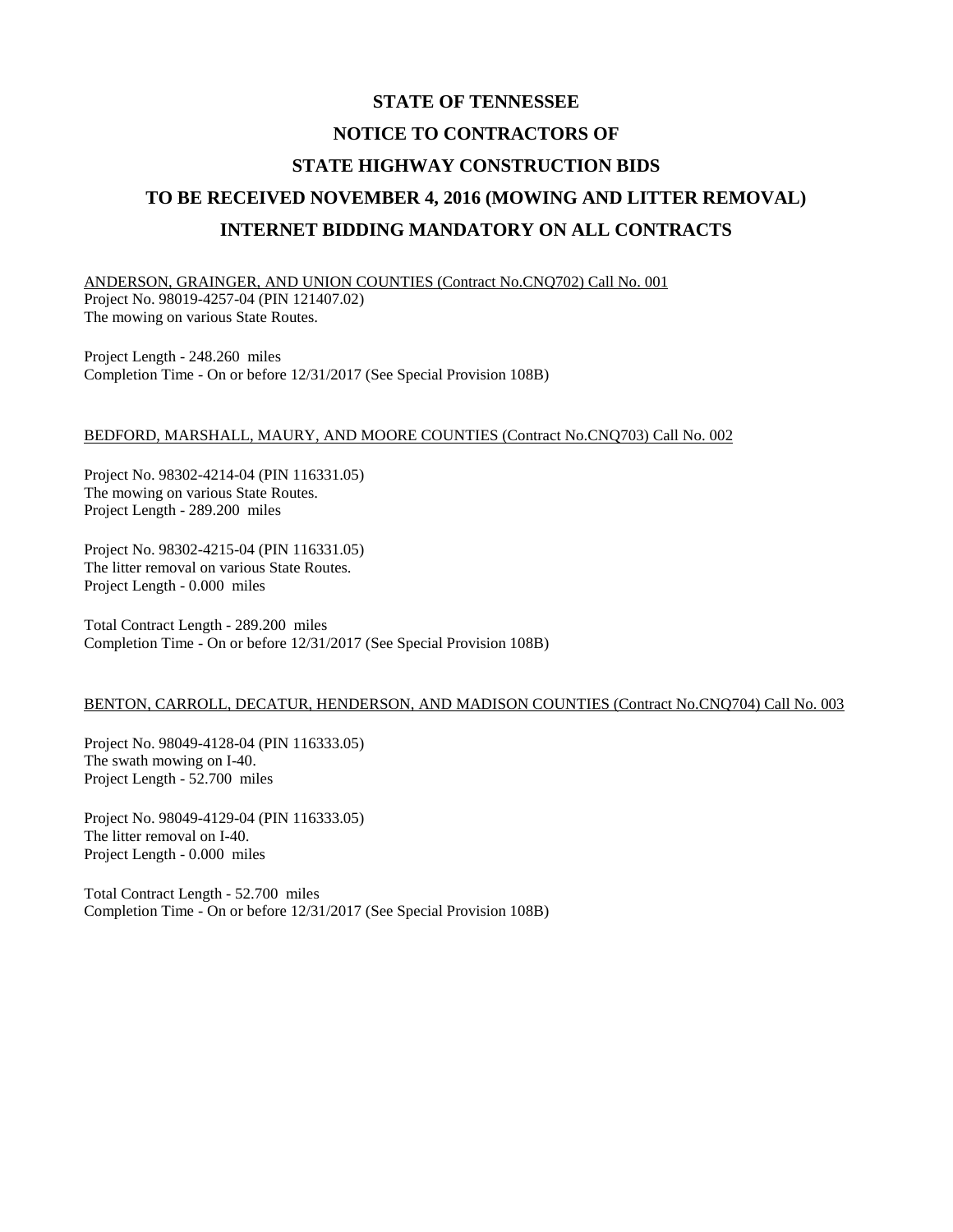# STATE OF TENNESSEE

# NOTICE TO CONTRACTORS OF

# STATE HIGHWAY CONSTRUCTION BIDS

# TO BE RECEIVED NOVEMBER 4, 2016 (MOWING AND LITTER REMOVAL)

# INTERNET BIDDING MANDATORY ON ALL CONTRACTS

ANDERSON, GRAINGER, AND UNION COUNTIES (Contract No.CNQ702) Call No. 001
Project No. 98019-4257-04 (PIN 121407.02)
The mowing on various State Routes.

Project Length - 248.260 miles
Completion Time - On or before 12/31/2017 (See Special Provision 108B)

BEDFORD, MARSHALL, MAURY, AND MOORE COUNTIES (Contract No.CNQ703) Call No. 002

Project No. 98302-4214-04 (PIN 116331.05)
The mowing on various State Routes.
Project Length - 289.200 miles

Project No. 98302-4215-04 (PIN 116331.05)
The litter removal on various State Routes.
Project Length - 0.000 miles

Total Contract Length - 289.200 miles
Completion Time - On or before 12/31/2017 (See Special Provision 108B)

BENTON, CARROLL, DECATUR, HENDERSON, AND MADISON COUNTIES (Contract No.CNQ704) Call No. 003

Project No. 98049-4128-04 (PIN 116333.05)
The swath mowing on I-40.
Project Length - 52.700 miles

Project No. 98049-4129-04 (PIN 116333.05)
The litter removal on I-40.
Project Length - 0.000 miles

Total Contract Length - 52.700 miles
Completion Time - On or before 12/31/2017 (See Special Provision 108B)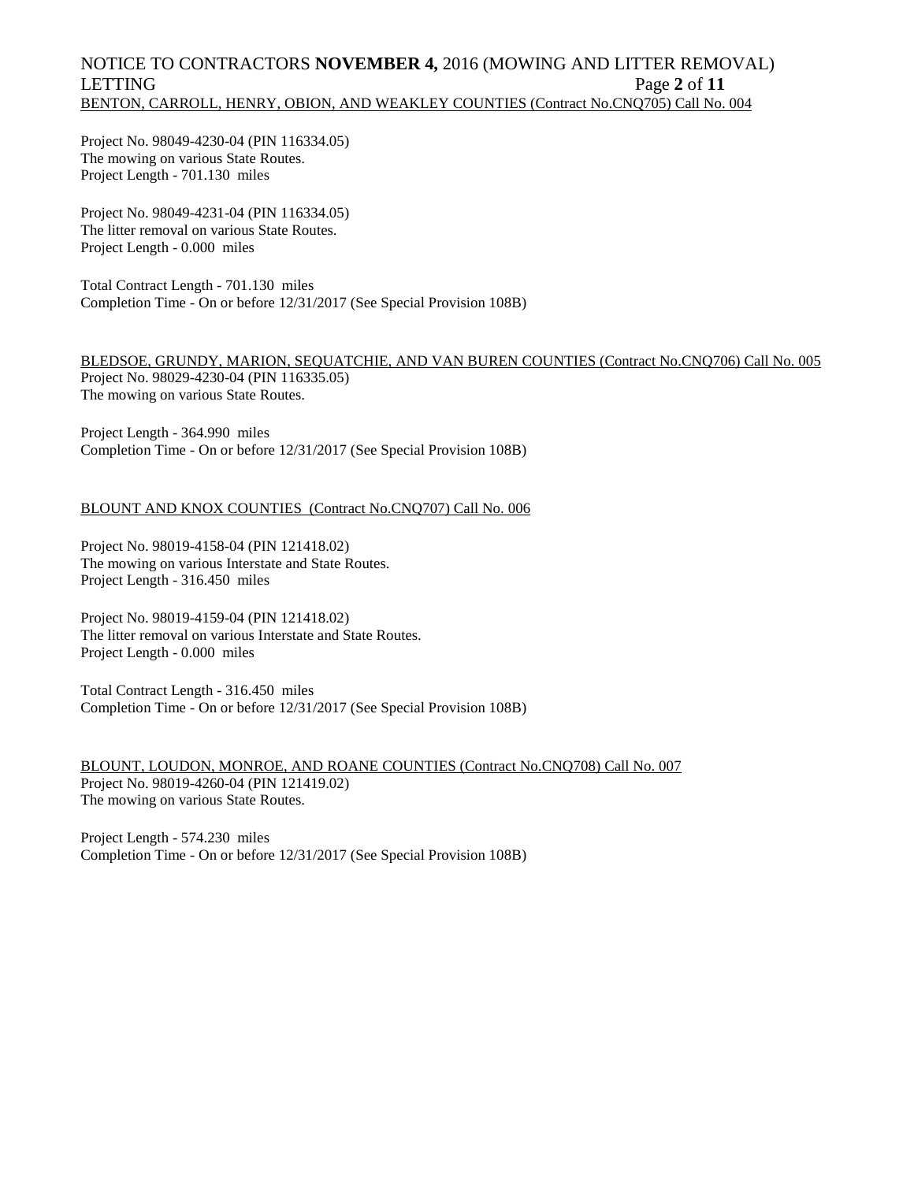BENTON, CARROLL, HENRY, OBION, AND WEAKLEY COUNTIES (Contract No.CNQ705) Call No. 004

Project No. 98049-4230-04 (PIN 116334.05)
The mowing on various State Routes.
Project Length - 701.130 miles

Project No. 98049-4231-04 (PIN 116334.05)
The litter removal on various State Routes.
Project Length - 0.000 miles

Total Contract Length - 701.130 miles
Completion Time - On or before 12/31/2017 (See Special Provision 108B)

BLEDSOE, GRUNDY, MARION, SEQUATCHIE, AND VAN BUREN COUNTIES (Contract No.CNQ706) Call No. 005

Project No. 98029-4230-04 (PIN 116335.05)
The mowing on various State Routes.

Project Length - 364.990 miles
Completion Time - On or before 12/31/2017 (See Special Provision 108B)

BLOUNT AND KNOX COUNTIES (Contract No.CNQ707) Call No. 006

Project No. 98019-4158-04 (PIN 121418.02)
The mowing on various Interstate and State Routes.
Project Length - 316.450 miles

Project No. 98019-4159-04 (PIN 121418.02)
The litter removal on various Interstate and State Routes.
Project Length - 0.000 miles

Total Contract Length - 316.450 miles
Completion Time - On or before 12/31/2017 (See Special Provision 108B)

BLOUNT, LOUDON, MONROE, AND ROANE COUNTIES (Contract No.CNQ708) Call No. 007

Project No. 98019-4260-04 (PIN 121419.02)
The mowing on various State Routes.

Project Length - 574.230 miles
Completion Time - On or before 12/31/2017 (See Special Provision 108B)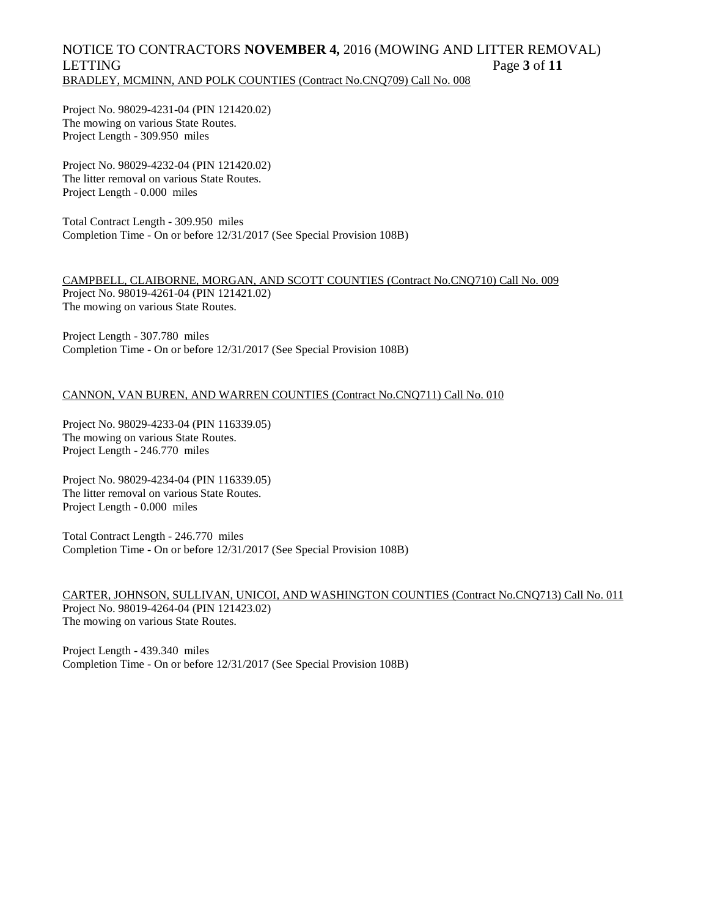BRADLEY, MCMINN, AND POLK COUNTIES (Contract No.CNQ709) Call No. 008

Project No. 98029-4231-04 (PIN 121420.02)
The mowing on various State Routes.
Project Length - 309.950 miles

Project No. 98029-4232-04 (PIN 121420.02)
The litter removal on various State Routes.
Project Length - 0.000 miles

Total Contract Length - 309.950 miles
Completion Time - On or before 12/31/2017 (See Special Provision 108B)

CAMPBELL, CLAIBORNE, MORGAN, AND SCOTT COUNTIES (Contract No.CNQ710) Call No. 009

Project No. 98019-4261-04 (PIN 121421.02)
The mowing on various State Routes.

Project Length - 307.780 miles
Completion Time - On or before 12/31/2017 (See Special Provision 108B)

CANNON, VAN BUREN, AND WARREN COUNTIES (Contract No.CNQ711) Call No. 010

Project No. 98029-4233-04 (PIN 116339.05)
The mowing on various State Routes.
Project Length - 246.770 miles

Project No. 98029-4234-04 (PIN 116339.05)
The litter removal on various State Routes.
Project Length - 0.000 miles

Total Contract Length - 246.770 miles
Completion Time - On or before 12/31/2017 (See Special Provision 108B)

CARTER, JOHNSON, SULLIVAN, UNICOI, AND WASHINGTON COUNTIES (Contract No.CNQ713) Call No. 011

Project No. 98019-4264-04 (PIN 121423.02)
The mowing on various State Routes.

Project Length - 439.340 miles
Completion Time - On or before 12/31/2017 (See Special Provision 108B)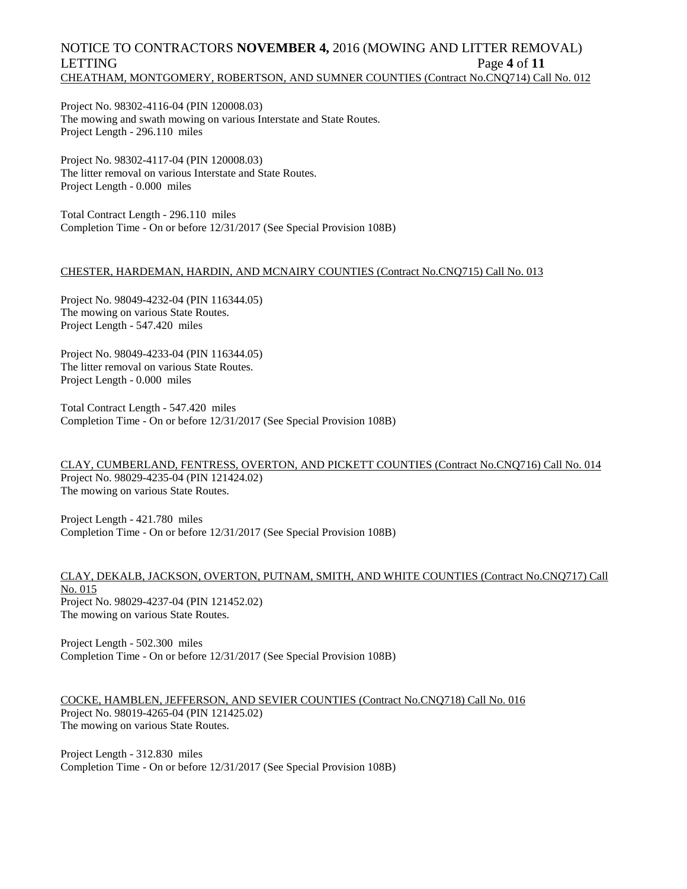CHEATHAM, MONTGOMERY, ROBERTSON, AND SUMNER COUNTIES (Contract No.CNQ714) Call No. 012

Project No. 98302-4116-04 (PIN 120008.03)
The mowing and swath mowing on various Interstate and State Routes.
Project Length - 296.110 miles

Project No. 98302-4117-04 (PIN 120008.03)
The litter removal on various Interstate and State Routes.
Project Length - 0.000 miles

Total Contract Length - 296.110 miles
Completion Time - On or before 12/31/2017 (See Special Provision 108B)

CHESTER, HARDEMAN, HARDIN, AND MCNAIRY COUNTIES (Contract No.CNQ715) Call No. 013

Project No. 98049-4232-04 (PIN 116344.05)
The mowing on various State Routes.
Project Length - 547.420 miles

Project No. 98049-4233-04 (PIN 116344.05)
The litter removal on various State Routes.
Project Length - 0.000 miles

Total Contract Length - 547.420 miles
Completion Time - On or before 12/31/2017 (See Special Provision 108B)

CLAY, CUMBERLAND, FENTRESS, OVERTON, AND PICKETT COUNTIES (Contract No.CNQ716) Call No. 014
Project No. 98029-4235-04 (PIN 121424.02)
The mowing on various State Routes.

Project Length - 421.780 miles
Completion Time - On or before 12/31/2017 (See Special Provision 108B)

CLAY, DEKALB, JACKSON, OVERTON, PUTNAM, SMITH, AND WHITE COUNTIES (Contract No.CNQ717) Call No. 015
Project No. 98029-4237-04 (PIN 121452.02)
The mowing on various State Routes.

Project Length - 502.300 miles
Completion Time - On or before 12/31/2017 (See Special Provision 108B)

COCKE, HAMBLEN, JEFFERSON, AND SEVIER COUNTIES (Contract No.CNQ718) Call No. 016
Project No. 98019-4265-04 (PIN 121425.02)
The mowing on various State Routes.

Project Length - 312.830 miles
Completion Time - On or before 12/31/2017 (See Special Provision 108B)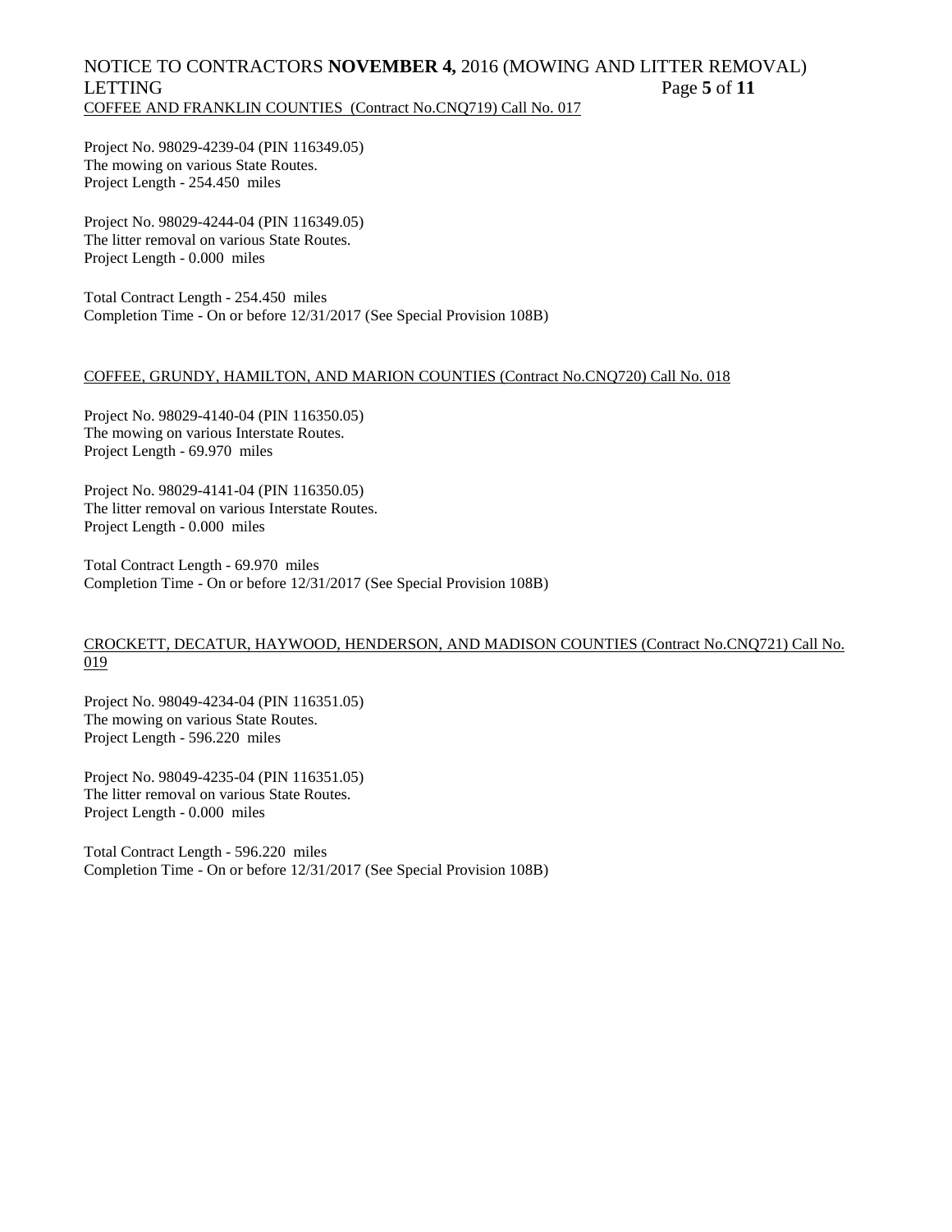COFFEE AND FRANKLIN COUNTIES (Contract No.CNQ719) Call No. 017

Project No. 98029-4239-04 (PIN 116349.05)
The mowing on various State Routes.
Project Length - 254.450 miles

Project No. 98029-4244-04 (PIN 116349.05)
The litter removal on various State Routes.
Project Length - 0.000 miles

Total Contract Length - 254.450 miles
Completion Time - On or before 12/31/2017 (See Special Provision 108B)

COFFEE, GRUNDY, HAMILTON, AND MARION COUNTIES (Contract No.CNQ720) Call No. 018

Project No. 98029-4140-04 (PIN 116350.05)
The mowing on various Interstate Routes.
Project Length - 69.970 miles

Project No. 98029-4141-04 (PIN 116350.05)
The litter removal on various Interstate Routes.
Project Length - 0.000 miles

Total Contract Length - 69.970 miles
Completion Time - On or before 12/31/2017 (See Special Provision 108B)

CROCKETT, DECATUR, HAYWOOD, HENDERSON, AND MADISON COUNTIES (Contract No.CNQ721) Call No. 019

Project No. 98049-4234-04 (PIN 116351.05)
The mowing on various State Routes.
Project Length - 596.220 miles

Project No. 98049-4235-04 (PIN 116351.05)
The litter removal on various State Routes.
Project Length - 0.000 miles

Total Contract Length - 596.220 miles
Completion Time - On or before 12/31/2017 (See Special Provision 108B)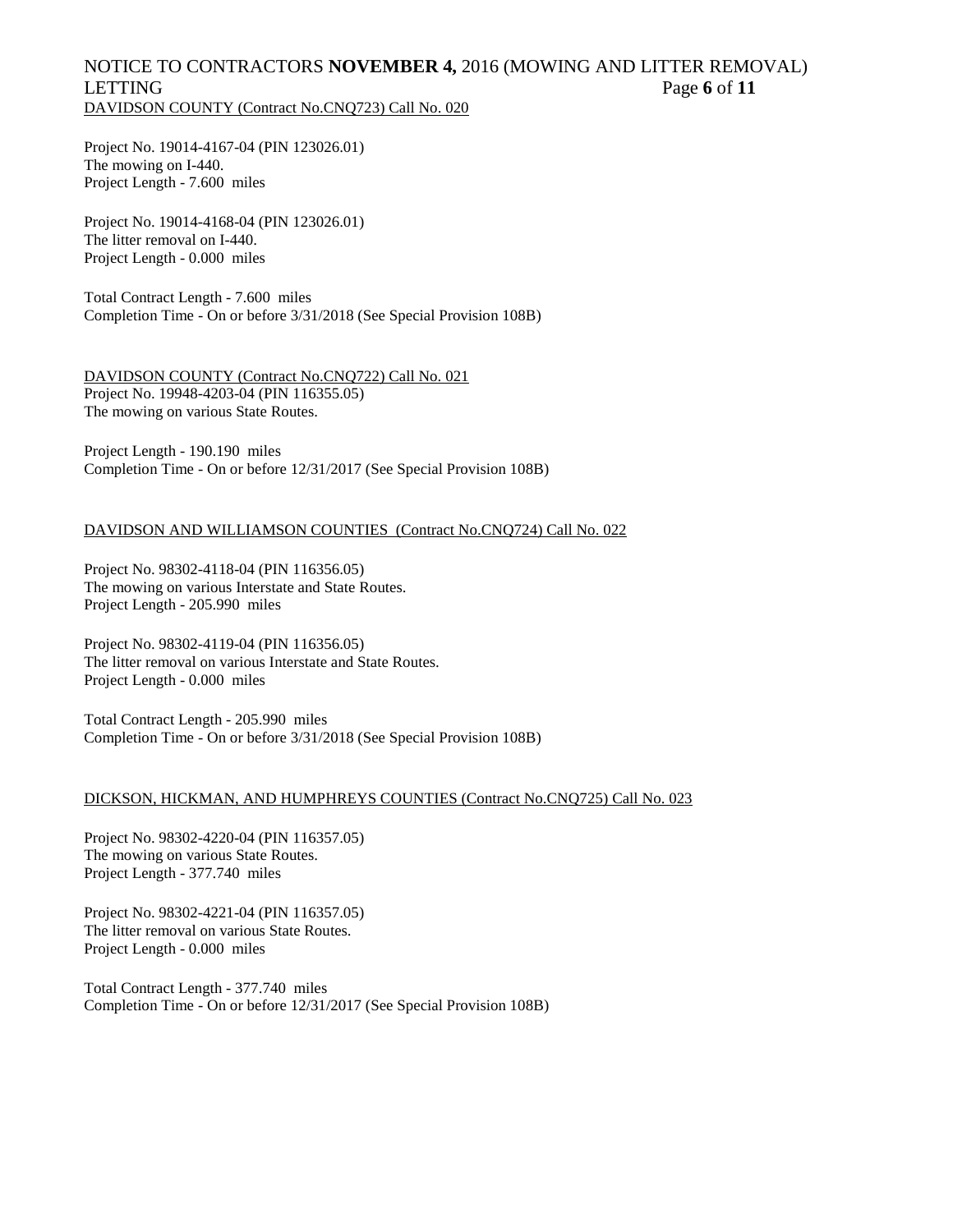DAVIDSON COUNTY (Contract No.CNQ723) Call No. 020

Project No. 19014-4167-04 (PIN 123026.01)
The mowing on I-440.
Project Length - 7.600 miles

Project No. 19014-4168-04 (PIN 123026.01)
The litter removal on I-440.
Project Length - 0.000 miles

Total Contract Length - 7.600 miles
Completion Time - On or before 3/31/2018 (See Special Provision 108B)

DAVIDSON COUNTY (Contract No.CNQ722) Call No. 021
Project No. 19948-4203-04 (PIN 116355.05)
The mowing on various State Routes.

Project Length - 190.190 miles
Completion Time - On or before 12/31/2017 (See Special Provision 108B)

DAVIDSON AND WILLIAMSON COUNTIES (Contract No.CNQ724) Call No. 022

Project No. 98302-4118-04 (PIN 116356.05)
The mowing on various Interstate and State Routes.
Project Length - 205.990 miles

Project No. 98302-4119-04 (PIN 116356.05)
The litter removal on various Interstate and State Routes.
Project Length - 0.000 miles

Total Contract Length - 205.990 miles
Completion Time - On or before 3/31/2018 (See Special Provision 108B)

DICKSON, HICKMAN, AND HUMPHREYS COUNTIES (Contract No.CNQ725) Call No. 023

Project No. 98302-4220-04 (PIN 116357.05)
The mowing on various State Routes.
Project Length - 377.740 miles

Project No. 98302-4221-04 (PIN 116357.05)
The litter removal on various State Routes.
Project Length - 0.000 miles

Total Contract Length - 377.740 miles
Completion Time - On or before 12/31/2017 (See Special Provision 108B)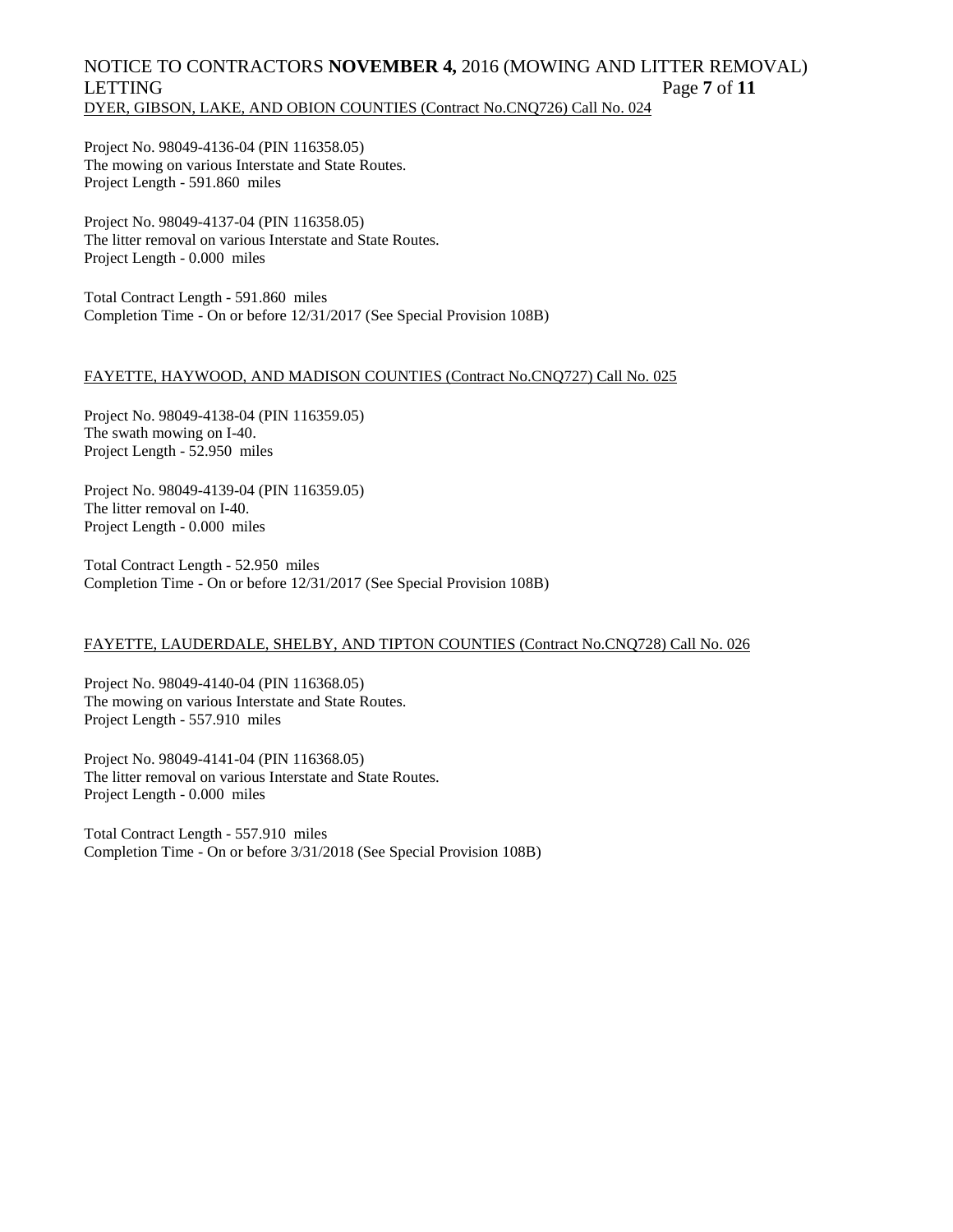DYER, GIBSON, LAKE, AND OBION COUNTIES (Contract No.CNQ726) Call No. 024

Project No. 98049-4136-04 (PIN 116358.05)
The mowing on various Interstate and State Routes.
Project Length - 591.860 miles

Project No. 98049-4137-04 (PIN 116358.05)
The litter removal on various Interstate and State Routes.
Project Length - 0.000 miles

Total Contract Length - 591.860 miles
Completion Time - On or before 12/31/2017 (See Special Provision 108B)

FAYETTE, HAYWOOD, AND MADISON COUNTIES (Contract No.CNQ727) Call No. 025

Project No. 98049-4138-04 (PIN 116359.05)
The swath mowing on I-40.
Project Length - 52.950 miles

Project No. 98049-4139-04 (PIN 116359.05)
The litter removal on I-40.
Project Length - 0.000 miles

Total Contract Length - 52.950 miles
Completion Time - On or before 12/31/2017 (See Special Provision 108B)

FAYETTE, LAUDERDALE, SHELBY, AND TIPTON COUNTIES (Contract No.CNQ728) Call No. 026

Project No. 98049-4140-04 (PIN 116368.05)
The mowing on various Interstate and State Routes.
Project Length - 557.910 miles

Project No. 98049-4141-04 (PIN 116368.05)
The litter removal on various Interstate and State Routes.
Project Length - 0.000 miles

Total Contract Length - 557.910 miles
Completion Time - On or before 3/31/2018 (See Special Provision 108B)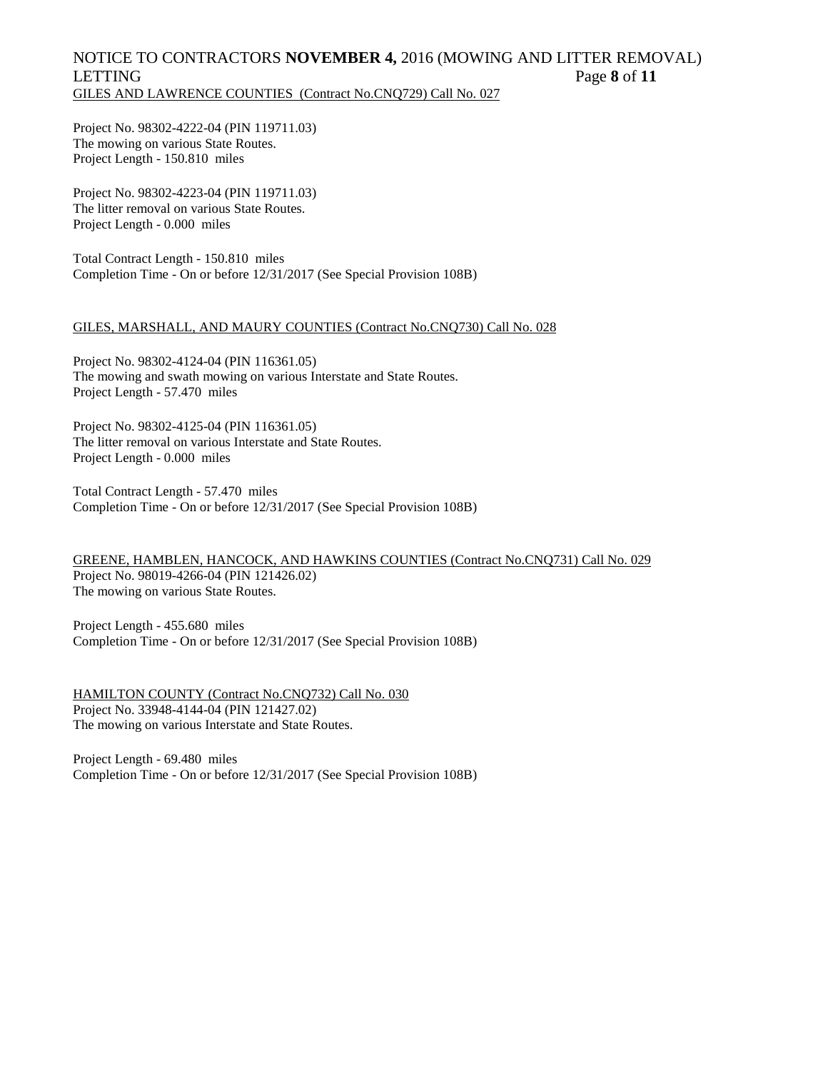GILES AND LAWRENCE COUNTIES (Contract No.CNQ729) Call No. 027

Project No. 98302-4222-04 (PIN 119711.03)
The mowing on various State Routes.
Project Length - 150.810 miles

Project No. 98302-4223-04 (PIN 119711.03)
The litter removal on various State Routes.
Project Length - 0.000 miles

Total Contract Length - 150.810 miles
Completion Time - On or before 12/31/2017 (See Special Provision 108B)

GILES, MARSHALL, AND MAURY COUNTIES (Contract No.CNQ730) Call No. 028

Project No. 98302-4124-04 (PIN 116361.05)
The mowing and swath mowing on various Interstate and State Routes.
Project Length - 57.470 miles

Project No. 98302-4125-04 (PIN 116361.05)
The litter removal on various Interstate and State Routes.
Project Length - 0.000 miles

Total Contract Length - 57.470 miles
Completion Time - On or before 12/31/2017 (See Special Provision 108B)

GREENE, HAMBLEN, HANCOCK, AND HAWKINS COUNTIES (Contract No.CNQ731) Call No. 029
Project No. 98019-4266-04 (PIN 121426.02)
The mowing on various State Routes.

Project Length - 455.680 miles
Completion Time - On or before 12/31/2017 (See Special Provision 108B)

HAMILTON COUNTY (Contract No.CNQ732) Call No. 030
Project No. 33948-4144-04 (PIN 121427.02)
The mowing on various Interstate and State Routes.

Project Length - 69.480 miles
Completion Time - On or before 12/31/2017 (See Special Provision 108B)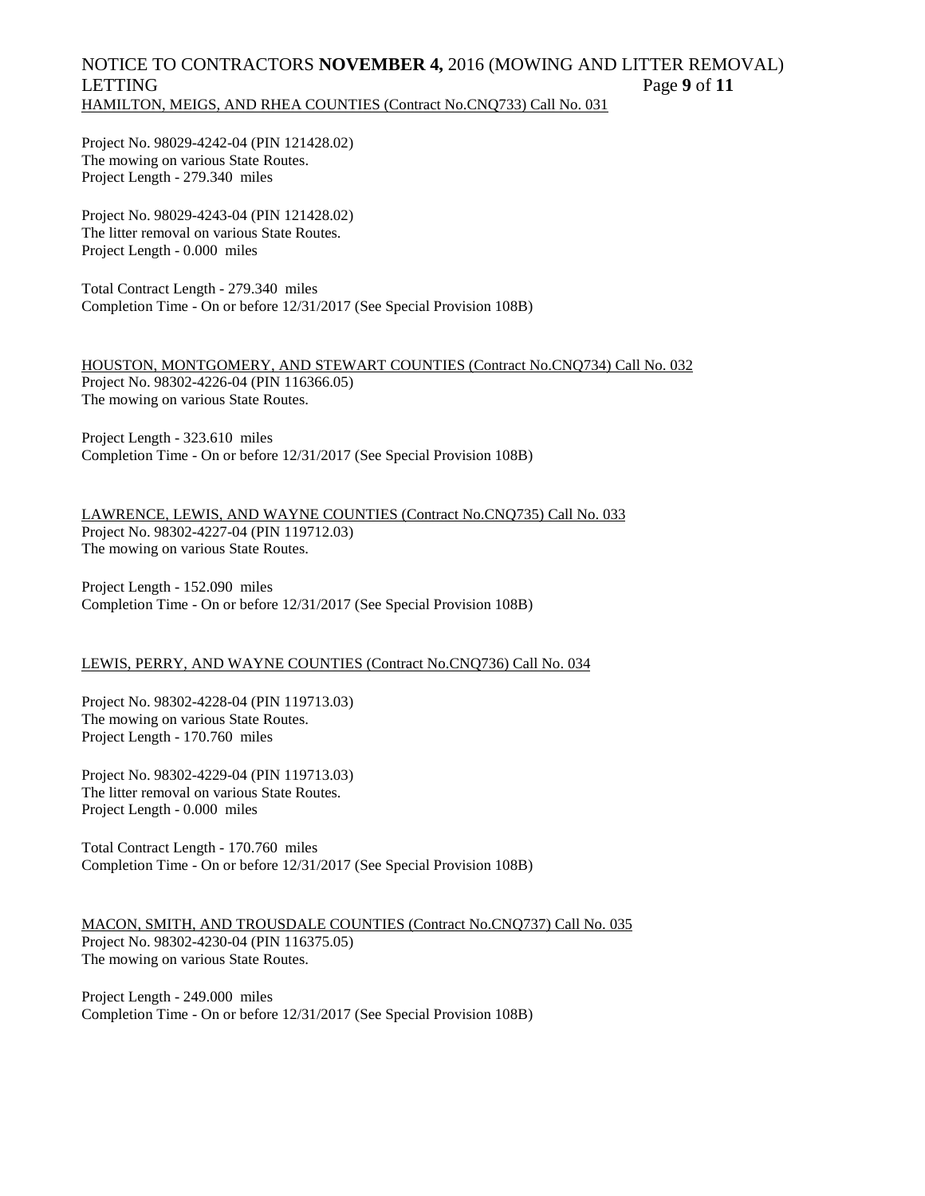HAMILTON, MEIGS, AND RHEA COUNTIES (Contract No.CNQ733) Call No. 031

Project No. 98029-4242-04 (PIN 121428.02)
The mowing on various State Routes.
Project Length - 279.340 miles

Project No. 98029-4243-04 (PIN 121428.02)
The litter removal on various State Routes.
Project Length - 0.000 miles

Total Contract Length - 279.340 miles
Completion Time - On or before 12/31/2017 (See Special Provision 108B)

HOUSTON, MONTGOMERY, AND STEWART COUNTIES (Contract No.CNQ734) Call No. 032
Project No. 98302-4226-04 (PIN 116366.05)
The mowing on various State Routes.

Project Length - 323.610 miles
Completion Time - On or before 12/31/2017 (See Special Provision 108B)

LAWRENCE, LEWIS, AND WAYNE COUNTIES (Contract No.CNQ735) Call No. 033
Project No. 98302-4227-04 (PIN 119712.03)
The mowing on various State Routes.

Project Length - 152.090 miles
Completion Time - On or before 12/31/2017 (See Special Provision 108B)

LEWIS, PERRY, AND WAYNE COUNTIES (Contract No.CNQ736) Call No. 034

Project No. 98302-4228-04 (PIN 119713.03)
The mowing on various State Routes.
Project Length - 170.760 miles

Project No. 98302-4229-04 (PIN 119713.03)
The litter removal on various State Routes.
Project Length - 0.000 miles

Total Contract Length - 170.760 miles
Completion Time - On or before 12/31/2017 (See Special Provision 108B)

MACON, SMITH, AND TROUSDALE COUNTIES (Contract No.CNQ737) Call No. 035
Project No. 98302-4230-04 (PIN 116375.05)
The mowing on various State Routes.

Project Length - 249.000 miles
Completion Time - On or before 12/31/2017 (See Special Provision 108B)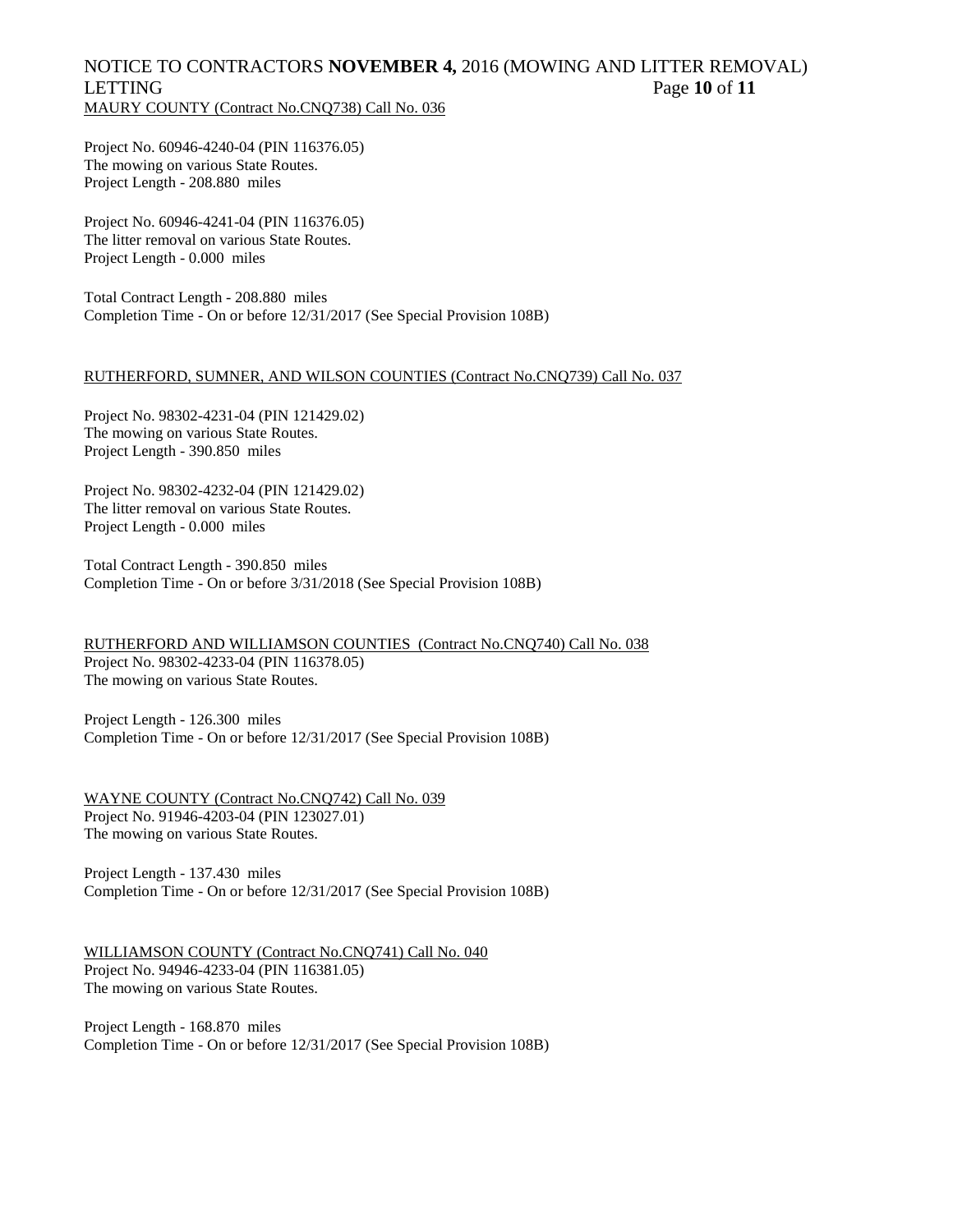MAURY COUNTY (Contract No.CNQ738) Call No. 036

Project No. 60946-4240-04 (PIN 116376.05)
The mowing on various State Routes.
Project Length - 208.880 miles

Project No. 60946-4241-04 (PIN 116376.05)
The litter removal on various State Routes.
Project Length - 0.000 miles

Total Contract Length - 208.880 miles
Completion Time - On or before 12/31/2017 (See Special Provision 108B)

RUTHERFORD, SUMNER, AND WILSON COUNTIES (Contract No.CNQ739) Call No. 037

Project No. 98302-4231-04 (PIN 121429.02)
The mowing on various State Routes.
Project Length - 390.850 miles

Project No. 98302-4232-04 (PIN 121429.02)
The litter removal on various State Routes.
Project Length - 0.000 miles

Total Contract Length - 390.850 miles
Completion Time - On or before 3/31/2018 (See Special Provision 108B)

RUTHERFORD AND WILLIAMSON COUNTIES (Contract No.CNQ740) Call No. 038
Project No. 98302-4233-04 (PIN 116378.05)
The mowing on various State Routes.

Project Length - 126.300 miles
Completion Time - On or before 12/31/2017 (See Special Provision 108B)

WAYNE COUNTY (Contract No.CNQ742) Call No. 039
Project No. 91946-4203-04 (PIN 123027.01)
The mowing on various State Routes.

Project Length - 137.430 miles
Completion Time - On or before 12/31/2017 (See Special Provision 108B)

WILLIAMSON COUNTY (Contract No.CNQ741) Call No. 040
Project No. 94946-4233-04 (PIN 116381.05)
The mowing on various State Routes.

Project Length - 168.870 miles
Completion Time - On or before 12/31/2017 (See Special Provision 108B)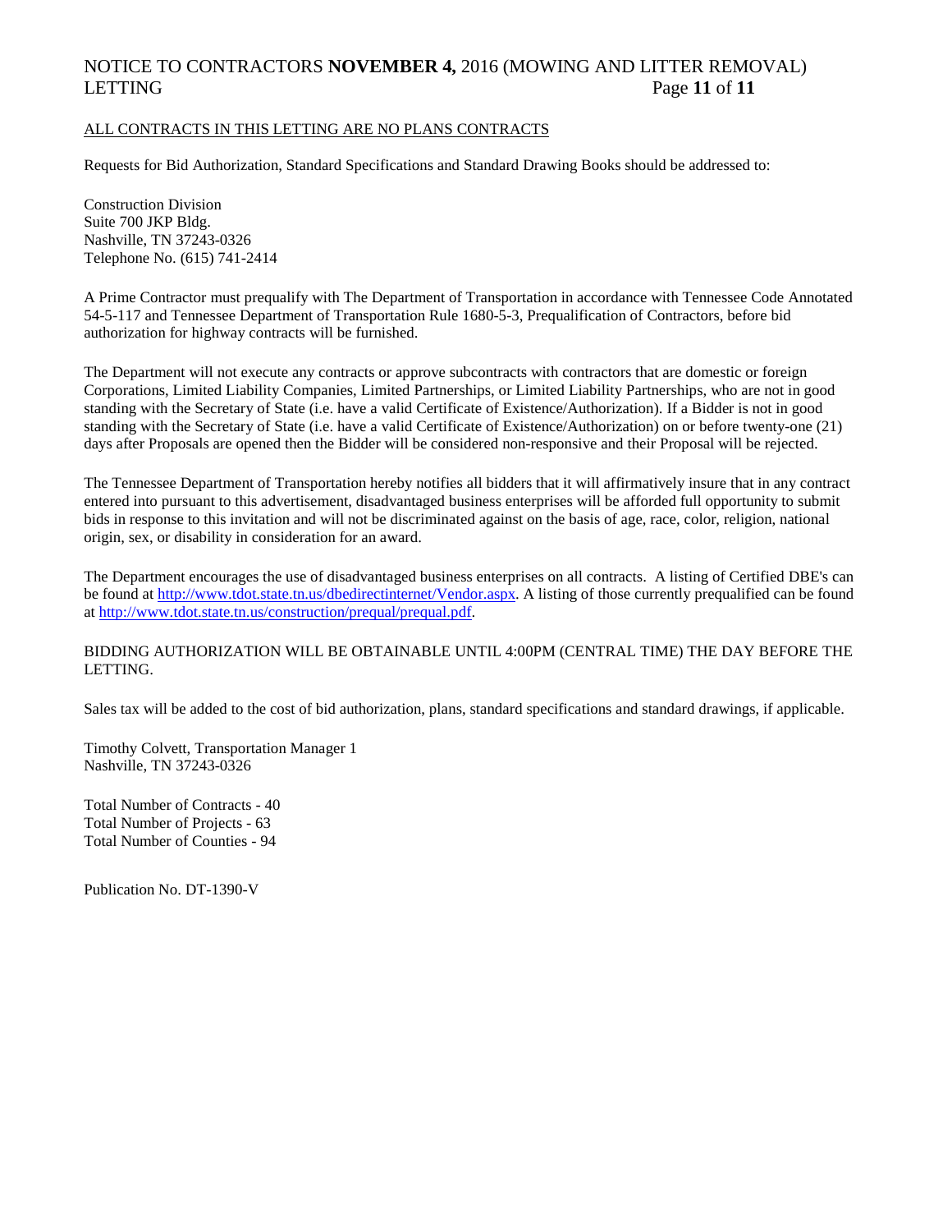ALL CONTRACTS IN THIS LETTING ARE NO PLANS CONTRACTS

Requests for Bid Authorization, Standard Specifications and Standard Drawing Books should be addressed to:

Construction Division
Suite 700 JKP Bldg.
Nashville, TN 37243-0326
Telephone No. (615) 741-2414

A Prime Contractor must prequalify with The Department of Transportation in accordance with Tennessee Code Annotated 54-5-117 and Tennessee Department of Transportation Rule 1680-5-3, Prequalification of Contractors, before bid authorization for highway contracts will be furnished.

The Department will not execute any contracts or approve subcontracts with contractors that are domestic or foreign Corporations, Limited Liability Companies, Limited Partnerships, or Limited Liability Partnerships, who are not in good standing with the Secretary of State (i.e. have a valid Certificate of Existence/Authorization). If a Bidder is not in good standing with the Secretary of State (i.e. have a valid Certificate of Existence/Authorization) on or before twenty-one (21) days after Proposals are opened then the Bidder will be considered non-responsive and their Proposal will be rejected.

The Tennessee Department of Transportation hereby notifies all bidders that it will affirmatively insure that in any contract entered into pursuant to this advertisement, disadvantaged business enterprises will be afforded full opportunity to submit bids in response to this invitation and will not be discriminated against on the basis of age, race, color, religion, national origin, sex, or disability in consideration for an award.

The Department encourages the use of disadvantaged business enterprises on all contracts. A listing of Certified DBE's can be found at http://www.tdot.state.tn.us/dbedirectinternet/Vendor.aspx. A listing of those currently prequalified can be found at http://www.tdot.state.tn.us/construction/prequal/prequal.pdf.

BIDDING AUTHORIZATION WILL BE OBTAINABLE UNTIL 4:00PM (CENTRAL TIME) THE DAY BEFORE THE LETTING.

Sales tax will be added to the cost of bid authorization, plans, standard specifications and standard drawings, if applicable.

Timothy Colvett, Transportation Manager 1
Nashville, TN 37243-0326

Total Number of Contracts - 40
Total Number of Projects - 63
Total Number of Counties - 94

Publication No. DT-1390-V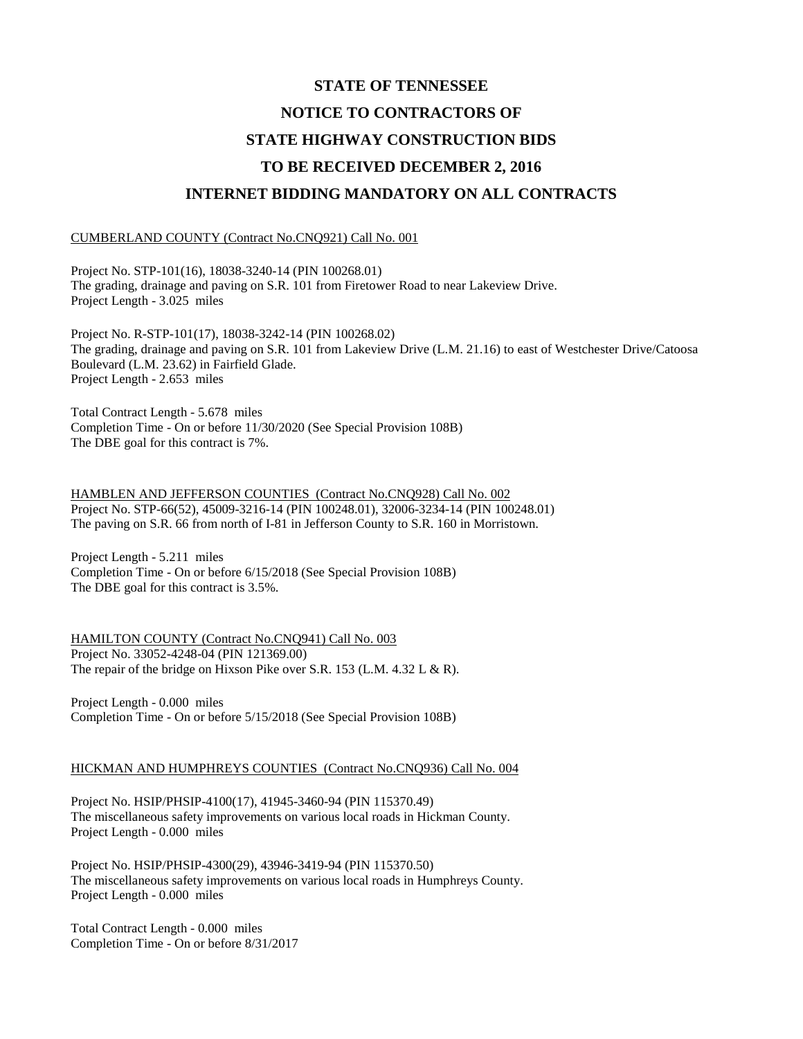# STATE OF TENNESSEE

# NOTICE TO CONTRACTORS OF

# STATE HIGHWAY CONSTRUCTION BIDS

# TO BE RECEIVED DECEMBER 2, 2016

# INTERNET BIDDING MANDATORY ON ALL CONTRACTS

CUMBERLAND COUNTY (Contract No.CNQ921) Call No. 001

Project No. STP-101(16), 18038-3240-14 (PIN 100268.01)
The grading, drainage and paving on S.R. 101 from Firetower Road to near Lakeview Drive.
Project Length - 3.025 miles

Project No. R-STP-101(17), 18038-3242-14 (PIN 100268.02)
The grading, drainage and paving on S.R. 101 from Lakeview Drive (L.M. 21.16) to east of Westchester Drive/Catoosa Boulevard (L.M. 23.62) in Fairfield Glade.
Project Length - 2.653 miles

Total Contract Length - 5.678 miles
Completion Time - On or before 11/30/2020 (See Special Provision 108B)
The DBE goal for this contract is 7%.

HAMBLEN AND JEFFERSON COUNTIES (Contract No.CNQ928) Call No. 002
Project No. STP-66(52), 45009-3216-14 (PIN 100248.01), 32006-3234-14 (PIN 100248.01)
The paving on S.R. 66 from north of I-81 in Jefferson County to S.R. 160 in Morristown.

Project Length - 5.211 miles
Completion Time - On or before 6/15/2018 (See Special Provision 108B)
The DBE goal for this contract is 3.5%.

HAMILTON COUNTY (Contract No.CNQ941) Call No. 003
Project No. 33052-4248-04 (PIN 121369.00)
The repair of the bridge on Hixson Pike over S.R. 153 (L.M. 4.32 L & R).

Project Length - 0.000 miles
Completion Time - On or before 5/15/2018 (See Special Provision 108B)

HICKMAN AND HUMPHREYS COUNTIES (Contract No.CNQ936) Call No. 004

Project No. HSIP/PHSIP-4100(17), 41945-3460-94 (PIN 115370.49)
The miscellaneous safety improvements on various local roads in Hickman County.
Project Length - 0.000 miles

Project No. HSIP/PHSIP-4300(29), 43946-3419-94 (PIN 115370.50)
The miscellaneous safety improvements on various local roads in Humphreys County.
Project Length - 0.000 miles

Total Contract Length - 0.000 miles
Completion Time - On or before 8/31/2017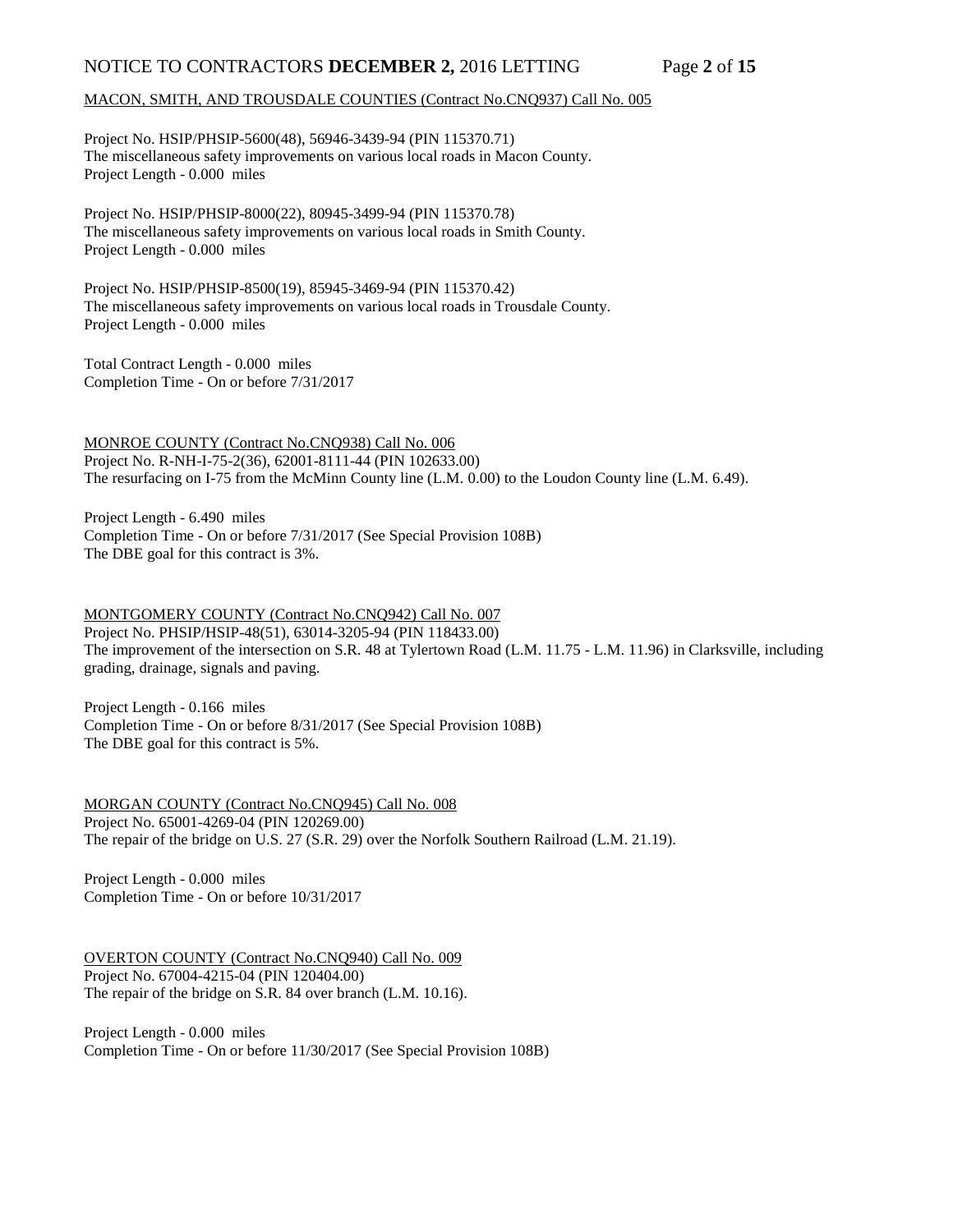MACON, SMITH, AND TROUSDALE COUNTIES (Contract No.CNQ937) Call No. 005

Project No. HSIP/PHSIP-5600(48), 56946-3439-94 (PIN 115370.71)
The miscellaneous safety improvements on various local roads in Macon County.
Project Length - 0.000 miles

Project No. HSIP/PHSIP-8000(22), 80945-3499-94 (PIN 115370.78)
The miscellaneous safety improvements on various local roads in Smith County.
Project Length - 0.000 miles

Project No. HSIP/PHSIP-8500(19), 85945-3469-94 (PIN 115370.42)
The miscellaneous safety improvements on various local roads in Trousdale County.
Project Length - 0.000 miles

Total Contract Length - 0.000 miles
Completion Time - On or before 7/31/2017

MONROE COUNTY (Contract No.CNQ938) Call No. 006
Project No. R-NH-I-75-2(36), 62001-8111-44 (PIN 102633.00)
The resurfacing on I-75 from the McMinn County line (L.M. 0.00) to the Loudon County line (L.M. 6.49).

Project Length - 6.490 miles
Completion Time - On or before 7/31/2017 (See Special Provision 108B)
The DBE goal for this contract is 3%.

MONTGOMERY COUNTY (Contract No.CNQ942) Call No. 007
Project No. PHSIP/HSIP-48(51), 63014-3205-94 (PIN 118433.00)
The improvement of the intersection on S.R. 48 at Tylertown Road (L.M. 11.75 - L.M. 11.96) in Clarksville, including grading, drainage, signals and paving.

Project Length - 0.166 miles
Completion Time - On or before 8/31/2017 (See Special Provision 108B)
The DBE goal for this contract is 5%.

MORGAN COUNTY (Contract No.CNQ945) Call No. 008
Project No. 65001-4269-04 (PIN 120269.00)
The repair of the bridge on U.S. 27 (S.R. 29) over the Norfolk Southern Railroad (L.M. 21.19).

Project Length - 0.000 miles
Completion Time - On or before 10/31/2017

OVERTON COUNTY (Contract No.CNQ940) Call No. 009
Project No. 67004-4215-04 (PIN 120404.00)
The repair of the bridge on S.R. 84 over branch (L.M. 10.16).

Project Length - 0.000 miles
Completion Time - On or before 11/30/2017 (See Special Provision 108B)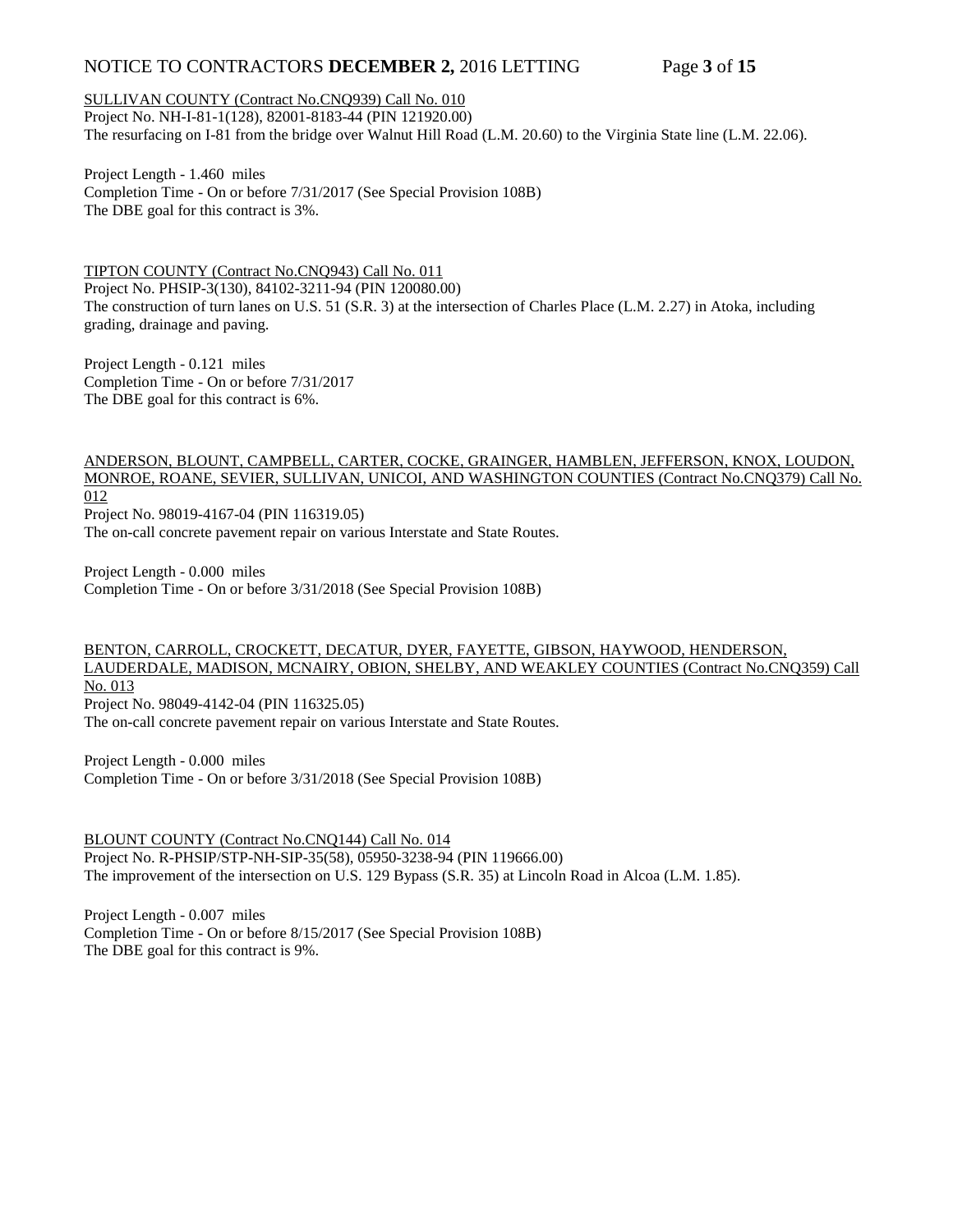<u>SULLIVAN COUNTY (Contract No.CNQ939) Call No. 010</u>
Project No. NH-I-81-1(128), 82001-8183-44 (PIN 121920.00)
The resurfacing on I-81 from the bridge over Walnut Hill Road (L.M. 20.60) to the Virginia State line (L.M. 22.06).

Project Length - 1.460 miles
Completion Time - On or before 7/31/2017 (See Special Provision 108B)
The DBE goal for this contract is 3%.

<u>TIPTON COUNTY (Contract No.CNQ943) Call No. 011</u>
Project No. PHSIP-3(130), 84102-3211-94 (PIN 120080.00)
The construction of turn lanes on U.S. 51 (S.R. 3) at the intersection of Charles Place (L.M. 2.27) in Atoka, including grading, drainage and paving.

Project Length - 0.121 miles
Completion Time - On or before 7/31/2017
The DBE goal for this contract is 6%.

<u>ANDERSON, BLOUNT, CAMPBELL, CARTER, COCKE, GRAINGER, HAMBLEN, JEFFERSON, KNOX, LOUDON, MONROE, ROANE, SEVIER, SULLIVAN, UNICOI, AND WASHINGTON COUNTIES (Contract No.CNQ379) Call No. 012</u>
Project No. 98019-4167-04 (PIN 116319.05)
The on-call concrete pavement repair on various Interstate and State Routes.

Project Length - 0.000 miles
Completion Time - On or before 3/31/2018 (See Special Provision 108B)

<u>BENTON, CARROLL, CROCKETT, DECATUR, DYER, FAYETTE, GIBSON, HAYWOOD, HENDERSON, LAUDERDALE, MADISON, MCNAIRY, OBION, SHELBY, AND WEAKLEY COUNTIES (Contract No.CNQ359) Call No. 013</u>
Project No. 98049-4142-04 (PIN 116325.05)
The on-call concrete pavement repair on various Interstate and State Routes.

Project Length - 0.000 miles
Completion Time - On or before 3/31/2018 (See Special Provision 108B)

<u>BLOUNT COUNTY (Contract No.CNQ144) Call No. 014</u>
Project No. R-PHSIP/STP-NH-SIP-35(58), 05950-3238-94 (PIN 119666.00)
The improvement of the intersection on U.S. 129 Bypass (S.R. 35) at Lincoln Road in Alcoa (L.M. 1.85).

Project Length - 0.007 miles
Completion Time - On or before 8/15/2017 (See Special Provision 108B)
The DBE goal for this contract is 9%.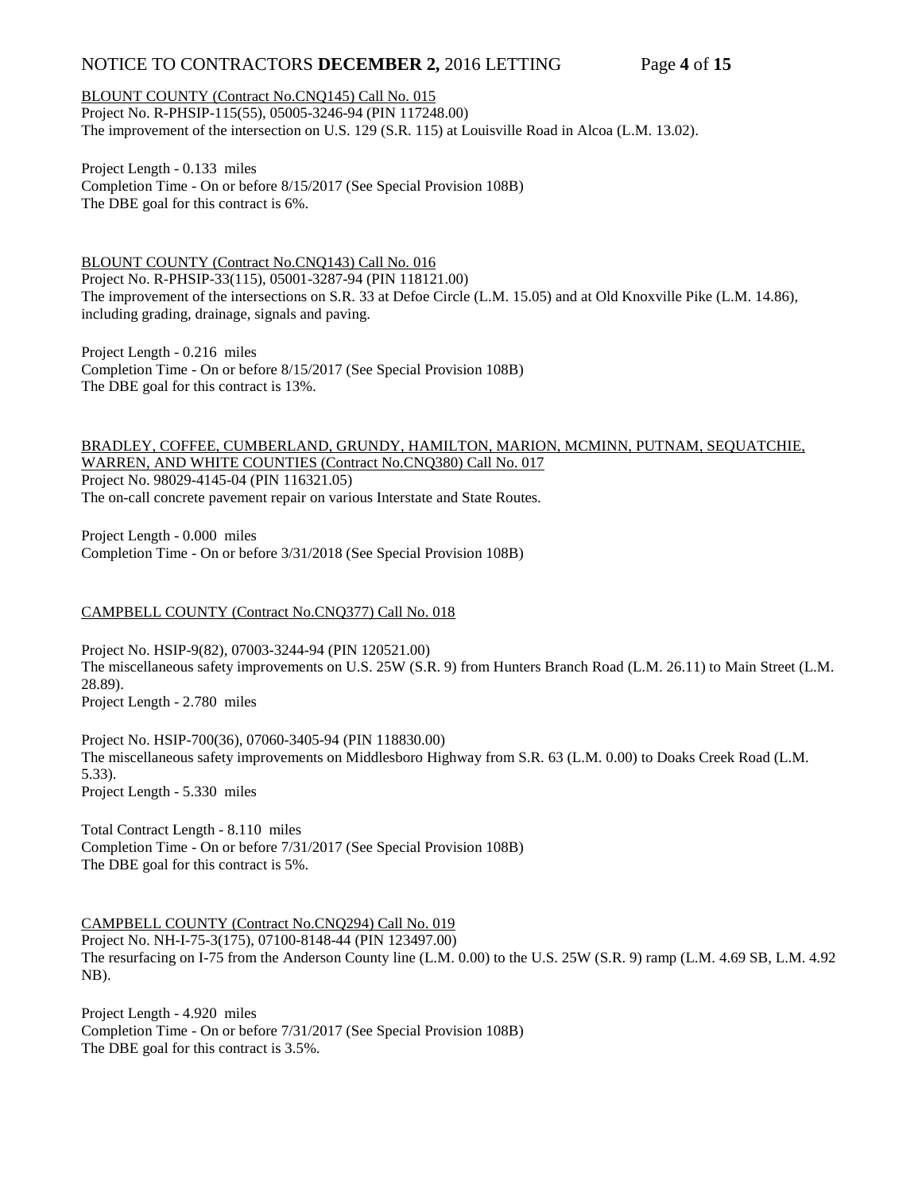BLOUNT COUNTY (Contract No.CNQ145) Call No. 015
Project No. R-PHSIP-115(55), 05005-3246-94 (PIN 117248.00)
The improvement of the intersection on U.S. 129 (S.R. 115) at Louisville Road in Alcoa (L.M. 13.02).

Project Length - 0.133 miles
Completion Time - On or before 8/15/2017 (See Special Provision 108B)
The DBE goal for this contract is 6%.

BLOUNT COUNTY (Contract No.CNQ143) Call No. 016
Project No. R-PHSIP-33(115), 05001-3287-94 (PIN 118121.00)
The improvement of the intersections on S.R. 33 at Defoe Circle (L.M. 15.05) and at Old Knoxville Pike (L.M. 14.86), including grading, drainage, signals and paving.

Project Length - 0.216 miles
Completion Time - On or before 8/15/2017 (See Special Provision 108B)
The DBE goal for this contract is 13%.

BRADLEY, COFFEE, CUMBERLAND, GRUNDY, HAMILTON, MARION, MCMINN, PUTNAM, SEQUATCHIE, WARREN, AND WHITE COUNTIES (Contract No.CNQ380) Call No. 017
Project No. 98029-4145-04 (PIN 116321.05)
The on-call concrete pavement repair on various Interstate and State Routes.

Project Length - 0.000 miles
Completion Time - On or before 3/31/2018 (See Special Provision 108B)

CAMPBELL COUNTY (Contract No.CNQ377) Call No. 018

Project No. HSIP-9(82), 07003-3244-94 (PIN 120521.00)
The miscellaneous safety improvements on U.S. 25W (S.R. 9) from Hunters Branch Road (L.M. 26.11) to Main Street (L.M. 28.89).
Project Length - 2.780 miles

Project No. HSIP-700(36), 07060-3405-94 (PIN 118830.00)
The miscellaneous safety improvements on Middlesboro Highway from S.R. 63 (L.M. 0.00) to Doaks Creek Road (L.M. 5.33).
Project Length - 5.330 miles

Total Contract Length - 8.110 miles
Completion Time - On or before 7/31/2017 (See Special Provision 108B)
The DBE goal for this contract is 5%.

CAMPBELL COUNTY (Contract No.CNQ294) Call No. 019
Project No. NH-I-75-3(175), 07100-8148-44 (PIN 123497.00)
The resurfacing on I-75 from the Anderson County line (L.M. 0.00) to the U.S. 25W (S.R. 9) ramp (L.M. 4.69 SB, L.M. 4.92 NB).

Project Length - 4.920 miles
Completion Time - On or before 7/31/2017 (See Special Provision 108B)
The DBE goal for this contract is 3.5%.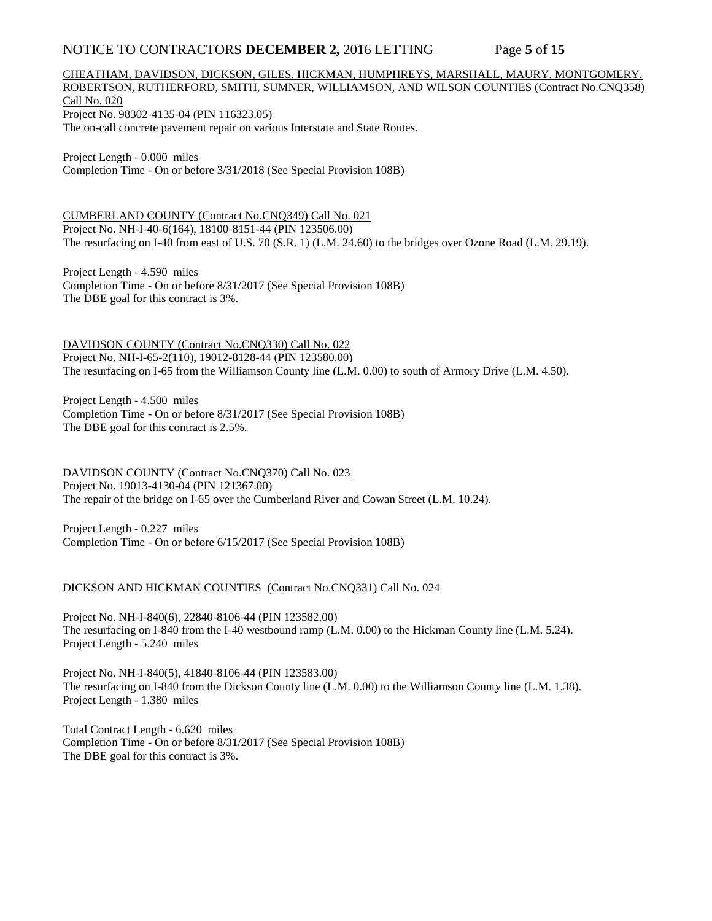CHEATHAM, DAVIDSON, DICKSON, GILES, HICKMAN, HUMPHREYS, MARSHALL, MAURY, MONTGOMERY, ROBERTSON, RUTHERFORD, SMITH, SUMNER, WILLIAMSON, AND WILSON COUNTIES (Contract No.CNQ358) Call No. 020

Project No. 98302-4135-04 (PIN 116323.05)
The on-call concrete pavement repair on various Interstate and State Routes.

Project Length - 0.000 miles
Completion Time - On or before 3/31/2018 (See Special Provision 108B)

CUMBERLAND COUNTY (Contract No.CNQ349) Call No. 021

Project No. NH-I-40-6(164), 18100-8151-44 (PIN 123506.00)
The resurfacing on I-40 from east of U.S. 70 (S.R. 1) (L.M. 24.60) to the bridges over Ozone Road (L.M. 29.19).

Project Length - 4.590 miles
Completion Time - On or before 8/31/2017 (See Special Provision 108B)
The DBE goal for this contract is 3%.

DAVIDSON COUNTY (Contract No.CNQ330) Call No. 022

Project No. NH-I-65-2(110), 19012-8128-44 (PIN 123580.00)
The resurfacing on I-65 from the Williamson County line (L.M. 0.00) to south of Armory Drive (L.M. 4.50).

Project Length - 4.500 miles
Completion Time - On or before 8/31/2017 (See Special Provision 108B)
The DBE goal for this contract is 2.5%.

DAVIDSON COUNTY (Contract No.CNQ370) Call No. 023

Project No. 19013-4130-04 (PIN 121367.00)
The repair of the bridge on I-65 over the Cumberland River and Cowan Street (L.M. 10.24).

Project Length - 0.227 miles
Completion Time - On or before 6/15/2017 (See Special Provision 108B)

DICKSON AND HICKMAN COUNTIES (Contract No.CNQ331) Call No. 024

Project No. NH-I-840(6), 22840-8106-44 (PIN 123582.00)
The resurfacing on I-840 from the I-40 westbound ramp (L.M. 0.00) to the Hickman County line (L.M. 5.24).
Project Length - 5.240 miles

Project No. NH-I-840(5), 41840-8106-44 (PIN 123583.00)
The resurfacing on I-840 from the Dickson County line (L.M. 0.00) to the Williamson County line (L.M. 1.38).
Project Length - 1.380 miles

Total Contract Length - 6.620 miles
Completion Time - On or before 8/31/2017 (See Special Provision 108B)
The DBE goal for this contract is 3%.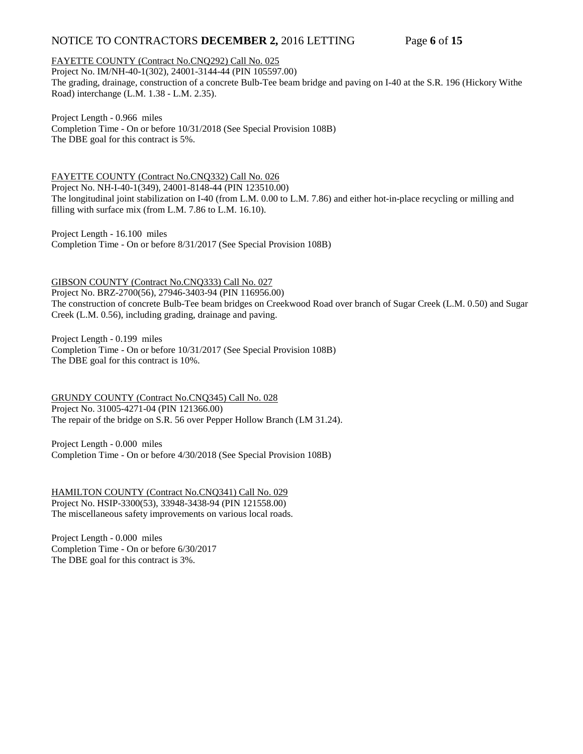FAYETTE COUNTY (Contract No.CNQ292) Call No. 025
Project No. IM/NH-40-1(302), 24001-3144-44 (PIN 105597.00)
The grading, drainage, construction of a concrete Bulb-Tee beam bridge and paving on I-40 at the S.R. 196 (Hickory Withe Road) interchange (L.M. 1.38 - L.M. 2.35).

Project Length - 0.966 miles
Completion Time - On or before 10/31/2018 (See Special Provision 108B)
The DBE goal for this contract is 5%.

FAYETTE COUNTY (Contract No.CNQ332) Call No. 026
Project No. NH-I-40-1(349), 24001-8148-44 (PIN 123510.00)
The longitudinal joint stabilization on I-40 (from L.M. 0.00 to L.M. 7.86) and either hot-in-place recycling or milling and filling with surface mix (from L.M. 7.86 to L.M. 16.10).

Project Length - 16.100 miles
Completion Time - On or before 8/31/2017 (See Special Provision 108B)

GIBSON COUNTY (Contract No.CNQ333) Call No. 027
Project No. BRZ-2700(56), 27946-3403-94 (PIN 116956.00)
The construction of concrete Bulb-Tee beam bridges on Creekwood Road over branch of Sugar Creek (L.M. 0.50) and Sugar Creek (L.M. 0.56), including grading, drainage and paving.

Project Length - 0.199 miles
Completion Time - On or before 10/31/2017 (See Special Provision 108B)
The DBE goal for this contract is 10%.

GRUNDY COUNTY (Contract No.CNQ345) Call No. 028
Project No. 31005-4271-04 (PIN 121366.00)
The repair of the bridge on S.R. 56 over Pepper Hollow Branch (LM 31.24).

Project Length - 0.000 miles
Completion Time - On or before 4/30/2018 (See Special Provision 108B)

HAMILTON COUNTY (Contract No.CNQ341) Call No. 029
Project No. HSIP-3300(53), 33948-3438-94 (PIN 121558.00)
The miscellaneous safety improvements on various local roads.

Project Length - 0.000 miles
Completion Time - On or before 6/30/2017
The DBE goal for this contract is 3%.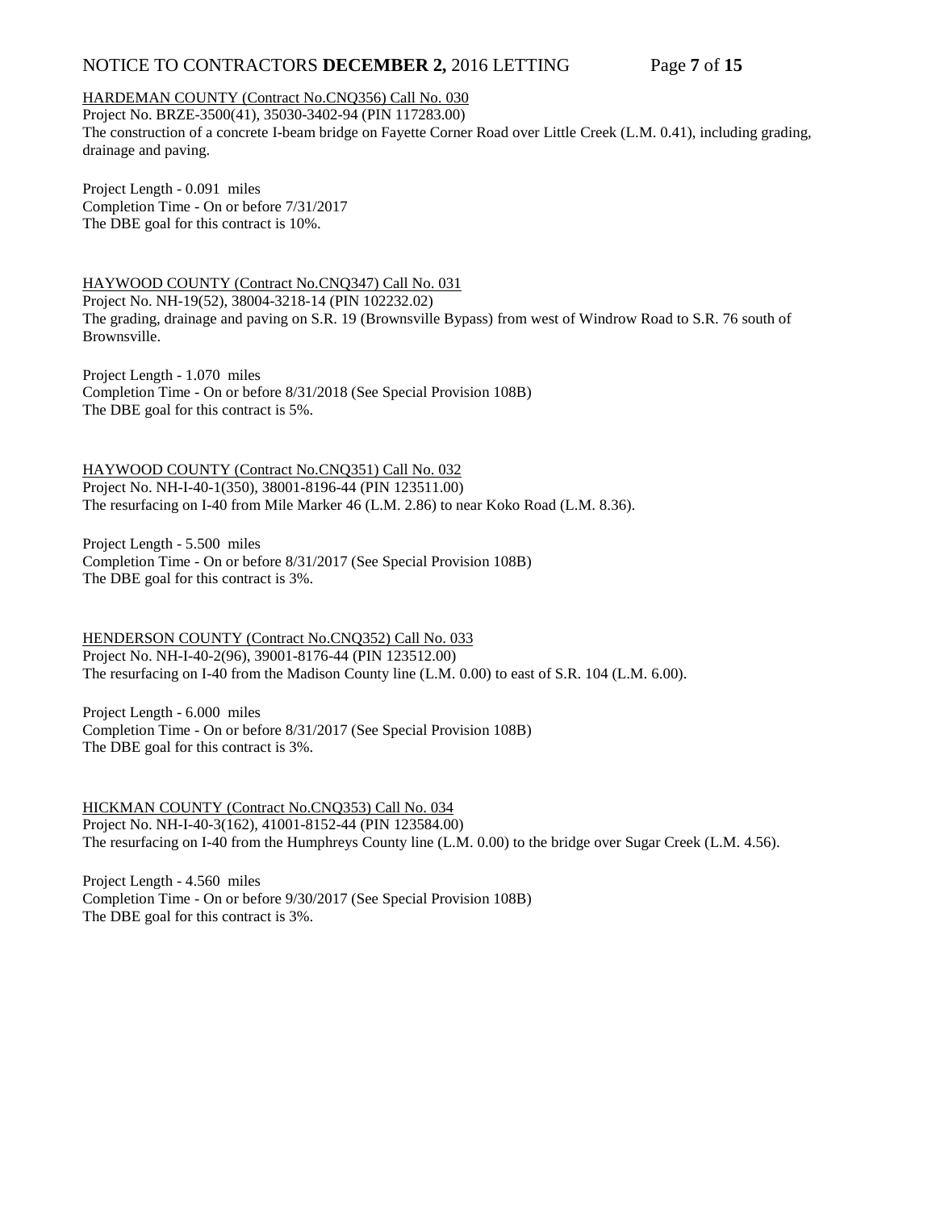HARDEMAN COUNTY (Contract No.CNQ356) Call No. 030

Project No. BRZE-3500(41), 35030-3402-94 (PIN 117283.00)

The construction of a concrete I-beam bridge on Fayette Corner Road over Little Creek (L.M. 0.41), including grading, drainage and paving.

Project Length - 0.091 miles

Completion Time - On or before 7/31/2017

The DBE goal for this contract is 10%.

HAYWOOD COUNTY (Contract No.CNQ347) Call No. 031

Project No. NH-19(52), 38004-3218-14 (PIN 102232.02)

The grading, drainage and paving on S.R. 19 (Brownsville Bypass) from west of Windrow Road to S.R. 76 south of Brownsville.

Project Length - 1.070 miles

Completion Time - On or before 8/31/2018 (See Special Provision 108B)

The DBE goal for this contract is 5%.

HAYWOOD COUNTY (Contract No.CNQ351) Call No. 032

Project No. NH-I-40-1(350), 38001-8196-44 (PIN 123511.00)

The resurfacing on I-40 from Mile Marker 46 (L.M. 2.86) to near Koko Road (L.M. 8.36).

Project Length - 5.500 miles

Completion Time - On or before 8/31/2017 (See Special Provision 108B)

The DBE goal for this contract is 3%.

HENDERSON COUNTY (Contract No.CNQ352) Call No. 033

Project No. NH-I-40-2(96), 39001-8176-44 (PIN 123512.00)

The resurfacing on I-40 from the Madison County line (L.M. 0.00) to east of S.R. 104 (L.M. 6.00).

Project Length - 6.000 miles

Completion Time - On or before 8/31/2017 (See Special Provision 108B)

The DBE goal for this contract is 3%.

HICKMAN COUNTY (Contract No.CNQ353) Call No. 034

Project No. NH-I-40-3(162), 41001-8152-44 (PIN 123584.00)

The resurfacing on I-40 from the Humphreys County line (L.M. 0.00) to the bridge over Sugar Creek (L.M. 4.56).

Project Length - 4.560 miles

Completion Time - On or before 9/30/2017 (See Special Provision 108B)

The DBE goal for this contract is 3%.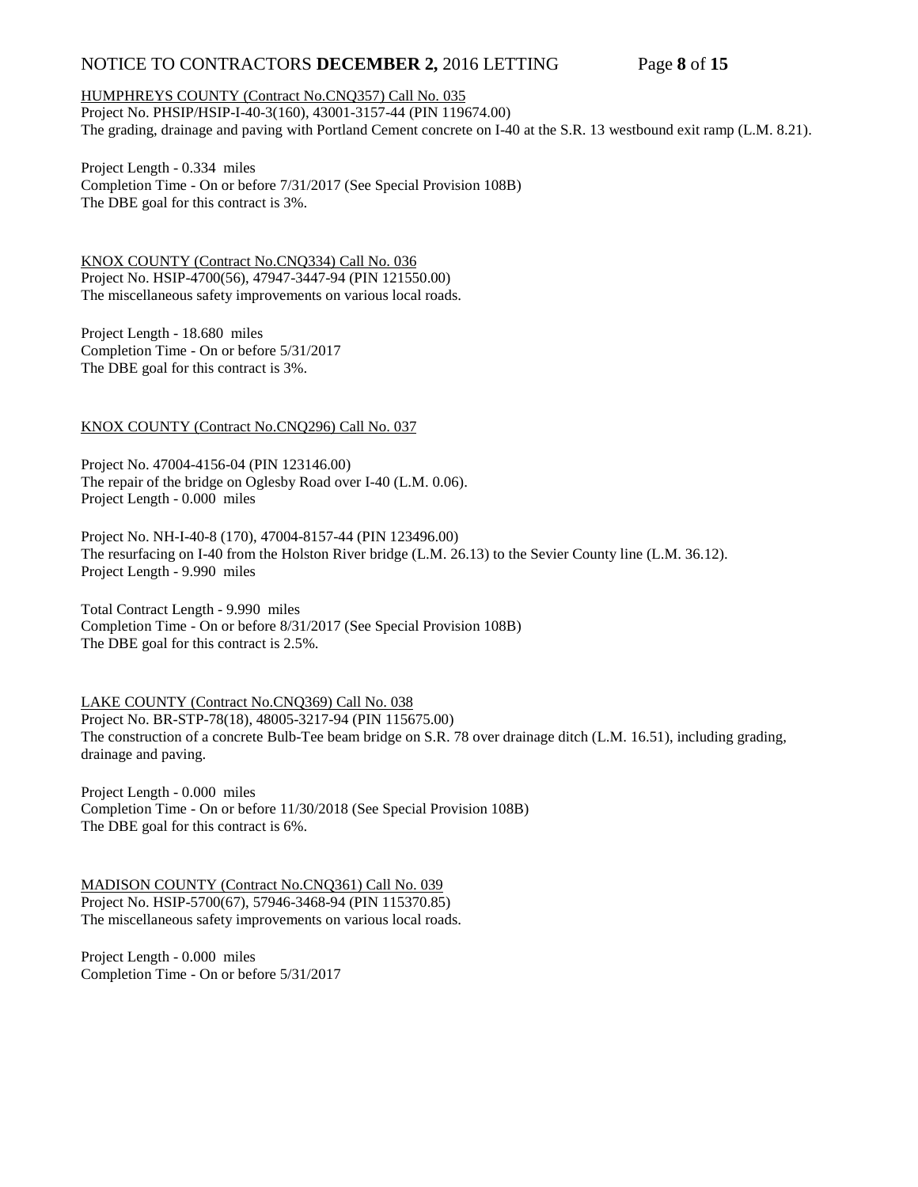HUMPHREYS COUNTY (Contract No.CNQ357) Call No. 035
Project No. PHSIP/HSIP-I-40-3(160), 43001-3157-44 (PIN 119674.00)
The grading, drainage and paving with Portland Cement concrete on I-40 at the S.R. 13 westbound exit ramp (L.M. 8.21).

Project Length - 0.334 miles
Completion Time - On or before 7/31/2017 (See Special Provision 108B)
The DBE goal for this contract is 3%.

KNOX COUNTY (Contract No.CNQ334) Call No. 036
Project No. HSIP-4700(56), 47947-3447-94 (PIN 121550.00)
The miscellaneous safety improvements on various local roads.

Project Length - 18.680 miles
Completion Time - On or before 5/31/2017
The DBE goal for this contract is 3%.

KNOX COUNTY (Contract No.CNQ296) Call No. 037

Project No. 47004-4156-04 (PIN 123146.00)
The repair of the bridge on Oglesby Road over I-40 (L.M. 0.06).
Project Length - 0.000 miles

Project No. NH-I-40-8 (170), 47004-8157-44 (PIN 123496.00)
The resurfacing on I-40 from the Holston River bridge (L.M. 26.13) to the Sevier County line (L.M. 36.12).
Project Length - 9.990 miles

Total Contract Length - 9.990 miles
Completion Time - On or before 8/31/2017 (See Special Provision 108B)
The DBE goal for this contract is 2.5%.

LAKE COUNTY (Contract No.CNQ369) Call No. 038
Project No. BR-STP-78(18), 48005-3217-94 (PIN 115675.00)
The construction of a concrete Bulb-Tee beam bridge on S.R. 78 over drainage ditch (L.M. 16.51), including grading, drainage and paving.

Project Length - 0.000 miles
Completion Time - On or before 11/30/2018 (See Special Provision 108B)
The DBE goal for this contract is 6%.

MADISON COUNTY (Contract No.CNQ361) Call No. 039
Project No. HSIP-5700(67), 57946-3468-94 (PIN 115370.85)
The miscellaneous safety improvements on various local roads.

Project Length - 0.000 miles
Completion Time - On or before 5/31/2017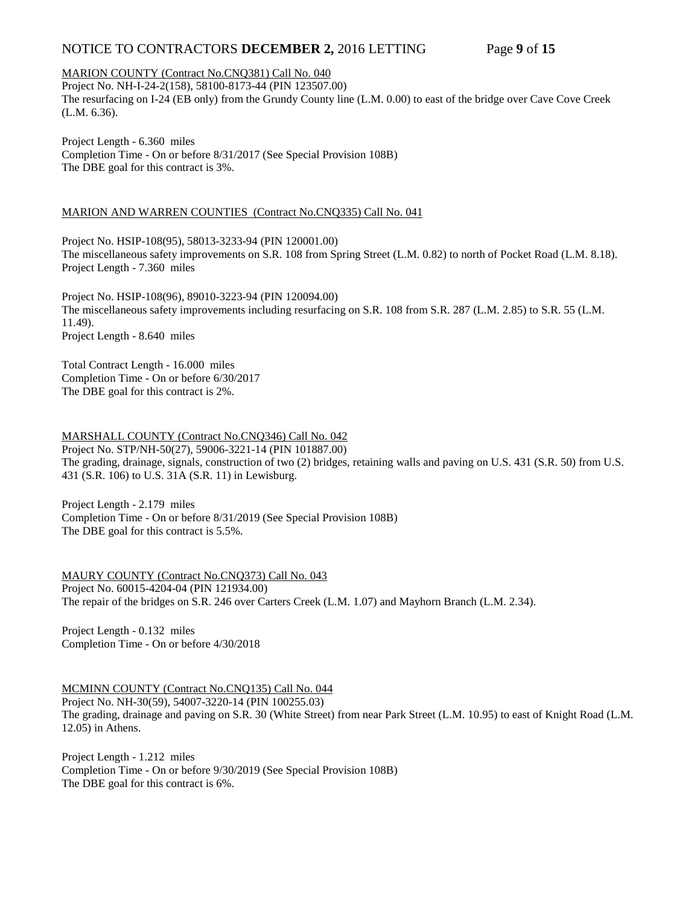MARION COUNTY (Contract No.CNQ381) Call No. 040

Project No. NH-I-24-2(158), 58100-8173-44 (PIN 123507.00)
The resurfacing on I-24 (EB only) from the Grundy County line (L.M. 0.00) to east of the bridge over Cave Cove Creek (L.M. 6.36).

Project Length - 6.360 miles
Completion Time - On or before 8/31/2017 (See Special Provision 108B)
The DBE goal for this contract is 3%.

MARION AND WARREN COUNTIES (Contract No.CNQ335) Call No. 041

Project No. HSIP-108(95), 58013-3233-94 (PIN 120001.00)
The miscellaneous safety improvements on S.R. 108 from Spring Street (L.M. 0.82) to north of Pocket Road (L.M. 8.18).
Project Length - 7.360 miles

Project No. HSIP-108(96), 89010-3223-94 (PIN 120094.00)
The miscellaneous safety improvements including resurfacing on S.R. 108 from S.R. 287 (L.M. 2.85) to S.R. 55 (L.M. 11.49).
Project Length - 8.640 miles

Total Contract Length - 16.000 miles
Completion Time - On or before 6/30/2017
The DBE goal for this contract is 2%.

MARSHALL COUNTY (Contract No.CNQ346) Call No. 042

Project No. STP/NH-50(27), 59006-3221-14 (PIN 101887.00)
The grading, drainage, signals, construction of two (2) bridges, retaining walls and paving on U.S. 431 (S.R. 50) from U.S. 431 (S.R. 106) to U.S. 31A (S.R. 11) in Lewisburg.

Project Length - 2.179 miles
Completion Time - On or before 8/31/2019 (See Special Provision 108B)
The DBE goal for this contract is 5.5%.

MAURY COUNTY (Contract No.CNQ373) Call No. 043

Project No. 60015-4204-04 (PIN 121934.00)
The repair of the bridges on S.R. 246 over Carters Creek (L.M. 1.07) and Mayhorn Branch (L.M. 2.34).

Project Length - 0.132 miles
Completion Time - On or before 4/30/2018

MCMINN COUNTY (Contract No.CNQ135) Call No. 044

Project No. NH-30(59), 54007-3220-14 (PIN 100255.03)
The grading, drainage and paving on S.R. 30 (White Street) from near Park Street (L.M. 10.95) to east of Knight Road (L.M. 12.05) in Athens.

Project Length - 1.212 miles
Completion Time - On or before 9/30/2019 (See Special Provision 108B)
The DBE goal for this contract is 6%.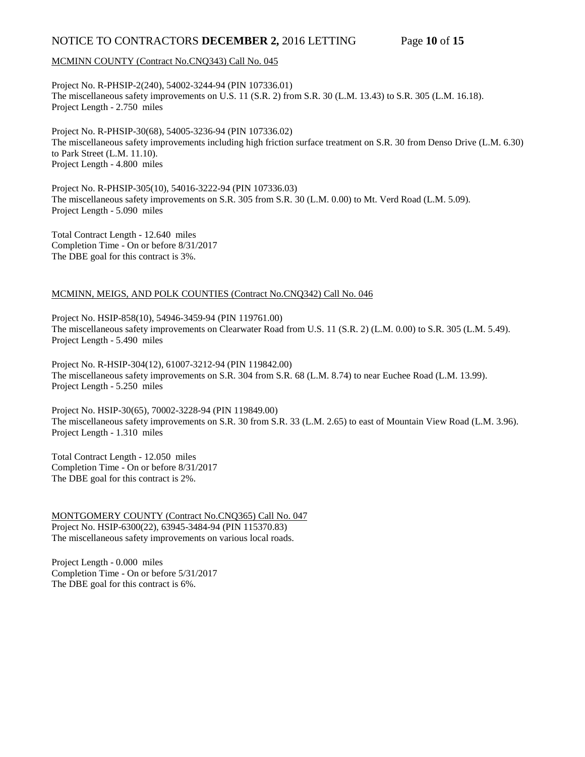MCMINN COUNTY (Contract No.CNQ343) Call No. 045

Project No. R-PHSIP-2(240), 54002-3244-94 (PIN 107336.01)
The miscellaneous safety improvements on U.S. 11 (S.R. 2) from S.R. 30 (L.M. 13.43) to S.R. 305 (L.M. 16.18).
Project Length - 2.750 miles

Project No. R-PHSIP-30(68), 54005-3236-94 (PIN 107336.02)
The miscellaneous safety improvements including high friction surface treatment on S.R. 30 from Denso Drive (L.M. 6.30) to Park Street (L.M. 11.10).
Project Length - 4.800 miles

Project No. R-PHSIP-305(10), 54016-3222-94 (PIN 107336.03)
The miscellaneous safety improvements on S.R. 305 from S.R. 30 (L.M. 0.00) to Mt. Verd Road (L.M. 5.09).
Project Length - 5.090 miles

Total Contract Length - 12.640 miles
Completion Time - On or before 8/31/2017
The DBE goal for this contract is 3%.

MCMINN, MEIGS, AND POLK COUNTIES (Contract No.CNQ342) Call No. 046

Project No. HSIP-858(10), 54946-3459-94 (PIN 119761.00)
The miscellaneous safety improvements on Clearwater Road from U.S. 11 (S.R. 2) (L.M. 0.00) to S.R. 305 (L.M. 5.49).
Project Length - 5.490 miles

Project No. R-HSIP-304(12), 61007-3212-94 (PIN 119842.00)
The miscellaneous safety improvements on S.R. 304 from S.R. 68 (L.M. 8.74) to near Euchee Road (L.M. 13.99).
Project Length - 5.250 miles

Project No. HSIP-30(65), 70002-3228-94 (PIN 119849.00)
The miscellaneous safety improvements on S.R. 30 from S.R. 33 (L.M. 2.65) to east of Mountain View Road (L.M. 3.96).
Project Length - 1.310 miles

Total Contract Length - 12.050 miles
Completion Time - On or before 8/31/2017
The DBE goal for this contract is 2%.

MONTGOMERY COUNTY (Contract No.CNQ365) Call No. 047
Project No. HSIP-6300(22), 63945-3484-94 (PIN 115370.83)
The miscellaneous safety improvements on various local roads.

Project Length - 0.000 miles
Completion Time - On or before 5/31/2017
The DBE goal for this contract is 6%.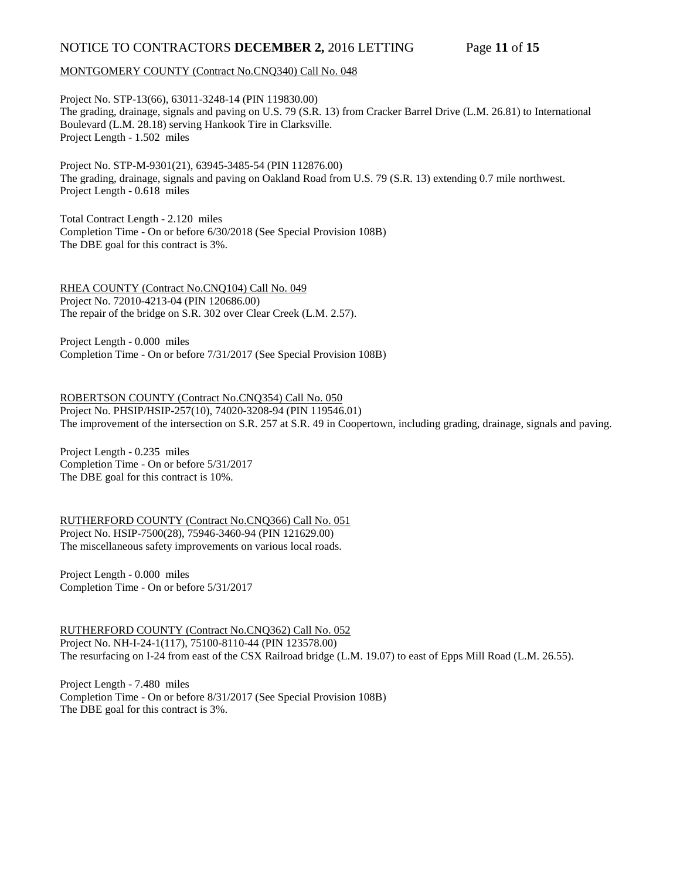MONTGOMERY COUNTY (Contract No.CNQ340) Call No. 048

Project No. STP-13(66), 63011-3248-14 (PIN 119830.00)
The grading, drainage, signals and paving on U.S. 79 (S.R. 13) from Cracker Barrel Drive (L.M. 26.81) to International Boulevard (L.M. 28.18) serving Hankook Tire in Clarksville.
Project Length - 1.502 miles

Project No. STP-M-9301(21), 63945-3485-54 (PIN 112876.00)
The grading, drainage, signals and paving on Oakland Road from U.S. 79 (S.R. 13) extending 0.7 mile northwest.
Project Length - 0.618 miles

Total Contract Length - 2.120 miles
Completion Time - On or before 6/30/2018 (See Special Provision 108B)
The DBE goal for this contract is 3%.

RHEA COUNTY (Contract No.CNQ104) Call No. 049
Project No. 72010-4213-04 (PIN 120686.00)
The repair of the bridge on S.R. 302 over Clear Creek (L.M. 2.57).

Project Length - 0.000 miles
Completion Time - On or before 7/31/2017 (See Special Provision 108B)

ROBERTSON COUNTY (Contract No.CNQ354) Call No. 050
Project No. PHSIP/HSIP-257(10), 74020-3208-94 (PIN 119546.01)
The improvement of the intersection on S.R. 257 at S.R. 49 in Coopertown, including grading, drainage, signals and paving.

Project Length - 0.235 miles
Completion Time - On or before 5/31/2017
The DBE goal for this contract is 10%.

RUTHERFORD COUNTY (Contract No.CNQ366) Call No. 051
Project No. HSIP-7500(28), 75946-3460-94 (PIN 121629.00)
The miscellaneous safety improvements on various local roads.

Project Length - 0.000 miles
Completion Time - On or before 5/31/2017

RUTHERFORD COUNTY (Contract No.CNQ362) Call No. 052
Project No. NH-I-24-1(117), 75100-8110-44 (PIN 123578.00)
The resurfacing on I-24 from east of the CSX Railroad bridge (L.M. 19.07) to east of Epps Mill Road (L.M. 26.55).

Project Length - 7.480 miles
Completion Time - On or before 8/31/2017 (See Special Provision 108B)
The DBE goal for this contract is 3%.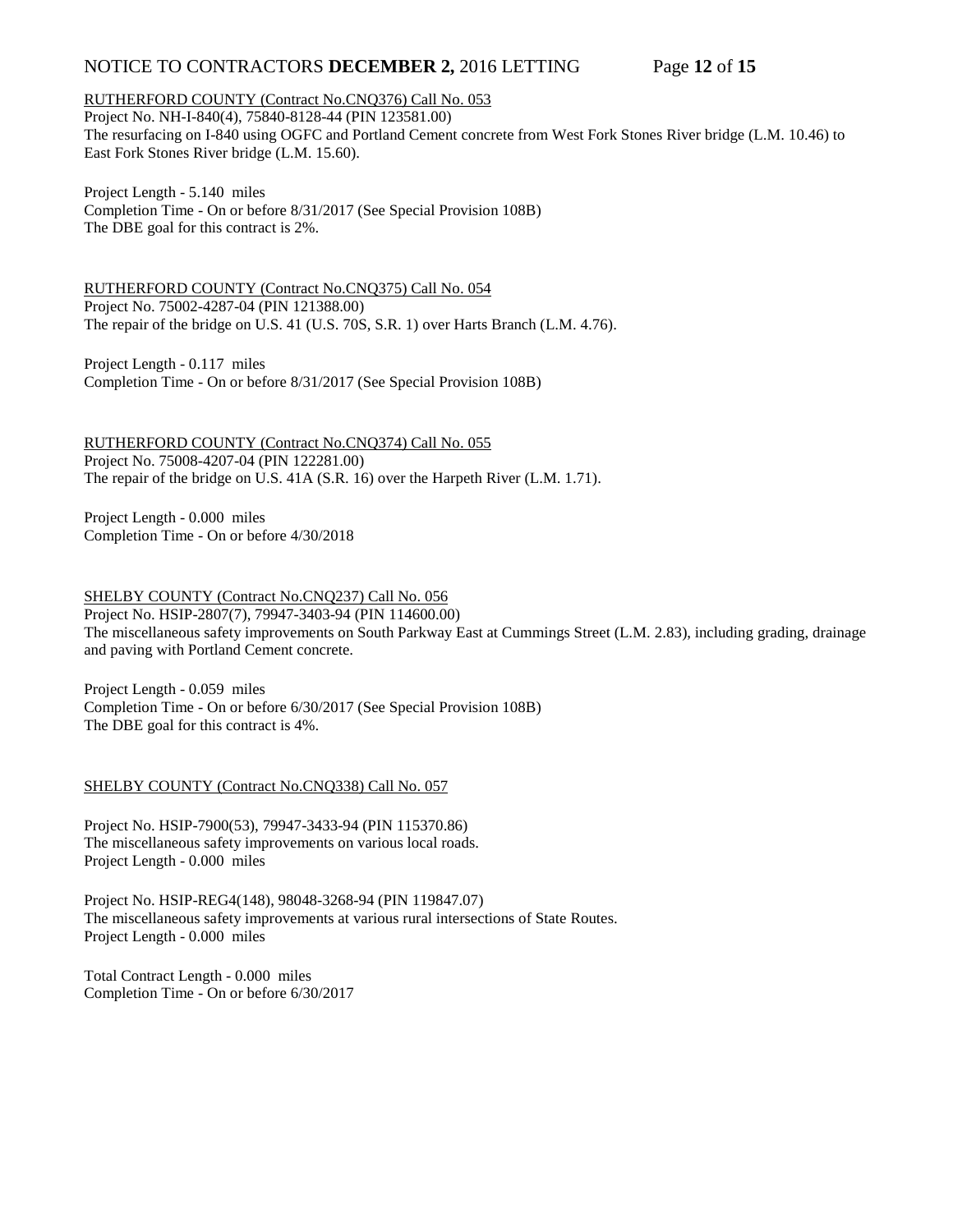RUTHERFORD COUNTY (Contract No.CNQ376) Call No. 053
Project No. NH-I-840(4), 75840-8128-44 (PIN 123581.00)
The resurfacing on I-840 using OGFC and Portland Cement concrete from West Fork Stones River bridge (L.M. 10.46) to East Fork Stones River bridge (L.M. 15.60).

Project Length - 5.140 miles
Completion Time - On or before 8/31/2017 (See Special Provision 108B)
The DBE goal for this contract is 2%.

RUTHERFORD COUNTY (Contract No.CNQ375) Call No. 054
Project No. 75002-4287-04 (PIN 121388.00)
The repair of the bridge on U.S. 41 (U.S. 70S, S.R. 1) over Harts Branch (L.M. 4.76).

Project Length - 0.117 miles
Completion Time - On or before 8/31/2017 (See Special Provision 108B)

RUTHERFORD COUNTY (Contract No.CNQ374) Call No. 055
Project No. 75008-4207-04 (PIN 122281.00)
The repair of the bridge on U.S. 41A (S.R. 16) over the Harpeth River (L.M. 1.71).

Project Length - 0.000 miles
Completion Time - On or before 4/30/2018

SHELBY COUNTY (Contract No.CNQ237) Call No. 056
Project No. HSIP-2807(7), 79947-3403-94 (PIN 114600.00)
The miscellaneous safety improvements on South Parkway East at Cummings Street (L.M. 2.83), including grading, drainage and paving with Portland Cement concrete.

Project Length - 0.059 miles
Completion Time - On or before 6/30/2017 (See Special Provision 108B)
The DBE goal for this contract is 4%.

SHELBY COUNTY (Contract No.CNQ338) Call No. 057

Project No. HSIP-7900(53), 79947-3433-94 (PIN 115370.86)
The miscellaneous safety improvements on various local roads.
Project Length - 0.000 miles

Project No. HSIP-REG4(148), 98048-3268-94 (PIN 119847.07)
The miscellaneous safety improvements at various rural intersections of State Routes.
Project Length - 0.000 miles

Total Contract Length - 0.000 miles
Completion Time - On or before 6/30/2017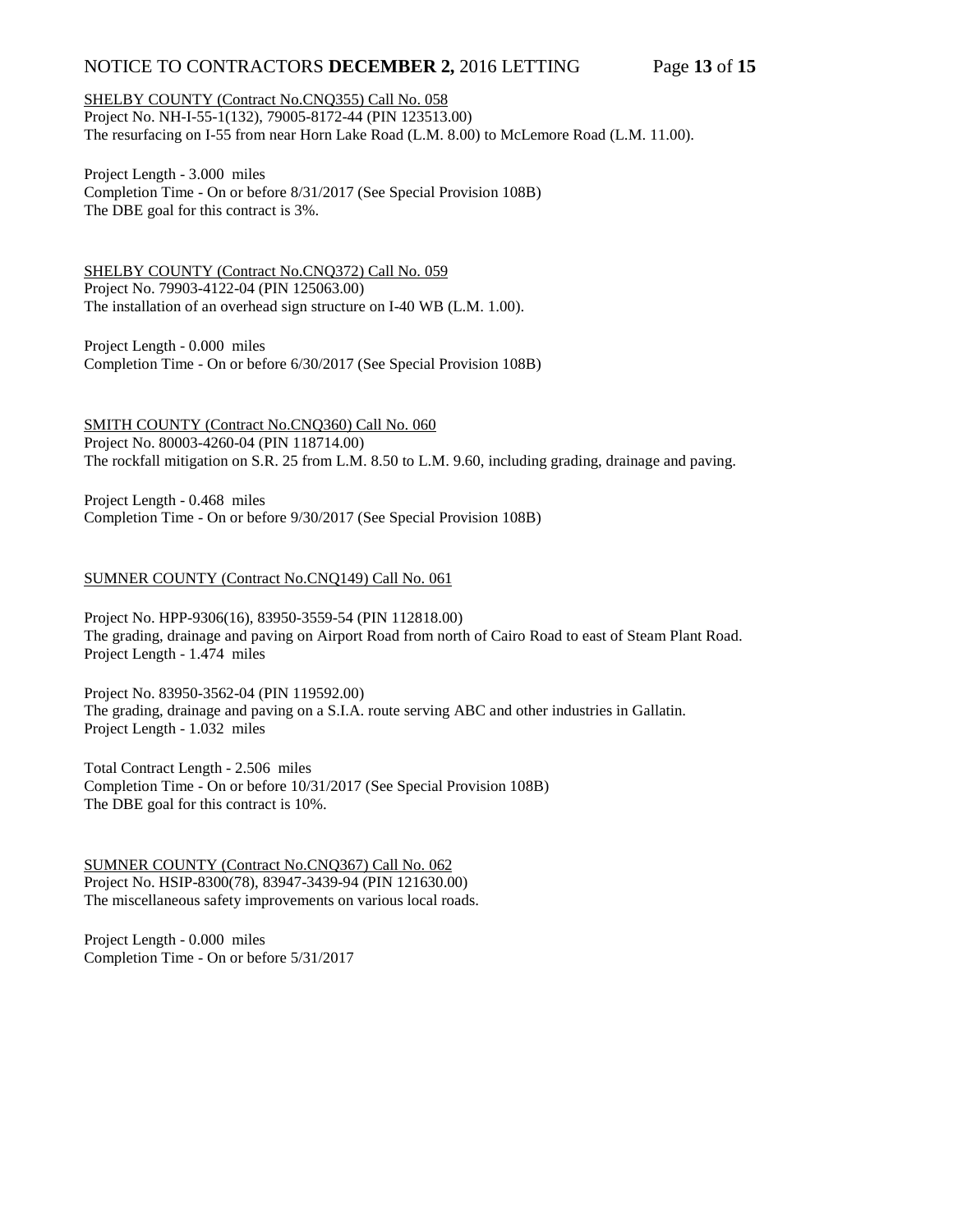SHELBY COUNTY (Contract No.CNQ355) Call No. 058
Project No. NH-I-55-1(132), 79005-8172-44 (PIN 123513.00)
The resurfacing on I-55 from near Horn Lake Road (L.M. 8.00) to McLemore Road (L.M. 11.00).

Project Length - 3.000 miles
Completion Time - On or before 8/31/2017 (See Special Provision 108B)
The DBE goal for this contract is 3%.

SHELBY COUNTY (Contract No.CNQ372) Call No. 059
Project No. 79903-4122-04 (PIN 125063.00)
The installation of an overhead sign structure on I-40 WB (L.M. 1.00).

Project Length - 0.000 miles
Completion Time - On or before 6/30/2017 (See Special Provision 108B)

SMITH COUNTY (Contract No.CNQ360) Call No. 060
Project No. 80003-4260-04 (PIN 118714.00)
The rockfall mitigation on S.R. 25 from L.M. 8.50 to L.M. 9.60, including grading, drainage and paving.

Project Length - 0.468 miles
Completion Time - On or before 9/30/2017 (See Special Provision 108B)

SUMNER COUNTY (Contract No.CNQ149) Call No. 061

Project No. HPP-9306(16), 83950-3559-54 (PIN 112818.00)
The grading, drainage and paving on Airport Road from north of Cairo Road to east of Steam Plant Road.
Project Length - 1.474 miles

Project No. 83950-3562-04 (PIN 119592.00)
The grading, drainage and paving on a S.I.A. route serving ABC and other industries in Gallatin.
Project Length - 1.032 miles

Total Contract Length - 2.506 miles
Completion Time - On or before 10/31/2017 (See Special Provision 108B)
The DBE goal for this contract is 10%.

SUMNER COUNTY (Contract No.CNQ367) Call No. 062
Project No. HSIP-8300(78), 83947-3439-94 (PIN 121630.00)
The miscellaneous safety improvements on various local roads.

Project Length - 0.000 miles
Completion Time - On or before 5/31/2017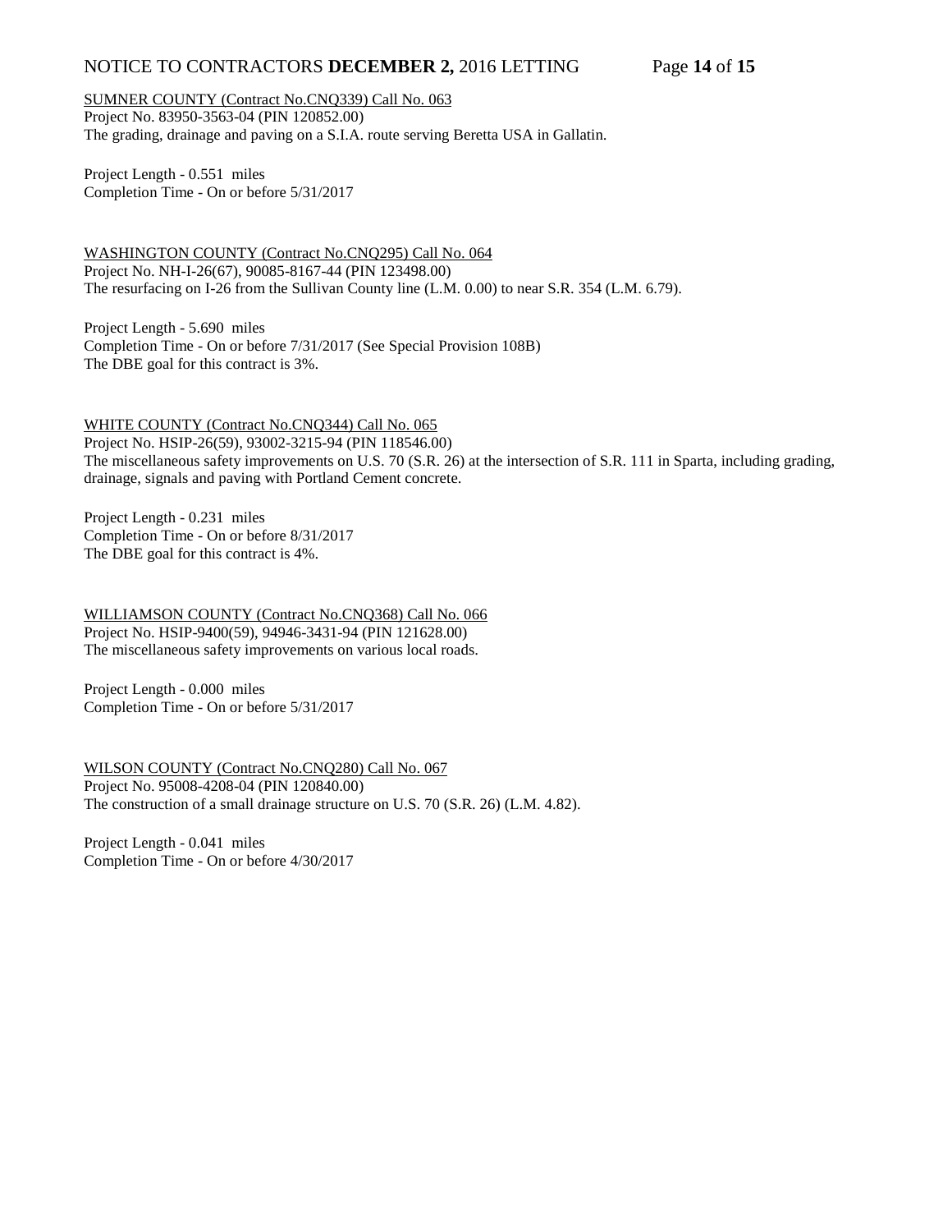<u>SUMNER COUNTY (Contract No.CNQ339) Call No. 063</u>
Project No. 83950-3563-04 (PIN 120852.00)
The grading, drainage and paving on a S.I.A. route serving Beretta USA in Gallatin.

Project Length - 0.551 miles
Completion Time - On or before 5/31/2017

<u>WASHINGTON COUNTY (Contract No.CNQ295) Call No. 064</u>
Project No. NH-I-26(67), 90085-8167-44 (PIN 123498.00)
The resurfacing on I-26 from the Sullivan County line (L.M. 0.00) to near S.R. 354 (L.M. 6.79).

Project Length - 5.690 miles
Completion Time - On or before 7/31/2017 (See Special Provision 108B)
The DBE goal for this contract is 3%.

<u>WHITE COUNTY (Contract No.CNQ344) Call No. 065</u>
Project No. HSIP-26(59), 93002-3215-94 (PIN 118546.00)
The miscellaneous safety improvements on U.S. 70 (S.R. 26) at the intersection of S.R. 111 in Sparta, including grading, drainage, signals and paving with Portland Cement concrete.

Project Length - 0.231 miles
Completion Time - On or before 8/31/2017
The DBE goal for this contract is 4%.

<u>WILLIAMSON COUNTY (Contract No.CNQ368) Call No. 066</u>
Project No. HSIP-9400(59), 94946-3431-94 (PIN 121628.00)
The miscellaneous safety improvements on various local roads.

Project Length - 0.000 miles
Completion Time - On or before 5/31/2017

<u>WILSON COUNTY (Contract No.CNQ280) Call No. 067</u>
Project No. 95008-4208-04 (PIN 120840.00)
The construction of a small drainage structure on U.S. 70 (S.R. 26) (L.M. 4.82).

Project Length - 0.041 miles
Completion Time - On or before 4/30/2017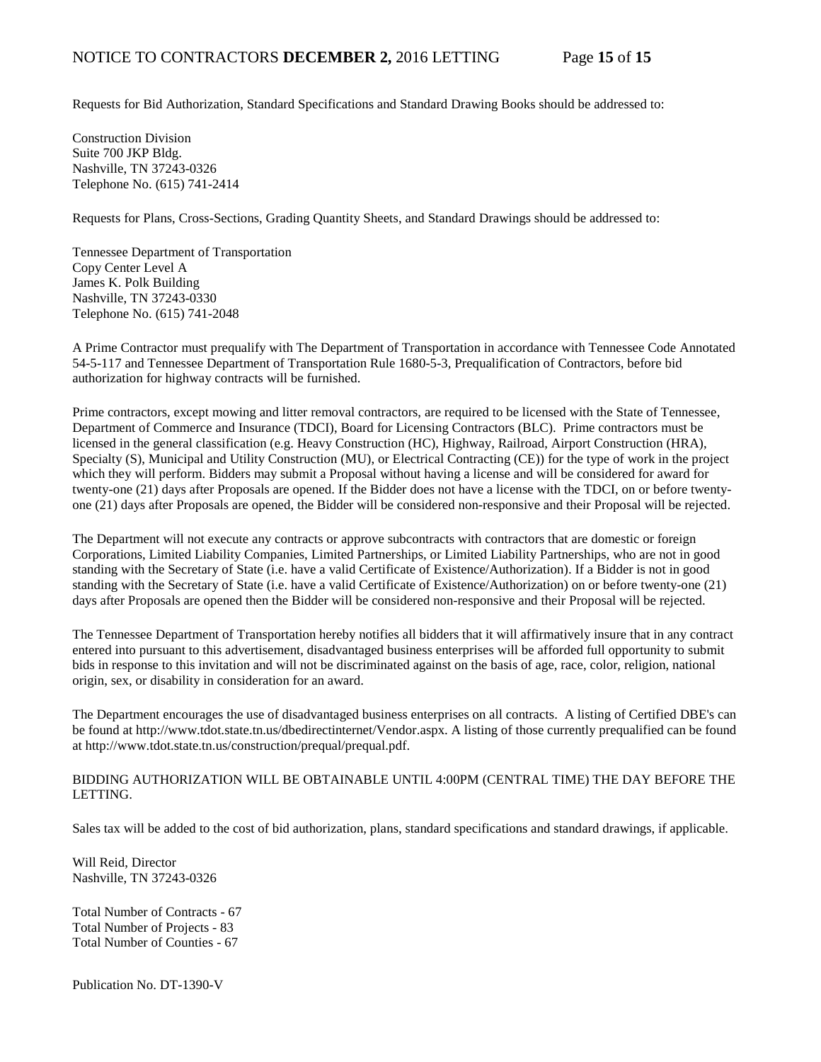Requests for Bid Authorization, Standard Specifications and Standard Drawing Books should be addressed to:

Construction Division
Suite 700 JKP Bldg.
Nashville, TN 37243-0326
Telephone No. (615) 741-2414

Requests for Plans, Cross-Sections, Grading Quantity Sheets, and Standard Drawings should be addressed to:

Tennessee Department of Transportation
Copy Center Level A
James K. Polk Building
Nashville, TN 37243-0330
Telephone No. (615) 741-2048

A Prime Contractor must prequalify with The Department of Transportation in accordance with Tennessee Code Annotated 54-5-117 and Tennessee Department of Transportation Rule 1680-5-3, Prequalification of Contractors, before bid authorization for highway contracts will be furnished.

Prime contractors, except mowing and litter removal contractors, are required to be licensed with the State of Tennessee, Department of Commerce and Insurance (TDCI), Board for Licensing Contractors (BLC). Prime contractors must be licensed in the general classification (e.g. Heavy Construction (HC), Highway, Railroad, Airport Construction (HRA), Specialty (S), Municipal and Utility Construction (MU), or Electrical Contracting (CE)) for the type of work in the project which they will perform. Bidders may submit a Proposal without having a license and will be considered for award for twenty-one (21) days after Proposals are opened. If the Bidder does not have a license with the TDCI, on or before twenty-one (21) days after Proposals are opened, the Bidder will be considered non-responsive and their Proposal will be rejected.

The Department will not execute any contracts or approve subcontracts with contractors that are domestic or foreign Corporations, Limited Liability Companies, Limited Partnerships, or Limited Liability Partnerships, who are not in good standing with the Secretary of State (i.e. have a valid Certificate of Existence/Authorization). If a Bidder is not in good standing with the Secretary of State (i.e. have a valid Certificate of Existence/Authorization) on or before twenty-one (21) days after Proposals are opened then the Bidder will be considered non-responsive and their Proposal will be rejected.

The Tennessee Department of Transportation hereby notifies all bidders that it will affirmatively insure that in any contract entered into pursuant to this advertisement, disadvantaged business enterprises will be afforded full opportunity to submit bids in response to this invitation and will not be discriminated against on the basis of age, race, color, religion, national origin, sex, or disability in consideration for an award.

The Department encourages the use of disadvantaged business enterprises on all contracts. A listing of Certified DBE's can be found at http://www.tdot.state.tn.us/dbedirectinternet/Vendor.aspx. A listing of those currently prequalified can be found at http://www.tdot.state.tn.us/construction/prequal/prequal.pdf.

BIDDING AUTHORIZATION WILL BE OBTAINABLE UNTIL 4:00PM (CENTRAL TIME) THE DAY BEFORE THE LETTING.

Sales tax will be added to the cost of bid authorization, plans, standard specifications and standard drawings, if applicable.

Will Reid, Director
Nashville, TN 37243-0326

Total Number of Contracts - 67
Total Number of Projects - 83
Total Number of Counties - 67

Publication No. DT-1390-V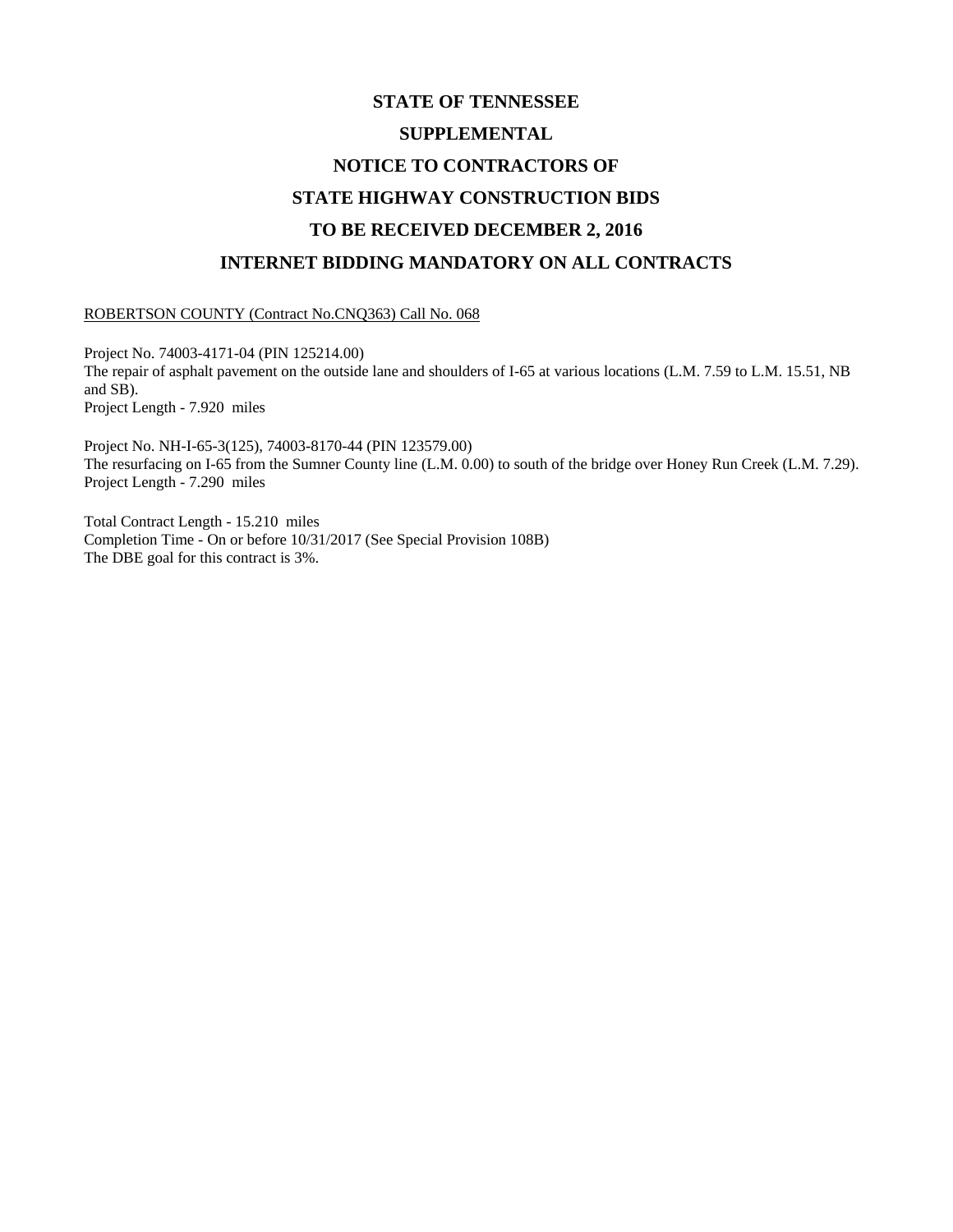# STATE OF TENNESSEE

# SUPPLEMENTAL

# NOTICE TO CONTRACTORS OF

# STATE HIGHWAY CONSTRUCTION BIDS

# TO BE RECEIVED DECEMBER 2, 2016

# INTERNET BIDDING MANDATORY ON ALL CONTRACTS

<u>ROBERTSON COUNTY (Contract No.CNQ363) Call No. 068</u>

Project No. 74003-4171-04 (PIN 125214.00)
The repair of asphalt pavement on the outside lane and shoulders of I-65 at various locations (L.M. 7.59 to L.M. 15.51, NB and SB).
Project Length - 7.920 miles

Project No. NH-I-65-3(125), 74003-8170-44 (PIN 123579.00)
The resurfacing on I-65 from the Sumner County line (L.M. 0.00) to south of the bridge over Honey Run Creek (L.M. 7.29).
Project Length - 7.290 miles

Total Contract Length - 15.210 miles
Completion Time - On or before 10/31/2017 (See Special Provision 108B)
The DBE goal for this contract is 3%.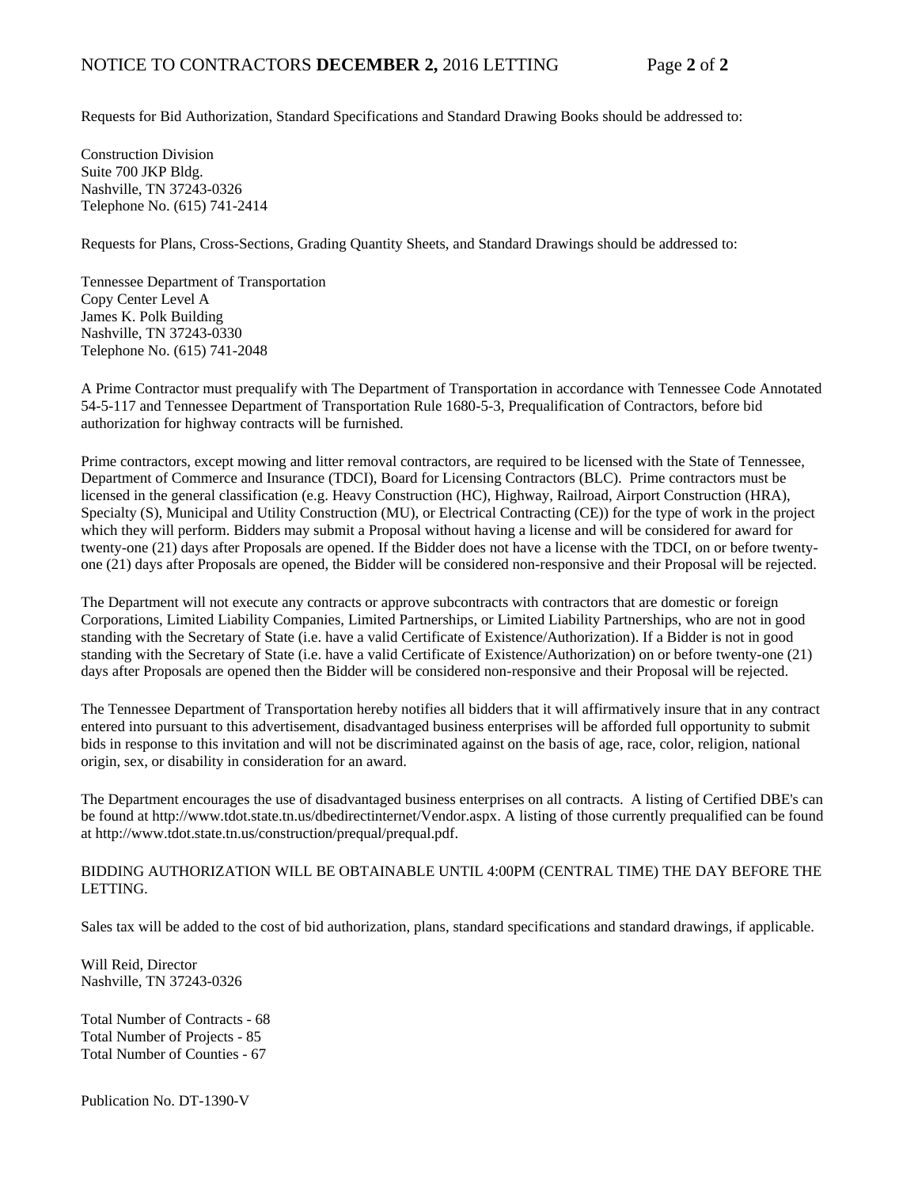Requests for Bid Authorization, Standard Specifications and Standard Drawing Books should be addressed to:

Construction Division
Suite 700 JKP Bldg.
Nashville, TN 37243-0326
Telephone No. (615) 741-2414

Requests for Plans, Cross-Sections, Grading Quantity Sheets, and Standard Drawings should be addressed to:

Tennessee Department of Transportation
Copy Center Level A
James K. Polk Building
Nashville, TN 37243-0330
Telephone No. (615) 741-2048

A Prime Contractor must prequalify with The Department of Transportation in accordance with Tennessee Code Annotated 54-5-117 and Tennessee Department of Transportation Rule 1680-5-3, Prequalification of Contractors, before bid authorization for highway contracts will be furnished.

Prime contractors, except mowing and litter removal contractors, are required to be licensed with the State of Tennessee, Department of Commerce and Insurance (TDCI), Board for Licensing Contractors (BLC). Prime contractors must be licensed in the general classification (e.g. Heavy Construction (HC), Highway, Railroad, Airport Construction (HRA), Specialty (S), Municipal and Utility Construction (MU), or Electrical Contracting (CE)) for the type of work in the project which they will perform. Bidders may submit a Proposal without having a license and will be considered for award for twenty-one (21) days after Proposals are opened. If the Bidder does not have a license with the TDCI, on or before twenty-one (21) days after Proposals are opened, the Bidder will be considered non-responsive and their Proposal will be rejected.

The Department will not execute any contracts or approve subcontracts with contractors that are domestic or foreign Corporations, Limited Liability Companies, Limited Partnerships, or Limited Liability Partnerships, who are not in good standing with the Secretary of State (i.e. have a valid Certificate of Existence/Authorization). If a Bidder is not in good standing with the Secretary of State (i.e. have a valid Certificate of Existence/Authorization) on or before twenty-one (21) days after Proposals are opened then the Bidder will be considered non-responsive and their Proposal will be rejected.

The Tennessee Department of Transportation hereby notifies all bidders that it will affirmatively insure that in any contract entered into pursuant to this advertisement, disadvantaged business enterprises will be afforded full opportunity to submit bids in response to this invitation and will not be discriminated against on the basis of age, race, color, religion, national origin, sex, or disability in consideration for an award.

The Department encourages the use of disadvantaged business enterprises on all contracts. A listing of Certified DBE's can be found at http://www.tdot.state.tn.us/dbedirectinternet/Vendor.aspx. A listing of those currently prequalified can be found at http://www.tdot.state.tn.us/construction/prequal/prequal.pdf.

BIDDING AUTHORIZATION WILL BE OBTAINABLE UNTIL 4:00PM (CENTRAL TIME) THE DAY BEFORE THE LETTING.

Sales tax will be added to the cost of bid authorization, plans, standard specifications and standard drawings, if applicable.

Will Reid, Director
Nashville, TN 37243-0326

Total Number of Contracts - 68
Total Number of Projects - 85
Total Number of Counties - 67

Publication No. DT-1390-V